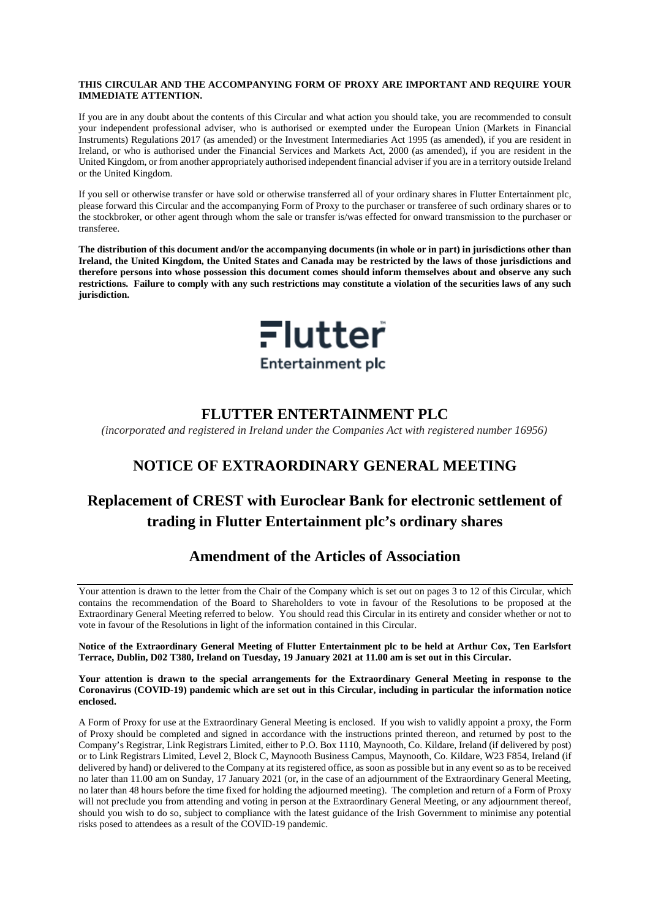**THIS CIRCULAR AND THE ACCOMPANYING FORM OF PROXY ARE IMPORTANT AND REQUIRE YOUR IMMEDIATE ATTENTION.**

If you are in any doubt about the contents of this Circular and what action you should take, you are recommended to consult your independent professional adviser, who is authorised or exempted under the European Union (Markets in Financial Instruments) Regulations 2017 (as amended) or the Investment Intermediaries Act 1995 (as amended), if you are resident in Ireland, or who is authorised under the Financial Services and Markets Act, 2000 (as amended), if you are resident in the United Kingdom, or from another appropriately authorised independent financial adviser if you are in a territory outside Ireland or the United Kingdom.

If you sell or otherwise transfer or have sold or otherwise transferred all of your ordinary shares in Flutter Entertainment plc, please forward this Circular and the accompanying Form of Proxy to the purchaser or transferee of such ordinary shares or to the stockbroker, or other agent through whom the sale or transfer is/was effected for onward transmission to the purchaser or transferee.

**The distribution of this document and/or the accompanying documents (in whole or in part) in jurisdictions other than Ireland, the United Kingdom, the United States and Canada may be restricted by the laws of those jurisdictions and therefore persons into whose possession this document comes should inform themselves about and observe any such restrictions. Failure to comply with any such restrictions may constitute a violation of the securities laws of any such jurisdiction.**

Flutter
Entertainment plc

# FLUTTER ENTERTAINMENT PLC

*(incorporated and registered in Ireland under the Companies Act with registered number 16956)*

# NOTICE OF EXTRAORDINARY GENERAL MEETING

# Replacement of CREST with Euroclear Bank for electronic settlement of trading in Flutter Entertainment plc's ordinary shares

# Amendment of the Articles of Association

Your attention is drawn to the letter from the Chair of the Company which is set out on pages 3 to 12 of this Circular, which contains the recommendation of the Board to Shareholders to vote in favour of the Resolutions to be proposed at the Extraordinary General Meeting referred to below. You should read this Circular in its entirety and consider whether or not to vote in favour of the Resolutions in light of the information contained in this Circular.

**Notice of the Extraordinary General Meeting of Flutter Entertainment plc to be held at Arthur Cox, Ten Earlsfort Terrace, Dublin, D02 T380, Ireland on Tuesday, 19 January 2021 at 11.00 am is set out in this Circular.**

**Your attention is drawn to the special arrangements for the Extraordinary General Meeting in response to the Coronavirus (COVID-19) pandemic which are set out in this Circular, including in particular the information notice enclosed.**

A Form of Proxy for use at the Extraordinary General Meeting is enclosed. If you wish to validly appoint a proxy, the Form of Proxy should be completed and signed in accordance with the instructions printed thereon, and returned by post to the Company's Registrar, Link Registrars Limited, either to P.O. Box 1110, Maynooth, Co. Kildare, Ireland (if delivered by post) or to Link Registrars Limited, Level 2, Block C, Maynooth Business Campus, Maynooth, Co. Kildare, W23 F854, Ireland (if delivered by hand) or delivered to the Company at its registered office, as soon as possible but in any event so as to be received no later than 11.00 am on Sunday, 17 January 2021 (or, in the case of an adjournment of the Extraordinary General Meeting, no later than 48 hours before the time fixed for holding the adjourned meeting). The completion and return of a Form of Proxy will not preclude you from attending and voting in person at the Extraordinary General Meeting, or any adjournment thereof, should you wish to do so, subject to compliance with the latest guidance of the Irish Government to minimise any potential risks posed to attendees as a result of the COVID-19 pandemic.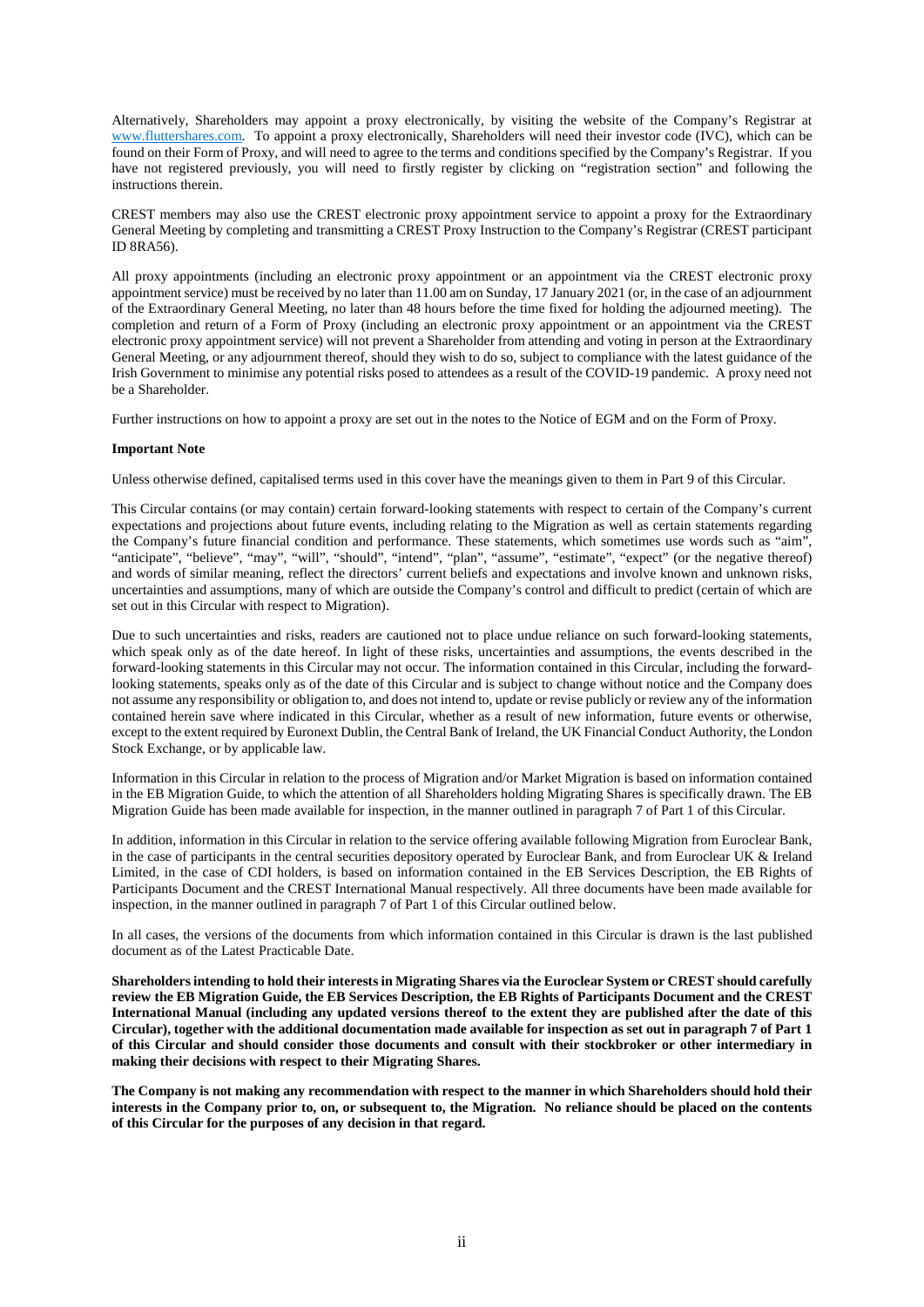Alternatively, Shareholders may appoint a proxy electronically, by visiting the website of the Company's Registrar at www.fluttershares.com. To appoint a proxy electronically, Shareholders will need their investor code (IVC), which can be found on their Form of Proxy, and will need to agree to the terms and conditions specified by the Company's Registrar. If you have not registered previously, you will need to firstly register by clicking on "registration section" and following the instructions therein.

CREST members may also use the CREST electronic proxy appointment service to appoint a proxy for the Extraordinary General Meeting by completing and transmitting a CREST Proxy Instruction to the Company's Registrar (CREST participant ID 8RA56).

All proxy appointments (including an electronic proxy appointment or an appointment via the CREST electronic proxy appointment service) must be received by no later than 11.00 am on Sunday, 17 January 2021 (or, in the case of an adjournment of the Extraordinary General Meeting, no later than 48 hours before the time fixed for holding the adjourned meeting). The completion and return of a Form of Proxy (including an electronic proxy appointment or an appointment via the CREST electronic proxy appointment service) will not prevent a Shareholder from attending and voting in person at the Extraordinary General Meeting, or any adjournment thereof, should they wish to do so, subject to compliance with the latest guidance of the Irish Government to minimise any potential risks posed to attendees as a result of the COVID-19 pandemic. A proxy need not be a Shareholder.

Further instructions on how to appoint a proxy are set out in the notes to the Notice of EGM and on the Form of Proxy.

**Important Note**

Unless otherwise defined, capitalised terms used in this cover have the meanings given to them in Part 9 of this Circular.

This Circular contains (or may contain) certain forward-looking statements with respect to certain of the Company's current expectations and projections about future events, including relating to the Migration as well as certain statements regarding the Company's future financial condition and performance. These statements, which sometimes use words such as "aim", "anticipate", "believe", "may", "will", "should", "intend", "plan", "assume", "estimate", "expect" (or the negative thereof) and words of similar meaning, reflect the directors' current beliefs and expectations and involve known and unknown risks, uncertainties and assumptions, many of which are outside the Company's control and difficult to predict (certain of which are set out in this Circular with respect to Migration).

Due to such uncertainties and risks, readers are cautioned not to place undue reliance on such forward-looking statements, which speak only as of the date hereof. In light of these risks, uncertainties and assumptions, the events described in the forward-looking statements in this Circular may not occur. The information contained in this Circular, including the forward-looking statements, speaks only as of the date of this Circular and is subject to change without notice and the Company does not assume any responsibility or obligation to, and does not intend to, update or revise publicly or review any of the information contained herein save where indicated in this Circular, whether as a result of new information, future events or otherwise, except to the extent required by Euronext Dublin, the Central Bank of Ireland, the UK Financial Conduct Authority, the London Stock Exchange, or by applicable law.

Information in this Circular in relation to the process of Migration and/or Market Migration is based on information contained in the EB Migration Guide, to which the attention of all Shareholders holding Migrating Shares is specifically drawn. The EB Migration Guide has been made available for inspection, in the manner outlined in paragraph 7 of Part 1 of this Circular.

In addition, information in this Circular in relation to the service offering available following Migration from Euroclear Bank, in the case of participants in the central securities depository operated by Euroclear Bank, and from Euroclear UK & Ireland Limited, in the case of CDI holders, is based on information contained in the EB Services Description, the EB Rights of Participants Document and the CREST International Manual respectively. All three documents have been made available for inspection, in the manner outlined in paragraph 7 of Part 1 of this Circular outlined below.

In all cases, the versions of the documents from which information contained in this Circular is drawn is the last published document as of the Latest Practicable Date.

**Shareholders intending to hold their interests in Migrating Shares via the Euroclear System or CREST should carefully review the EB Migration Guide, the EB Services Description, the EB Rights of Participants Document and the CREST International Manual (including any updated versions thereof to the extent they are published after the date of this Circular), together with the additional documentation made available for inspection as set out in paragraph 7 of Part 1 of this Circular and should consider those documents and consult with their stockbroker or other intermediary in making their decisions with respect to their Migrating Shares.**

**The Company is not making any recommendation with respect to the manner in which Shareholders should hold their interests in the Company prior to, on, or subsequent to, the Migration. No reliance should be placed on the contents of this Circular for the purposes of any decision in that regard.**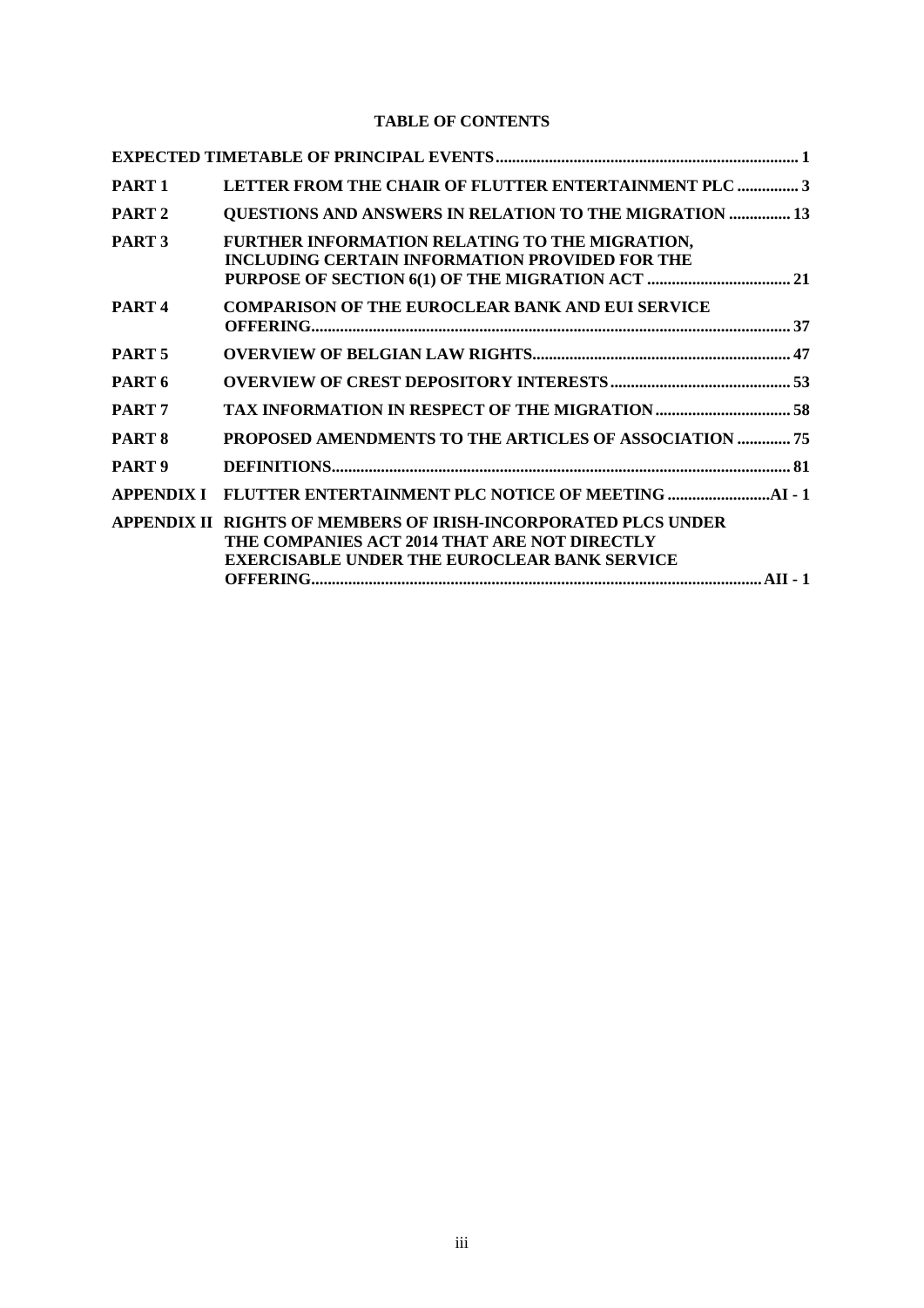**TABLE OF CONTENTS**

| | | |
|---|---|---|
| **EXPECTED TIMETABLE OF PRINCIPAL EVENTS** | | **1** |
| **PART 1** | **LETTER FROM THE CHAIR OF FLUTTER ENTERTAINMENT PLC** | **3** |
| **PART 2** | **QUESTIONS AND ANSWERS IN RELATION TO THE MIGRATION** | **13** |
| **PART 3** | **FURTHER INFORMATION RELATING TO THE MIGRATION, INCLUDING CERTAIN INFORMATION PROVIDED FOR THE PURPOSE OF SECTION 6(1) OF THE MIGRATION ACT** | **21** |
| **PART 4** | **COMPARISON OF THE EUROCLEAR BANK AND EUI SERVICE OFFERING** | **37** |
| **PART 5** | **OVERVIEW OF BELGIAN LAW RIGHTS** | **47** |
| **PART 6** | **OVERVIEW OF CREST DEPOSITORY INTERESTS** | **53** |
| **PART 7** | **TAX INFORMATION IN RESPECT OF THE MIGRATION** | **58** |
| **PART 8** | **PROPOSED AMENDMENTS TO THE ARTICLES OF ASSOCIATION** | **75** |
| **PART 9** | **DEFINITIONS** | **81** |
| **APPENDIX I** | **FLUTTER ENTERTAINMENT PLC NOTICE OF MEETING** | **AI - 1** |
| **APPENDIX II** | **RIGHTS OF MEMBERS OF IRISH-INCORPORATED PLCS UNDER THE COMPANIES ACT 2014 THAT ARE NOT DIRECTLY EXERCISABLE UNDER THE EUROCLEAR BANK SERVICE OFFERING** | **AII - 1** |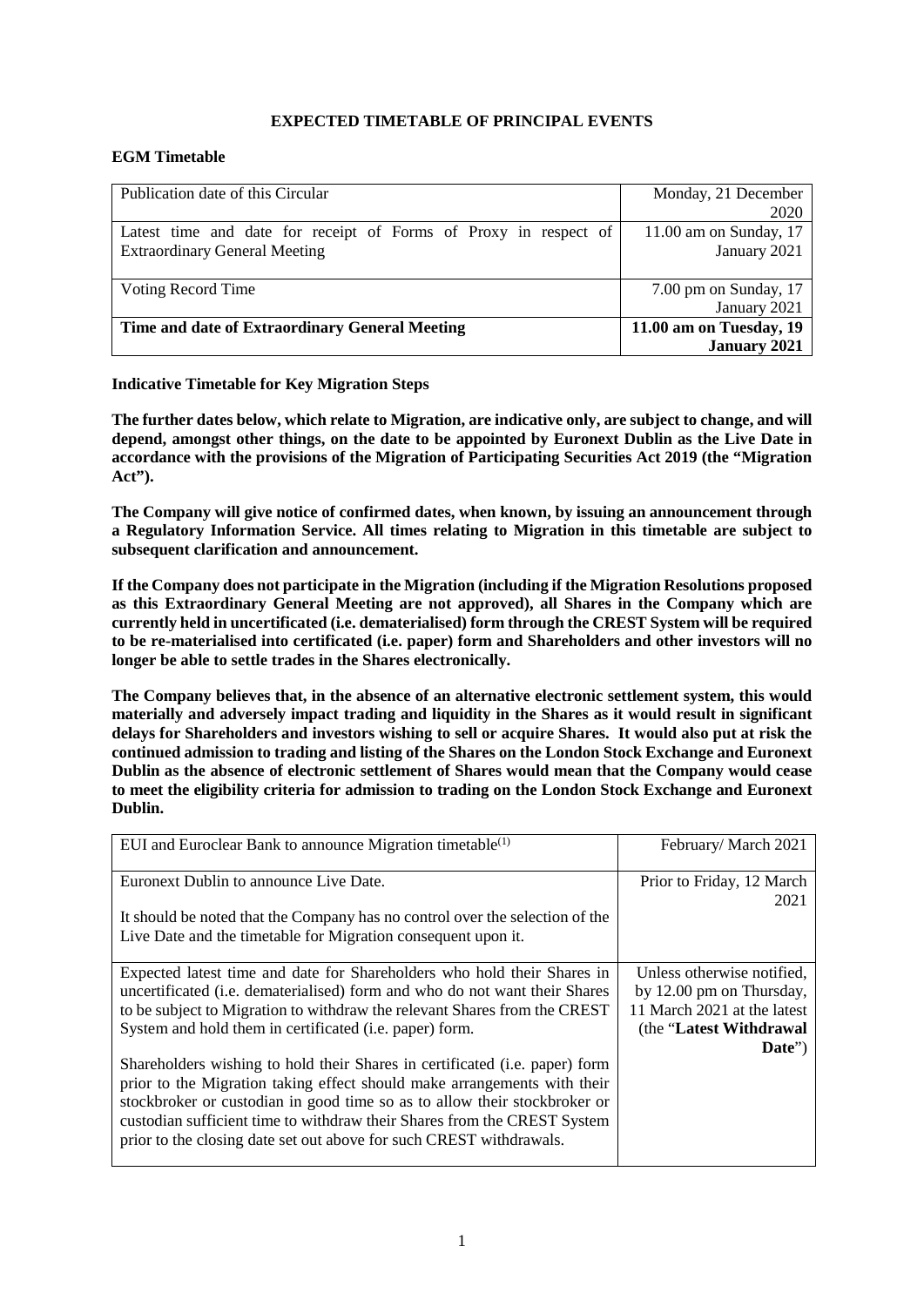**EXPECTED TIMETABLE OF PRINCIPAL EVENTS**

**EGM Timetable**

| | |
|---|---|
| Publication date of this Circular | Monday, 21 December 2020 |
| Latest time and date for receipt of Forms of Proxy in respect of Extraordinary General Meeting | 11.00 am on Sunday, 17 January 2021 |
| Voting Record Time | 7.00 pm on Sunday, 17 January 2021 |
| **Time and date of Extraordinary General Meeting** | **11.00 am on Tuesday, 19 January 2021** |

**Indicative Timetable for Key Migration Steps**

**The further dates below, which relate to Migration, are indicative only, are subject to change, and will depend, amongst other things, on the date to be appointed by Euronext Dublin as the Live Date in accordance with the provisions of the Migration of Participating Securities Act 2019 (the "Migration Act").**

**The Company will give notice of confirmed dates, when known, by issuing an announcement through a Regulatory Information Service. All times relating to Migration in this timetable are subject to subsequent clarification and announcement.**

**If the Company does not participate in the Migration (including if the Migration Resolutions proposed as this Extraordinary General Meeting are not approved), all Shares in the Company which are currently held in uncertificated (i.e. dematerialised) form through the CREST System will be required to be re-materialised into certificated (i.e. paper) form and Shareholders and other investors will no longer be able to settle trades in the Shares electronically.**

**The Company believes that, in the absence of an alternative electronic settlement system, this would materially and adversely impact trading and liquidity in the Shares as it would result in significant delays for Shareholders and investors wishing to sell or acquire Shares. It would also put at risk the continued admission to trading and listing of the Shares on the London Stock Exchange and Euronext Dublin as the absence of electronic settlement of Shares would mean that the Company would cease to meet the eligibility criteria for admission to trading on the London Stock Exchange and Euronext Dublin.**

| | |
|---|---|
| EUI and Euroclear Bank to announce Migration timetable[(1)] | February/ March 2021 |
| Euronext Dublin to announce Live Date.<br><br>It should be noted that the Company has no control over the selection of the Live Date and the timetable for Migration consequent upon it. | Prior to Friday, 12 March 2021 |
| Expected latest time and date for Shareholders who hold their Shares in uncertificated (i.e. dematerialised) form and who do not want their Shares to be subject to Migration to withdraw the relevant Shares from the CREST System and hold them in certificated (i.e. paper) form.<br><br>Shareholders wishing to hold their Shares in certificated (i.e. paper) form prior to the Migration taking effect should make arrangements with their stockbroker or custodian in good time so as to allow their stockbroker or custodian sufficient time to withdraw their Shares from the CREST System prior to the closing date set out above for such CREST withdrawals. | Unless otherwise notified, by 12.00 pm on Thursday, 11 March 2021 at the latest (the "**Latest Withdrawal Date**") |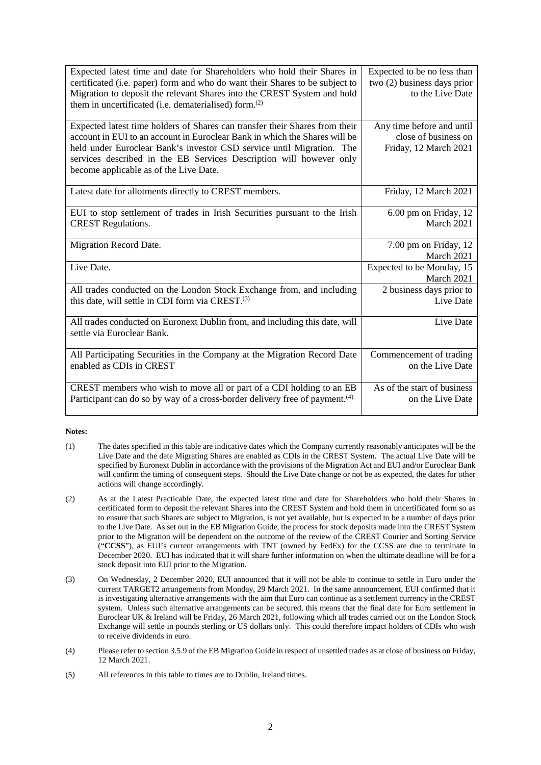| | |
|---|---|
| Expected latest time and date for Shareholders who hold their Shares in certificated (i.e. paper) form and who do want their Shares to be subject to Migration to deposit the relevant Shares into the CREST System and hold them in uncertificated (i.e. dematerialised) form.(2) | Expected to be no less than two (2) business days prior to the Live Date |
| Expected latest time holders of Shares can transfer their Shares from their account in EUI to an account in Euroclear Bank in which the Shares will be held under Euroclear Bank's investor CSD service until Migration. The services described in the EB Services Description will however only become applicable as of the Live Date. | Any time before and until close of business on Friday, 12 March 2021 |
| Latest date for allotments directly to CREST members. | Friday, 12 March 2021 |
| EUI to stop settlement of trades in Irish Securities pursuant to the Irish CREST Regulations. | 6.00 pm on Friday, 12 March 2021 |
| Migration Record Date. | 7.00 pm on Friday, 12 March 2021 |
| Live Date. | Expected to be Monday, 15 March 2021 |
| All trades conducted on the London Stock Exchange from, and including this date, will settle in CDI form via CREST.(3) | 2 business days prior to Live Date |
| All trades conducted on Euronext Dublin from, and including this date, will settle via Euroclear Bank. | Live Date |
| All Participating Securities in the Company at the Migration Record Date enabled as CDIs in CREST | Commencement of trading on the Live Date |
| CREST members who wish to move all or part of a CDI holding to an EB Participant can do so by way of a cross-border delivery free of payment.(4) | As of the start of business on the Live Date |

**Notes:**

(1) The dates specified in this table are indicative dates which the Company currently reasonably anticipates will be the Live Date and the date Migrating Shares are enabled as CDIs in the CREST System. The actual Live Date will be specified by Euronext Dublin in accordance with the provisions of the Migration Act and EUI and/or Euroclear Bank will confirm the timing of consequent steps. Should the Live Date change or not be as expected, the dates for other actions will change accordingly.

(2) As at the Latest Practicable Date, the expected latest time and date for Shareholders who hold their Shares in certificated form to deposit the relevant Shares into the CREST System and hold them in uncertificated form so as to ensure that such Shares are subject to Migration, is not yet available, but is expected to be a number of days prior to the Live Date. As set out in the EB Migration Guide, the process for stock deposits made into the CREST System prior to the Migration will be dependent on the outcome of the review of the CREST Courier and Sorting Service ("**CCSS**"), as EUI's current arrangements with TNT (owned by FedEx) for the CCSS are due to terminate in December 2020. EUI has indicated that it will share further information on when the ultimate deadline will be for a stock deposit into EUI prior to the Migration.

(3) On Wednesday, 2 December 2020, EUI announced that it will not be able to continue to settle in Euro under the current TARGET2 arrangements from Monday, 29 March 2021. In the same announcement, EUI confirmed that it is investigating alternative arrangements with the aim that Euro can continue as a settlement currency in the CREST system. Unless such alternative arrangements can be secured, this means that the final date for Euro settlement in Euroclear UK & Ireland will be Friday, 26 March 2021, following which all trades carried out on the London Stock Exchange will settle in pounds sterling or US dollars only. This could therefore impact holders of CDIs who wish to receive dividends in euro.

(4) Please refer to section 3.5.9 of the EB Migration Guide in respect of unsettled trades as at close of business on Friday, 12 March 2021.

(5) All references in this table to times are to Dublin, Ireland times.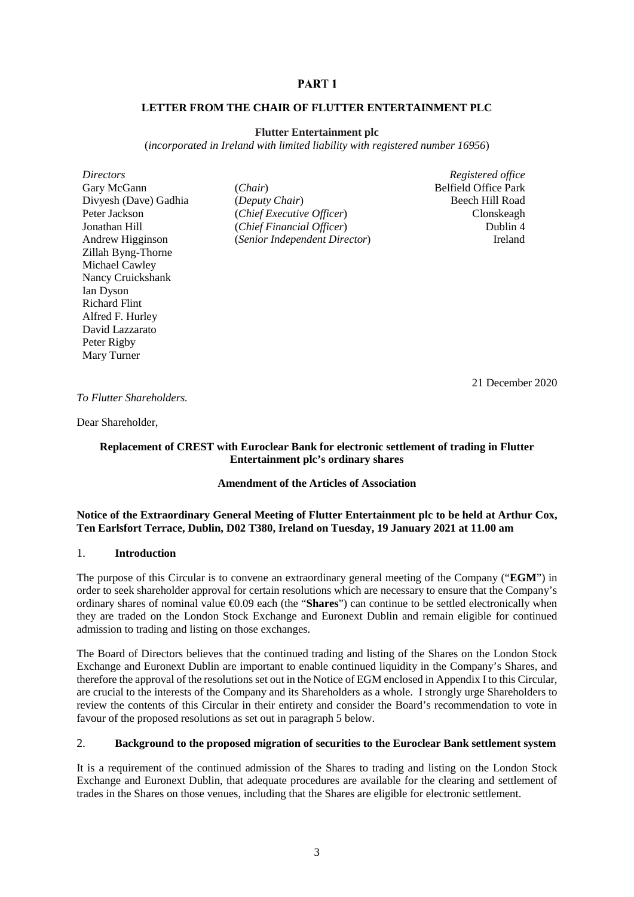# PART 1

## LETTER FROM THE CHAIR OF FLUTTER ENTERTAINMENT PLC

**Flutter Entertainment plc**

(*incorporated in Ireland with limited liability with registered number 16956*)

| *Directors* | | *Registered office* |
|---|---|---|
| Gary McGann | (*Chair*) | Belfield Office Park |
| Divyesh (Dave) Gadhia | (*Deputy Chair*) | Beech Hill Road |
| Peter Jackson | (*Chief Executive Officer*) | Clonskeagh |
| Jonathan Hill | (*Chief Financial Officer*) | Dublin 4 |
| Andrew Higginson | (*Senior Independent Director*) | Ireland |
| Zillah Byng-Thorne | | |
| Michael Cawley | | |
| Nancy Cruickshank | | |
| Ian Dyson | | |
| Richard Flint | | |
| Alfred F. Hurley | | |
| David Lazzarato | | |
| Peter Rigby | | |
| Mary Turner | | |

21 December 2020

*To Flutter Shareholders.*

Dear Shareholder,

**Replacement of CREST with Euroclear Bank for electronic settlement of trading in Flutter Entertainment plc's ordinary shares**

**Amendment of the Articles of Association**

**Notice of the Extraordinary General Meeting of Flutter Entertainment plc to be held at Arthur Cox, Ten Earlsfort Terrace, Dublin, D02 T380, Ireland on Tuesday, 19 January 2021 at 11.00 am**

### 1. Introduction

The purpose of this Circular is to convene an extraordinary general meeting of the Company ("**EGM**") in order to seek shareholder approval for certain resolutions which are necessary to ensure that the Company's ordinary shares of nominal value €0.09 each (the "**Shares**") can continue to be settled electronically when they are traded on the London Stock Exchange and Euronext Dublin and remain eligible for continued admission to trading and listing on those exchanges.

The Board of Directors believes that the continued trading and listing of the Shares on the London Stock Exchange and Euronext Dublin are important to enable continued liquidity in the Company's Shares, and therefore the approval of the resolutions set out in the Notice of EGM enclosed in Appendix I to this Circular, are crucial to the interests of the Company and its Shareholders as a whole. I strongly urge Shareholders to review the contents of this Circular in their entirety and consider the Board's recommendation to vote in favour of the proposed resolutions as set out in paragraph 5 below.

### 2. Background to the proposed migration of securities to the Euroclear Bank settlement system

It is a requirement of the continued admission of the Shares to trading and listing on the London Stock Exchange and Euronext Dublin, that adequate procedures are available for the clearing and settlement of trades in the Shares on those venues, including that the Shares are eligible for electronic settlement.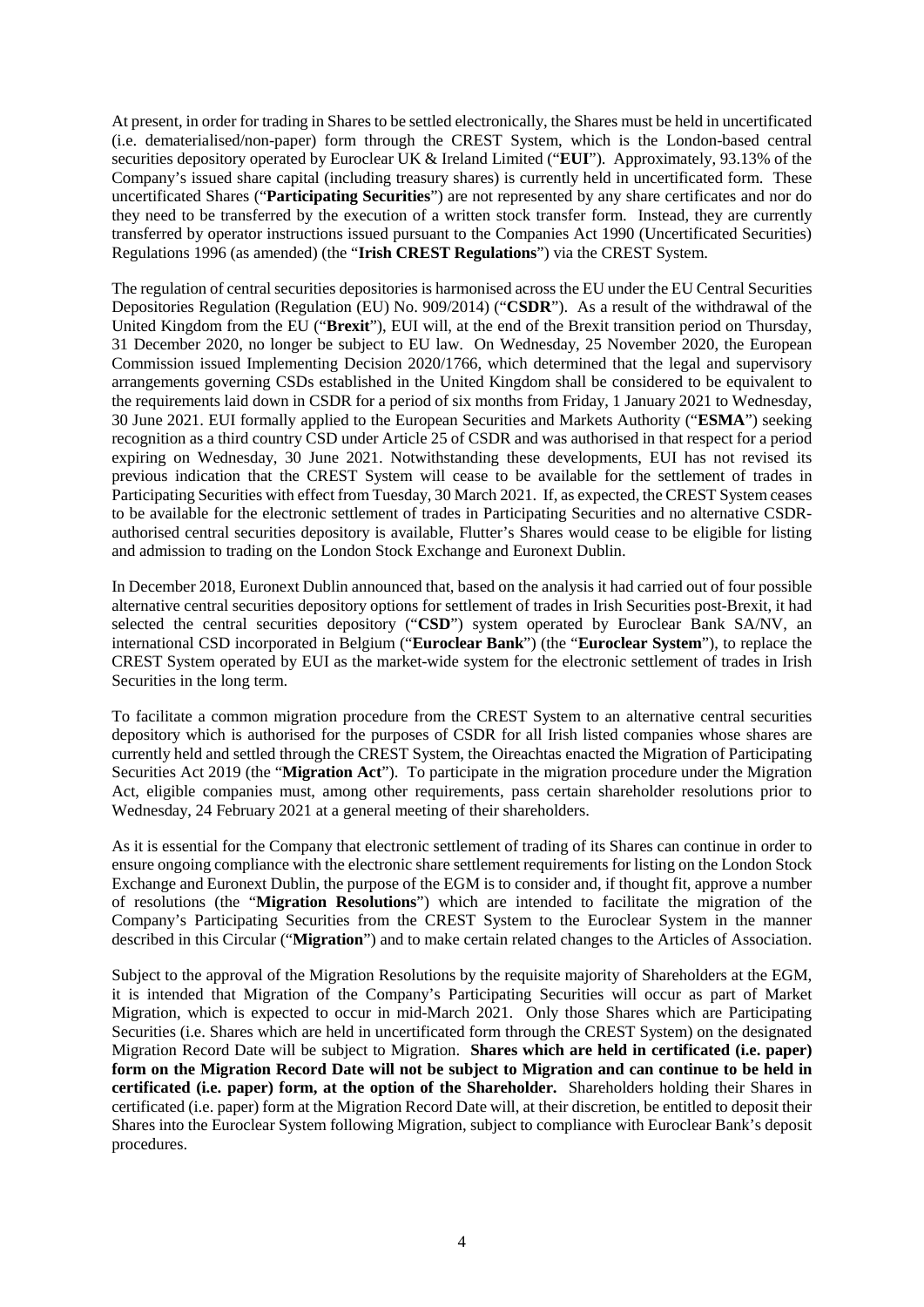At present, in order for trading in Shares to be settled electronically, the Shares must be held in uncertificated (i.e. dematerialised/non-paper) form through the CREST System, which is the London-based central securities depository operated by Euroclear UK & Ireland Limited ("**EUI**"). Approximately, 93.13% of the Company's issued share capital (including treasury shares) is currently held in uncertificated form. These uncertificated Shares ("**Participating Securities**") are not represented by any share certificates and nor do they need to be transferred by the execution of a written stock transfer form. Instead, they are currently transferred by operator instructions issued pursuant to the Companies Act 1990 (Uncertificated Securities) Regulations 1996 (as amended) (the "**Irish CREST Regulations**") via the CREST System.

The regulation of central securities depositories is harmonised across the EU under the EU Central Securities Depositories Regulation (Regulation (EU) No. 909/2014) ("**CSDR**"). As a result of the withdrawal of the United Kingdom from the EU ("**Brexit**"), EUI will, at the end of the Brexit transition period on Thursday, 31 December 2020, no longer be subject to EU law. On Wednesday, 25 November 2020, the European Commission issued Implementing Decision 2020/1766, which determined that the legal and supervisory arrangements governing CSDs established in the United Kingdom shall be considered to be equivalent to the requirements laid down in CSDR for a period of six months from Friday, 1 January 2021 to Wednesday, 30 June 2021. EUI formally applied to the European Securities and Markets Authority ("**ESMA**") seeking recognition as a third country CSD under Article 25 of CSDR and was authorised in that respect for a period expiring on Wednesday, 30 June 2021. Notwithstanding these developments, EUI has not revised its previous indication that the CREST System will cease to be available for the settlement of trades in Participating Securities with effect from Tuesday, 30 March 2021. If, as expected, the CREST System ceases to be available for the electronic settlement of trades in Participating Securities and no alternative CSDR-authorised central securities depository is available, Flutter's Shares would cease to be eligible for listing and admission to trading on the London Stock Exchange and Euronext Dublin.

In December 2018, Euronext Dublin announced that, based on the analysis it had carried out of four possible alternative central securities depository options for settlement of trades in Irish Securities post-Brexit, it had selected the central securities depository ("**CSD**") system operated by Euroclear Bank SA/NV, an international CSD incorporated in Belgium ("**Euroclear Bank**") (the "**Euroclear System**"), to replace the CREST System operated by EUI as the market-wide system for the electronic settlement of trades in Irish Securities in the long term.

To facilitate a common migration procedure from the CREST System to an alternative central securities depository which is authorised for the purposes of CSDR for all Irish listed companies whose shares are currently held and settled through the CREST System, the Oireachtas enacted the Migration of Participating Securities Act 2019 (the "**Migration Act**"). To participate in the migration procedure under the Migration Act, eligible companies must, among other requirements, pass certain shareholder resolutions prior to Wednesday, 24 February 2021 at a general meeting of their shareholders.

As it is essential for the Company that electronic settlement of trading of its Shares can continue in order to ensure ongoing compliance with the electronic share settlement requirements for listing on the London Stock Exchange and Euronext Dublin, the purpose of the EGM is to consider and, if thought fit, approve a number of resolutions (the "**Migration Resolutions**") which are intended to facilitate the migration of the Company's Participating Securities from the CREST System to the Euroclear System in the manner described in this Circular ("**Migration**") and to make certain related changes to the Articles of Association.

Subject to the approval of the Migration Resolutions by the requisite majority of Shareholders at the EGM, it is intended that Migration of the Company's Participating Securities will occur as part of Market Migration, which is expected to occur in mid-March 2021. Only those Shares which are Participating Securities (i.e. Shares which are held in uncertificated form through the CREST System) on the designated Migration Record Date will be subject to Migration. **Shares which are held in certificated (i.e. paper) form on the Migration Record Date will not be subject to Migration and can continue to be held in certificated (i.e. paper) form, at the option of the Shareholder.** Shareholders holding their Shares in certificated (i.e. paper) form at the Migration Record Date will, at their discretion, be entitled to deposit their Shares into the Euroclear System following Migration, subject to compliance with Euroclear Bank's deposit procedures.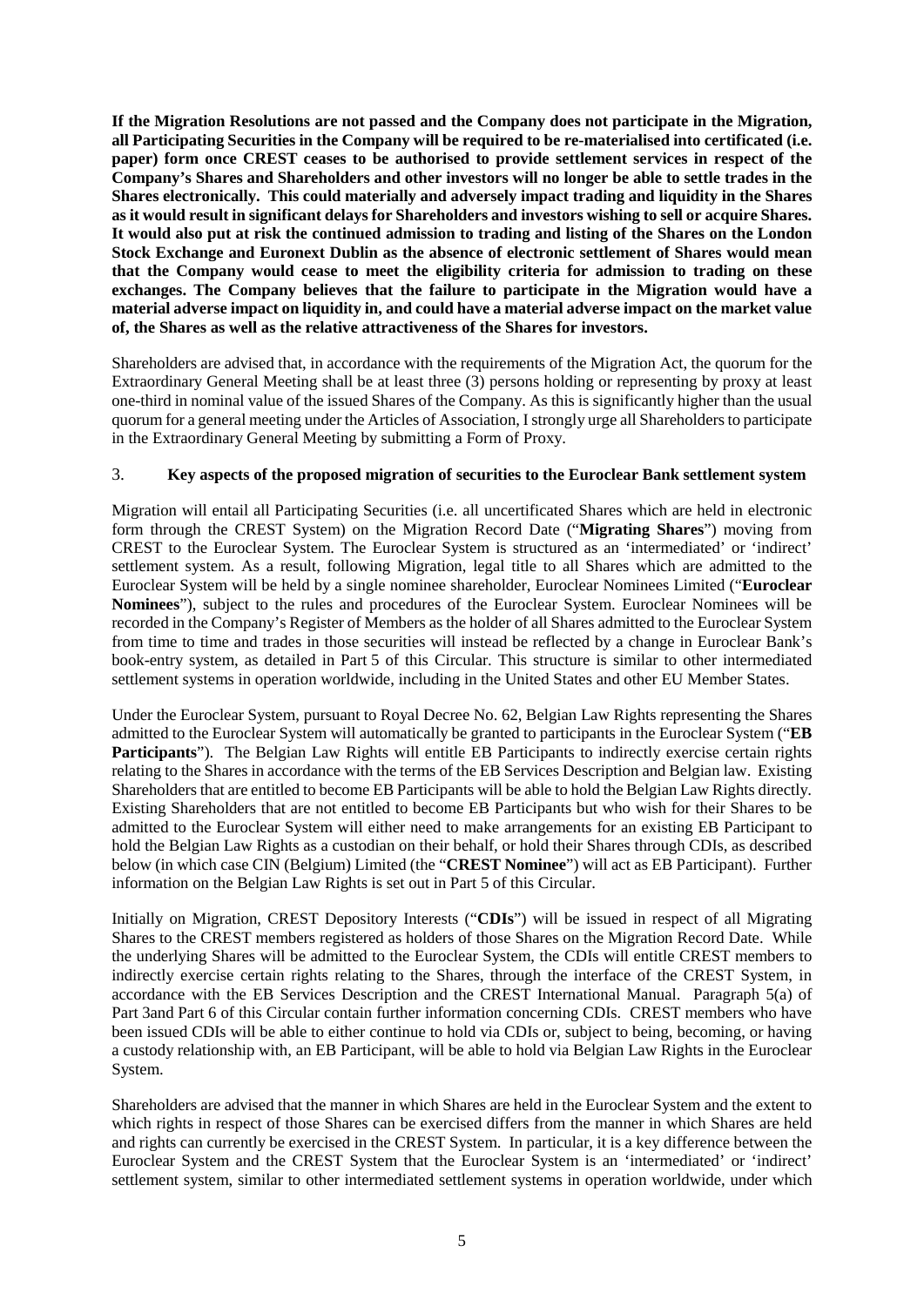**If the Migration Resolutions are not passed and the Company does not participate in the Migration, all Participating Securities in the Company will be required to be re-materialised into certificated (i.e. paper) form once CREST ceases to be authorised to provide settlement services in respect of the Company's Shares and Shareholders and other investors will no longer be able to settle trades in the Shares electronically. This could materially and adversely impact trading and liquidity in the Shares as it would result in significant delays for Shareholders and investors wishing to sell or acquire Shares. It would also put at risk the continued admission to trading and listing of the Shares on the London Stock Exchange and Euronext Dublin as the absence of electronic settlement of Shares would mean that the Company would cease to meet the eligibility criteria for admission to trading on these exchanges. The Company believes that the failure to participate in the Migration would have a material adverse impact on liquidity in, and could have a material adverse impact on the market value of, the Shares as well as the relative attractiveness of the Shares for investors.**

Shareholders are advised that, in accordance with the requirements of the Migration Act, the quorum for the Extraordinary General Meeting shall be at least three (3) persons holding or representing by proxy at least one-third in nominal value of the issued Shares of the Company. As this is significantly higher than the usual quorum for a general meeting under the Articles of Association, I strongly urge all Shareholders to participate in the Extraordinary General Meeting by submitting a Form of Proxy.

## 3. Key aspects of the proposed migration of securities to the Euroclear Bank settlement system

Migration will entail all Participating Securities (i.e. all uncertificated Shares which are held in electronic form through the CREST System) on the Migration Record Date ("**Migrating Shares**") moving from CREST to the Euroclear System. The Euroclear System is structured as an 'intermediated' or 'indirect' settlement system. As a result, following Migration, legal title to all Shares which are admitted to the Euroclear System will be held by a single nominee shareholder, Euroclear Nominees Limited ("**Euroclear Nominees**"), subject to the rules and procedures of the Euroclear System. Euroclear Nominees will be recorded in the Company's Register of Members as the holder of all Shares admitted to the Euroclear System from time to time and trades in those securities will instead be reflected by a change in Euroclear Bank's book-entry system, as detailed in Part 5 of this Circular. This structure is similar to other intermediated settlement systems in operation worldwide, including in the United States and other EU Member States.

Under the Euroclear System, pursuant to Royal Decree No. 62, Belgian Law Rights representing the Shares admitted to the Euroclear System will automatically be granted to participants in the Euroclear System ("**EB Participants**"). The Belgian Law Rights will entitle EB Participants to indirectly exercise certain rights relating to the Shares in accordance with the terms of the EB Services Description and Belgian law. Existing Shareholders that are entitled to become EB Participants will be able to hold the Belgian Law Rights directly. Existing Shareholders that are not entitled to become EB Participants but who wish for their Shares to be admitted to the Euroclear System will either need to make arrangements for an existing EB Participant to hold the Belgian Law Rights as a custodian on their behalf, or hold their Shares through CDIs, as described below (in which case CIN (Belgium) Limited (the "**CREST Nominee**") will act as EB Participant). Further information on the Belgian Law Rights is set out in Part 5 of this Circular.

Initially on Migration, CREST Depository Interests ("**CDIs**") will be issued in respect of all Migrating Shares to the CREST members registered as holders of those Shares on the Migration Record Date. While the underlying Shares will be admitted to the Euroclear System, the CDIs will entitle CREST members to indirectly exercise certain rights relating to the Shares, through the interface of the CREST System, in accordance with the EB Services Description and the CREST International Manual. Paragraph 5(a) of Part 3and Part 6 of this Circular contain further information concerning CDIs. CREST members who have been issued CDIs will be able to either continue to hold via CDIs or, subject to being, becoming, or having a custody relationship with, an EB Participant, will be able to hold via Belgian Law Rights in the Euroclear System.

Shareholders are advised that the manner in which Shares are held in the Euroclear System and the extent to which rights in respect of those Shares can be exercised differs from the manner in which Shares are held and rights can currently be exercised in the CREST System. In particular, it is a key difference between the Euroclear System and the CREST System that the Euroclear System is an 'intermediated' or 'indirect' settlement system, similar to other intermediated settlement systems in operation worldwide, under which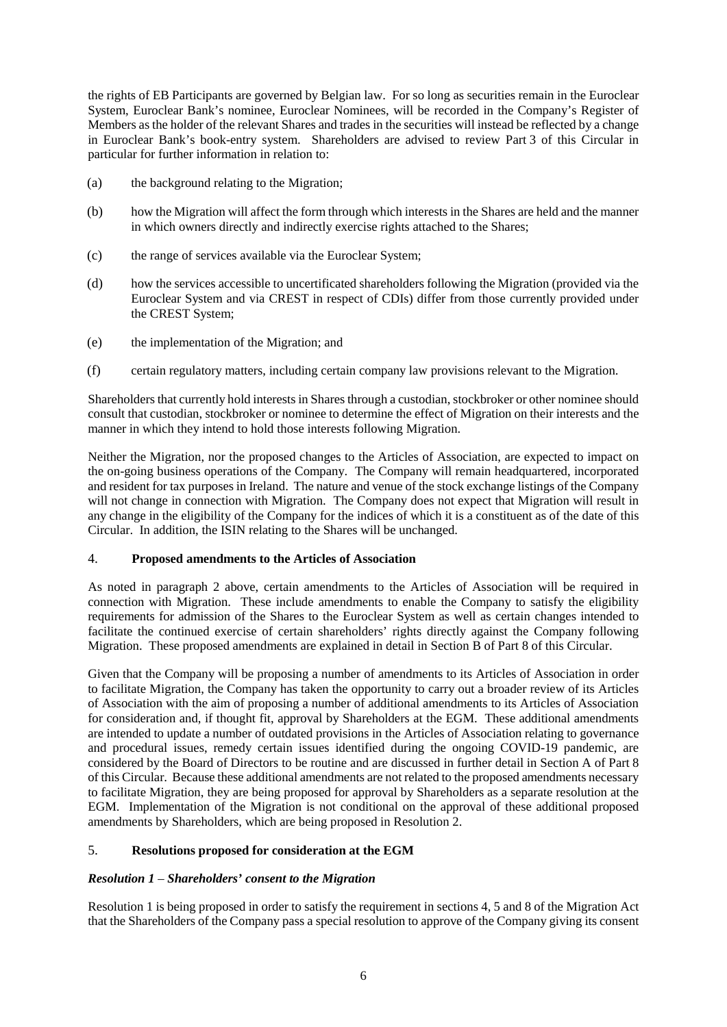the rights of EB Participants are governed by Belgian law. For so long as securities remain in the Euroclear System, Euroclear Bank's nominee, Euroclear Nominees, will be recorded in the Company's Register of Members as the holder of the relevant Shares and trades in the securities will instead be reflected by a change in Euroclear Bank's book-entry system. Shareholders are advised to review Part 3 of this Circular in particular for further information in relation to:

(a) the background relating to the Migration;

(b) how the Migration will affect the form through which interests in the Shares are held and the manner in which owners directly and indirectly exercise rights attached to the Shares;

(c) the range of services available via the Euroclear System;

(d) how the services accessible to uncertificated shareholders following the Migration (provided via the Euroclear System and via CREST in respect of CDIs) differ from those currently provided under the CREST System;

(e) the implementation of the Migration; and

(f) certain regulatory matters, including certain company law provisions relevant to the Migration.

Shareholders that currently hold interests in Shares through a custodian, stockbroker or other nominee should consult that custodian, stockbroker or nominee to determine the effect of Migration on their interests and the manner in which they intend to hold those interests following Migration.

Neither the Migration, nor the proposed changes to the Articles of Association, are expected to impact on the on-going business operations of the Company. The Company will remain headquartered, incorporated and resident for tax purposes in Ireland. The nature and venue of the stock exchange listings of the Company will not change in connection with Migration. The Company does not expect that Migration will result in any change in the eligibility of the Company for the indices of which it is a constituent as of the date of this Circular. In addition, the ISIN relating to the Shares will be unchanged.

## 4. **Proposed amendments to the Articles of Association**

As noted in paragraph 2 above, certain amendments to the Articles of Association will be required in connection with Migration. These include amendments to enable the Company to satisfy the eligibility requirements for admission of the Shares to the Euroclear System as well as certain changes intended to facilitate the continued exercise of certain shareholders' rights directly against the Company following Migration. These proposed amendments are explained in detail in Section B of Part 8 of this Circular.

Given that the Company will be proposing a number of amendments to its Articles of Association in order to facilitate Migration, the Company has taken the opportunity to carry out a broader review of its Articles of Association with the aim of proposing a number of additional amendments to its Articles of Association for consideration and, if thought fit, approval by Shareholders at the EGM. These additional amendments are intended to update a number of outdated provisions in the Articles of Association relating to governance and procedural issues, remedy certain issues identified during the ongoing COVID-19 pandemic, are considered by the Board of Directors to be routine and are discussed in further detail in Section A of Part 8 of this Circular. Because these additional amendments are not related to the proposed amendments necessary to facilitate Migration, they are being proposed for approval by Shareholders as a separate resolution at the EGM. Implementation of the Migration is not conditional on the approval of these additional proposed amendments by Shareholders, which are being proposed in Resolution 2.

## 5. **Resolutions proposed for consideration at the EGM**

***Resolution 1 – Shareholders' consent to the Migration***

Resolution 1 is being proposed in order to satisfy the requirement in sections 4, 5 and 8 of the Migration Act that the Shareholders of the Company pass a special resolution to approve of the Company giving its consent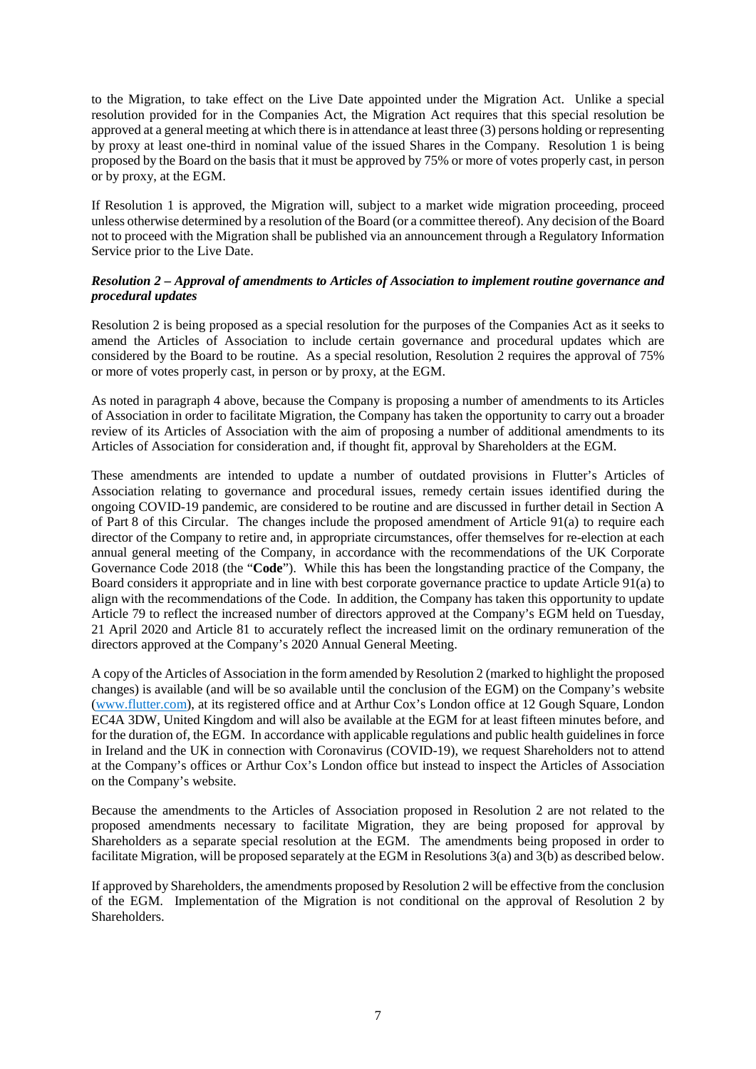to the Migration, to take effect on the Live Date appointed under the Migration Act. Unlike a special resolution provided for in the Companies Act, the Migration Act requires that this special resolution be approved at a general meeting at which there is in attendance at least three (3) persons holding or representing by proxy at least one-third in nominal value of the issued Shares in the Company. Resolution 1 is being proposed by the Board on the basis that it must be approved by 75% or more of votes properly cast, in person or by proxy, at the EGM.

If Resolution 1 is approved, the Migration will, subject to a market wide migration proceeding, proceed unless otherwise determined by a resolution of the Board (or a committee thereof). Any decision of the Board not to proceed with the Migration shall be published via an announcement through a Regulatory Information Service prior to the Live Date.

***Resolution 2 – Approval of amendments to Articles of Association to implement routine governance and procedural updates***

Resolution 2 is being proposed as a special resolution for the purposes of the Companies Act as it seeks to amend the Articles of Association to include certain governance and procedural updates which are considered by the Board to be routine. As a special resolution, Resolution 2 requires the approval of 75% or more of votes properly cast, in person or by proxy, at the EGM.

As noted in paragraph 4 above, because the Company is proposing a number of amendments to its Articles of Association in order to facilitate Migration, the Company has taken the opportunity to carry out a broader review of its Articles of Association with the aim of proposing a number of additional amendments to its Articles of Association for consideration and, if thought fit, approval by Shareholders at the EGM.

These amendments are intended to update a number of outdated provisions in Flutter's Articles of Association relating to governance and procedural issues, remedy certain issues identified during the ongoing COVID-19 pandemic, are considered to be routine and are discussed in further detail in Section A of Part 8 of this Circular. The changes include the proposed amendment of Article 91(a) to require each director of the Company to retire and, in appropriate circumstances, offer themselves for re-election at each annual general meeting of the Company, in accordance with the recommendations of the UK Corporate Governance Code 2018 (the "**Code**"). While this has been the longstanding practice of the Company, the Board considers it appropriate and in line with best corporate governance practice to update Article 91(a) to align with the recommendations of the Code. In addition, the Company has taken this opportunity to update Article 79 to reflect the increased number of directors approved at the Company's EGM held on Tuesday, 21 April 2020 and Article 81 to accurately reflect the increased limit on the ordinary remuneration of the directors approved at the Company's 2020 Annual General Meeting.

A copy of the Articles of Association in the form amended by Resolution 2 (marked to highlight the proposed changes) is available (and will be so available until the conclusion of the EGM) on the Company's website (www.flutter.com), at its registered office and at Arthur Cox's London office at 12 Gough Square, London EC4A 3DW, United Kingdom and will also be available at the EGM for at least fifteen minutes before, and for the duration of, the EGM. In accordance with applicable regulations and public health guidelines in force in Ireland and the UK in connection with Coronavirus (COVID-19), we request Shareholders not to attend at the Company's offices or Arthur Cox's London office but instead to inspect the Articles of Association on the Company's website.

Because the amendments to the Articles of Association proposed in Resolution 2 are not related to the proposed amendments necessary to facilitate Migration, they are being proposed for approval by Shareholders as a separate special resolution at the EGM. The amendments being proposed in order to facilitate Migration, will be proposed separately at the EGM in Resolutions 3(a) and 3(b) as described below.

If approved by Shareholders, the amendments proposed by Resolution 2 will be effective from the conclusion of the EGM. Implementation of the Migration is not conditional on the approval of Resolution 2 by Shareholders.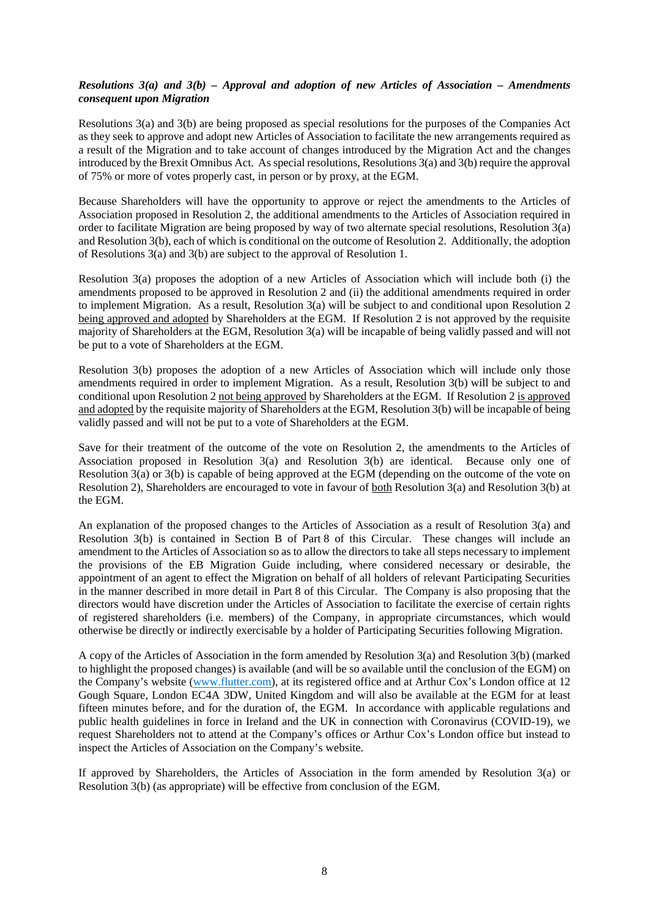***Resolutions 3(a) and 3(b) – Approval and adoption of new Articles of Association – Amendments consequent upon Migration***

Resolutions 3(a) and 3(b) are being proposed as special resolutions for the purposes of the Companies Act as they seek to approve and adopt new Articles of Association to facilitate the new arrangements required as a result of the Migration and to take account of changes introduced by the Migration Act and the changes introduced by the Brexit Omnibus Act. As special resolutions, Resolutions 3(a) and 3(b) require the approval of 75% or more of votes properly cast, in person or by proxy, at the EGM.

Because Shareholders will have the opportunity to approve or reject the amendments to the Articles of Association proposed in Resolution 2, the additional amendments to the Articles of Association required in order to facilitate Migration are being proposed by way of two alternate special resolutions, Resolution 3(a) and Resolution 3(b), each of which is conditional on the outcome of Resolution 2. Additionally, the adoption of Resolutions 3(a) and 3(b) are subject to the approval of Resolution 1.

Resolution 3(a) proposes the adoption of a new Articles of Association which will include both (i) the amendments proposed to be approved in Resolution 2 and (ii) the additional amendments required in order to implement Migration. As a result, Resolution 3(a) will be subject to and conditional upon Resolution 2 <u>being approved and adopted</u> by Shareholders at the EGM. If Resolution 2 is not approved by the requisite majority of Shareholders at the EGM, Resolution 3(a) will be incapable of being validly passed and will not be put to a vote of Shareholders at the EGM.

Resolution 3(b) proposes the adoption of a new Articles of Association which will include only those amendments required in order to implement Migration. As a result, Resolution 3(b) will be subject to and conditional upon Resolution 2 <u>not being approved</u> by Shareholders at the EGM. If Resolution 2 <u>is approved and adopted</u> by the requisite majority of Shareholders at the EGM, Resolution 3(b) will be incapable of being validly passed and will not be put to a vote of Shareholders at the EGM.

Save for their treatment of the outcome of the vote on Resolution 2, the amendments to the Articles of Association proposed in Resolution 3(a) and Resolution 3(b) are identical. Because only one of Resolution 3(a) or 3(b) is capable of being approved at the EGM (depending on the outcome of the vote on Resolution 2), Shareholders are encouraged to vote in favour of <u>both</u> Resolution 3(a) and Resolution 3(b) at the EGM.

An explanation of the proposed changes to the Articles of Association as a result of Resolution 3(a) and Resolution 3(b) is contained in Section B of Part 8 of this Circular. These changes will include an amendment to the Articles of Association so as to allow the directors to take all steps necessary to implement the provisions of the EB Migration Guide including, where considered necessary or desirable, the appointment of an agent to effect the Migration on behalf of all holders of relevant Participating Securities in the manner described in more detail in Part 8 of this Circular. The Company is also proposing that the directors would have discretion under the Articles of Association to facilitate the exercise of certain rights of registered shareholders (i.e. members) of the Company, in appropriate circumstances, which would otherwise be directly or indirectly exercisable by a holder of Participating Securities following Migration.

A copy of the Articles of Association in the form amended by Resolution 3(a) and Resolution 3(b) (marked to highlight the proposed changes) is available (and will be so available until the conclusion of the EGM) on the Company's website (www.flutter.com), at its registered office and at Arthur Cox's London office at 12 Gough Square, London EC4A 3DW, United Kingdom and will also be available at the EGM for at least fifteen minutes before, and for the duration of, the EGM. In accordance with applicable regulations and public health guidelines in force in Ireland and the UK in connection with Coronavirus (COVID-19), we request Shareholders not to attend at the Company's offices or Arthur Cox's London office but instead to inspect the Articles of Association on the Company's website.

If approved by Shareholders, the Articles of Association in the form amended by Resolution 3(a) or Resolution 3(b) (as appropriate) will be effective from conclusion of the EGM.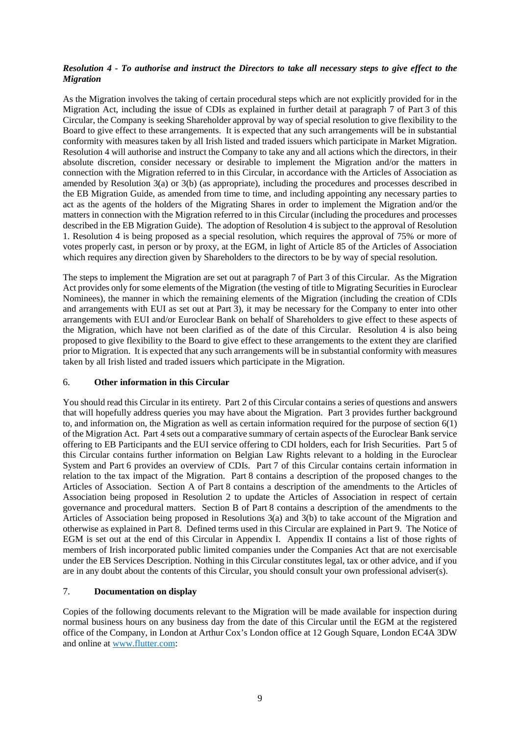***Resolution 4 - To authorise and instruct the Directors to take all necessary steps to give effect to the Migration***

As the Migration involves the taking of certain procedural steps which are not explicitly provided for in the Migration Act, including the issue of CDIs as explained in further detail at paragraph 7 of Part 3 of this Circular, the Company is seeking Shareholder approval by way of special resolution to give flexibility to the Board to give effect to these arrangements. It is expected that any such arrangements will be in substantial conformity with measures taken by all Irish listed and traded issuers which participate in Market Migration. Resolution 4 will authorise and instruct the Company to take any and all actions which the directors, in their absolute discretion, consider necessary or desirable to implement the Migration and/or the matters in connection with the Migration referred to in this Circular, in accordance with the Articles of Association as amended by Resolution 3(a) or 3(b) (as appropriate), including the procedures and processes described in the EB Migration Guide, as amended from time to time, and including appointing any necessary parties to act as the agents of the holders of the Migrating Shares in order to implement the Migration and/or the matters in connection with the Migration referred to in this Circular (including the procedures and processes described in the EB Migration Guide). The adoption of Resolution 4 is subject to the approval of Resolution 1. Resolution 4 is being proposed as a special resolution, which requires the approval of 75% or more of votes properly cast, in person or by proxy, at the EGM, in light of Article 85 of the Articles of Association which requires any direction given by Shareholders to the directors to be by way of special resolution.

The steps to implement the Migration are set out at paragraph 7 of Part 3 of this Circular. As the Migration Act provides only for some elements of the Migration (the vesting of title to Migrating Securities in Euroclear Nominees), the manner in which the remaining elements of the Migration (including the creation of CDIs and arrangements with EUI as set out at Part 3), it may be necessary for the Company to enter into other arrangements with EUI and/or Euroclear Bank on behalf of Shareholders to give effect to these aspects of the Migration, which have not been clarified as of the date of this Circular. Resolution 4 is also being proposed to give flexibility to the Board to give effect to these arrangements to the extent they are clarified prior to Migration. It is expected that any such arrangements will be in substantial conformity with measures taken by all Irish listed and traded issuers which participate in the Migration.

## 6. Other information in this Circular

You should read this Circular in its entirety. Part 2 of this Circular contains a series of questions and answers that will hopefully address queries you may have about the Migration. Part 3 provides further background to, and information on, the Migration as well as certain information required for the purpose of section 6(1) of the Migration Act. Part 4 sets out a comparative summary of certain aspects of the Euroclear Bank service offering to EB Participants and the EUI service offering to CDI holders, each for Irish Securities. Part 5 of this Circular contains further information on Belgian Law Rights relevant to a holding in the Euroclear System and Part 6 provides an overview of CDIs. Part 7 of this Circular contains certain information in relation to the tax impact of the Migration. Part 8 contains a description of the proposed changes to the Articles of Association. Section A of Part 8 contains a description of the amendments to the Articles of Association being proposed in Resolution 2 to update the Articles of Association in respect of certain governance and procedural matters. Section B of Part 8 contains a description of the amendments to the Articles of Association being proposed in Resolutions 3(a) and 3(b) to take account of the Migration and otherwise as explained in Part 8. Defined terms used in this Circular are explained in Part 9. The Notice of EGM is set out at the end of this Circular in Appendix I. Appendix II contains a list of those rights of members of Irish incorporated public limited companies under the Companies Act that are not exercisable under the EB Services Description. Nothing in this Circular constitutes legal, tax or other advice, and if you are in any doubt about the contents of this Circular, you should consult your own professional adviser(s).

## 7. Documentation on display

Copies of the following documents relevant to the Migration will be made available for inspection during normal business hours on any business day from the date of this Circular until the EGM at the registered office of the Company, in London at Arthur Cox's London office at 12 Gough Square, London EC4A 3DW and online at www.flutter.com: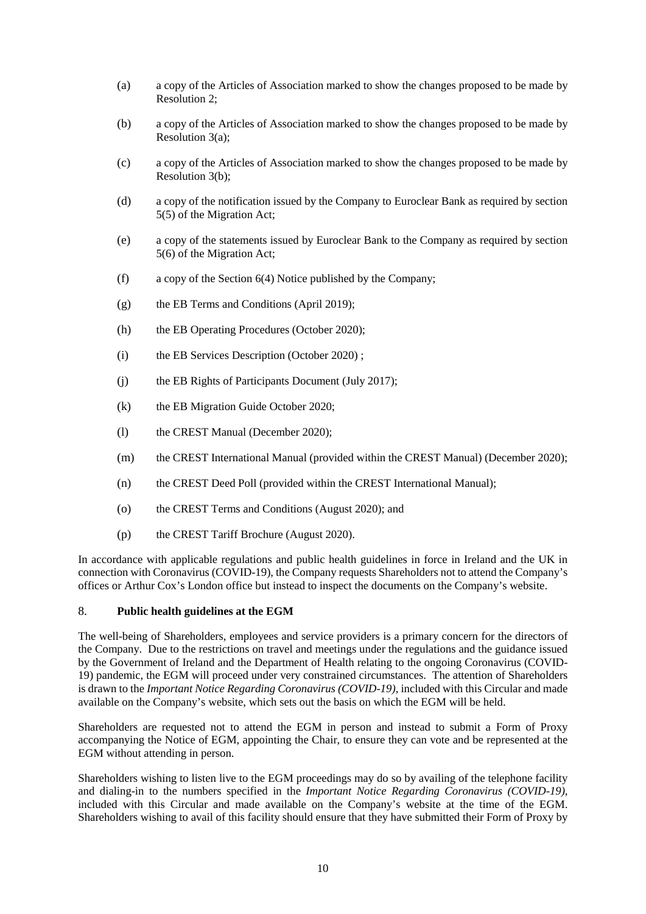(a) a copy of the Articles of Association marked to show the changes proposed to be made by Resolution 2;

(b) a copy of the Articles of Association marked to show the changes proposed to be made by Resolution 3(a);

(c) a copy of the Articles of Association marked to show the changes proposed to be made by Resolution 3(b);

(d) a copy of the notification issued by the Company to Euroclear Bank as required by section 5(5) of the Migration Act;

(e) a copy of the statements issued by Euroclear Bank to the Company as required by section 5(6) of the Migration Act;

(f) a copy of the Section 6(4) Notice published by the Company;

(g) the EB Terms and Conditions (April 2019);

(h) the EB Operating Procedures (October 2020);

(i) the EB Services Description (October 2020) ;

(j) the EB Rights of Participants Document (July 2017);

(k) the EB Migration Guide October 2020;

(l) the CREST Manual (December 2020);

(m) the CREST International Manual (provided within the CREST Manual) (December 2020);

(n) the CREST Deed Poll (provided within the CREST International Manual);

(o) the CREST Terms and Conditions (August 2020); and

(p) the CREST Tariff Brochure (August 2020).

In accordance with applicable regulations and public health guidelines in force in Ireland and the UK in connection with Coronavirus (COVID-19), the Company requests Shareholders not to attend the Company's offices or Arthur Cox's London office but instead to inspect the documents on the Company's website.

## 8. Public health guidelines at the EGM

The well-being of Shareholders, employees and service providers is a primary concern for the directors of the Company. Due to the restrictions on travel and meetings under the regulations and the guidance issued by the Government of Ireland and the Department of Health relating to the ongoing Coronavirus (COVID-19) pandemic, the EGM will proceed under very constrained circumstances. The attention of Shareholders is drawn to the *Important Notice Regarding Coronavirus (COVID-19)*, included with this Circular and made available on the Company's website, which sets out the basis on which the EGM will be held.

Shareholders are requested not to attend the EGM in person and instead to submit a Form of Proxy accompanying the Notice of EGM, appointing the Chair, to ensure they can vote and be represented at the EGM without attending in person.

Shareholders wishing to listen live to the EGM proceedings may do so by availing of the telephone facility and dialing-in to the numbers specified in the *Important Notice Regarding Coronavirus (COVID-19)*, included with this Circular and made available on the Company's website at the time of the EGM. Shareholders wishing to avail of this facility should ensure that they have submitted their Form of Proxy by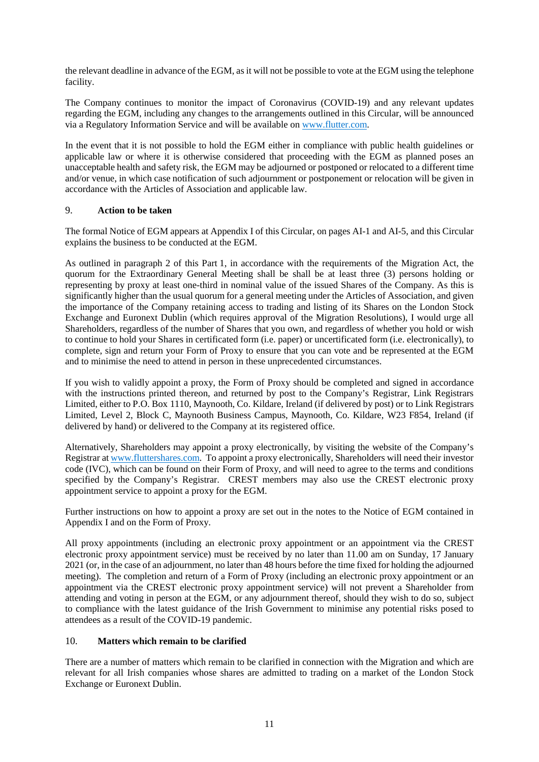the relevant deadline in advance of the EGM, as it will not be possible to vote at the EGM using the telephone facility.

The Company continues to monitor the impact of Coronavirus (COVID-19) and any relevant updates regarding the EGM, including any changes to the arrangements outlined in this Circular, will be announced via a Regulatory Information Service and will be available on www.flutter.com.

In the event that it is not possible to hold the EGM either in compliance with public health guidelines or applicable law or where it is otherwise considered that proceeding with the EGM as planned poses an unacceptable health and safety risk, the EGM may be adjourned or postponed or relocated to a different time and/or venue, in which case notification of such adjournment or postponement or relocation will be given in accordance with the Articles of Association and applicable law.

## 9. Action to be taken

The formal Notice of EGM appears at Appendix I of this Circular, on pages AI-1 and AI-5, and this Circular explains the business to be conducted at the EGM.

As outlined in paragraph 2 of this Part 1, in accordance with the requirements of the Migration Act, the quorum for the Extraordinary General Meeting shall be shall be at least three (3) persons holding or representing by proxy at least one-third in nominal value of the issued Shares of the Company. As this is significantly higher than the usual quorum for a general meeting under the Articles of Association, and given the importance of the Company retaining access to trading and listing of its Shares on the London Stock Exchange and Euronext Dublin (which requires approval of the Migration Resolutions), I would urge all Shareholders, regardless of the number of Shares that you own, and regardless of whether you hold or wish to continue to hold your Shares in certificated form (i.e. paper) or uncertificated form (i.e. electronically), to complete, sign and return your Form of Proxy to ensure that you can vote and be represented at the EGM and to minimise the need to attend in person in these unprecedented circumstances.

If you wish to validly appoint a proxy, the Form of Proxy should be completed and signed in accordance with the instructions printed thereon, and returned by post to the Company's Registrar, Link Registrars Limited, either to P.O. Box 1110, Maynooth, Co. Kildare, Ireland (if delivered by post) or to Link Registrars Limited, Level 2, Block C, Maynooth Business Campus, Maynooth, Co. Kildare, W23 F854, Ireland (if delivered by hand) or delivered to the Company at its registered office.

Alternatively, Shareholders may appoint a proxy electronically, by visiting the website of the Company's Registrar at www.fluttershares.com. To appoint a proxy electronically, Shareholders will need their investor code (IVC), which can be found on their Form of Proxy, and will need to agree to the terms and conditions specified by the Company's Registrar. CREST members may also use the CREST electronic proxy appointment service to appoint a proxy for the EGM.

Further instructions on how to appoint a proxy are set out in the notes to the Notice of EGM contained in Appendix I and on the Form of Proxy.

All proxy appointments (including an electronic proxy appointment or an appointment via the CREST electronic proxy appointment service) must be received by no later than 11.00 am on Sunday, 17 January 2021 (or, in the case of an adjournment, no later than 48 hours before the time fixed for holding the adjourned meeting). The completion and return of a Form of Proxy (including an electronic proxy appointment or an appointment via the CREST electronic proxy appointment service) will not prevent a Shareholder from attending and voting in person at the EGM, or any adjournment thereof, should they wish to do so, subject to compliance with the latest guidance of the Irish Government to minimise any potential risks posed to attendees as a result of the COVID-19 pandemic.

## 10. Matters which remain to be clarified

There are a number of matters which remain to be clarified in connection with the Migration and which are relevant for all Irish companies whose shares are admitted to trading on a market of the London Stock Exchange or Euronext Dublin.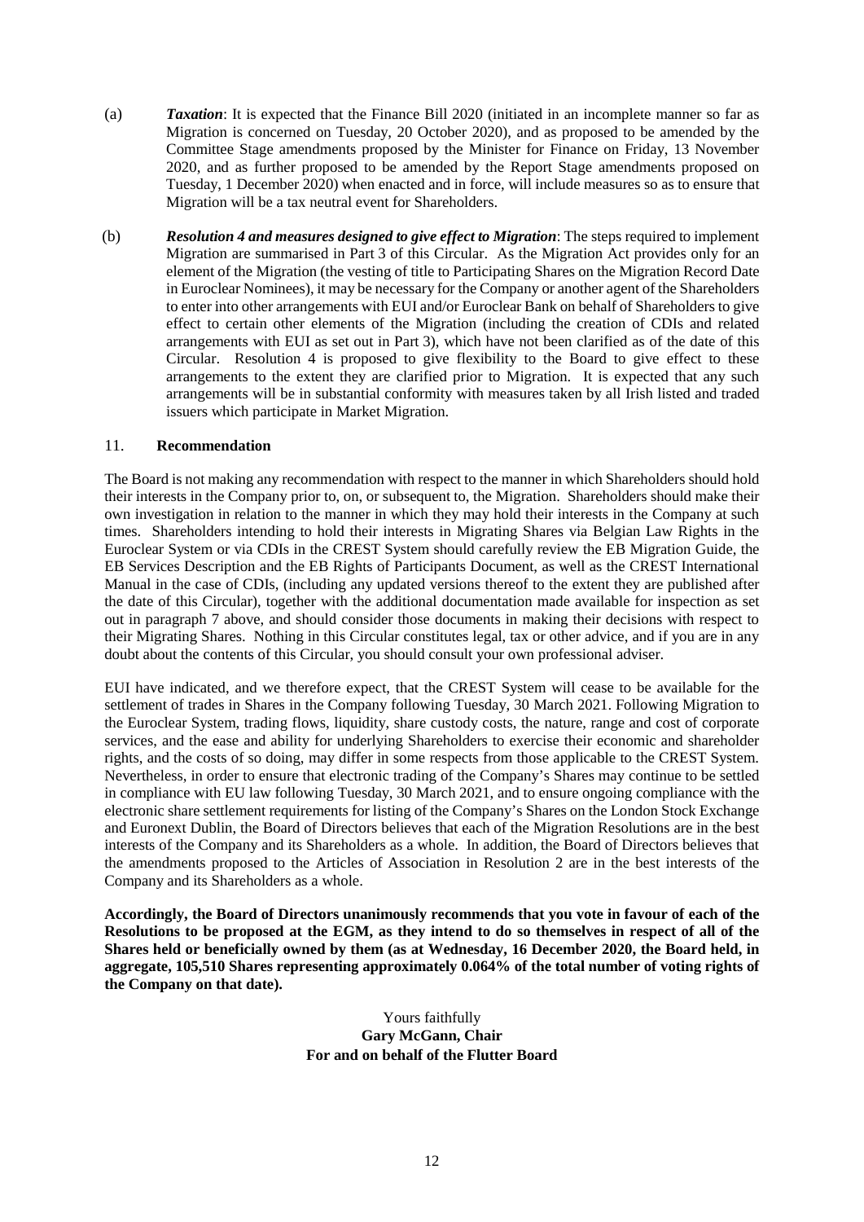(a) ***Taxation***: It is expected that the Finance Bill 2020 (initiated in an incomplete manner so far as Migration is concerned on Tuesday, 20 October 2020), and as proposed to be amended by the Committee Stage amendments proposed by the Minister for Finance on Friday, 13 November 2020, and as further proposed to be amended by the Report Stage amendments proposed on Tuesday, 1 December 2020) when enacted and in force, will include measures so as to ensure that Migration will be a tax neutral event for Shareholders.

(b) ***Resolution 4 and measures designed to give effect to Migration***: The steps required to implement Migration are summarised in Part 3 of this Circular. As the Migration Act provides only for an element of the Migration (the vesting of title to Participating Shares on the Migration Record Date in Euroclear Nominees), it may be necessary for the Company or another agent of the Shareholders to enter into other arrangements with EUI and/or Euroclear Bank on behalf of Shareholders to give effect to certain other elements of the Migration (including the creation of CDIs and related arrangements with EUI as set out in Part 3), which have not been clarified as of the date of this Circular. Resolution 4 is proposed to give flexibility to the Board to give effect to these arrangements to the extent they are clarified prior to Migration. It is expected that any such arrangements will be in substantial conformity with measures taken by all Irish listed and traded issuers which participate in Market Migration.

## 11. Recommendation

The Board is not making any recommendation with respect to the manner in which Shareholders should hold their interests in the Company prior to, on, or subsequent to, the Migration. Shareholders should make their own investigation in relation to the manner in which they may hold their interests in the Company at such times. Shareholders intending to hold their interests in Migrating Shares via Belgian Law Rights in the Euroclear System or via CDIs in the CREST System should carefully review the EB Migration Guide, the EB Services Description and the EB Rights of Participants Document, as well as the CREST International Manual in the case of CDIs, (including any updated versions thereof to the extent they are published after the date of this Circular), together with the additional documentation made available for inspection as set out in paragraph 7 above, and should consider those documents in making their decisions with respect to their Migrating Shares. Nothing in this Circular constitutes legal, tax or other advice, and if you are in any doubt about the contents of this Circular, you should consult your own professional adviser.

EUI have indicated, and we therefore expect, that the CREST System will cease to be available for the settlement of trades in Shares in the Company following Tuesday, 30 March 2021. Following Migration to the Euroclear System, trading flows, liquidity, share custody costs, the nature, range and cost of corporate services, and the ease and ability for underlying Shareholders to exercise their economic and shareholder rights, and the costs of so doing, may differ in some respects from those applicable to the CREST System. Nevertheless, in order to ensure that electronic trading of the Company's Shares may continue to be settled in compliance with EU law following Tuesday, 30 March 2021, and to ensure ongoing compliance with the electronic share settlement requirements for listing of the Company's Shares on the London Stock Exchange and Euronext Dublin, the Board of Directors believes that each of the Migration Resolutions are in the best interests of the Company and its Shareholders as a whole. In addition, the Board of Directors believes that the amendments proposed to the Articles of Association in Resolution 2 are in the best interests of the Company and its Shareholders as a whole.

**Accordingly, the Board of Directors unanimously recommends that you vote in favour of each of the Resolutions to be proposed at the EGM, as they intend to do so themselves in respect of all of the Shares held or beneficially owned by them (as at Wednesday, 16 December 2020, the Board held, in aggregate, 105,510 Shares representing approximately 0.064% of the total number of voting rights of the Company on that date).**

Yours faithfully
**Gary McGann, Chair**
**For and on behalf of the Flutter Board**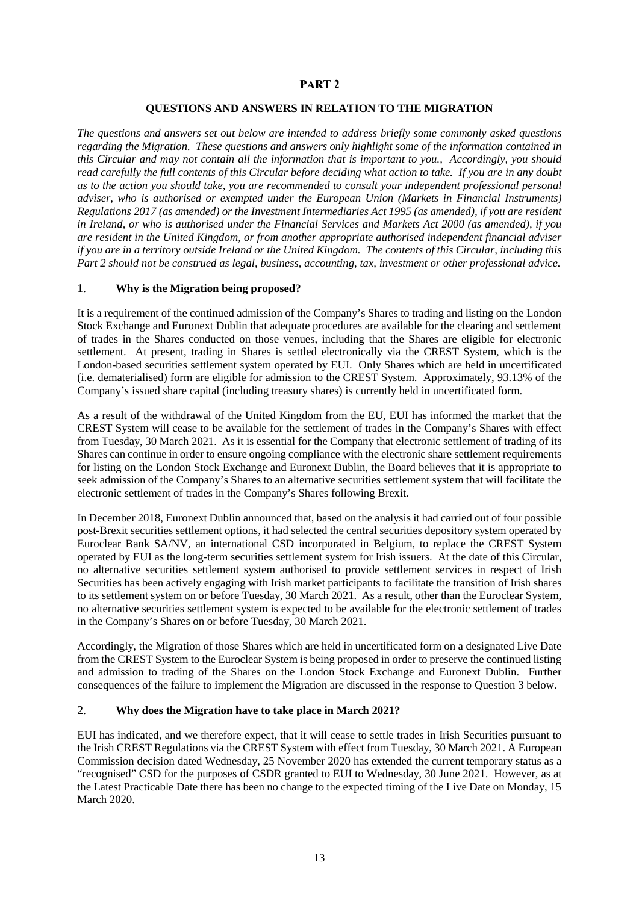# PART 2

## QUESTIONS AND ANSWERS IN RELATION TO THE MIGRATION

*The questions and answers set out below are intended to address briefly some commonly asked questions regarding the Migration. These questions and answers only highlight some of the information contained in this Circular and may not contain all the information that is important to you., Accordingly, you should read carefully the full contents of this Circular before deciding what action to take. If you are in any doubt as to the action you should take, you are recommended to consult your independent professional personal adviser, who is authorised or exempted under the European Union (Markets in Financial Instruments) Regulations 2017 (as amended) or the Investment Intermediaries Act 1995 (as amended), if you are resident in Ireland, or who is authorised under the Financial Services and Markets Act 2000 (as amended), if you are resident in the United Kingdom, or from another appropriate authorised independent financial adviser if you are in a territory outside Ireland or the United Kingdom. The contents of this Circular, including this Part 2 should not be construed as legal, business, accounting, tax, investment or other professional advice.*

### 1. Why is the Migration being proposed?

It is a requirement of the continued admission of the Company's Shares to trading and listing on the London Stock Exchange and Euronext Dublin that adequate procedures are available for the clearing and settlement of trades in the Shares conducted on those venues, including that the Shares are eligible for electronic settlement. At present, trading in Shares is settled electronically via the CREST System, which is the London-based securities settlement system operated by EUI. Only Shares which are held in uncertificated (i.e. dematerialised) form are eligible for admission to the CREST System. Approximately, 93.13% of the Company's issued share capital (including treasury shares) is currently held in uncertificated form.

As a result of the withdrawal of the United Kingdom from the EU, EUI has informed the market that the CREST System will cease to be available for the settlement of trades in the Company's Shares with effect from Tuesday, 30 March 2021. As it is essential for the Company that electronic settlement of trading of its Shares can continue in order to ensure ongoing compliance with the electronic share settlement requirements for listing on the London Stock Exchange and Euronext Dublin, the Board believes that it is appropriate to seek admission of the Company's Shares to an alternative securities settlement system that will facilitate the electronic settlement of trades in the Company's Shares following Brexit.

In December 2018, Euronext Dublin announced that, based on the analysis it had carried out of four possible post-Brexit securities settlement options, it had selected the central securities depository system operated by Euroclear Bank SA/NV, an international CSD incorporated in Belgium, to replace the CREST System operated by EUI as the long-term securities settlement system for Irish issuers. At the date of this Circular, no alternative securities settlement system authorised to provide settlement services in respect of Irish Securities has been actively engaging with Irish market participants to facilitate the transition of Irish shares to its settlement system on or before Tuesday, 30 March 2021. As a result, other than the Euroclear System, no alternative securities settlement system is expected to be available for the electronic settlement of trades in the Company's Shares on or before Tuesday, 30 March 2021.

Accordingly, the Migration of those Shares which are held in uncertificated form on a designated Live Date from the CREST System to the Euroclear System is being proposed in order to preserve the continued listing and admission to trading of the Shares on the London Stock Exchange and Euronext Dublin. Further consequences of the failure to implement the Migration are discussed in the response to Question 3 below.

### 2. Why does the Migration have to take place in March 2021?

EUI has indicated, and we therefore expect, that it will cease to settle trades in Irish Securities pursuant to the Irish CREST Regulations via the CREST System with effect from Tuesday, 30 March 2021. A European Commission decision dated Wednesday, 25 November 2020 has extended the current temporary status as a "recognised" CSD for the purposes of CSDR granted to EUI to Wednesday, 30 June 2021. However, as at the Latest Practicable Date there has been no change to the expected timing of the Live Date on Monday, 15 March 2020.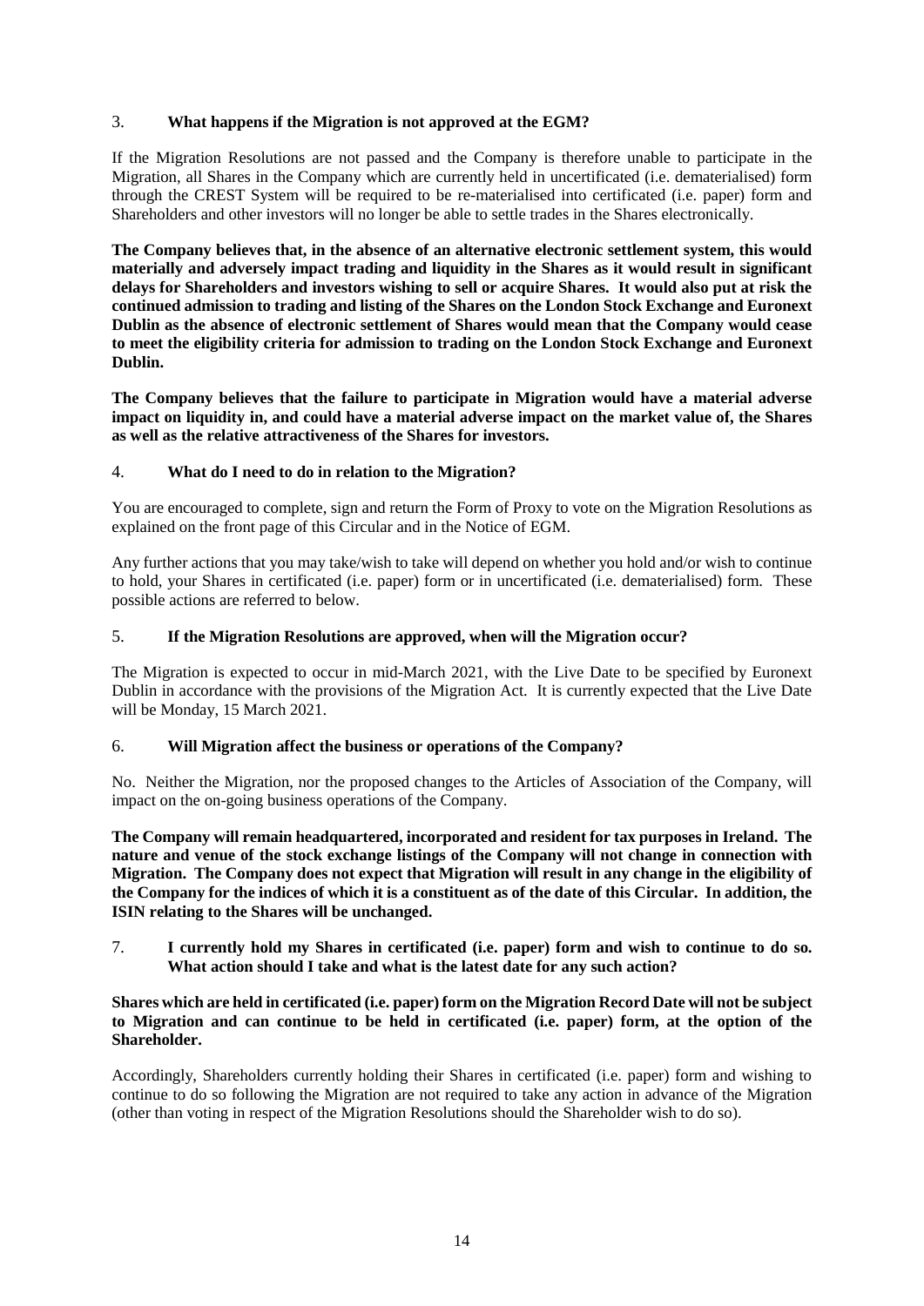3. **What happens if the Migration is not approved at the EGM?**

If the Migration Resolutions are not passed and the Company is therefore unable to participate in the Migration, all Shares in the Company which are currently held in uncertificated (i.e. dematerialised) form through the CREST System will be required to be re-materialised into certificated (i.e. paper) form and Shareholders and other investors will no longer be able to settle trades in the Shares electronically.

**The Company believes that, in the absence of an alternative electronic settlement system, this would materially and adversely impact trading and liquidity in the Shares as it would result in significant delays for Shareholders and investors wishing to sell or acquire Shares. It would also put at risk the continued admission to trading and listing of the Shares on the London Stock Exchange and Euronext Dublin as the absence of electronic settlement of Shares would mean that the Company would cease to meet the eligibility criteria for admission to trading on the London Stock Exchange and Euronext Dublin.**

**The Company believes that the failure to participate in Migration would have a material adverse impact on liquidity in, and could have a material adverse impact on the market value of, the Shares as well as the relative attractiveness of the Shares for investors.**

4. **What do I need to do in relation to the Migration?**

You are encouraged to complete, sign and return the Form of Proxy to vote on the Migration Resolutions as explained on the front page of this Circular and in the Notice of EGM.

Any further actions that you may take/wish to take will depend on whether you hold and/or wish to continue to hold, your Shares in certificated (i.e. paper) form or in uncertificated (i.e. dematerialised) form. These possible actions are referred to below.

5. **If the Migration Resolutions are approved, when will the Migration occur?**

The Migration is expected to occur in mid-March 2021, with the Live Date to be specified by Euronext Dublin in accordance with the provisions of the Migration Act. It is currently expected that the Live Date will be Monday, 15 March 2021.

6. **Will Migration affect the business or operations of the Company?**

No. Neither the Migration, nor the proposed changes to the Articles of Association of the Company, will impact on the on-going business operations of the Company.

**The Company will remain headquartered, incorporated and resident for tax purposes in Ireland. The nature and venue of the stock exchange listings of the Company will not change in connection with Migration. The Company does not expect that Migration will result in any change in the eligibility of the Company for the indices of which it is a constituent as of the date of this Circular. In addition, the ISIN relating to the Shares will be unchanged.**

7. **I currently hold my Shares in certificated (i.e. paper) form and wish to continue to do so. What action should I take and what is the latest date for any such action?**

**Shares which are held in certificated (i.e. paper) form on the Migration Record Date will not be subject to Migration and can continue to be held in certificated (i.e. paper) form, at the option of the Shareholder.**

Accordingly, Shareholders currently holding their Shares in certificated (i.e. paper) form and wishing to continue to do so following the Migration are not required to take any action in advance of the Migration (other than voting in respect of the Migration Resolutions should the Shareholder wish to do so).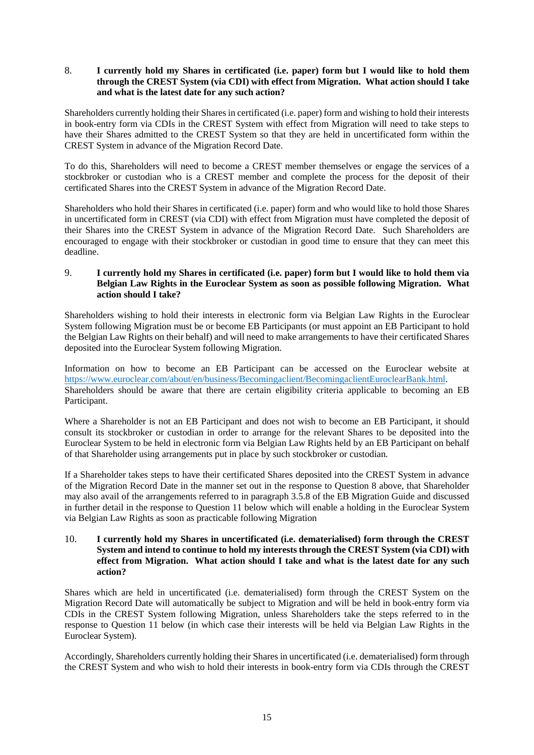8. **I currently hold my Shares in certificated (i.e. paper) form but I would like to hold them through the CREST System (via CDI) with effect from Migration. What action should I take and what is the latest date for any such action?**

Shareholders currently holding their Shares in certificated (i.e. paper) form and wishing to hold their interests in book-entry form via CDIs in the CREST System with effect from Migration will need to take steps to have their Shares admitted to the CREST System so that they are held in uncertificated form within the CREST System in advance of the Migration Record Date.

To do this, Shareholders will need to become a CREST member themselves or engage the services of a stockbroker or custodian who is a CREST member and complete the process for the deposit of their certificated Shares into the CREST System in advance of the Migration Record Date.

Shareholders who hold their Shares in certificated (i.e. paper) form and who would like to hold those Shares in uncertificated form in CREST (via CDI) with effect from Migration must have completed the deposit of their Shares into the CREST System in advance of the Migration Record Date. Such Shareholders are encouraged to engage with their stockbroker or custodian in good time to ensure that they can meet this deadline.

9. **I currently hold my Shares in certificated (i.e. paper) form but I would like to hold them via Belgian Law Rights in the Euroclear System as soon as possible following Migration. What action should I take?**

Shareholders wishing to hold their interests in electronic form via Belgian Law Rights in the Euroclear System following Migration must be or become EB Participants (or must appoint an EB Participant to hold the Belgian Law Rights on their behalf) and will need to make arrangements to have their certificated Shares deposited into the Euroclear System following Migration.

Information on how to become an EB Participant can be accessed on the Euroclear website at https://www.euroclear.com/about/en/business/Becomingaclient/BecomingaclientEuroclearBank.html. Shareholders should be aware that there are certain eligibility criteria applicable to becoming an EB Participant.

Where a Shareholder is not an EB Participant and does not wish to become an EB Participant, it should consult its stockbroker or custodian in order to arrange for the relevant Shares to be deposited into the Euroclear System to be held in electronic form via Belgian Law Rights held by an EB Participant on behalf of that Shareholder using arrangements put in place by such stockbroker or custodian.

If a Shareholder takes steps to have their certificated Shares deposited into the CREST System in advance of the Migration Record Date in the manner set out in the response to Question 8 above, that Shareholder may also avail of the arrangements referred to in paragraph 3.5.8 of the EB Migration Guide and discussed in further detail in the response to Question 11 below which will enable a holding in the Euroclear System via Belgian Law Rights as soon as practicable following Migration

10. **I currently hold my Shares in uncertificated (i.e. dematerialised) form through the CREST System and intend to continue to hold my interests through the CREST System (via CDI) with effect from Migration. What action should I take and what is the latest date for any such action?**

Shares which are held in uncertificated (i.e. dematerialised) form through the CREST System on the Migration Record Date will automatically be subject to Migration and will be held in book-entry form via CDIs in the CREST System following Migration, unless Shareholders take the steps referred to in the response to Question 11 below (in which case their interests will be held via Belgian Law Rights in the Euroclear System).

Accordingly, Shareholders currently holding their Shares in uncertificated (i.e. dematerialised) form through the CREST System and who wish to hold their interests in book-entry form via CDIs through the CREST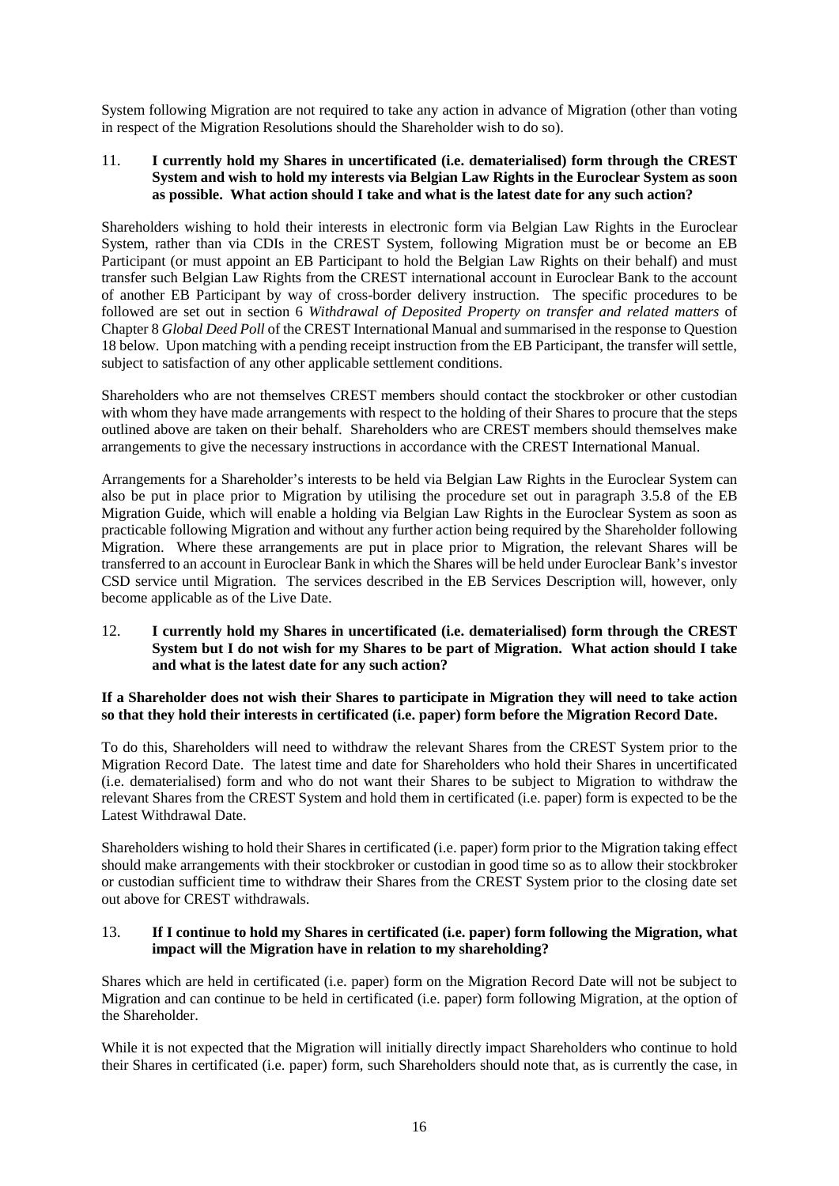System following Migration are not required to take any action in advance of Migration (other than voting in respect of the Migration Resolutions should the Shareholder wish to do so).

11. **I currently hold my Shares in uncertificated (i.e. dematerialised) form through the CREST System and wish to hold my interests via Belgian Law Rights in the Euroclear System as soon as possible. What action should I take and what is the latest date for any such action?**

Shareholders wishing to hold their interests in electronic form via Belgian Law Rights in the Euroclear System, rather than via CDIs in the CREST System, following Migration must be or become an EB Participant (or must appoint an EB Participant to hold the Belgian Law Rights on their behalf) and must transfer such Belgian Law Rights from the CREST international account in Euroclear Bank to the account of another EB Participant by way of cross-border delivery instruction. The specific procedures to be followed are set out in section 6 *Withdrawal of Deposited Property on transfer and related matters* of Chapter 8 *Global Deed Poll* of the CREST International Manual and summarised in the response to Question 18 below. Upon matching with a pending receipt instruction from the EB Participant, the transfer will settle, subject to satisfaction of any other applicable settlement conditions.

Shareholders who are not themselves CREST members should contact the stockbroker or other custodian with whom they have made arrangements with respect to the holding of their Shares to procure that the steps outlined above are taken on their behalf. Shareholders who are CREST members should themselves make arrangements to give the necessary instructions in accordance with the CREST International Manual.

Arrangements for a Shareholder's interests to be held via Belgian Law Rights in the Euroclear System can also be put in place prior to Migration by utilising the procedure set out in paragraph 3.5.8 of the EB Migration Guide, which will enable a holding via Belgian Law Rights in the Euroclear System as soon as practicable following Migration and without any further action being required by the Shareholder following Migration. Where these arrangements are put in place prior to Migration, the relevant Shares will be transferred to an account in Euroclear Bank in which the Shares will be held under Euroclear Bank's investor CSD service until Migration. The services described in the EB Services Description will, however, only become applicable as of the Live Date.

12. **I currently hold my Shares in uncertificated (i.e. dematerialised) form through the CREST System but I do not wish for my Shares to be part of Migration. What action should I take and what is the latest date for any such action?**

**If a Shareholder does not wish their Shares to participate in Migration they will need to take action so that they hold their interests in certificated (i.e. paper) form before the Migration Record Date.**

To do this, Shareholders will need to withdraw the relevant Shares from the CREST System prior to the Migration Record Date. The latest time and date for Shareholders who hold their Shares in uncertificated (i.e. dematerialised) form and who do not want their Shares to be subject to Migration to withdraw the relevant Shares from the CREST System and hold them in certificated (i.e. paper) form is expected to be the Latest Withdrawal Date.

Shareholders wishing to hold their Shares in certificated (i.e. paper) form prior to the Migration taking effect should make arrangements with their stockbroker or custodian in good time so as to allow their stockbroker or custodian sufficient time to withdraw their Shares from the CREST System prior to the closing date set out above for CREST withdrawals.

13. **If I continue to hold my Shares in certificated (i.e. paper) form following the Migration, what impact will the Migration have in relation to my shareholding?**

Shares which are held in certificated (i.e. paper) form on the Migration Record Date will not be subject to Migration and can continue to be held in certificated (i.e. paper) form following Migration, at the option of the Shareholder.

While it is not expected that the Migration will initially directly impact Shareholders who continue to hold their Shares in certificated (i.e. paper) form, such Shareholders should note that, as is currently the case, in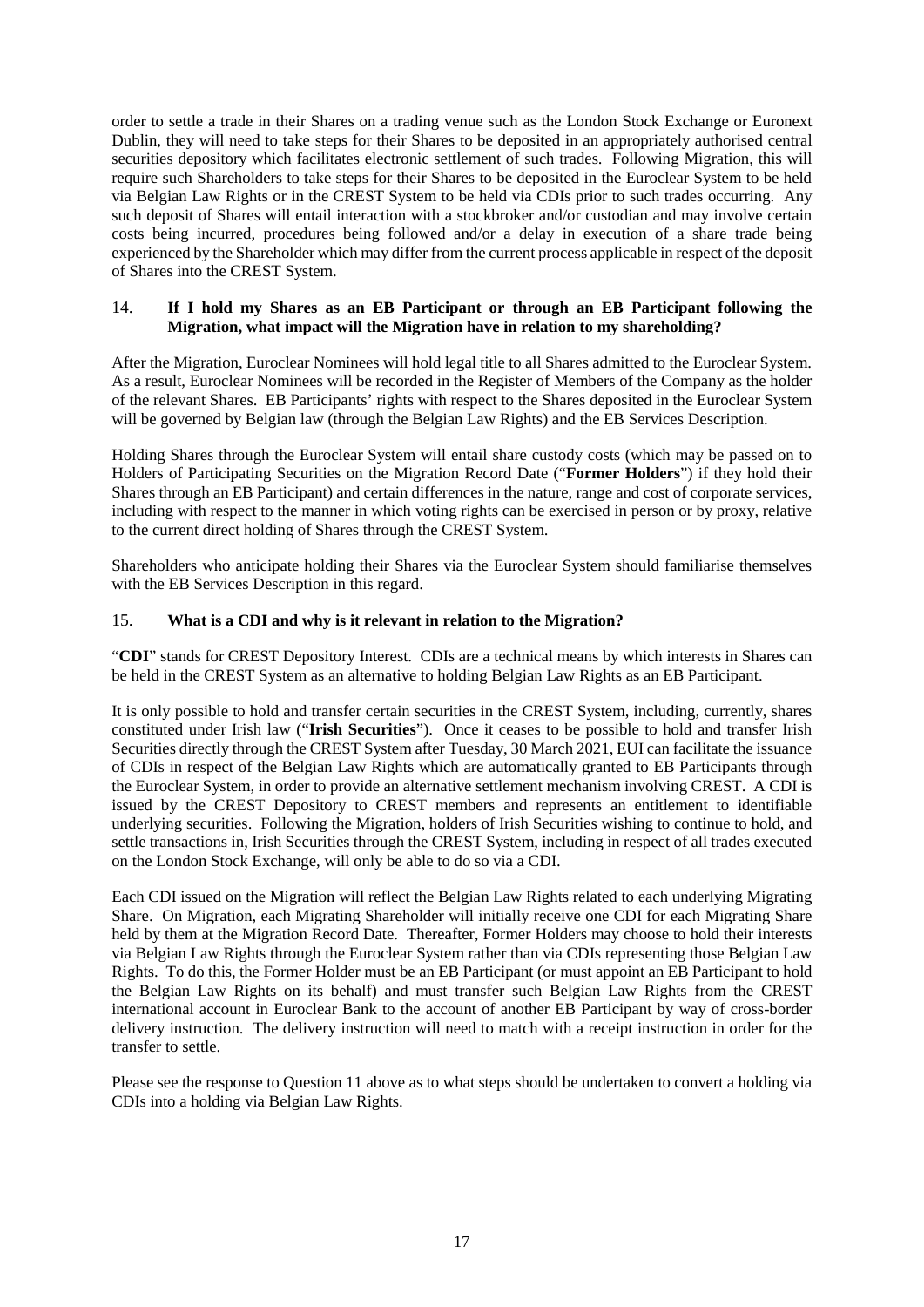order to settle a trade in their Shares on a trading venue such as the London Stock Exchange or Euronext Dublin, they will need to take steps for their Shares to be deposited in an appropriately authorised central securities depository which facilitates electronic settlement of such trades. Following Migration, this will require such Shareholders to take steps for their Shares to be deposited in the Euroclear System to be held via Belgian Law Rights or in the CREST System to be held via CDIs prior to such trades occurring. Any such deposit of Shares will entail interaction with a stockbroker and/or custodian and may involve certain costs being incurred, procedures being followed and/or a delay in execution of a share trade being experienced by the Shareholder which may differ from the current process applicable in respect of the deposit of Shares into the CREST System.

### 14. If I hold my Shares as an EB Participant or through an EB Participant following the Migration, what impact will the Migration have in relation to my shareholding?

After the Migration, Euroclear Nominees will hold legal title to all Shares admitted to the Euroclear System. As a result, Euroclear Nominees will be recorded in the Register of Members of the Company as the holder of the relevant Shares. EB Participants' rights with respect to the Shares deposited in the Euroclear System will be governed by Belgian law (through the Belgian Law Rights) and the EB Services Description.

Holding Shares through the Euroclear System will entail share custody costs (which may be passed on to Holders of Participating Securities on the Migration Record Date ("**Former Holders**") if they hold their Shares through an EB Participant) and certain differences in the nature, range and cost of corporate services, including with respect to the manner in which voting rights can be exercised in person or by proxy, relative to the current direct holding of Shares through the CREST System.

Shareholders who anticipate holding their Shares via the Euroclear System should familiarise themselves with the EB Services Description in this regard.

### 15. What is a CDI and why is it relevant in relation to the Migration?

"**CDI**" stands for CREST Depository Interest. CDIs are a technical means by which interests in Shares can be held in the CREST System as an alternative to holding Belgian Law Rights as an EB Participant.

It is only possible to hold and transfer certain securities in the CREST System, including, currently, shares constituted under Irish law ("**Irish Securities**"). Once it ceases to be possible to hold and transfer Irish Securities directly through the CREST System after Tuesday, 30 March 2021, EUI can facilitate the issuance of CDIs in respect of the Belgian Law Rights which are automatically granted to EB Participants through the Euroclear System, in order to provide an alternative settlement mechanism involving CREST. A CDI is issued by the CREST Depository to CREST members and represents an entitlement to identifiable underlying securities. Following the Migration, holders of Irish Securities wishing to continue to hold, and settle transactions in, Irish Securities through the CREST System, including in respect of all trades executed on the London Stock Exchange, will only be able to do so via a CDI.

Each CDI issued on the Migration will reflect the Belgian Law Rights related to each underlying Migrating Share. On Migration, each Migrating Shareholder will initially receive one CDI for each Migrating Share held by them at the Migration Record Date. Thereafter, Former Holders may choose to hold their interests via Belgian Law Rights through the Euroclear System rather than via CDIs representing those Belgian Law Rights. To do this, the Former Holder must be an EB Participant (or must appoint an EB Participant to hold the Belgian Law Rights on its behalf) and must transfer such Belgian Law Rights from the CREST international account in Euroclear Bank to the account of another EB Participant by way of cross-border delivery instruction. The delivery instruction will need to match with a receipt instruction in order for the transfer to settle.

Please see the response to Question 11 above as to what steps should be undertaken to convert a holding via CDIs into a holding via Belgian Law Rights.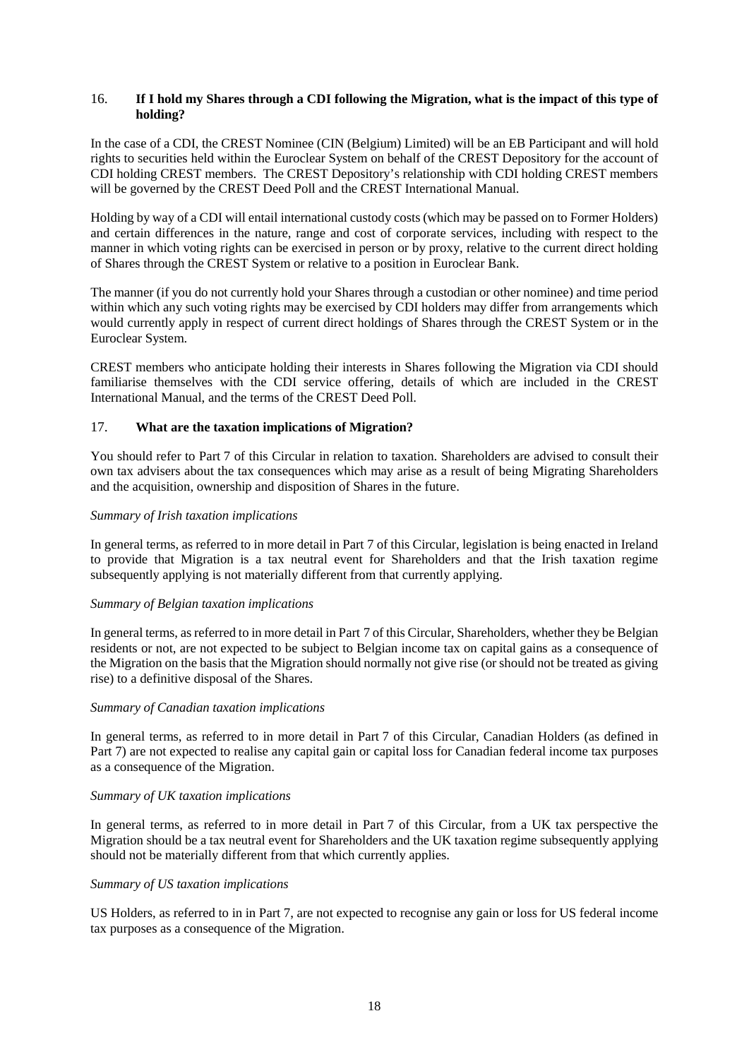16. **If I hold my Shares through a CDI following the Migration, what is the impact of this type of holding?**

In the case of a CDI, the CREST Nominee (CIN (Belgium) Limited) will be an EB Participant and will hold rights to securities held within the Euroclear System on behalf of the CREST Depository for the account of CDI holding CREST members. The CREST Depository's relationship with CDI holding CREST members will be governed by the CREST Deed Poll and the CREST International Manual.

Holding by way of a CDI will entail international custody costs (which may be passed on to Former Holders) and certain differences in the nature, range and cost of corporate services, including with respect to the manner in which voting rights can be exercised in person or by proxy, relative to the current direct holding of Shares through the CREST System or relative to a position in Euroclear Bank.

The manner (if you do not currently hold your Shares through a custodian or other nominee) and time period within which any such voting rights may be exercised by CDI holders may differ from arrangements which would currently apply in respect of current direct holdings of Shares through the CREST System or in the Euroclear System.

CREST members who anticipate holding their interests in Shares following the Migration via CDI should familiarise themselves with the CDI service offering, details of which are included in the CREST International Manual, and the terms of the CREST Deed Poll.

17. **What are the taxation implications of Migration?**

You should refer to Part 7 of this Circular in relation to taxation. Shareholders are advised to consult their own tax advisers about the tax consequences which may arise as a result of being Migrating Shareholders and the acquisition, ownership and disposition of Shares in the future.

*Summary of Irish taxation implications*

In general terms, as referred to in more detail in Part 7 of this Circular, legislation is being enacted in Ireland to provide that Migration is a tax neutral event for Shareholders and that the Irish taxation regime subsequently applying is not materially different from that currently applying.

*Summary of Belgian taxation implications*

In general terms, as referred to in more detail in Part 7 of this Circular, Shareholders, whether they be Belgian residents or not, are not expected to be subject to Belgian income tax on capital gains as a consequence of the Migration on the basis that the Migration should normally not give rise (or should not be treated as giving rise) to a definitive disposal of the Shares.

*Summary of Canadian taxation implications*

In general terms, as referred to in more detail in Part 7 of this Circular, Canadian Holders (as defined in Part 7) are not expected to realise any capital gain or capital loss for Canadian federal income tax purposes as a consequence of the Migration.

*Summary of UK taxation implications*

In general terms, as referred to in more detail in Part 7 of this Circular, from a UK tax perspective the Migration should be a tax neutral event for Shareholders and the UK taxation regime subsequently applying should not be materially different from that which currently applies.

*Summary of US taxation implications*

US Holders, as referred to in in Part 7, are not expected to recognise any gain or loss for US federal income tax purposes as a consequence of the Migration.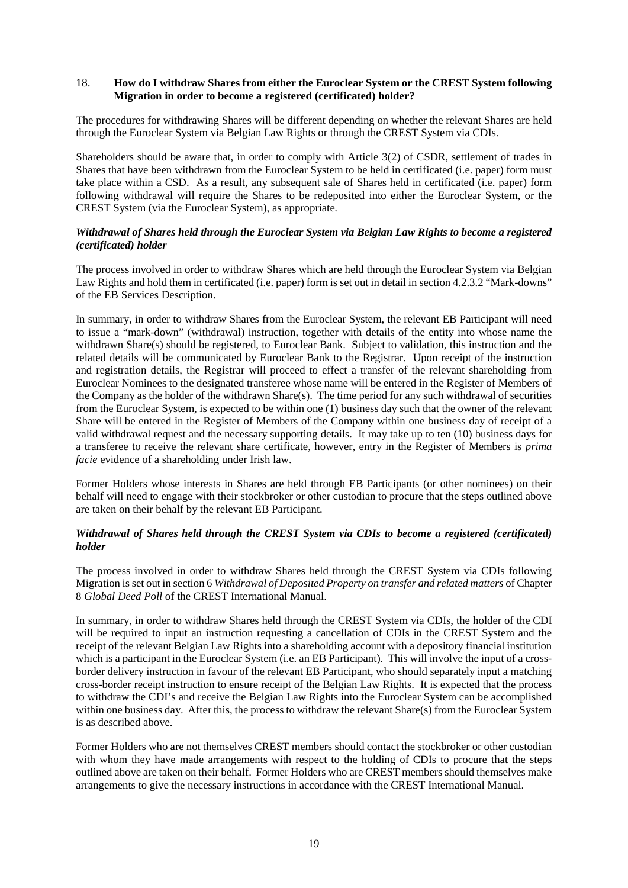## 18. How do I withdraw Shares from either the Euroclear System or the CREST System following Migration in order to become a registered (certificated) holder?

The procedures for withdrawing Shares will be different depending on whether the relevant Shares are held through the Euroclear System via Belgian Law Rights or through the CREST System via CDIs.

Shareholders should be aware that, in order to comply with Article 3(2) of CSDR, settlement of trades in Shares that have been withdrawn from the Euroclear System to be held in certificated (i.e. paper) form must take place within a CSD. As a result, any subsequent sale of Shares held in certificated (i.e. paper) form following withdrawal will require the Shares to be redeposited into either the Euroclear System, or the CREST System (via the Euroclear System), as appropriate.

***Withdrawal of Shares held through the Euroclear System via Belgian Law Rights to become a registered (certificated) holder***

The process involved in order to withdraw Shares which are held through the Euroclear System via Belgian Law Rights and hold them in certificated (i.e. paper) form is set out in detail in section 4.2.3.2 "Mark-downs" of the EB Services Description.

In summary, in order to withdraw Shares from the Euroclear System, the relevant EB Participant will need to issue a "mark-down" (withdrawal) instruction, together with details of the entity into whose name the withdrawn Share(s) should be registered, to Euroclear Bank. Subject to validation, this instruction and the related details will be communicated by Euroclear Bank to the Registrar. Upon receipt of the instruction and registration details, the Registrar will proceed to effect a transfer of the relevant shareholding from Euroclear Nominees to the designated transferee whose name will be entered in the Register of Members of the Company as the holder of the withdrawn Share(s). The time period for any such withdrawal of securities from the Euroclear System, is expected to be within one (1) business day such that the owner of the relevant Share will be entered in the Register of Members of the Company within one business day of receipt of a valid withdrawal request and the necessary supporting details. It may take up to ten (10) business days for a transferee to receive the relevant share certificate, however, entry in the Register of Members is *prima facie* evidence of a shareholding under Irish law.

Former Holders whose interests in Shares are held through EB Participants (or other nominees) on their behalf will need to engage with their stockbroker or other custodian to procure that the steps outlined above are taken on their behalf by the relevant EB Participant.

***Withdrawal of Shares held through the CREST System via CDIs to become a registered (certificated) holder***

The process involved in order to withdraw Shares held through the CREST System via CDIs following Migration is set out in section 6 *Withdrawal of Deposited Property on transfer and related matters* of Chapter 8 *Global Deed Poll* of the CREST International Manual.

In summary, in order to withdraw Shares held through the CREST System via CDIs, the holder of the CDI will be required to input an instruction requesting a cancellation of CDIs in the CREST System and the receipt of the relevant Belgian Law Rights into a shareholding account with a depository financial institution which is a participant in the Euroclear System (i.e. an EB Participant). This will involve the input of a cross-border delivery instruction in favour of the relevant EB Participant, who should separately input a matching cross-border receipt instruction to ensure receipt of the Belgian Law Rights. It is expected that the process to withdraw the CDI's and receive the Belgian Law Rights into the Euroclear System can be accomplished within one business day. After this, the process to withdraw the relevant Share(s) from the Euroclear System is as described above.

Former Holders who are not themselves CREST members should contact the stockbroker or other custodian with whom they have made arrangements with respect to the holding of CDIs to procure that the steps outlined above are taken on their behalf. Former Holders who are CREST members should themselves make arrangements to give the necessary instructions in accordance with the CREST International Manual.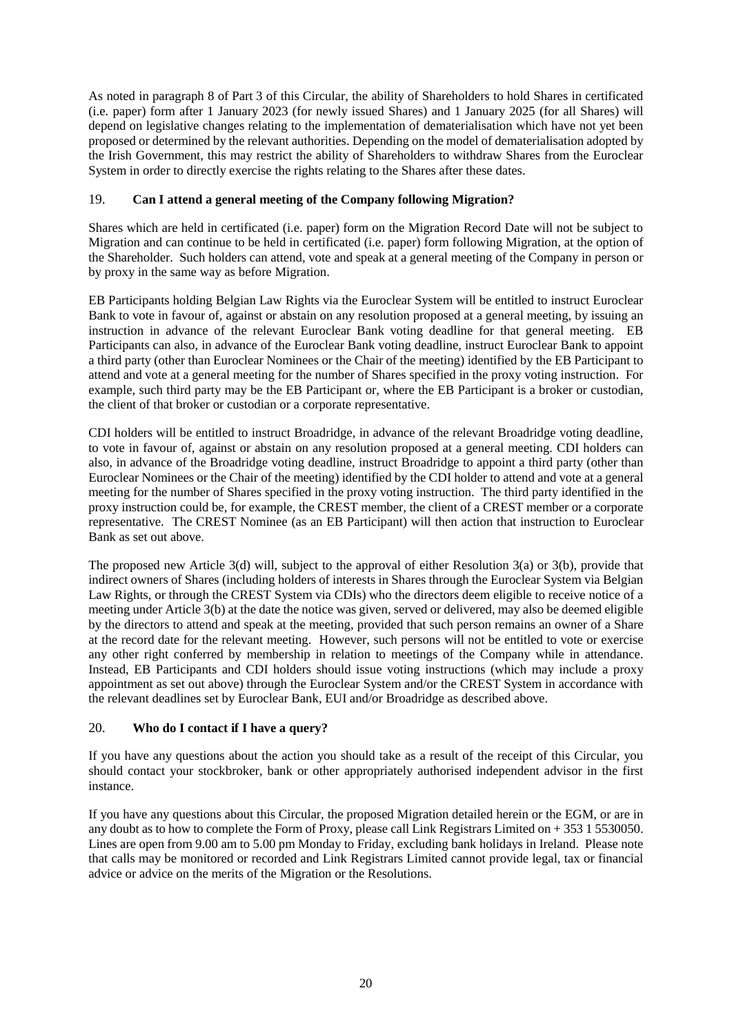As noted in paragraph 8 of Part 3 of this Circular, the ability of Shareholders to hold Shares in certificated (i.e. paper) form after 1 January 2023 (for newly issued Shares) and 1 January 2025 (for all Shares) will depend on legislative changes relating to the implementation of dematerialisation which have not yet been proposed or determined by the relevant authorities. Depending on the model of dematerialisation adopted by the Irish Government, this may restrict the ability of Shareholders to withdraw Shares from the Euroclear System in order to directly exercise the rights relating to the Shares after these dates.

## 19. Can I attend a general meeting of the Company following Migration?

Shares which are held in certificated (i.e. paper) form on the Migration Record Date will not be subject to Migration and can continue to be held in certificated (i.e. paper) form following Migration, at the option of the Shareholder. Such holders can attend, vote and speak at a general meeting of the Company in person or by proxy in the same way as before Migration.

EB Participants holding Belgian Law Rights via the Euroclear System will be entitled to instruct Euroclear Bank to vote in favour of, against or abstain on any resolution proposed at a general meeting, by issuing an instruction in advance of the relevant Euroclear Bank voting deadline for that general meeting. EB Participants can also, in advance of the Euroclear Bank voting deadline, instruct Euroclear Bank to appoint a third party (other than Euroclear Nominees or the Chair of the meeting) identified by the EB Participant to attend and vote at a general meeting for the number of Shares specified in the proxy voting instruction. For example, such third party may be the EB Participant or, where the EB Participant is a broker or custodian, the client of that broker or custodian or a corporate representative.

CDI holders will be entitled to instruct Broadridge, in advance of the relevant Broadridge voting deadline, to vote in favour of, against or abstain on any resolution proposed at a general meeting. CDI holders can also, in advance of the Broadridge voting deadline, instruct Broadridge to appoint a third party (other than Euroclear Nominees or the Chair of the meeting) identified by the CDI holder to attend and vote at a general meeting for the number of Shares specified in the proxy voting instruction. The third party identified in the proxy instruction could be, for example, the CREST member, the client of a CREST member or a corporate representative. The CREST Nominee (as an EB Participant) will then action that instruction to Euroclear Bank as set out above.

The proposed new Article 3(d) will, subject to the approval of either Resolution 3(a) or 3(b), provide that indirect owners of Shares (including holders of interests in Shares through the Euroclear System via Belgian Law Rights, or through the CREST System via CDIs) who the directors deem eligible to receive notice of a meeting under Article 3(b) at the date the notice was given, served or delivered, may also be deemed eligible by the directors to attend and speak at the meeting, provided that such person remains an owner of a Share at the record date for the relevant meeting. However, such persons will not be entitled to vote or exercise any other right conferred by membership in relation to meetings of the Company while in attendance. Instead, EB Participants and CDI holders should issue voting instructions (which may include a proxy appointment as set out above) through the Euroclear System and/or the CREST System in accordance with the relevant deadlines set by Euroclear Bank, EUI and/or Broadridge as described above.

## 20. Who do I contact if I have a query?

If you have any questions about the action you should take as a result of the receipt of this Circular, you should contact your stockbroker, bank or other appropriately authorised independent advisor in the first instance.

If you have any questions about this Circular, the proposed Migration detailed herein or the EGM, or are in any doubt as to how to complete the Form of Proxy, please call Link Registrars Limited on + 353 1 5530050. Lines are open from 9.00 am to 5.00 pm Monday to Friday, excluding bank holidays in Ireland. Please note that calls may be monitored or recorded and Link Registrars Limited cannot provide legal, tax or financial advice or advice on the merits of the Migration or the Resolutions.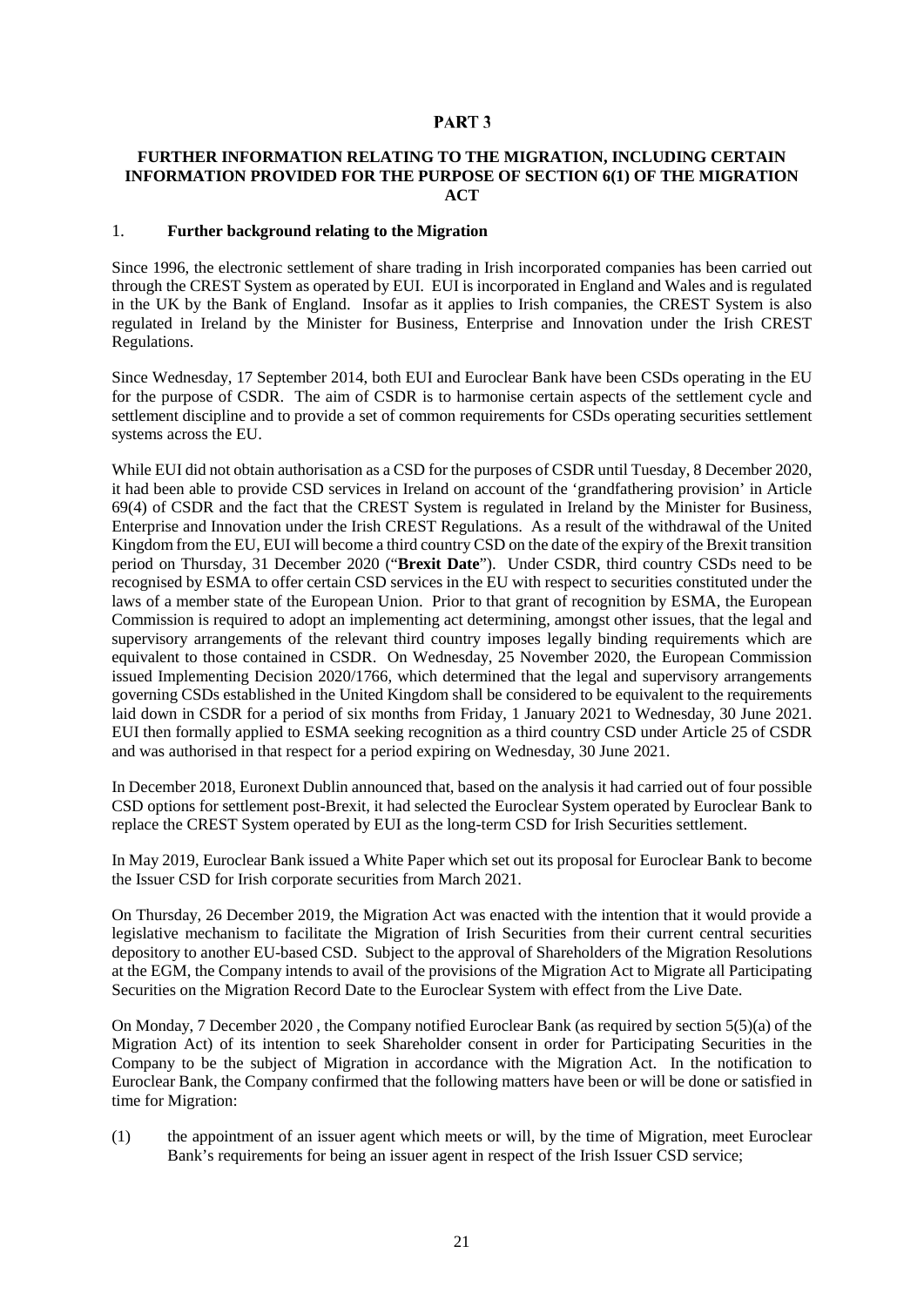# PART 3

## FURTHER INFORMATION RELATING TO THE MIGRATION, INCLUDING CERTAIN INFORMATION PROVIDED FOR THE PURPOSE OF SECTION 6(1) OF THE MIGRATION ACT

### 1. Further background relating to the Migration

Since 1996, the electronic settlement of share trading in Irish incorporated companies has been carried out through the CREST System as operated by EUI. EUI is incorporated in England and Wales and is regulated in the UK by the Bank of England. Insofar as it applies to Irish companies, the CREST System is also regulated in Ireland by the Minister for Business, Enterprise and Innovation under the Irish CREST Regulations.

Since Wednesday, 17 September 2014, both EUI and Euroclear Bank have been CSDs operating in the EU for the purpose of CSDR. The aim of CSDR is to harmonise certain aspects of the settlement cycle and settlement discipline and to provide a set of common requirements for CSDs operating securities settlement systems across the EU.

While EUI did not obtain authorisation as a CSD for the purposes of CSDR until Tuesday, 8 December 2020, it had been able to provide CSD services in Ireland on account of the 'grandfathering provision' in Article 69(4) of CSDR and the fact that the CREST System is regulated in Ireland by the Minister for Business, Enterprise and Innovation under the Irish CREST Regulations. As a result of the withdrawal of the United Kingdom from the EU, EUI will become a third country CSD on the date of the expiry of the Brexit transition period on Thursday, 31 December 2020 ("**Brexit Date**"). Under CSDR, third country CSDs need to be recognised by ESMA to offer certain CSD services in the EU with respect to securities constituted under the laws of a member state of the European Union. Prior to that grant of recognition by ESMA, the European Commission is required to adopt an implementing act determining, amongst other issues, that the legal and supervisory arrangements of the relevant third country imposes legally binding requirements which are equivalent to those contained in CSDR. On Wednesday, 25 November 2020, the European Commission issued Implementing Decision 2020/1766, which determined that the legal and supervisory arrangements governing CSDs established in the United Kingdom shall be considered to be equivalent to the requirements laid down in CSDR for a period of six months from Friday, 1 January 2021 to Wednesday, 30 June 2021. EUI then formally applied to ESMA seeking recognition as a third country CSD under Article 25 of CSDR and was authorised in that respect for a period expiring on Wednesday, 30 June 2021.

In December 2018, Euronext Dublin announced that, based on the analysis it had carried out of four possible CSD options for settlement post-Brexit, it had selected the Euroclear System operated by Euroclear Bank to replace the CREST System operated by EUI as the long-term CSD for Irish Securities settlement.

In May 2019, Euroclear Bank issued a White Paper which set out its proposal for Euroclear Bank to become the Issuer CSD for Irish corporate securities from March 2021.

On Thursday, 26 December 2019, the Migration Act was enacted with the intention that it would provide a legislative mechanism to facilitate the Migration of Irish Securities from their current central securities depository to another EU-based CSD. Subject to the approval of Shareholders of the Migration Resolutions at the EGM, the Company intends to avail of the provisions of the Migration Act to Migrate all Participating Securities on the Migration Record Date to the Euroclear System with effect from the Live Date.

On Monday, 7 December 2020 , the Company notified Euroclear Bank (as required by section 5(5)(a) of the Migration Act) of its intention to seek Shareholder consent in order for Participating Securities in the Company to be the subject of Migration in accordance with the Migration Act. In the notification to Euroclear Bank, the Company confirmed that the following matters have been or will be done or satisfied in time for Migration:

(1) the appointment of an issuer agent which meets or will, by the time of Migration, meet Euroclear Bank's requirements for being an issuer agent in respect of the Irish Issuer CSD service;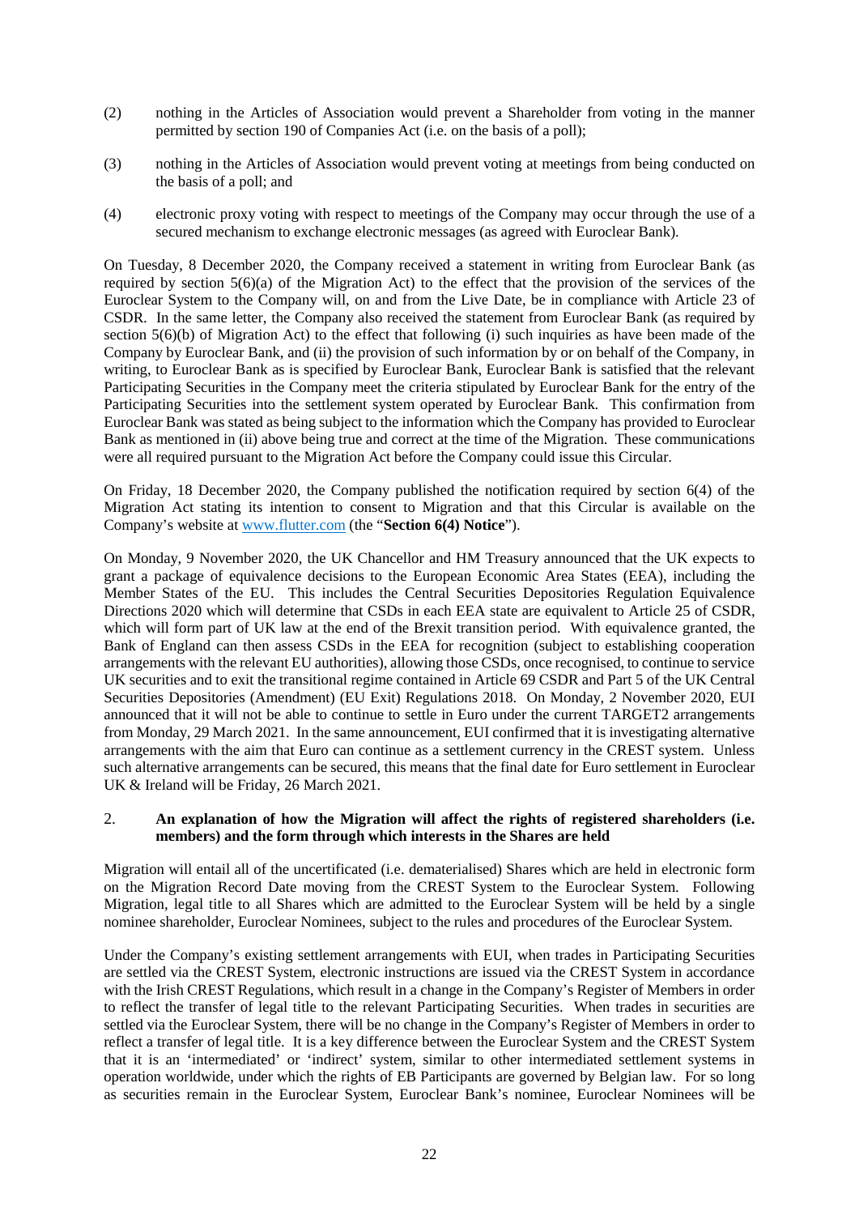(2) nothing in the Articles of Association would prevent a Shareholder from voting in the manner permitted by section 190 of Companies Act (i.e. on the basis of a poll);

(3) nothing in the Articles of Association would prevent voting at meetings from being conducted on the basis of a poll; and

(4) electronic proxy voting with respect to meetings of the Company may occur through the use of a secured mechanism to exchange electronic messages (as agreed with Euroclear Bank).

On Tuesday, 8 December 2020, the Company received a statement in writing from Euroclear Bank (as required by section 5(6)(a) of the Migration Act) to the effect that the provision of the services of the Euroclear System to the Company will, on and from the Live Date, be in compliance with Article 23 of CSDR. In the same letter, the Company also received the statement from Euroclear Bank (as required by section 5(6)(b) of Migration Act) to the effect that following (i) such inquiries as have been made of the Company by Euroclear Bank, and (ii) the provision of such information by or on behalf of the Company, in writing, to Euroclear Bank as is specified by Euroclear Bank, Euroclear Bank is satisfied that the relevant Participating Securities in the Company meet the criteria stipulated by Euroclear Bank for the entry of the Participating Securities into the settlement system operated by Euroclear Bank. This confirmation from Euroclear Bank was stated as being subject to the information which the Company has provided to Euroclear Bank as mentioned in (ii) above being true and correct at the time of the Migration. These communications were all required pursuant to the Migration Act before the Company could issue this Circular.

On Friday, 18 December 2020, the Company published the notification required by section 6(4) of the Migration Act stating its intention to consent to Migration and that this Circular is available on the Company's website at www.flutter.com (the "**Section 6(4) Notice**").

On Monday, 9 November 2020, the UK Chancellor and HM Treasury announced that the UK expects to grant a package of equivalence decisions to the European Economic Area States (EEA), including the Member States of the EU. This includes the Central Securities Depositories Regulation Equivalence Directions 2020 which will determine that CSDs in each EEA state are equivalent to Article 25 of CSDR, which will form part of UK law at the end of the Brexit transition period. With equivalence granted, the Bank of England can then assess CSDs in the EEA for recognition (subject to establishing cooperation arrangements with the relevant EU authorities), allowing those CSDs, once recognised, to continue to service UK securities and to exit the transitional regime contained in Article 69 CSDR and Part 5 of the UK Central Securities Depositories (Amendment) (EU Exit) Regulations 2018. On Monday, 2 November 2020, EUI announced that it will not be able to continue to settle in Euro under the current TARGET2 arrangements from Monday, 29 March 2021. In the same announcement, EUI confirmed that it is investigating alternative arrangements with the aim that Euro can continue as a settlement currency in the CREST system. Unless such alternative arrangements can be secured, this means that the final date for Euro settlement in Euroclear UK & Ireland will be Friday, 26 March 2021.

## 2. An explanation of how the Migration will affect the rights of registered shareholders (i.e. members) and the form through which interests in the Shares are held

Migration will entail all of the uncertificated (i.e. dematerialised) Shares which are held in electronic form on the Migration Record Date moving from the CREST System to the Euroclear System. Following Migration, legal title to all Shares which are admitted to the Euroclear System will be held by a single nominee shareholder, Euroclear Nominees, subject to the rules and procedures of the Euroclear System.

Under the Company's existing settlement arrangements with EUI, when trades in Participating Securities are settled via the CREST System, electronic instructions are issued via the CREST System in accordance with the Irish CREST Regulations, which result in a change in the Company's Register of Members in order to reflect the transfer of legal title to the relevant Participating Securities. When trades in securities are settled via the Euroclear System, there will be no change in the Company's Register of Members in order to reflect a transfer of legal title. It is a key difference between the Euroclear System and the CREST System that it is an 'intermediated' or 'indirect' system, similar to other intermediated settlement systems in operation worldwide, under which the rights of EB Participants are governed by Belgian law. For so long as securities remain in the Euroclear System, Euroclear Bank's nominee, Euroclear Nominees will be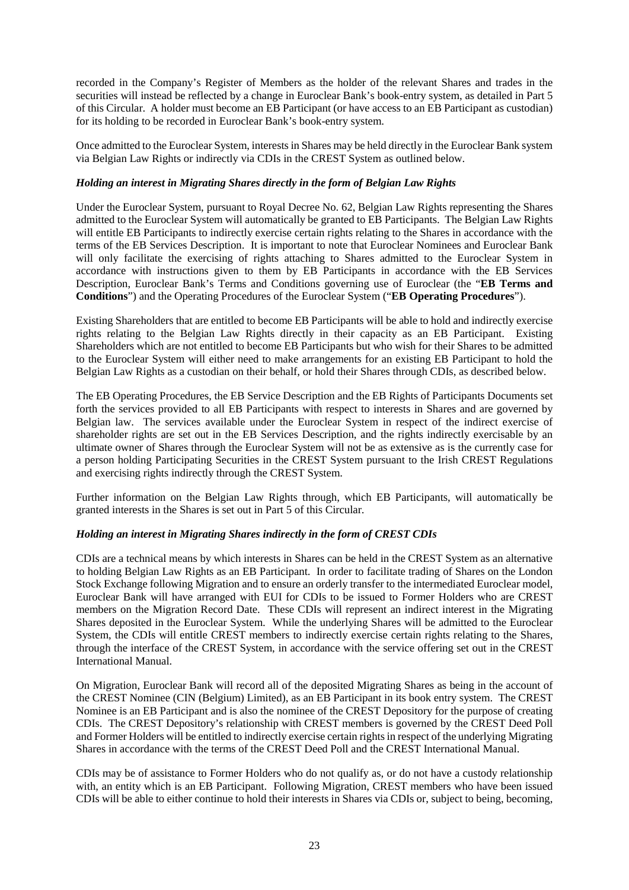recorded in the Company's Register of Members as the holder of the relevant Shares and trades in the securities will instead be reflected by a change in Euroclear Bank's book-entry system, as detailed in Part 5 of this Circular. A holder must become an EB Participant (or have access to an EB Participant as custodian) for its holding to be recorded in Euroclear Bank's book-entry system.

Once admitted to the Euroclear System, interests in Shares may be held directly in the Euroclear Bank system via Belgian Law Rights or indirectly via CDIs in the CREST System as outlined below.

***Holding an interest in Migrating Shares directly in the form of Belgian Law Rights***

Under the Euroclear System, pursuant to Royal Decree No. 62, Belgian Law Rights representing the Shares admitted to the Euroclear System will automatically be granted to EB Participants. The Belgian Law Rights will entitle EB Participants to indirectly exercise certain rights relating to the Shares in accordance with the terms of the EB Services Description. It is important to note that Euroclear Nominees and Euroclear Bank will only facilitate the exercising of rights attaching to Shares admitted to the Euroclear System in accordance with instructions given to them by EB Participants in accordance with the EB Services Description, Euroclear Bank's Terms and Conditions governing use of Euroclear (the "**EB Terms and Conditions**") and the Operating Procedures of the Euroclear System ("**EB Operating Procedures**").

Existing Shareholders that are entitled to become EB Participants will be able to hold and indirectly exercise rights relating to the Belgian Law Rights directly in their capacity as an EB Participant. Existing Shareholders which are not entitled to become EB Participants but who wish for their Shares to be admitted to the Euroclear System will either need to make arrangements for an existing EB Participant to hold the Belgian Law Rights as a custodian on their behalf, or hold their Shares through CDIs, as described below.

The EB Operating Procedures, the EB Service Description and the EB Rights of Participants Documents set forth the services provided to all EB Participants with respect to interests in Shares and are governed by Belgian law. The services available under the Euroclear System in respect of the indirect exercise of shareholder rights are set out in the EB Services Description, and the rights indirectly exercisable by an ultimate owner of Shares through the Euroclear System will not be as extensive as is the currently case for a person holding Participating Securities in the CREST System pursuant to the Irish CREST Regulations and exercising rights indirectly through the CREST System.

Further information on the Belgian Law Rights through, which EB Participants, will automatically be granted interests in the Shares is set out in Part 5 of this Circular.

***Holding an interest in Migrating Shares indirectly in the form of CREST CDIs***

CDIs are a technical means by which interests in Shares can be held in the CREST System as an alternative to holding Belgian Law Rights as an EB Participant. In order to facilitate trading of Shares on the London Stock Exchange following Migration and to ensure an orderly transfer to the intermediated Euroclear model, Euroclear Bank will have arranged with EUI for CDIs to be issued to Former Holders who are CREST members on the Migration Record Date. These CDIs will represent an indirect interest in the Migrating Shares deposited in the Euroclear System. While the underlying Shares will be admitted to the Euroclear System, the CDIs will entitle CREST members to indirectly exercise certain rights relating to the Shares, through the interface of the CREST System, in accordance with the service offering set out in the CREST International Manual.

On Migration, Euroclear Bank will record all of the deposited Migrating Shares as being in the account of the CREST Nominee (CIN (Belgium) Limited), as an EB Participant in its book entry system. The CREST Nominee is an EB Participant and is also the nominee of the CREST Depository for the purpose of creating CDIs. The CREST Depository's relationship with CREST members is governed by the CREST Deed Poll and Former Holders will be entitled to indirectly exercise certain rights in respect of the underlying Migrating Shares in accordance with the terms of the CREST Deed Poll and the CREST International Manual.

CDIs may be of assistance to Former Holders who do not qualify as, or do not have a custody relationship with, an entity which is an EB Participant. Following Migration, CREST members who have been issued CDIs will be able to either continue to hold their interests in Shares via CDIs or, subject to being, becoming,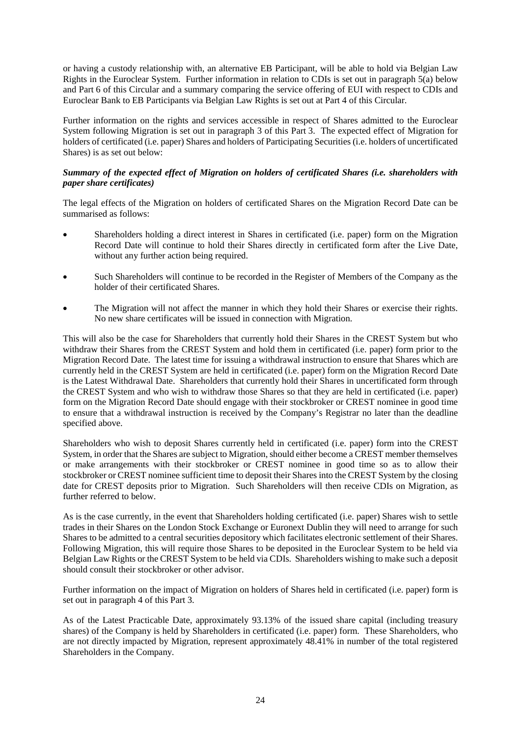or having a custody relationship with, an alternative EB Participant, will be able to hold via Belgian Law Rights in the Euroclear System. Further information in relation to CDIs is set out in paragraph 5(a) below and Part 6 of this Circular and a summary comparing the service offering of EUI with respect to CDIs and Euroclear Bank to EB Participants via Belgian Law Rights is set out at Part 4 of this Circular.

Further information on the rights and services accessible in respect of Shares admitted to the Euroclear System following Migration is set out in paragraph 3 of this Part 3. The expected effect of Migration for holders of certificated (i.e. paper) Shares and holders of Participating Securities (i.e. holders of uncertificated Shares) is as set out below:

***Summary of the expected effect of Migration on holders of certificated Shares (i.e. shareholders with paper share certificates)***

The legal effects of the Migration on holders of certificated Shares on the Migration Record Date can be summarised as follows:

- Shareholders holding a direct interest in Shares in certificated (i.e. paper) form on the Migration Record Date will continue to hold their Shares directly in certificated form after the Live Date, without any further action being required.
- Such Shareholders will continue to be recorded in the Register of Members of the Company as the holder of their certificated Shares.
- The Migration will not affect the manner in which they hold their Shares or exercise their rights. No new share certificates will be issued in connection with Migration.

This will also be the case for Shareholders that currently hold their Shares in the CREST System but who withdraw their Shares from the CREST System and hold them in certificated (i.e. paper) form prior to the Migration Record Date. The latest time for issuing a withdrawal instruction to ensure that Shares which are currently held in the CREST System are held in certificated (i.e. paper) form on the Migration Record Date is the Latest Withdrawal Date. Shareholders that currently hold their Shares in uncertificated form through the CREST System and who wish to withdraw those Shares so that they are held in certificated (i.e. paper) form on the Migration Record Date should engage with their stockbroker or CREST nominee in good time to ensure that a withdrawal instruction is received by the Company's Registrar no later than the deadline specified above.

Shareholders who wish to deposit Shares currently held in certificated (i.e. paper) form into the CREST System, in order that the Shares are subject to Migration, should either become a CREST member themselves or make arrangements with their stockbroker or CREST nominee in good time so as to allow their stockbroker or CREST nominee sufficient time to deposit their Shares into the CREST System by the closing date for CREST deposits prior to Migration. Such Shareholders will then receive CDIs on Migration, as further referred to below.

As is the case currently, in the event that Shareholders holding certificated (i.e. paper) Shares wish to settle trades in their Shares on the London Stock Exchange or Euronext Dublin they will need to arrange for such Shares to be admitted to a central securities depository which facilitates electronic settlement of their Shares. Following Migration, this will require those Shares to be deposited in the Euroclear System to be held via Belgian Law Rights or the CREST System to be held via CDIs. Shareholders wishing to make such a deposit should consult their stockbroker or other advisor.

Further information on the impact of Migration on holders of Shares held in certificated (i.e. paper) form is set out in paragraph 4 of this Part 3.

As of the Latest Practicable Date, approximately 93.13% of the issued share capital (including treasury shares) of the Company is held by Shareholders in certificated (i.e. paper) form. These Shareholders, who are not directly impacted by Migration, represent approximately 48.41% in number of the total registered Shareholders in the Company.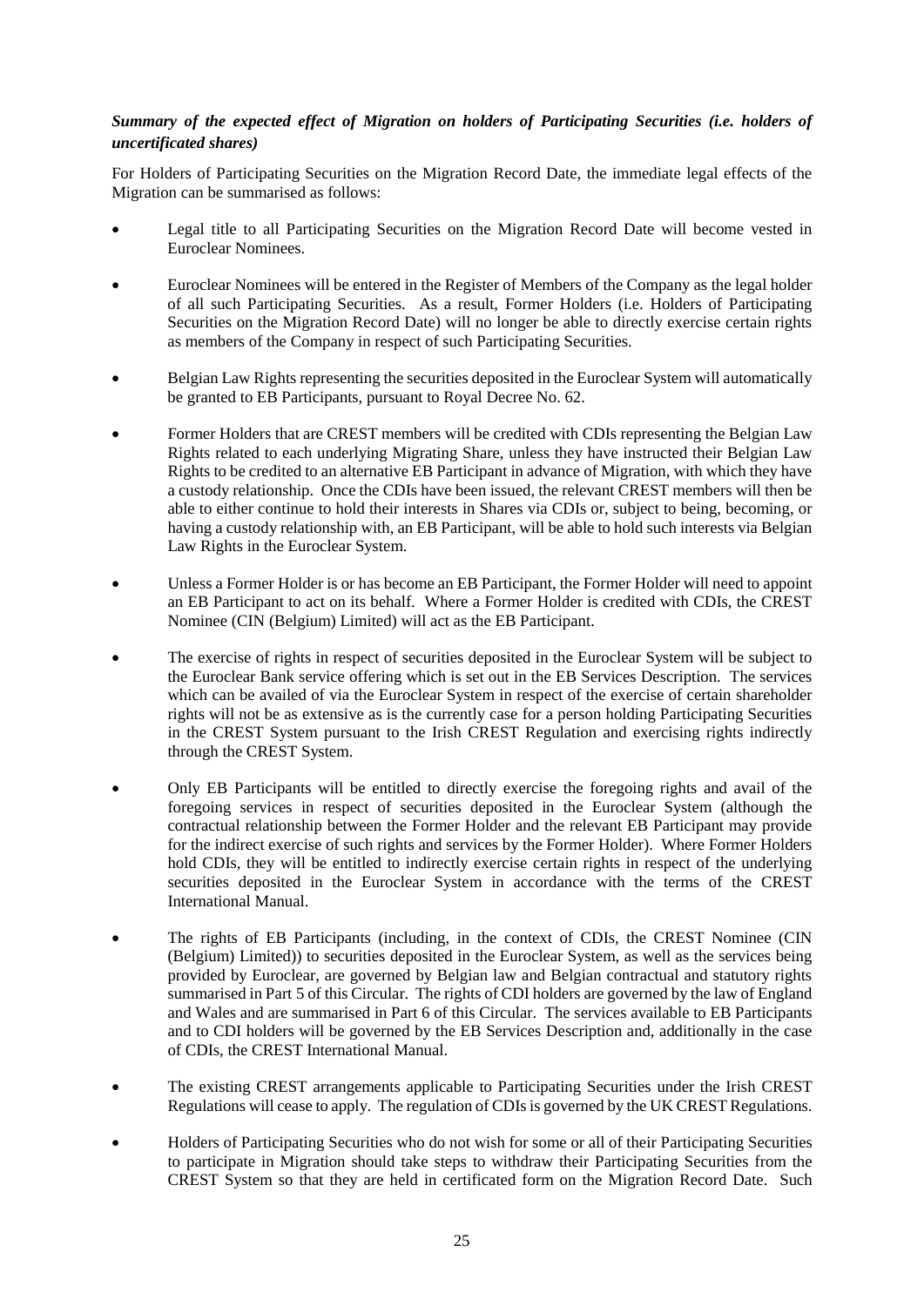***Summary of the expected effect of Migration on holders of Participating Securities (i.e. holders of uncertificated shares)***

For Holders of Participating Securities on the Migration Record Date, the immediate legal effects of the Migration can be summarised as follows:

- Legal title to all Participating Securities on the Migration Record Date will become vested in Euroclear Nominees.
- Euroclear Nominees will be entered in the Register of Members of the Company as the legal holder of all such Participating Securities. As a result, Former Holders (i.e. Holders of Participating Securities on the Migration Record Date) will no longer be able to directly exercise certain rights as members of the Company in respect of such Participating Securities.
- Belgian Law Rights representing the securities deposited in the Euroclear System will automatically be granted to EB Participants, pursuant to Royal Decree No. 62.
- Former Holders that are CREST members will be credited with CDIs representing the Belgian Law Rights related to each underlying Migrating Share, unless they have instructed their Belgian Law Rights to be credited to an alternative EB Participant in advance of Migration, with which they have a custody relationship. Once the CDIs have been issued, the relevant CREST members will then be able to either continue to hold their interests in Shares via CDIs or, subject to being, becoming, or having a custody relationship with, an EB Participant, will be able to hold such interests via Belgian Law Rights in the Euroclear System.
- Unless a Former Holder is or has become an EB Participant, the Former Holder will need to appoint an EB Participant to act on its behalf. Where a Former Holder is credited with CDIs, the CREST Nominee (CIN (Belgium) Limited) will act as the EB Participant.
- The exercise of rights in respect of securities deposited in the Euroclear System will be subject to the Euroclear Bank service offering which is set out in the EB Services Description. The services which can be availed of via the Euroclear System in respect of the exercise of certain shareholder rights will not be as extensive as is the currently case for a person holding Participating Securities in the CREST System pursuant to the Irish CREST Regulation and exercising rights indirectly through the CREST System.
- Only EB Participants will be entitled to directly exercise the foregoing rights and avail of the foregoing services in respect of securities deposited in the Euroclear System (although the contractual relationship between the Former Holder and the relevant EB Participant may provide for the indirect exercise of such rights and services by the Former Holder). Where Former Holders hold CDIs, they will be entitled to indirectly exercise certain rights in respect of the underlying securities deposited in the Euroclear System in accordance with the terms of the CREST International Manual.
- The rights of EB Participants (including, in the context of CDIs, the CREST Nominee (CIN (Belgium) Limited)) to securities deposited in the Euroclear System, as well as the services being provided by Euroclear, are governed by Belgian law and Belgian contractual and statutory rights summarised in Part 5 of this Circular. The rights of CDI holders are governed by the law of England and Wales and are summarised in Part 6 of this Circular. The services available to EB Participants and to CDI holders will be governed by the EB Services Description and, additionally in the case of CDIs, the CREST International Manual.
- The existing CREST arrangements applicable to Participating Securities under the Irish CREST Regulations will cease to apply. The regulation of CDIs is governed by the UK CREST Regulations.
- Holders of Participating Securities who do not wish for some or all of their Participating Securities to participate in Migration should take steps to withdraw their Participating Securities from the CREST System so that they are held in certificated form on the Migration Record Date. Such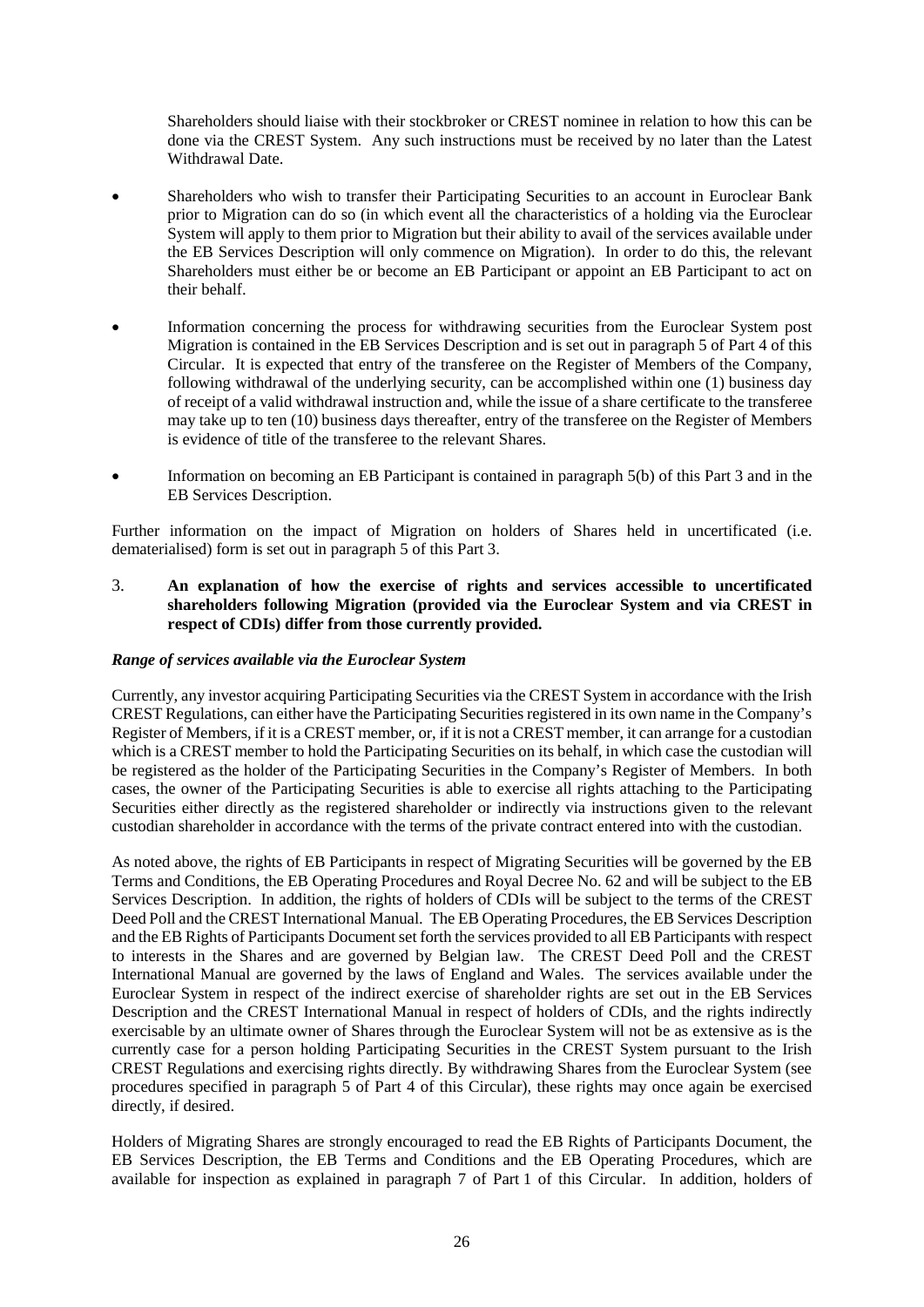Shareholders should liaise with their stockbroker or CREST nominee in relation to how this can be done via the CREST System. Any such instructions must be received by no later than the Latest Withdrawal Date.

- Shareholders who wish to transfer their Participating Securities to an account in Euroclear Bank prior to Migration can do so (in which event all the characteristics of a holding via the Euroclear System will apply to them prior to Migration but their ability to avail of the services available under the EB Services Description will only commence on Migration). In order to do this, the relevant Shareholders must either be or become an EB Participant or appoint an EB Participant to act on their behalf.
- Information concerning the process for withdrawing securities from the Euroclear System post Migration is contained in the EB Services Description and is set out in paragraph 5 of Part 4 of this Circular. It is expected that entry of the transferee on the Register of Members of the Company, following withdrawal of the underlying security, can be accomplished within one (1) business day of receipt of a valid withdrawal instruction and, while the issue of a share certificate to the transferee may take up to ten (10) business days thereafter, entry of the transferee on the Register of Members is evidence of title of the transferee to the relevant Shares.
- Information on becoming an EB Participant is contained in paragraph 5(b) of this Part 3 and in the EB Services Description.

Further information on the impact of Migration on holders of Shares held in uncertificated (i.e. dematerialised) form is set out in paragraph 5 of this Part 3.

3. **An explanation of how the exercise of rights and services accessible to uncertificated shareholders following Migration (provided via the Euroclear System and via CREST in respect of CDIs) differ from those currently provided.**

***Range of services available via the Euroclear System***

Currently, any investor acquiring Participating Securities via the CREST System in accordance with the Irish CREST Regulations, can either have the Participating Securities registered in its own name in the Company's Register of Members, if it is a CREST member, or, if it is not a CREST member, it can arrange for a custodian which is a CREST member to hold the Participating Securities on its behalf, in which case the custodian will be registered as the holder of the Participating Securities in the Company's Register of Members. In both cases, the owner of the Participating Securities is able to exercise all rights attaching to the Participating Securities either directly as the registered shareholder or indirectly via instructions given to the relevant custodian shareholder in accordance with the terms of the private contract entered into with the custodian.

As noted above, the rights of EB Participants in respect of Migrating Securities will be governed by the EB Terms and Conditions, the EB Operating Procedures and Royal Decree No. 62 and will be subject to the EB Services Description. In addition, the rights of holders of CDIs will be subject to the terms of the CREST Deed Poll and the CREST International Manual. The EB Operating Procedures, the EB Services Description and the EB Rights of Participants Document set forth the services provided to all EB Participants with respect to interests in the Shares and are governed by Belgian law. The CREST Deed Poll and the CREST International Manual are governed by the laws of England and Wales. The services available under the Euroclear System in respect of the indirect exercise of shareholder rights are set out in the EB Services Description and the CREST International Manual in respect of holders of CDIs, and the rights indirectly exercisable by an ultimate owner of Shares through the Euroclear System will not be as extensive as is the currently case for a person holding Participating Securities in the CREST System pursuant to the Irish CREST Regulations and exercising rights directly. By withdrawing Shares from the Euroclear System (see procedures specified in paragraph 5 of Part 4 of this Circular), these rights may once again be exercised directly, if desired.

Holders of Migrating Shares are strongly encouraged to read the EB Rights of Participants Document, the EB Services Description, the EB Terms and Conditions and the EB Operating Procedures, which are available for inspection as explained in paragraph 7 of Part 1 of this Circular. In addition, holders of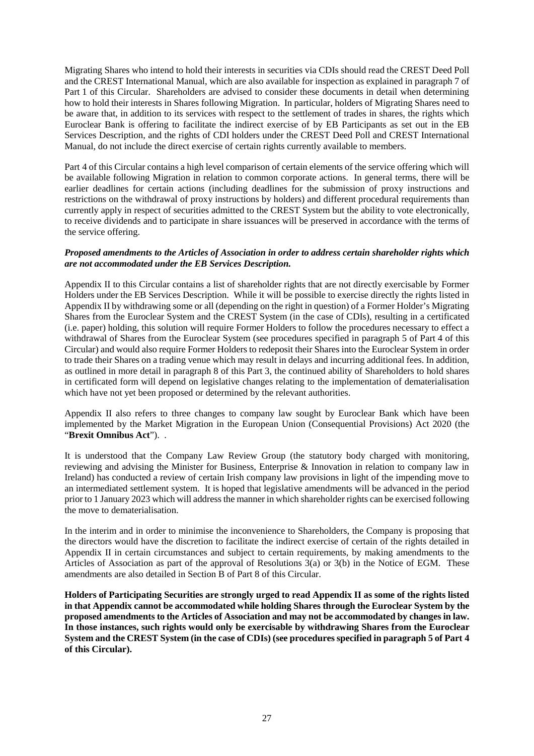Migrating Shares who intend to hold their interests in securities via CDIs should read the CREST Deed Poll and the CREST International Manual, which are also available for inspection as explained in paragraph 7 of Part 1 of this Circular. Shareholders are advised to consider these documents in detail when determining how to hold their interests in Shares following Migration. In particular, holders of Migrating Shares need to be aware that, in addition to its services with respect to the settlement of trades in shares, the rights which Euroclear Bank is offering to facilitate the indirect exercise of by EB Participants as set out in the EB Services Description, and the rights of CDI holders under the CREST Deed Poll and CREST International Manual, do not include the direct exercise of certain rights currently available to members.

Part 4 of this Circular contains a high level comparison of certain elements of the service offering which will be available following Migration in relation to common corporate actions. In general terms, there will be earlier deadlines for certain actions (including deadlines for the submission of proxy instructions and restrictions on the withdrawal of proxy instructions by holders) and different procedural requirements than currently apply in respect of securities admitted to the CREST System but the ability to vote electronically, to receive dividends and to participate in share issuances will be preserved in accordance with the terms of the service offering.

***Proposed amendments to the Articles of Association in order to address certain shareholder rights which are not accommodated under the EB Services Description.***

Appendix II to this Circular contains a list of shareholder rights that are not directly exercisable by Former Holders under the EB Services Description. While it will be possible to exercise directly the rights listed in Appendix II by withdrawing some or all (depending on the right in question) of a Former Holder's Migrating Shares from the Euroclear System and the CREST System (in the case of CDIs), resulting in a certificated (i.e. paper) holding, this solution will require Former Holders to follow the procedures necessary to effect a withdrawal of Shares from the Euroclear System (see procedures specified in paragraph 5 of Part 4 of this Circular) and would also require Former Holders to redeposit their Shares into the Euroclear System in order to trade their Shares on a trading venue which may result in delays and incurring additional fees. In addition, as outlined in more detail in paragraph 8 of this Part 3, the continued ability of Shareholders to hold shares in certificated form will depend on legislative changes relating to the implementation of dematerialisation which have not yet been proposed or determined by the relevant authorities.

Appendix II also refers to three changes to company law sought by Euroclear Bank which have been implemented by the Market Migration in the European Union (Consequential Provisions) Act 2020 (the "**Brexit Omnibus Act**"). .

It is understood that the Company Law Review Group (the statutory body charged with monitoring, reviewing and advising the Minister for Business, Enterprise & Innovation in relation to company law in Ireland) has conducted a review of certain Irish company law provisions in light of the impending move to an intermediated settlement system. It is hoped that legislative amendments will be advanced in the period prior to 1 January 2023 which will address the manner in which shareholder rights can be exercised following the move to dematerialisation.

In the interim and in order to minimise the inconvenience to Shareholders, the Company is proposing that the directors would have the discretion to facilitate the indirect exercise of certain of the rights detailed in Appendix II in certain circumstances and subject to certain requirements, by making amendments to the Articles of Association as part of the approval of Resolutions 3(a) or 3(b) in the Notice of EGM. These amendments are also detailed in Section B of Part 8 of this Circular.

**Holders of Participating Securities are strongly urged to read Appendix II as some of the rights listed in that Appendix cannot be accommodated while holding Shares through the Euroclear System by the proposed amendments to the Articles of Association and may not be accommodated by changes in law. In those instances, such rights would only be exercisable by withdrawing Shares from the Euroclear System and the CREST System (in the case of CDIs) (see procedures specified in paragraph 5 of Part 4 of this Circular).**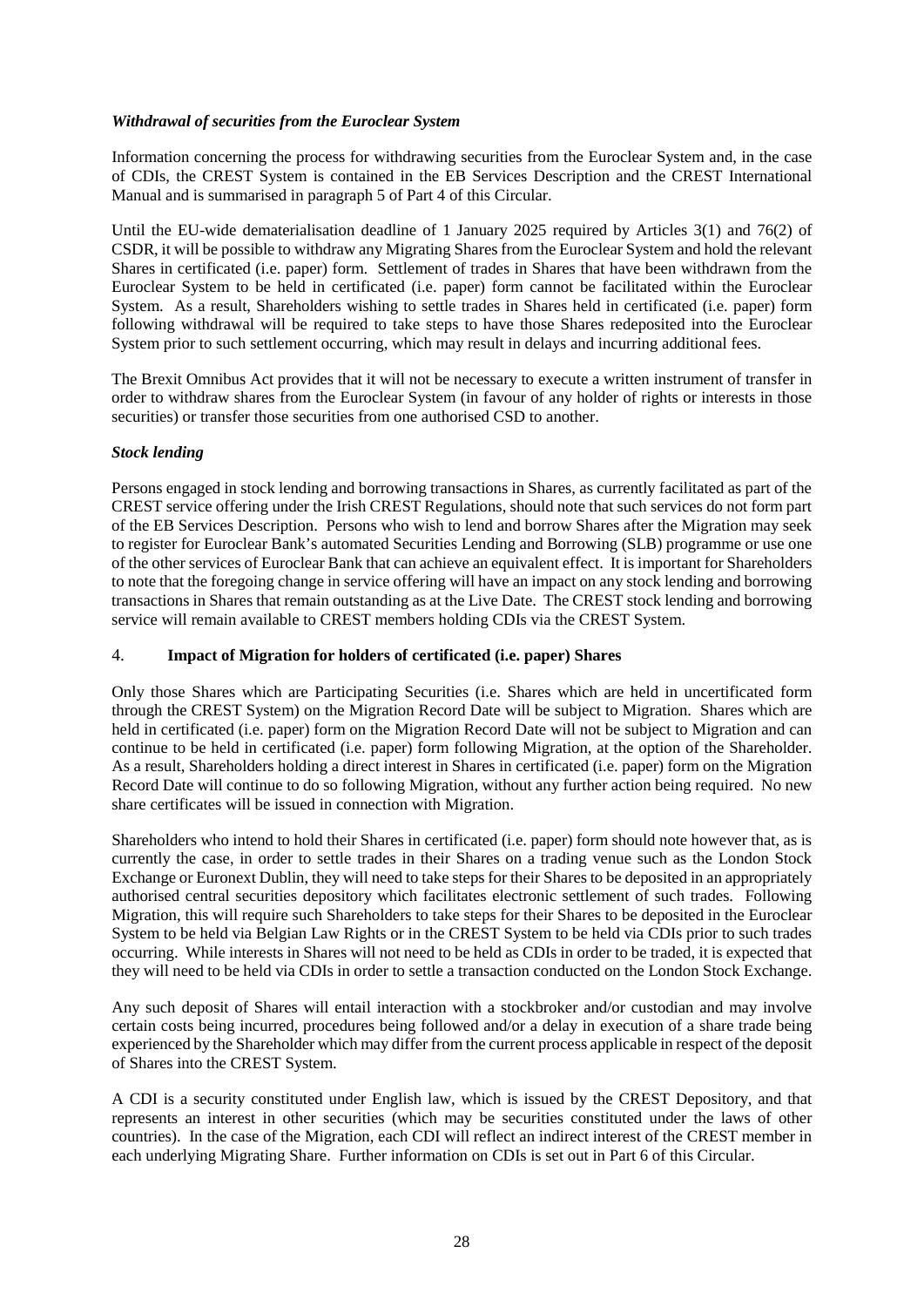***Withdrawal of securities from the Euroclear System***

Information concerning the process for withdrawing securities from the Euroclear System and, in the case of CDIs, the CREST System is contained in the EB Services Description and the CREST International Manual and is summarised in paragraph 5 of Part 4 of this Circular.

Until the EU-wide dematerialisation deadline of 1 January 2025 required by Articles 3(1) and 76(2) of CSDR, it will be possible to withdraw any Migrating Shares from the Euroclear System and hold the relevant Shares in certificated (i.e. paper) form. Settlement of trades in Shares that have been withdrawn from the Euroclear System to be held in certificated (i.e. paper) form cannot be facilitated within the Euroclear System. As a result, Shareholders wishing to settle trades in Shares held in certificated (i.e. paper) form following withdrawal will be required to take steps to have those Shares redeposited into the Euroclear System prior to such settlement occurring, which may result in delays and incurring additional fees.

The Brexit Omnibus Act provides that it will not be necessary to execute a written instrument of transfer in order to withdraw shares from the Euroclear System (in favour of any holder of rights or interests in those securities) or transfer those securities from one authorised CSD to another.

***Stock lending***

Persons engaged in stock lending and borrowing transactions in Shares, as currently facilitated as part of the CREST service offering under the Irish CREST Regulations, should note that such services do not form part of the EB Services Description. Persons who wish to lend and borrow Shares after the Migration may seek to register for Euroclear Bank's automated Securities Lending and Borrowing (SLB) programme or use one of the other services of Euroclear Bank that can achieve an equivalent effect. It is important for Shareholders to note that the foregoing change in service offering will have an impact on any stock lending and borrowing transactions in Shares that remain outstanding as at the Live Date. The CREST stock lending and borrowing service will remain available to CREST members holding CDIs via the CREST System.

## 4. Impact of Migration for holders of certificated (i.e. paper) Shares

Only those Shares which are Participating Securities (i.e. Shares which are held in uncertificated form through the CREST System) on the Migration Record Date will be subject to Migration. Shares which are held in certificated (i.e. paper) form on the Migration Record Date will not be subject to Migration and can continue to be held in certificated (i.e. paper) form following Migration, at the option of the Shareholder. As a result, Shareholders holding a direct interest in Shares in certificated (i.e. paper) form on the Migration Record Date will continue to do so following Migration, without any further action being required. No new share certificates will be issued in connection with Migration.

Shareholders who intend to hold their Shares in certificated (i.e. paper) form should note however that, as is currently the case, in order to settle trades in their Shares on a trading venue such as the London Stock Exchange or Euronext Dublin, they will need to take steps for their Shares to be deposited in an appropriately authorised central securities depository which facilitates electronic settlement of such trades. Following Migration, this will require such Shareholders to take steps for their Shares to be deposited in the Euroclear System to be held via Belgian Law Rights or in the CREST System to be held via CDIs prior to such trades occurring. While interests in Shares will not need to be held as CDIs in order to be traded, it is expected that they will need to be held via CDIs in order to settle a transaction conducted on the London Stock Exchange.

Any such deposit of Shares will entail interaction with a stockbroker and/or custodian and may involve certain costs being incurred, procedures being followed and/or a delay in execution of a share trade being experienced by the Shareholder which may differ from the current process applicable in respect of the deposit of Shares into the CREST System.

A CDI is a security constituted under English law, which is issued by the CREST Depository, and that represents an interest in other securities (which may be securities constituted under the laws of other countries). In the case of the Migration, each CDI will reflect an indirect interest of the CREST member in each underlying Migrating Share. Further information on CDIs is set out in Part 6 of this Circular.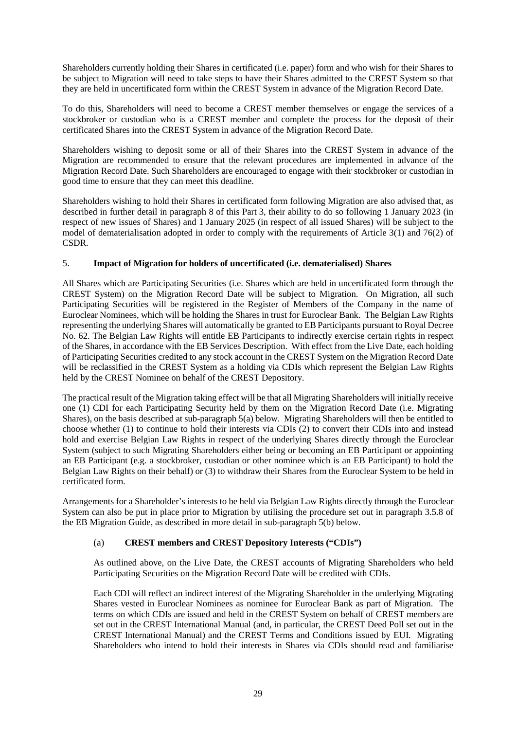Shareholders currently holding their Shares in certificated (i.e. paper) form and who wish for their Shares to be subject to Migration will need to take steps to have their Shares admitted to the CREST System so that they are held in uncertificated form within the CREST System in advance of the Migration Record Date.

To do this, Shareholders will need to become a CREST member themselves or engage the services of a stockbroker or custodian who is a CREST member and complete the process for the deposit of their certificated Shares into the CREST System in advance of the Migration Record Date.

Shareholders wishing to deposit some or all of their Shares into the CREST System in advance of the Migration are recommended to ensure that the relevant procedures are implemented in advance of the Migration Record Date. Such Shareholders are encouraged to engage with their stockbroker or custodian in good time to ensure that they can meet this deadline.

Shareholders wishing to hold their Shares in certificated form following Migration are also advised that, as described in further detail in paragraph 8 of this Part 3, their ability to do so following 1 January 2023 (in respect of new issues of Shares) and 1 January 2025 (in respect of all issued Shares) will be subject to the model of dematerialisation adopted in order to comply with the requirements of Article 3(1) and 76(2) of CSDR.

## 5. Impact of Migration for holders of uncertificated (i.e. dematerialised) Shares

All Shares which are Participating Securities (i.e. Shares which are held in uncertificated form through the CREST System) on the Migration Record Date will be subject to Migration. On Migration, all such Participating Securities will be registered in the Register of Members of the Company in the name of Euroclear Nominees, which will be holding the Shares in trust for Euroclear Bank. The Belgian Law Rights representing the underlying Shares will automatically be granted to EB Participants pursuant to Royal Decree No. 62. The Belgian Law Rights will entitle EB Participants to indirectly exercise certain rights in respect of the Shares, in accordance with the EB Services Description. With effect from the Live Date, each holding of Participating Securities credited to any stock account in the CREST System on the Migration Record Date will be reclassified in the CREST System as a holding via CDIs which represent the Belgian Law Rights held by the CREST Nominee on behalf of the CREST Depository.

The practical result of the Migration taking effect will be that all Migrating Shareholders will initially receive one (1) CDI for each Participating Security held by them on the Migration Record Date (i.e. Migrating Shares), on the basis described at sub-paragraph 5(a) below. Migrating Shareholders will then be entitled to choose whether (1) to continue to hold their interests via CDIs (2) to convert their CDIs into and instead hold and exercise Belgian Law Rights in respect of the underlying Shares directly through the Euroclear System (subject to such Migrating Shareholders either being or becoming an EB Participant or appointing an EB Participant (e.g. a stockbroker, custodian or other nominee which is an EB Participant) to hold the Belgian Law Rights on their behalf) or (3) to withdraw their Shares from the Euroclear System to be held in certificated form.

Arrangements for a Shareholder's interests to be held via Belgian Law Rights directly through the Euroclear System can also be put in place prior to Migration by utilising the procedure set out in paragraph 3.5.8 of the EB Migration Guide, as described in more detail in sub-paragraph 5(b) below.

### (a) CREST members and CREST Depository Interests ("CDIs")

As outlined above, on the Live Date, the CREST accounts of Migrating Shareholders who held Participating Securities on the Migration Record Date will be credited with CDIs.

Each CDI will reflect an indirect interest of the Migrating Shareholder in the underlying Migrating Shares vested in Euroclear Nominees as nominee for Euroclear Bank as part of Migration. The terms on which CDIs are issued and held in the CREST System on behalf of CREST members are set out in the CREST International Manual (and, in particular, the CREST Deed Poll set out in the CREST International Manual) and the CREST Terms and Conditions issued by EUI. Migrating Shareholders who intend to hold their interests in Shares via CDIs should read and familiarise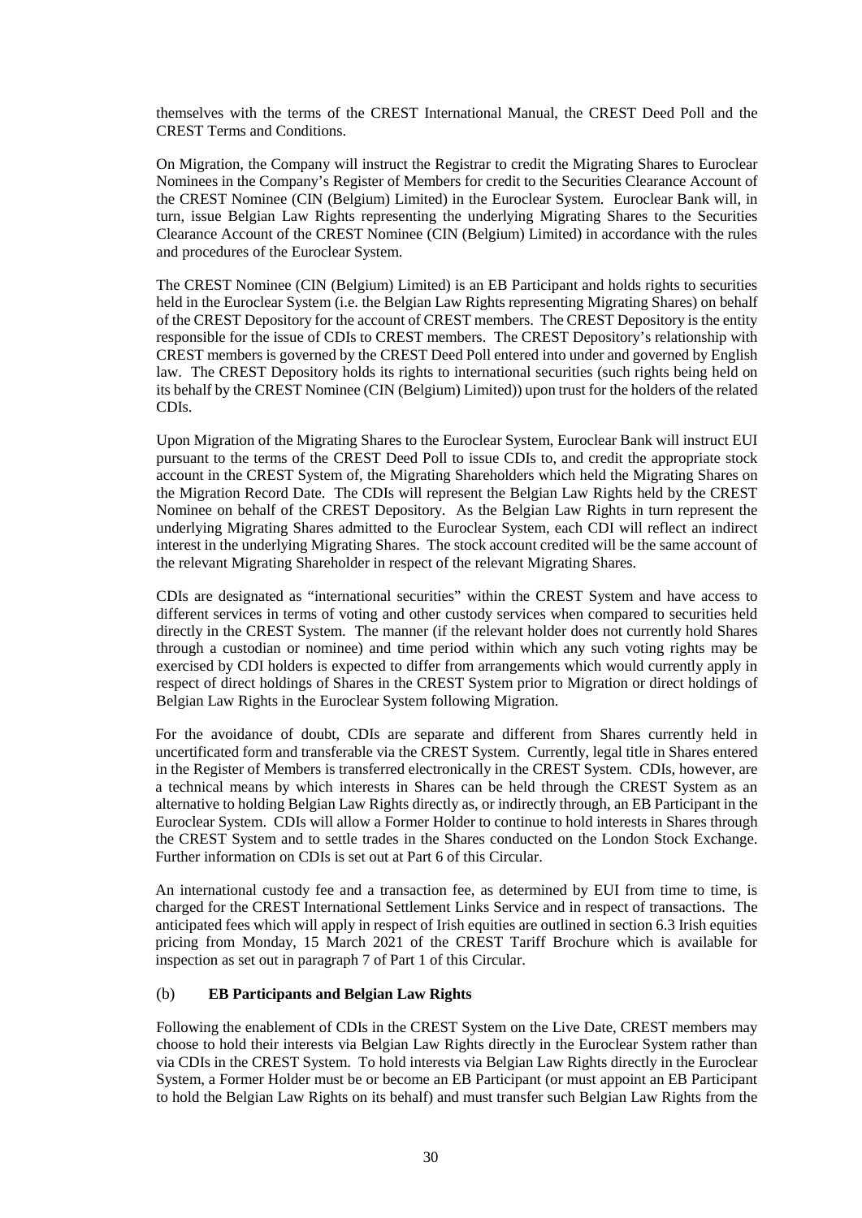themselves with the terms of the CREST International Manual, the CREST Deed Poll and the CREST Terms and Conditions.

On Migration, the Company will instruct the Registrar to credit the Migrating Shares to Euroclear Nominees in the Company's Register of Members for credit to the Securities Clearance Account of the CREST Nominee (CIN (Belgium) Limited) in the Euroclear System. Euroclear Bank will, in turn, issue Belgian Law Rights representing the underlying Migrating Shares to the Securities Clearance Account of the CREST Nominee (CIN (Belgium) Limited) in accordance with the rules and procedures of the Euroclear System.

The CREST Nominee (CIN (Belgium) Limited) is an EB Participant and holds rights to securities held in the Euroclear System (i.e. the Belgian Law Rights representing Migrating Shares) on behalf of the CREST Depository for the account of CREST members. The CREST Depository is the entity responsible for the issue of CDIs to CREST members. The CREST Depository's relationship with CREST members is governed by the CREST Deed Poll entered into under and governed by English law. The CREST Depository holds its rights to international securities (such rights being held on its behalf by the CREST Nominee (CIN (Belgium) Limited)) upon trust for the holders of the related CDIs.

Upon Migration of the Migrating Shares to the Euroclear System, Euroclear Bank will instruct EUI pursuant to the terms of the CREST Deed Poll to issue CDIs to, and credit the appropriate stock account in the CREST System of, the Migrating Shareholders which held the Migrating Shares on the Migration Record Date. The CDIs will represent the Belgian Law Rights held by the CREST Nominee on behalf of the CREST Depository. As the Belgian Law Rights in turn represent the underlying Migrating Shares admitted to the Euroclear System, each CDI will reflect an indirect interest in the underlying Migrating Shares. The stock account credited will be the same account of the relevant Migrating Shareholder in respect of the relevant Migrating Shares.

CDIs are designated as "international securities" within the CREST System and have access to different services in terms of voting and other custody services when compared to securities held directly in the CREST System. The manner (if the relevant holder does not currently hold Shares through a custodian or nominee) and time period within which any such voting rights may be exercised by CDI holders is expected to differ from arrangements which would currently apply in respect of direct holdings of Shares in the CREST System prior to Migration or direct holdings of Belgian Law Rights in the Euroclear System following Migration.

For the avoidance of doubt, CDIs are separate and different from Shares currently held in uncertificated form and transferable via the CREST System. Currently, legal title in Shares entered in the Register of Members is transferred electronically in the CREST System. CDIs, however, are a technical means by which interests in Shares can be held through the CREST System as an alternative to holding Belgian Law Rights directly as, or indirectly through, an EB Participant in the Euroclear System. CDIs will allow a Former Holder to continue to hold interests in Shares through the CREST System and to settle trades in the Shares conducted on the London Stock Exchange. Further information on CDIs is set out at Part 6 of this Circular.

An international custody fee and a transaction fee, as determined by EUI from time to time, is charged for the CREST International Settlement Links Service and in respect of transactions. The anticipated fees which will apply in respect of Irish equities are outlined in section 6.3 Irish equities pricing from Monday, 15 March 2021 of the CREST Tariff Brochure which is available for inspection as set out in paragraph 7 of Part 1 of this Circular.

(b) **EB Participants and Belgian Law Rights**

Following the enablement of CDIs in the CREST System on the Live Date, CREST members may choose to hold their interests via Belgian Law Rights directly in the Euroclear System rather than via CDIs in the CREST System. To hold interests via Belgian Law Rights directly in the Euroclear System, a Former Holder must be or become an EB Participant (or must appoint an EB Participant to hold the Belgian Law Rights on its behalf) and must transfer such Belgian Law Rights from the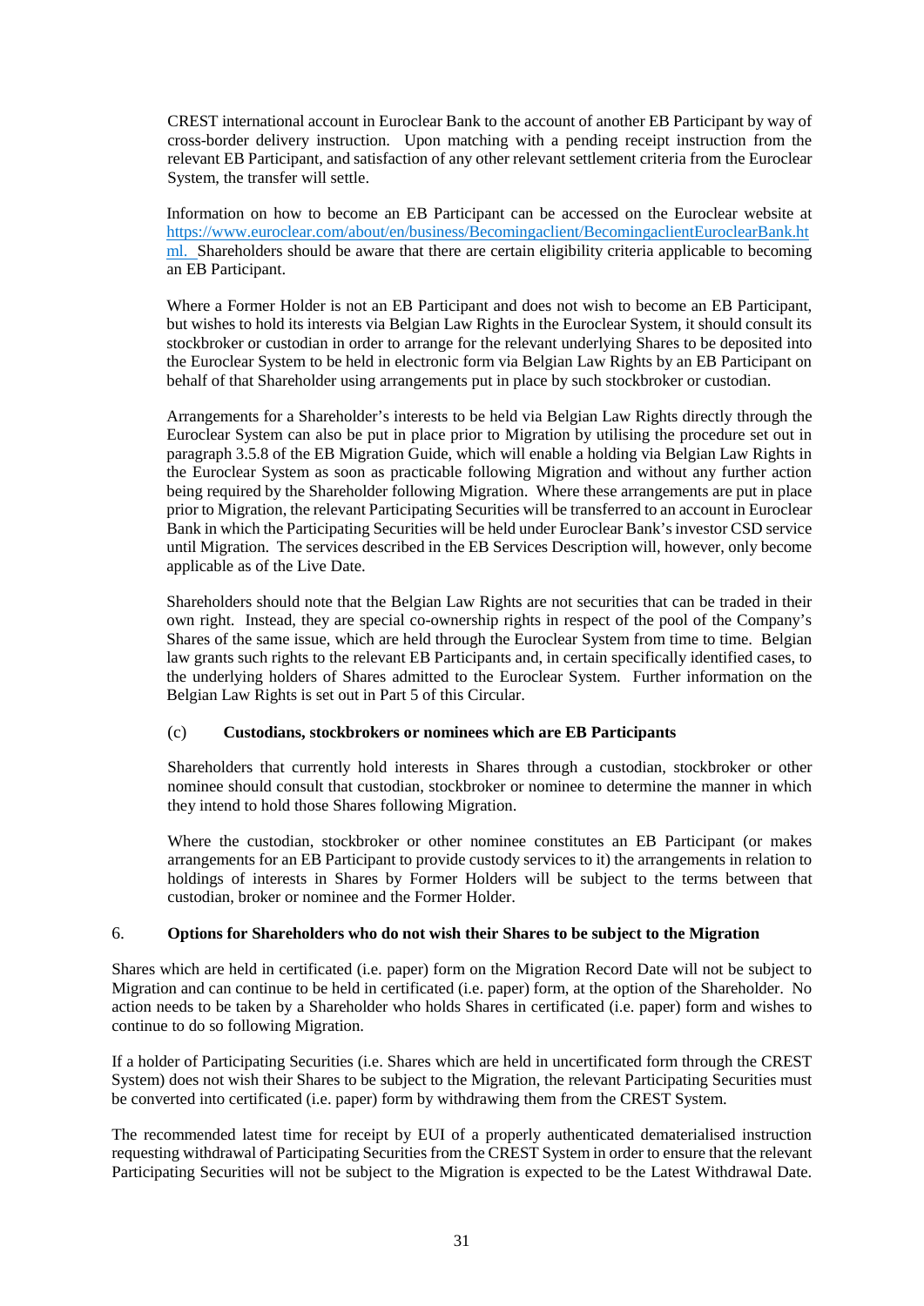CREST international account in Euroclear Bank to the account of another EB Participant by way of cross-border delivery instruction. Upon matching with a pending receipt instruction from the relevant EB Participant, and satisfaction of any other relevant settlement criteria from the Euroclear System, the transfer will settle.

Information on how to become an EB Participant can be accessed on the Euroclear website at https://www.euroclear.com/about/en/business/Becomingaclient/BecomingaclientEuroclearBank.html. Shareholders should be aware that there are certain eligibility criteria applicable to becoming an EB Participant.

Where a Former Holder is not an EB Participant and does not wish to become an EB Participant, but wishes to hold its interests via Belgian Law Rights in the Euroclear System, it should consult its stockbroker or custodian in order to arrange for the relevant underlying Shares to be deposited into the Euroclear System to be held in electronic form via Belgian Law Rights by an EB Participant on behalf of that Shareholder using arrangements put in place by such stockbroker or custodian.

Arrangements for a Shareholder's interests to be held via Belgian Law Rights directly through the Euroclear System can also be put in place prior to Migration by utilising the procedure set out in paragraph 3.5.8 of the EB Migration Guide, which will enable a holding via Belgian Law Rights in the Euroclear System as soon as practicable following Migration and without any further action being required by the Shareholder following Migration. Where these arrangements are put in place prior to Migration, the relevant Participating Securities will be transferred to an account in Euroclear Bank in which the Participating Securities will be held under Euroclear Bank's investor CSD service until Migration. The services described in the EB Services Description will, however, only become applicable as of the Live Date.

Shareholders should note that the Belgian Law Rights are not securities that can be traded in their own right. Instead, they are special co-ownership rights in respect of the pool of the Company's Shares of the same issue, which are held through the Euroclear System from time to time. Belgian law grants such rights to the relevant EB Participants and, in certain specifically identified cases, to the underlying holders of Shares admitted to the Euroclear System. Further information on the Belgian Law Rights is set out in Part 5 of this Circular.

(c) **Custodians, stockbrokers or nominees which are EB Participants**

Shareholders that currently hold interests in Shares through a custodian, stockbroker or other nominee should consult that custodian, stockbroker or nominee to determine the manner in which they intend to hold those Shares following Migration.

Where the custodian, stockbroker or other nominee constitutes an EB Participant (or makes arrangements for an EB Participant to provide custody services to it) the arrangements in relation to holdings of interests in Shares by Former Holders will be subject to the terms between that custodian, broker or nominee and the Former Holder.

## 6. Options for Shareholders who do not wish their Shares to be subject to the Migration

Shares which are held in certificated (i.e. paper) form on the Migration Record Date will not be subject to Migration and can continue to be held in certificated (i.e. paper) form, at the option of the Shareholder. No action needs to be taken by a Shareholder who holds Shares in certificated (i.e. paper) form and wishes to continue to do so following Migration.

If a holder of Participating Securities (i.e. Shares which are held in uncertificated form through the CREST System) does not wish their Shares to be subject to the Migration, the relevant Participating Securities must be converted into certificated (i.e. paper) form by withdrawing them from the CREST System.

The recommended latest time for receipt by EUI of a properly authenticated dematerialised instruction requesting withdrawal of Participating Securities from the CREST System in order to ensure that the relevant Participating Securities will not be subject to the Migration is expected to be the Latest Withdrawal Date.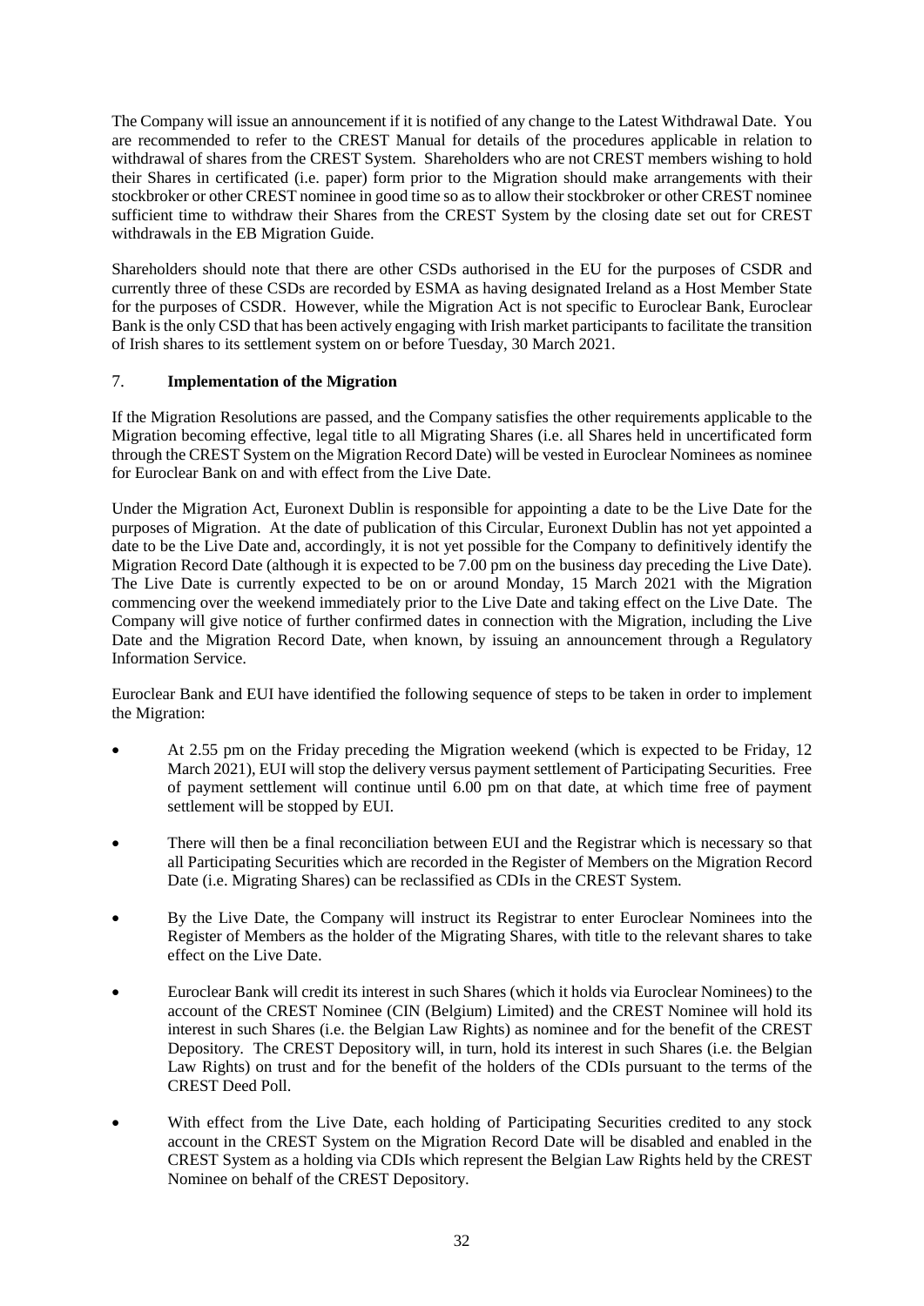The Company will issue an announcement if it is notified of any change to the Latest Withdrawal Date. You are recommended to refer to the CREST Manual for details of the procedures applicable in relation to withdrawal of shares from the CREST System. Shareholders who are not CREST members wishing to hold their Shares in certificated (i.e. paper) form prior to the Migration should make arrangements with their stockbroker or other CREST nominee in good time so as to allow their stockbroker or other CREST nominee sufficient time to withdraw their Shares from the CREST System by the closing date set out for CREST withdrawals in the EB Migration Guide.

Shareholders should note that there are other CSDs authorised in the EU for the purposes of CSDR and currently three of these CSDs are recorded by ESMA as having designated Ireland as a Host Member State for the purposes of CSDR. However, while the Migration Act is not specific to Euroclear Bank, Euroclear Bank is the only CSD that has been actively engaging with Irish market participants to facilitate the transition of Irish shares to its settlement system on or before Tuesday, 30 March 2021.

## 7. **Implementation of the Migration**

If the Migration Resolutions are passed, and the Company satisfies the other requirements applicable to the Migration becoming effective, legal title to all Migrating Shares (i.e. all Shares held in uncertificated form through the CREST System on the Migration Record Date) will be vested in Euroclear Nominees as nominee for Euroclear Bank on and with effect from the Live Date.

Under the Migration Act, Euronext Dublin is responsible for appointing a date to be the Live Date for the purposes of Migration. At the date of publication of this Circular, Euronext Dublin has not yet appointed a date to be the Live Date and, accordingly, it is not yet possible for the Company to definitively identify the Migration Record Date (although it is expected to be 7.00 pm on the business day preceding the Live Date). The Live Date is currently expected to be on or around Monday, 15 March 2021 with the Migration commencing over the weekend immediately prior to the Live Date and taking effect on the Live Date. The Company will give notice of further confirmed dates in connection with the Migration, including the Live Date and the Migration Record Date, when known, by issuing an announcement through a Regulatory Information Service.

Euroclear Bank and EUI have identified the following sequence of steps to be taken in order to implement the Migration:

- At 2.55 pm on the Friday preceding the Migration weekend (which is expected to be Friday, 12 March 2021), EUI will stop the delivery versus payment settlement of Participating Securities. Free of payment settlement will continue until 6.00 pm on that date, at which time free of payment settlement will be stopped by EUI.
- There will then be a final reconciliation between EUI and the Registrar which is necessary so that all Participating Securities which are recorded in the Register of Members on the Migration Record Date (i.e. Migrating Shares) can be reclassified as CDIs in the CREST System.
- By the Live Date, the Company will instruct its Registrar to enter Euroclear Nominees into the Register of Members as the holder of the Migrating Shares, with title to the relevant shares to take effect on the Live Date.
- Euroclear Bank will credit its interest in such Shares (which it holds via Euroclear Nominees) to the account of the CREST Nominee (CIN (Belgium) Limited) and the CREST Nominee will hold its interest in such Shares (i.e. the Belgian Law Rights) as nominee and for the benefit of the CREST Depository. The CREST Depository will, in turn, hold its interest in such Shares (i.e. the Belgian Law Rights) on trust and for the benefit of the holders of the CDIs pursuant to the terms of the CREST Deed Poll.
- With effect from the Live Date, each holding of Participating Securities credited to any stock account in the CREST System on the Migration Record Date will be disabled and enabled in the CREST System as a holding via CDIs which represent the Belgian Law Rights held by the CREST Nominee on behalf of the CREST Depository.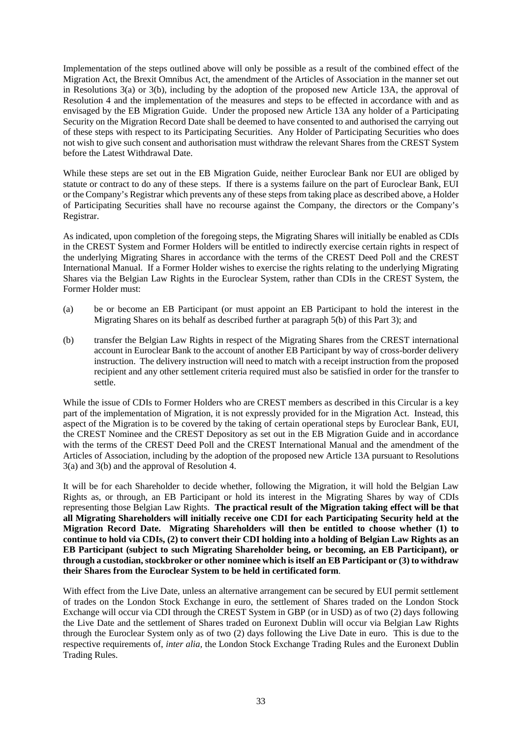Implementation of the steps outlined above will only be possible as a result of the combined effect of the Migration Act, the Brexit Omnibus Act, the amendment of the Articles of Association in the manner set out in Resolutions 3(a) or 3(b), including by the adoption of the proposed new Article 13A, the approval of Resolution 4 and the implementation of the measures and steps to be effected in accordance with and as envisaged by the EB Migration Guide. Under the proposed new Article 13A any holder of a Participating Security on the Migration Record Date shall be deemed to have consented to and authorised the carrying out of these steps with respect to its Participating Securities. Any Holder of Participating Securities who does not wish to give such consent and authorisation must withdraw the relevant Shares from the CREST System before the Latest Withdrawal Date.

While these steps are set out in the EB Migration Guide, neither Euroclear Bank nor EUI are obliged by statute or contract to do any of these steps. If there is a systems failure on the part of Euroclear Bank, EUI or the Company's Registrar which prevents any of these steps from taking place as described above, a Holder of Participating Securities shall have no recourse against the Company, the directors or the Company's Registrar.

As indicated, upon completion of the foregoing steps, the Migrating Shares will initially be enabled as CDIs in the CREST System and Former Holders will be entitled to indirectly exercise certain rights in respect of the underlying Migrating Shares in accordance with the terms of the CREST Deed Poll and the CREST International Manual. If a Former Holder wishes to exercise the rights relating to the underlying Migrating Shares via the Belgian Law Rights in the Euroclear System, rather than CDIs in the CREST System, the Former Holder must:

(a) be or become an EB Participant (or must appoint an EB Participant to hold the interest in the Migrating Shares on its behalf as described further at paragraph 5(b) of this Part 3); and

(b) transfer the Belgian Law Rights in respect of the Migrating Shares from the CREST international account in Euroclear Bank to the account of another EB Participant by way of cross-border delivery instruction. The delivery instruction will need to match with a receipt instruction from the proposed recipient and any other settlement criteria required must also be satisfied in order for the transfer to settle.

While the issue of CDIs to Former Holders who are CREST members as described in this Circular is a key part of the implementation of Migration, it is not expressly provided for in the Migration Act. Instead, this aspect of the Migration is to be covered by the taking of certain operational steps by Euroclear Bank, EUI, the CREST Nominee and the CREST Depository as set out in the EB Migration Guide and in accordance with the terms of the CREST Deed Poll and the CREST International Manual and the amendment of the Articles of Association, including by the adoption of the proposed new Article 13A pursuant to Resolutions 3(a) and 3(b) and the approval of Resolution 4.

It will be for each Shareholder to decide whether, following the Migration, it will hold the Belgian Law Rights as, or through, an EB Participant or hold its interest in the Migrating Shares by way of CDIs representing those Belgian Law Rights. **The practical result of the Migration taking effect will be that all Migrating Shareholders will initially receive one CDI for each Participating Security held at the Migration Record Date. Migrating Shareholders will then be entitled to choose whether (1) to continue to hold via CDIs, (2) to convert their CDI holding into a holding of Belgian Law Rights as an EB Participant (subject to such Migrating Shareholder being, or becoming, an EB Participant), or through a custodian, stockbroker or other nominee which is itself an EB Participant or (3) to withdraw their Shares from the Euroclear System to be held in certificated form**.

With effect from the Live Date, unless an alternative arrangement can be secured by EUI permit settlement of trades on the London Stock Exchange in euro, the settlement of Shares traded on the London Stock Exchange will occur via CDI through the CREST System in GBP (or in USD) as of two (2) days following the Live Date and the settlement of Shares traded on Euronext Dublin will occur via Belgian Law Rights through the Euroclear System only as of two (2) days following the Live Date in euro. This is due to the respective requirements of, *inter alia*, the London Stock Exchange Trading Rules and the Euronext Dublin Trading Rules.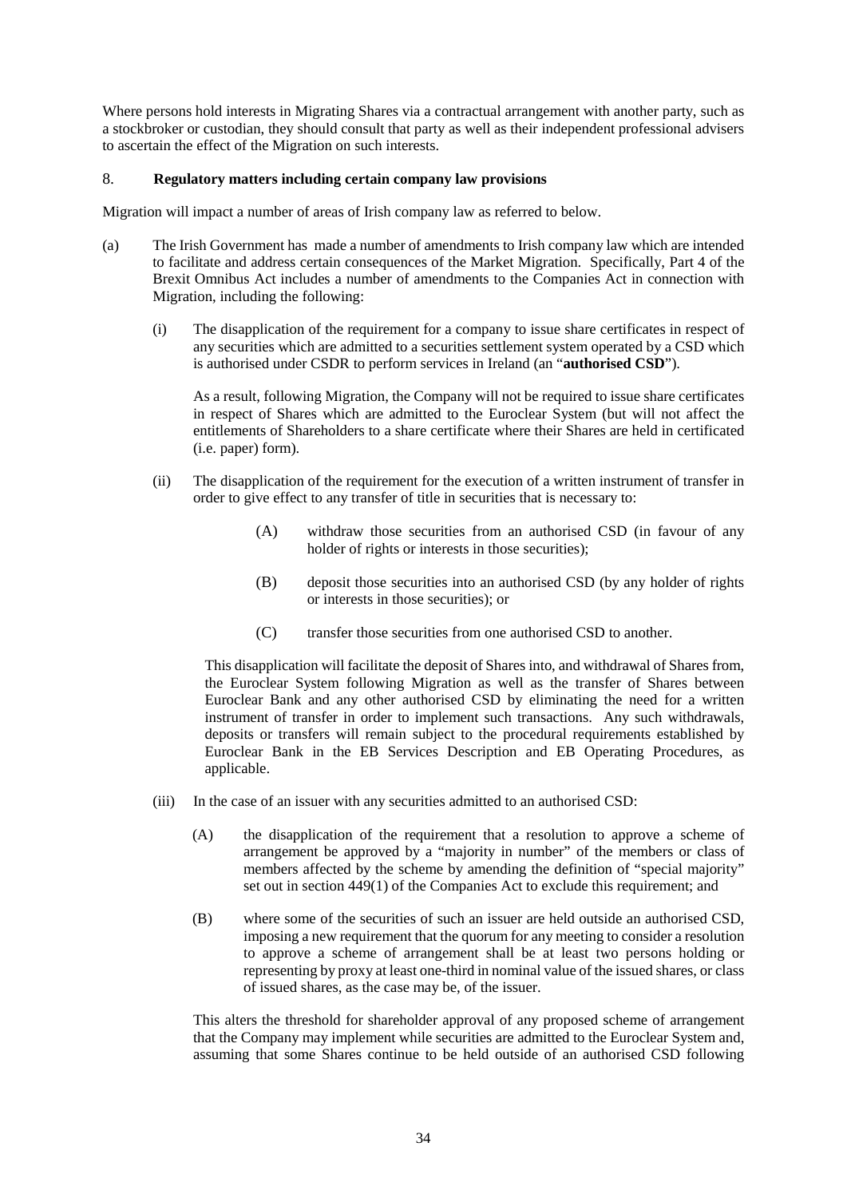Where persons hold interests in Migrating Shares via a contractual arrangement with another party, such as a stockbroker or custodian, they should consult that party as well as their independent professional advisers to ascertain the effect of the Migration on such interests.

## 8. Regulatory matters including certain company law provisions

Migration will impact a number of areas of Irish company law as referred to below.

(a) The Irish Government has made a number of amendments to Irish company law which are intended to facilitate and address certain consequences of the Market Migration. Specifically, Part 4 of the Brexit Omnibus Act includes a number of amendments to the Companies Act in connection with Migration, including the following:

(i) The disapplication of the requirement for a company to issue share certificates in respect of any securities which are admitted to a securities settlement system operated by a CSD which is authorised under CSDR to perform services in Ireland (an "**authorised CSD**").

As a result, following Migration, the Company will not be required to issue share certificates in respect of Shares which are admitted to the Euroclear System (but will not affect the entitlements of Shareholders to a share certificate where their Shares are held in certificated (i.e. paper) form).

(ii) The disapplication of the requirement for the execution of a written instrument of transfer in order to give effect to any transfer of title in securities that is necessary to:

(A) withdraw those securities from an authorised CSD (in favour of any holder of rights or interests in those securities);

(B) deposit those securities into an authorised CSD (by any holder of rights or interests in those securities); or

(C) transfer those securities from one authorised CSD to another.

This disapplication will facilitate the deposit of Shares into, and withdrawal of Shares from, the Euroclear System following Migration as well as the transfer of Shares between Euroclear Bank and any other authorised CSD by eliminating the need for a written instrument of transfer in order to implement such transactions. Any such withdrawals, deposits or transfers will remain subject to the procedural requirements established by Euroclear Bank in the EB Services Description and EB Operating Procedures, as applicable.

(iii) In the case of an issuer with any securities admitted to an authorised CSD:

(A) the disapplication of the requirement that a resolution to approve a scheme of arrangement be approved by a "majority in number" of the members or class of members affected by the scheme by amending the definition of "special majority" set out in section 449(1) of the Companies Act to exclude this requirement; and

(B) where some of the securities of such an issuer are held outside an authorised CSD, imposing a new requirement that the quorum for any meeting to consider a resolution to approve a scheme of arrangement shall be at least two persons holding or representing by proxy at least one-third in nominal value of the issued shares, or class of issued shares, as the case may be, of the issuer.

This alters the threshold for shareholder approval of any proposed scheme of arrangement that the Company may implement while securities are admitted to the Euroclear System and, assuming that some Shares continue to be held outside of an authorised CSD following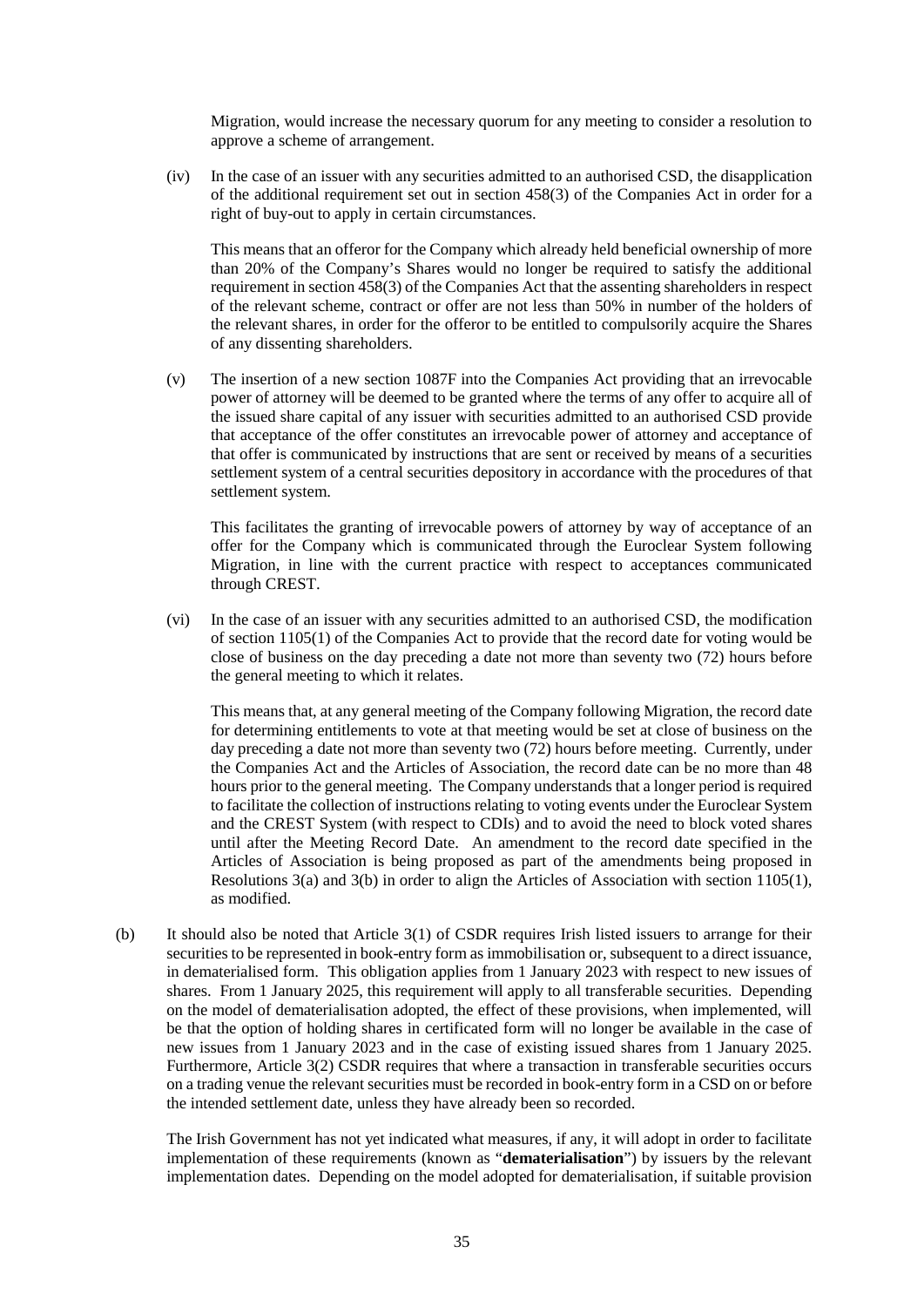Migration, would increase the necessary quorum for any meeting to consider a resolution to approve a scheme of arrangement.

(iv) In the case of an issuer with any securities admitted to an authorised CSD, the disapplication of the additional requirement set out in section 458(3) of the Companies Act in order for a right of buy-out to apply in certain circumstances.

This means that an offeror for the Company which already held beneficial ownership of more than 20% of the Company's Shares would no longer be required to satisfy the additional requirement in section 458(3) of the Companies Act that the assenting shareholders in respect of the relevant scheme, contract or offer are not less than 50% in number of the holders of the relevant shares, in order for the offeror to be entitled to compulsorily acquire the Shares of any dissenting shareholders.

(v) The insertion of a new section 1087F into the Companies Act providing that an irrevocable power of attorney will be deemed to be granted where the terms of any offer to acquire all of the issued share capital of any issuer with securities admitted to an authorised CSD provide that acceptance of the offer constitutes an irrevocable power of attorney and acceptance of that offer is communicated by instructions that are sent or received by means of a securities settlement system of a central securities depository in accordance with the procedures of that settlement system.

This facilitates the granting of irrevocable powers of attorney by way of acceptance of an offer for the Company which is communicated through the Euroclear System following Migration, in line with the current practice with respect to acceptances communicated through CREST.

(vi) In the case of an issuer with any securities admitted to an authorised CSD, the modification of section 1105(1) of the Companies Act to provide that the record date for voting would be close of business on the day preceding a date not more than seventy two (72) hours before the general meeting to which it relates.

This means that, at any general meeting of the Company following Migration, the record date for determining entitlements to vote at that meeting would be set at close of business on the day preceding a date not more than seventy two (72) hours before meeting. Currently, under the Companies Act and the Articles of Association, the record date can be no more than 48 hours prior to the general meeting. The Company understands that a longer period is required to facilitate the collection of instructions relating to voting events under the Euroclear System and the CREST System (with respect to CDIs) and to avoid the need to block voted shares until after the Meeting Record Date. An amendment to the record date specified in the Articles of Association is being proposed as part of the amendments being proposed in Resolutions 3(a) and 3(b) in order to align the Articles of Association with section 1105(1), as modified.

(b) It should also be noted that Article 3(1) of CSDR requires Irish listed issuers to arrange for their securities to be represented in book-entry form as immobilisation or, subsequent to a direct issuance, in dematerialised form. This obligation applies from 1 January 2023 with respect to new issues of shares. From 1 January 2025, this requirement will apply to all transferable securities. Depending on the model of dematerialisation adopted, the effect of these provisions, when implemented, will be that the option of holding shares in certificated form will no longer be available in the case of new issues from 1 January 2023 and in the case of existing issued shares from 1 January 2025. Furthermore, Article 3(2) CSDR requires that where a transaction in transferable securities occurs on a trading venue the relevant securities must be recorded in book-entry form in a CSD on or before the intended settlement date, unless they have already been so recorded.

The Irish Government has not yet indicated what measures, if any, it will adopt in order to facilitate implementation of these requirements (known as "**dematerialisation**") by issuers by the relevant implementation dates. Depending on the model adopted for dematerialisation, if suitable provision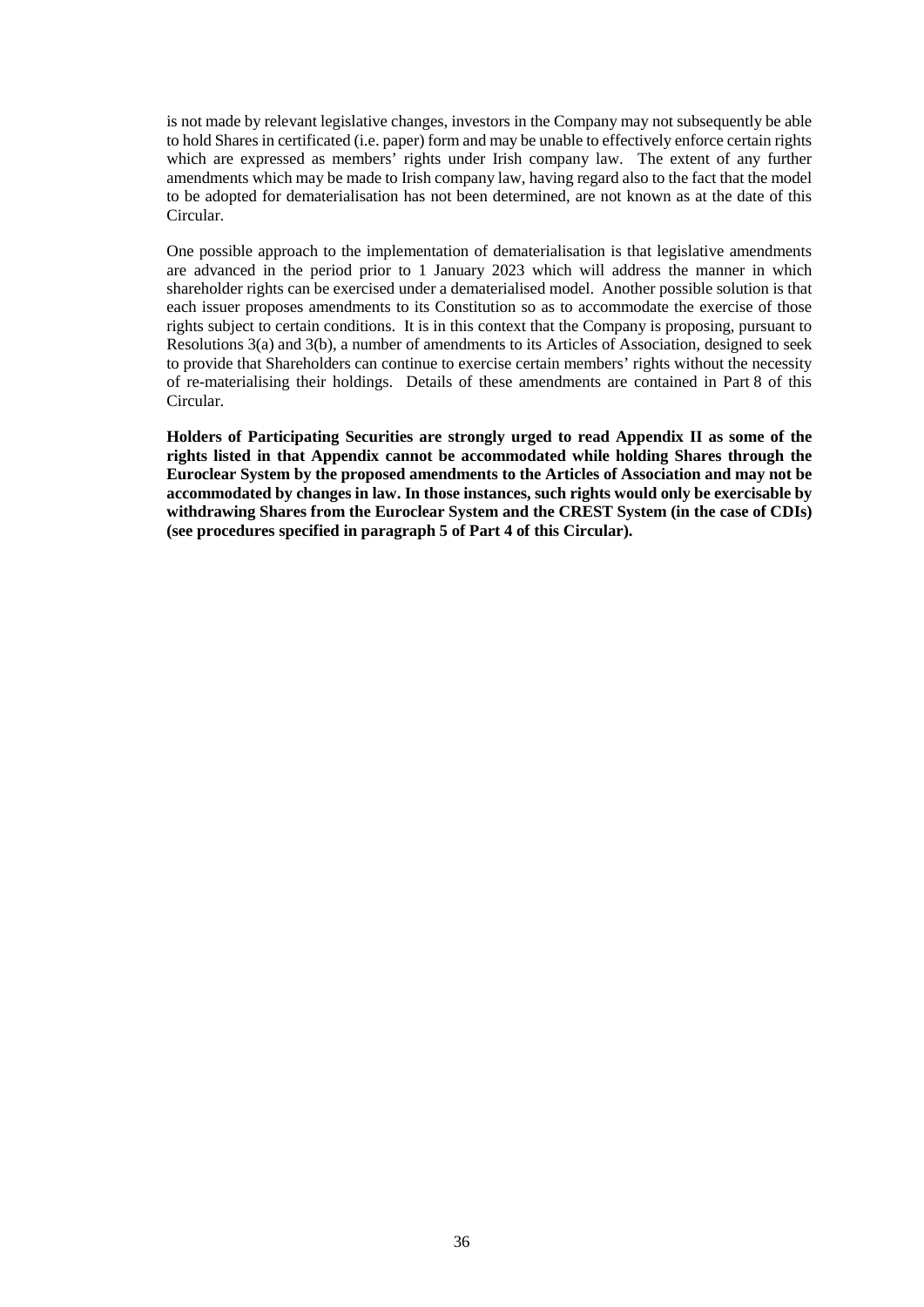is not made by relevant legislative changes, investors in the Company may not subsequently be able to hold Shares in certificated (i.e. paper) form and may be unable to effectively enforce certain rights which are expressed as members' rights under Irish company law. The extent of any further amendments which may be made to Irish company law, having regard also to the fact that the model to be adopted for dematerialisation has not been determined, are not known as at the date of this Circular.

One possible approach to the implementation of dematerialisation is that legislative amendments are advanced in the period prior to 1 January 2023 which will address the manner in which shareholder rights can be exercised under a dematerialised model. Another possible solution is that each issuer proposes amendments to its Constitution so as to accommodate the exercise of those rights subject to certain conditions. It is in this context that the Company is proposing, pursuant to Resolutions 3(a) and 3(b), a number of amendments to its Articles of Association, designed to seek to provide that Shareholders can continue to exercise certain members' rights without the necessity of re-materialising their holdings. Details of these amendments are contained in Part 8 of this Circular.

**Holders of Participating Securities are strongly urged to read Appendix II as some of the rights listed in that Appendix cannot be accommodated while holding Shares through the Euroclear System by the proposed amendments to the Articles of Association and may not be accommodated by changes in law. In those instances, such rights would only be exercisable by withdrawing Shares from the Euroclear System and the CREST System (in the case of CDIs) (see procedures specified in paragraph 5 of Part 4 of this Circular).**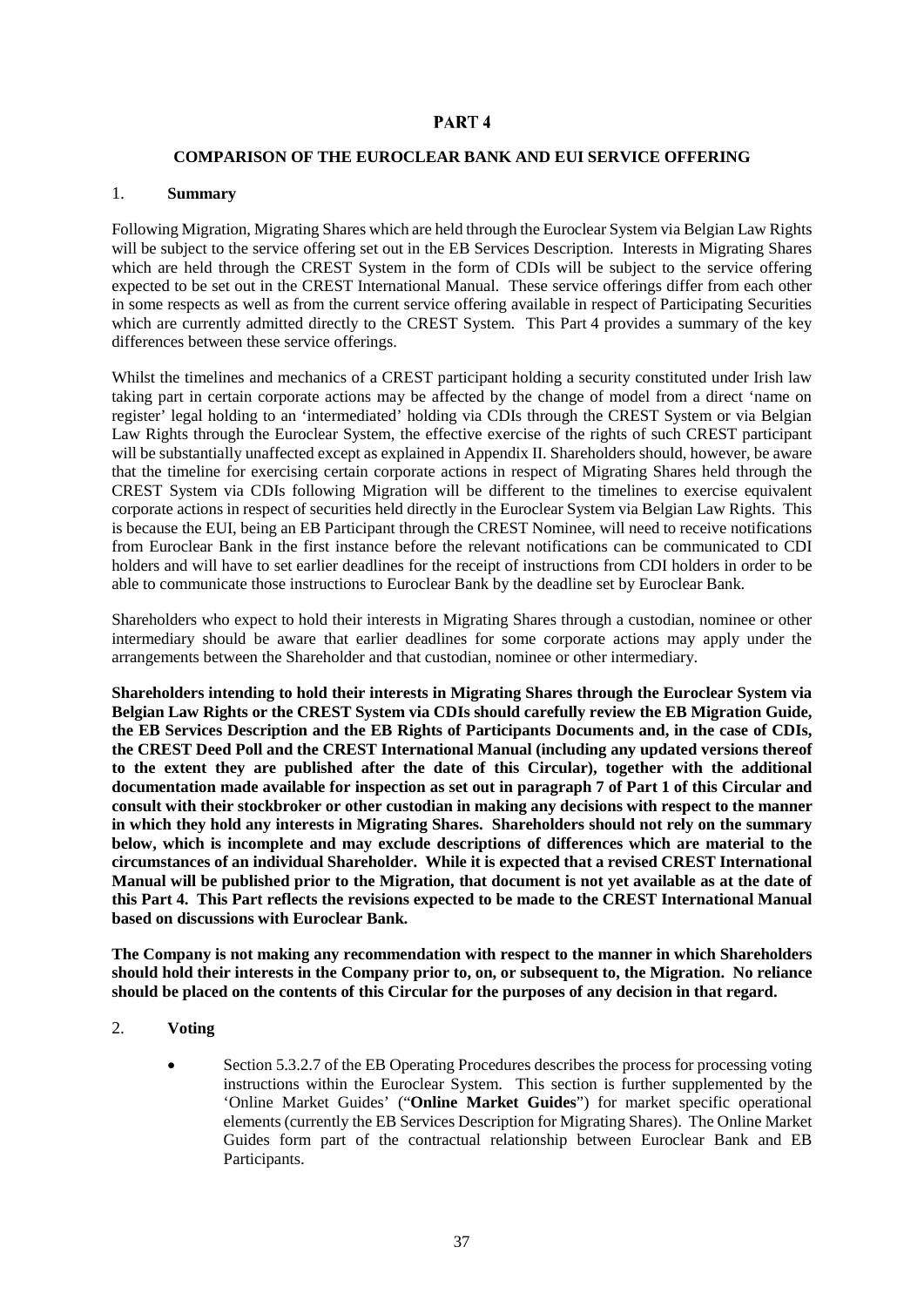# PART 4

## COMPARISON OF THE EUROCLEAR BANK AND EUI SERVICE OFFERING

### 1. Summary

Following Migration, Migrating Shares which are held through the Euroclear System via Belgian Law Rights will be subject to the service offering set out in the EB Services Description. Interests in Migrating Shares which are held through the CREST System in the form of CDIs will be subject to the service offering expected to be set out in the CREST International Manual. These service offerings differ from each other in some respects as well as from the current service offering available in respect of Participating Securities which are currently admitted directly to the CREST System. This Part 4 provides a summary of the key differences between these service offerings.

Whilst the timelines and mechanics of a CREST participant holding a security constituted under Irish law taking part in certain corporate actions may be affected by the change of model from a direct 'name on register' legal holding to an 'intermediated' holding via CDIs through the CREST System or via Belgian Law Rights through the Euroclear System, the effective exercise of the rights of such CREST participant will be substantially unaffected except as explained in Appendix II. Shareholders should, however, be aware that the timeline for exercising certain corporate actions in respect of Migrating Shares held through the CREST System via CDIs following Migration will be different to the timelines to exercise equivalent corporate actions in respect of securities held directly in the Euroclear System via Belgian Law Rights. This is because the EUI, being an EB Participant through the CREST Nominee, will need to receive notifications from Euroclear Bank in the first instance before the relevant notifications can be communicated to CDI holders and will have to set earlier deadlines for the receipt of instructions from CDI holders in order to be able to communicate those instructions to Euroclear Bank by the deadline set by Euroclear Bank.

Shareholders who expect to hold their interests in Migrating Shares through a custodian, nominee or other intermediary should be aware that earlier deadlines for some corporate actions may apply under the arrangements between the Shareholder and that custodian, nominee or other intermediary.

**Shareholders intending to hold their interests in Migrating Shares through the Euroclear System via Belgian Law Rights or the CREST System via CDIs should carefully review the EB Migration Guide, the EB Services Description and the EB Rights of Participants Documents and, in the case of CDIs, the CREST Deed Poll and the CREST International Manual (including any updated versions thereof to the extent they are published after the date of this Circular), together with the additional documentation made available for inspection as set out in paragraph 7 of Part 1 of this Circular and consult with their stockbroker or other custodian in making any decisions with respect to the manner in which they hold any interests in Migrating Shares. Shareholders should not rely on the summary below, which is incomplete and may exclude descriptions of differences which are material to the circumstances of an individual Shareholder. While it is expected that a revised CREST International Manual will be published prior to the Migration, that document is not yet available as at the date of this Part 4. This Part reflects the revisions expected to be made to the CREST International Manual based on discussions with Euroclear Bank.**

**The Company is not making any recommendation with respect to the manner in which Shareholders should hold their interests in the Company prior to, on, or subsequent to, the Migration. No reliance should be placed on the contents of this Circular for the purposes of any decision in that regard.**

### 2. Voting

- Section 5.3.2.7 of the EB Operating Procedures describes the process for processing voting instructions within the Euroclear System. This section is further supplemented by the 'Online Market Guides' ("**Online Market Guides**") for market specific operational elements (currently the EB Services Description for Migrating Shares). The Online Market Guides form part of the contractual relationship between Euroclear Bank and EB Participants.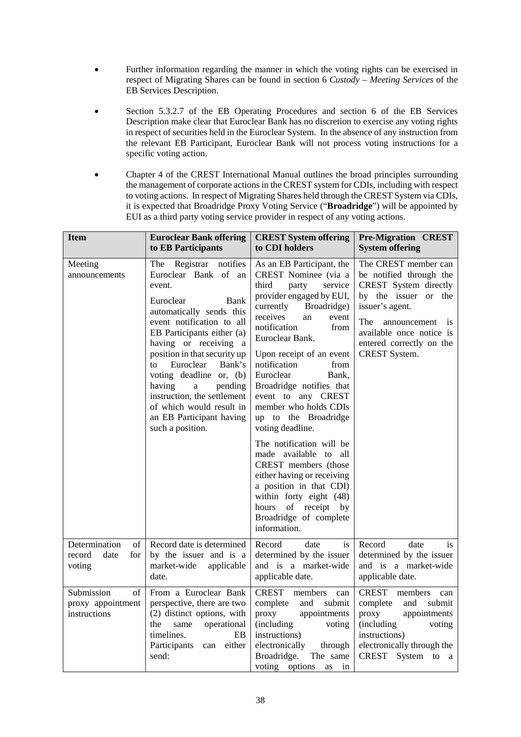- Further information regarding the manner in which the voting rights can be exercised in respect of Migrating Shares can be found in section 6 *Custody – Meeting Services* of the EB Services Description.

- Section 5.3.2.7 of the EB Operating Procedures and section 6 of the EB Services Description make clear that Euroclear Bank has no discretion to exercise any voting rights in respect of securities held in the Euroclear System. In the absence of any instruction from the relevant EB Participant, Euroclear Bank will not process voting instructions for a specific voting action.

- Chapter 4 of the CREST International Manual outlines the broad principles surrounding the management of corporate actions in the CREST system for CDIs, including with respect to voting actions. In respect of Migrating Shares held through the CREST System via CDIs, it is expected that Broadridge Proxy Voting Service ("**Broadridge**") will be appointed by EUI as a third party voting service provider in respect of any voting actions.

| Item | Euroclear Bank offering to EB Participants | CREST System offering to CDI holders | Pre-Migration CREST System offering |
|---|---|---|---|
| Meeting announcements | The Registrar notifies Euroclear Bank of an event.<br><br>Euroclear Bank automatically sends this event notification to all EB Participants either (a) having or receiving a position in that security up to Euroclear Bank's voting deadline or, (b) having a pending instruction, the settlement of which would result in an EB Participant having such a position. | As an EB Participant, the CREST Nominee (via a third party service provider engaged by EUI, currently Broadridge) receives an event notification from Euroclear Bank.<br><br>Upon receipt of an event notification from Euroclear Bank, Broadridge notifies that event to any CREST member who holds CDIs up to the Broadridge voting deadline.<br><br>The notification will be made available to all CREST members (those either having or receiving a position in that CDI) within forty eight (48) hours of receipt by Broadridge of complete information. | The CREST member can be notified through the CREST System directly by the issuer or the issuer's agent.<br><br>The announcement is available once notice is entered correctly on the CREST System. |
| Determination of record date for voting | Record date is determined by the issuer and is a market-wide applicable date. | Record date is determined by the issuer and is a market-wide applicable date. | Record date is determined by the issuer and is a market-wide applicable date. |
| Submission of proxy appointment instructions | From a Euroclear Bank perspective, there are two (2) distinct options, with the same operational timelines. EB Participants can either send: | CREST members can complete and submit proxy appointments (including voting instructions) electronically through Broadridge. The same voting options as in | CREST members can complete and submit proxy appointments (including voting instructions) electronically through the CREST System to a |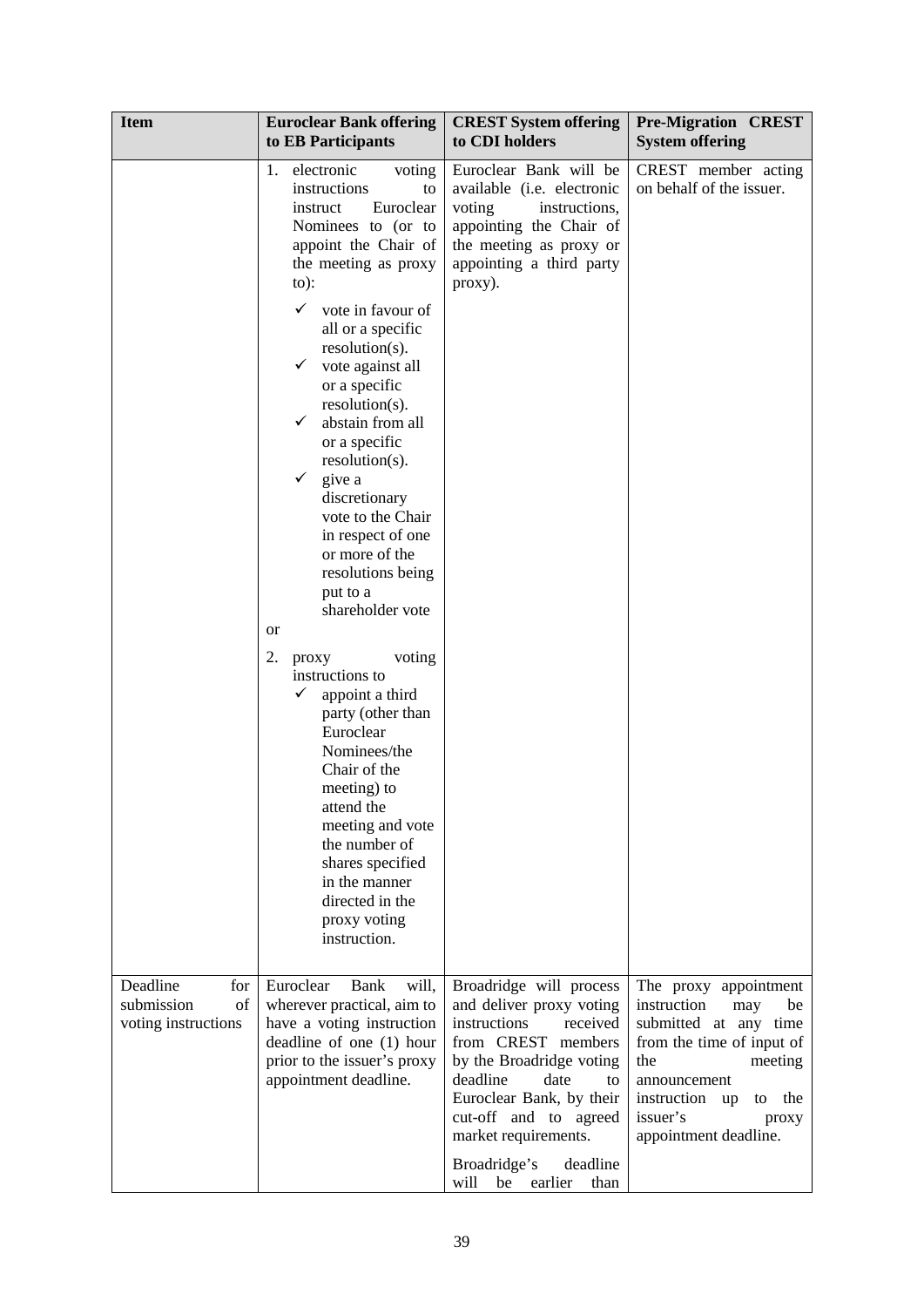| Item | Euroclear Bank offering to EB Participants | CREST System offering to CDI holders | Pre-Migration CREST System offering |
|---|---|---|---|
| | 1. electronic voting instructions to instruct Euroclear Nominees to (or to appoint the Chair of the meeting as proxy to):<br>✓ vote in favour of all or a specific resolution(s).<br>✓ vote against all or a specific resolution(s).<br>✓ abstain from all or a specific resolution(s).<br>✓ give a discretionary vote to the Chair in respect of one or more of the resolutions being put to a shareholder vote<br>or<br>2. proxy voting instructions to<br>✓ appoint a third party (other than Euroclear Nominees/the Chair of the meeting) to attend the meeting and vote the number of shares specified in the manner directed in the proxy voting instruction. | Euroclear Bank will be available (i.e. electronic voting instructions, appointing the Chair of the meeting as proxy or appointing a third party proxy). | CREST member acting on behalf of the issuer. |
| Deadline for submission of voting instructions | Euroclear Bank will, wherever practical, aim to have a voting instruction deadline of one (1) hour prior to the issuer's proxy appointment deadline. | Broadridge will process and deliver proxy voting instructions received from CREST members by the Broadridge voting deadline date to Euroclear Bank, by their cut-off and to agreed market requirements.<br>Broadridge's deadline will be earlier than | The proxy appointment instruction may be submitted at any time from the time of input of the meeting announcement instruction up to the issuer's proxy appointment deadline. |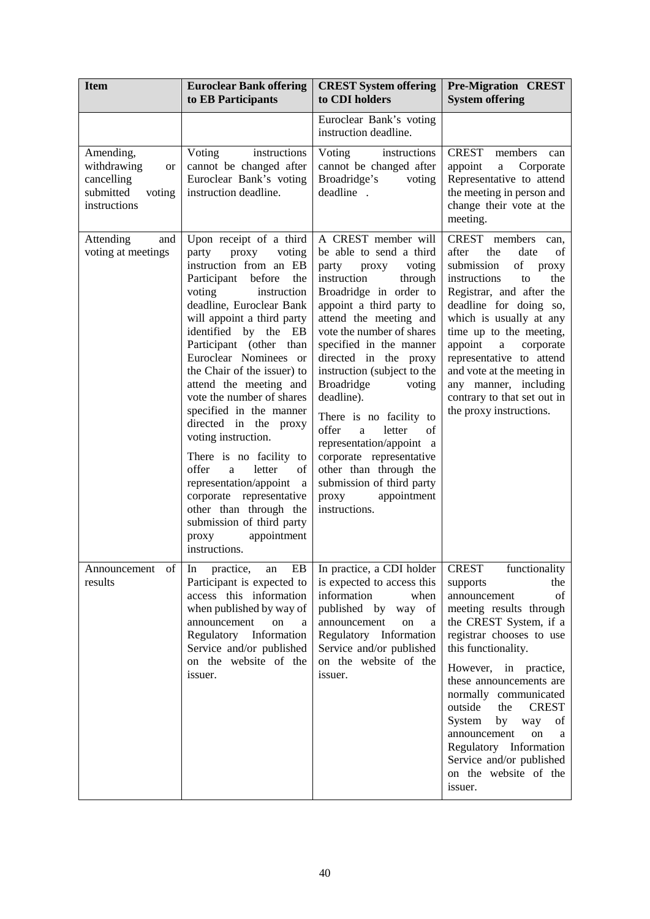| Item | Euroclear Bank offering to EB Participants | CREST System offering to CDI holders | Pre-Migration CREST System offering |
|---|---|---|---|
| | | Euroclear Bank's voting instruction deadline. | |
| Amending, withdrawing or cancelling submitted voting instructions | Voting instructions cannot be changed after Euroclear Bank's voting instruction deadline. | Voting instructions cannot be changed after Broadridge's voting deadline . | CREST members can appoint a Corporate Representative to attend the meeting in person and change their vote at the meeting. |
| Attending and voting at meetings | Upon receipt of a third party proxy voting instruction from an EB Participant before the voting instruction deadline, Euroclear Bank will appoint a third party identified by the EB Participant (other than Euroclear Nominees or the Chair of the issuer) to attend the meeting and vote the number of shares specified in the manner directed in the proxy voting instruction.<br><br>There is no facility to offer a letter of representation/appoint a corporate representative other than through the submission of third party proxy appointment instructions. | A CREST member will be able to send a third party proxy voting instruction through Broadridge in order to appoint a third party to attend the meeting and vote the number of shares specified in the manner directed in the proxy instruction (subject to the Broadridge voting deadline).<br><br>There is no facility to offer a letter of representation/appoint a corporate representative other than through the submission of third party proxy appointment instructions. | CREST members can, after the date of submission of proxy instructions to the Registrar, and after the deadline for doing so, which is usually at any time up to the meeting, appoint a corporate representative to attend and vote at the meeting in any manner, including contrary to that set out in the proxy instructions. |
| Announcement of results | In practice, an EB Participant is expected to access this information when published by way of announcement on a Regulatory Information Service and/or published on the website of the issuer. | In practice, a CDI holder is expected to access this information when published by way of announcement on a Regulatory Information Service and/or published on the website of the issuer. | CREST functionality supports the announcement of meeting results through the CREST System, if a registrar chooses to use this functionality.<br><br>However, in practice, these announcements are normally communicated outside the CREST System by way of announcement on a Regulatory Information Service and/or published on the website of the issuer. |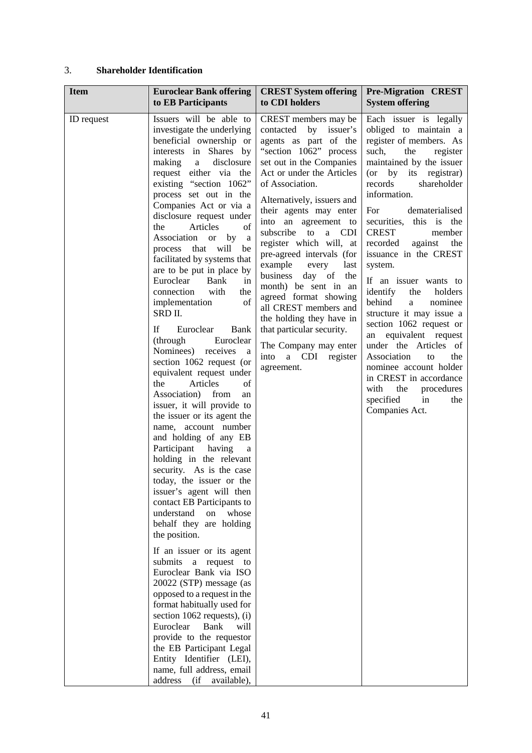3. **Shareholder Identification**

| Item | Euroclear Bank offering to EB Participants | CREST System offering to CDI holders | Pre-Migration CREST System offering |
|---|---|---|---|
| ID request | Issuers will be able to investigate the underlying beneficial ownership or interests in Shares by making a disclosure request either via the existing "section 1062" process set out in the Companies Act or via a disclosure request under the Articles of Association or by a process that will be facilitated by systems that are to be put in place by Euroclear Bank in connection with the implementation of SRD II.<br><br>If Euroclear Bank (through Euroclear Nominees) receives a section 1062 request (or equivalent request under the Articles of Association) from an issuer, it will provide to the issuer or its agent the name, account number and holding of any EB Participant having a holding in the relevant security. As is the case today, the issuer or the issuer's agent will then contact EB Participants to understand on whose behalf they are holding the position.<br><br>If an issuer or its agent submits a request to Euroclear Bank via ISO 20022 (STP) message (as opposed to a request in the format habitually used for section 1062 requests), (i) Euroclear Bank will provide to the requestor the EB Participant Legal Entity Identifier (LEI), name, full address, email address (if available), | CREST members may be contacted by issuer's agents as part of the "section 1062" process set out in the Companies Act or under the Articles of Association.<br><br>Alternatively, issuers and their agents may enter into an agreement to subscribe to a CDI register which will, at pre-agreed intervals (for example every last business day of the month) be sent in an agreed format showing all CREST members and the holding they have in that particular security.<br><br>The Company may enter into a CDI register agreement. | Each issuer is legally obliged to maintain a register of members. As such, the register maintained by the issuer (or by its registrar) records shareholder information.<br><br>For dematerialised securities, this is the CREST member recorded against the issuance in the CREST system.<br><br>If an issuer wants to identify the holders behind a nominee structure it may issue a section 1062 request or an equivalent request under the Articles of Association to the nominee account holder in CREST in accordance with the procedures specified in the Companies Act. |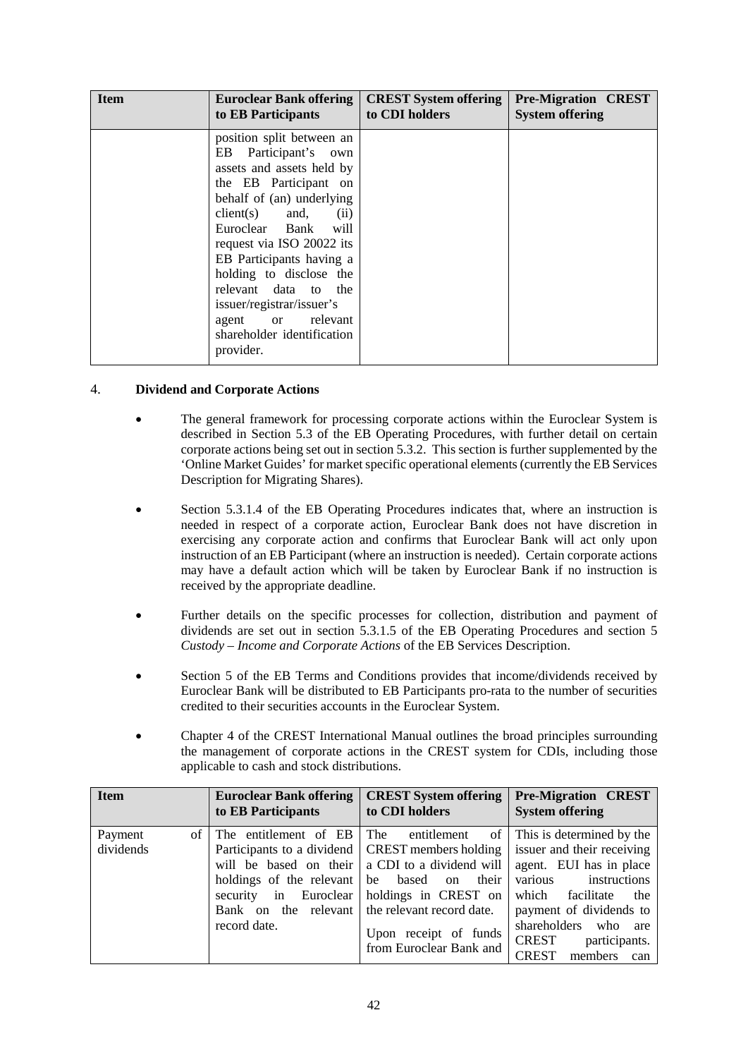| Item | Euroclear Bank offering to EB Participants | CREST System offering to CDI holders | Pre-Migration CREST System offering |
|---|---|---|---|
| | position split between an EB Participant's own assets and assets held by the EB Participant on behalf of (an) underlying client(s) and, (ii) Euroclear Bank will request via ISO 20022 its EB Participants having a holding to disclose the relevant data to the issuer/registrar/issuer's agent or relevant shareholder identification provider. | | |

4. **Dividend and Corporate Actions**

- The general framework for processing corporate actions within the Euroclear System is described in Section 5.3 of the EB Operating Procedures, with further detail on certain corporate actions being set out in section 5.3.2. This section is further supplemented by the 'Online Market Guides' for market specific operational elements (currently the EB Services Description for Migrating Shares).
- Section 5.3.1.4 of the EB Operating Procedures indicates that, where an instruction is needed in respect of a corporate action, Euroclear Bank does not have discretion in exercising any corporate action and confirms that Euroclear Bank will act only upon instruction of an EB Participant (where an instruction is needed). Certain corporate actions may have a default action which will be taken by Euroclear Bank if no instruction is received by the appropriate deadline.
- Further details on the specific processes for collection, distribution and payment of dividends are set out in section 5.3.1.5 of the EB Operating Procedures and section 5 *Custody – Income and Corporate Actions* of the EB Services Description.
- Section 5 of the EB Terms and Conditions provides that income/dividends received by Euroclear Bank will be distributed to EB Participants pro-rata to the number of securities credited to their securities accounts in the Euroclear System.
- Chapter 4 of the CREST International Manual outlines the broad principles surrounding the management of corporate actions in the CREST system for CDIs, including those applicable to cash and stock distributions.

| Item | Euroclear Bank offering to EB Participants | CREST System offering to CDI holders | Pre-Migration CREST System offering |
|---|---|---|---|
| Payment of dividends | The entitlement of EB Participants to a dividend will be based on their holdings of the relevant security in Euroclear Bank on the relevant record date. | The entitlement of CREST members holding a CDI to a dividend will be based on their holdings in CREST on the relevant record date.<br><br>Upon receipt of funds from Euroclear Bank and | This is determined by the issuer and their receiving agent. EUI has in place various instructions which facilitate the payment of dividends to shareholders who are CREST participants. CREST members can |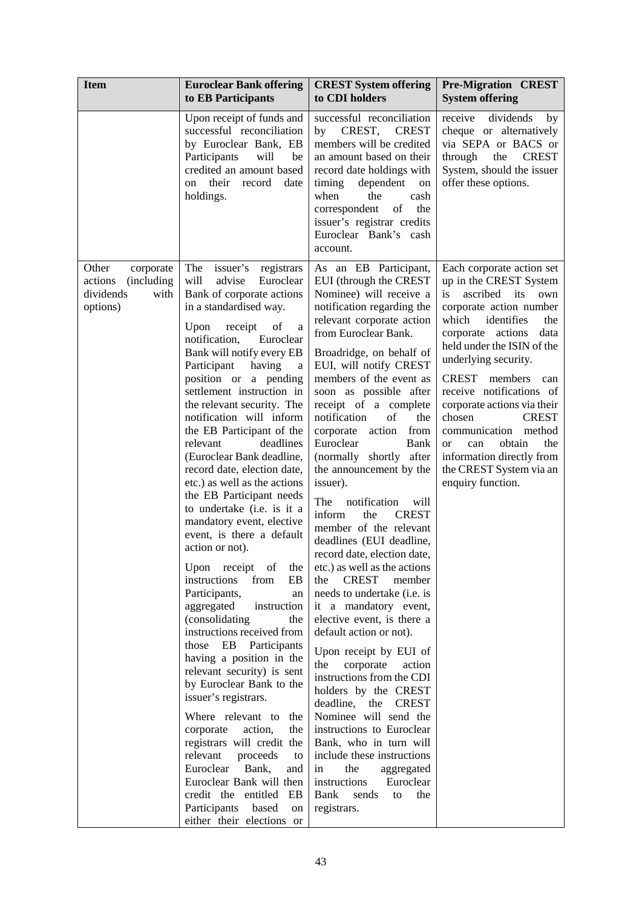| Item | Euroclear Bank offering to EB Participants | CREST System offering to CDI holders | Pre-Migration CREST System offering |
| --- | --- | --- | --- |
| | Upon receipt of funds and successful reconciliation by Euroclear Bank, EB Participants will be credited an amount based on their record date holdings. | successful reconciliation by CREST, CREST members will be credited an amount based on their record date holdings with timing dependent on when the cash correspondent of the issuer's registrar credits Euroclear Bank's cash account. | receive dividends by cheque or alternatively via SEPA or BACS or through the CREST System, should the issuer offer these options. |
| Other corporate actions (including dividends with options) | The issuer's registrars will advise Euroclear Bank of corporate actions in a standardised way.<br><br>Upon receipt of a notification, Euroclear Bank will notify every EB Participant having a position or a pending settlement instruction in the relevant security. The notification will inform the EB Participant of the relevant deadlines (Euroclear Bank deadline, record date, election date, etc.) as well as the actions the EB Participant needs to undertake (i.e. is it a mandatory event, elective event, is there a default action or not).<br><br>Upon receipt of the instructions from EB Participants, an aggregated instruction (consolidating the instructions received from those EB Participants having a position in the relevant security) is sent by Euroclear Bank to the issuer's registrars.<br><br>Where relevant to the corporate action, the registrars will credit the relevant proceeds to Euroclear Bank, and Euroclear Bank will then credit the entitled EB Participants based on either their elections or | As an EB Participant, EUI (through the CREST Nominee) will receive a notification regarding the relevant corporate action from Euroclear Bank.<br><br>Broadridge, on behalf of EUI, will notify CREST members of the event as soon as possible after receipt of a complete notification of the corporate action from Euroclear Bank (normally shortly after the announcement by the issuer).<br><br>The notification will inform the CREST member of the relevant deadlines (EUI deadline, record date, election date, etc.) as well as the actions the CREST member needs to undertake (i.e. is it a mandatory event, elective event, is there a default action or not).<br><br>Upon receipt by EUI of the corporate action instructions from the CDI holders by the CREST deadline, the CREST Nominee will send the instructions to Euroclear Bank, who in turn will include these instructions in the aggregated instructions Euroclear Bank sends to the registrars. | Each corporate action set up in the CREST System is ascribed its own corporate action number which identifies the corporate actions data held under the ISIN of the underlying security.<br><br>CREST members can receive notifications of corporate actions via their chosen CREST communication method or can obtain the information directly from the CREST System via an enquiry function. |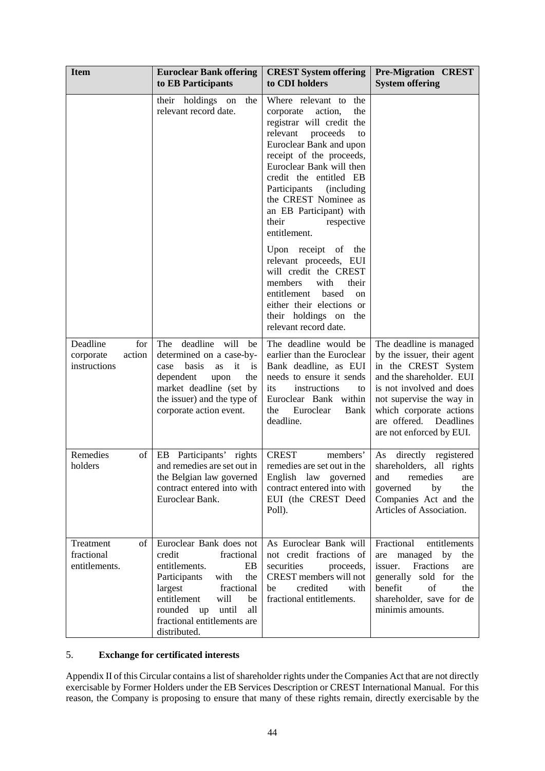| Item | Euroclear Bank offering to EB Participants | CREST System offering to CDI holders | Pre-Migration CREST System offering |
|---|---|---|---|
| | their holdings on the relevant record date. | Where relevant to the corporate action, the registrar will credit the relevant proceeds to Euroclear Bank and upon receipt of the proceeds, Euroclear Bank will then credit the entitled EB Participants (including the CREST Nominee as an EB Participant) with their respective entitlement.<br><br>Upon receipt of the relevant proceeds, EUI will credit the CREST members with their entitlement based on either their elections or their holdings on the relevant record date. | |
| Deadline for corporate action instructions | The deadline will be determined on a case-by-case basis as it is dependent upon the market deadline (set by the issuer) and the type of corporate action event. | The deadline would be earlier than the Euroclear Bank deadline, as EUI needs to ensure it sends its instructions to Euroclear Bank within the Euroclear Bank deadline. | The deadline is managed by the issuer, their agent in the CREST System and the shareholder. EUI is not involved and does not supervise the way in which corporate actions are offered. Deadlines are not enforced by EUI. |
| Remedies of holders | EB Participants' rights and remedies are set out in the Belgian law governed contract entered into with Euroclear Bank. | CREST members' remedies are set out in the English law governed contract entered into with EUI (the CREST Deed Poll). | As directly registered shareholders, all rights and remedies are governed by the Companies Act and the Articles of Association. |
| Treatment of fractional entitlements. | Euroclear Bank does not credit fractional entitlements. EB Participants with the largest fractional entitlement will be rounded up until all fractional entitlements are distributed. | As Euroclear Bank will not credit fractions of securities proceeds, CREST members will not be credited with fractional entitlements. | Fractional entitlements are managed by the issuer. Fractions are generally sold for the benefit of the shareholder, save for de minimis amounts. |

## 5. **Exchange for certificated interests**

Appendix II of this Circular contains a list of shareholder rights under the Companies Act that are not directly exercisable by Former Holders under the EB Services Description or CREST International Manual. For this reason, the Company is proposing to ensure that many of these rights remain, directly exercisable by the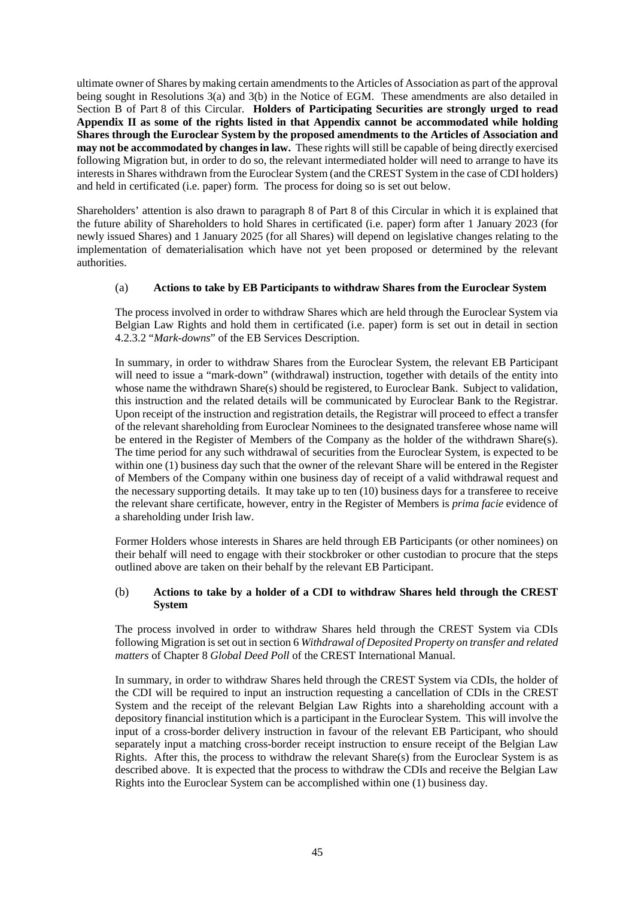ultimate owner of Shares by making certain amendments to the Articles of Association as part of the approval being sought in Resolutions 3(a) and 3(b) in the Notice of EGM. These amendments are also detailed in Section B of Part 8 of this Circular. **Holders of Participating Securities are strongly urged to read Appendix II as some of the rights listed in that Appendix cannot be accommodated while holding Shares through the Euroclear System by the proposed amendments to the Articles of Association and may not be accommodated by changes in law.** These rights will still be capable of being directly exercised following Migration but, in order to do so, the relevant intermediated holder will need to arrange to have its interests in Shares withdrawn from the Euroclear System (and the CREST System in the case of CDI holders) and held in certificated (i.e. paper) form. The process for doing so is set out below.

Shareholders' attention is also drawn to paragraph 8 of Part 8 of this Circular in which it is explained that the future ability of Shareholders to hold Shares in certificated (i.e. paper) form after 1 January 2023 (for newly issued Shares) and 1 January 2025 (for all Shares) will depend on legislative changes relating to the implementation of dematerialisation which have not yet been proposed or determined by the relevant authorities.

(a) **Actions to take by EB Participants to withdraw Shares from the Euroclear System**

The process involved in order to withdraw Shares which are held through the Euroclear System via Belgian Law Rights and hold them in certificated (i.e. paper) form is set out in detail in section 4.2.3.2 "*Mark-downs*" of the EB Services Description.

In summary, in order to withdraw Shares from the Euroclear System, the relevant EB Participant will need to issue a "mark-down" (withdrawal) instruction, together with details of the entity into whose name the withdrawn Share(s) should be registered, to Euroclear Bank. Subject to validation, this instruction and the related details will be communicated by Euroclear Bank to the Registrar. Upon receipt of the instruction and registration details, the Registrar will proceed to effect a transfer of the relevant shareholding from Euroclear Nominees to the designated transferee whose name will be entered in the Register of Members of the Company as the holder of the withdrawn Share(s). The time period for any such withdrawal of securities from the Euroclear System, is expected to be within one (1) business day such that the owner of the relevant Share will be entered in the Register of Members of the Company within one business day of receipt of a valid withdrawal request and the necessary supporting details. It may take up to ten (10) business days for a transferee to receive the relevant share certificate, however, entry in the Register of Members is *prima facie* evidence of a shareholding under Irish law.

Former Holders whose interests in Shares are held through EB Participants (or other nominees) on their behalf will need to engage with their stockbroker or other custodian to procure that the steps outlined above are taken on their behalf by the relevant EB Participant.

(b) **Actions to take by a holder of a CDI to withdraw Shares held through the CREST System**

The process involved in order to withdraw Shares held through the CREST System via CDIs following Migration is set out in section 6 *Withdrawal of Deposited Property on transfer and related matters* of Chapter 8 *Global Deed Poll* of the CREST International Manual.

In summary, in order to withdraw Shares held through the CREST System via CDIs, the holder of the CDI will be required to input an instruction requesting a cancellation of CDIs in the CREST System and the receipt of the relevant Belgian Law Rights into a shareholding account with a depository financial institution which is a participant in the Euroclear System. This will involve the input of a cross-border delivery instruction in favour of the relevant EB Participant, who should separately input a matching cross-border receipt instruction to ensure receipt of the Belgian Law Rights. After this, the process to withdraw the relevant Share(s) from the Euroclear System is as described above. It is expected that the process to withdraw the CDIs and receive the Belgian Law Rights into the Euroclear System can be accomplished within one (1) business day.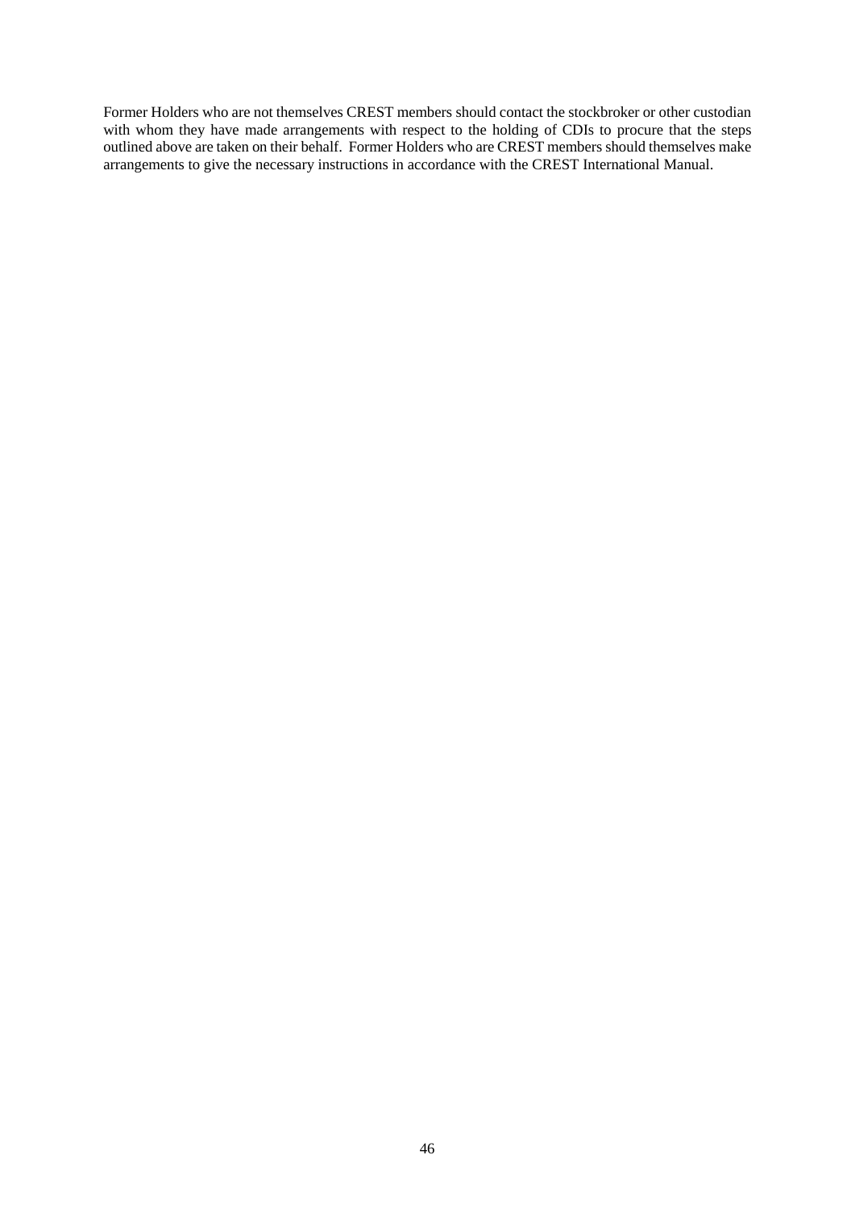Former Holders who are not themselves CREST members should contact the stockbroker or other custodian with whom they have made arrangements with respect to the holding of CDIs to procure that the steps outlined above are taken on their behalf. Former Holders who are CREST members should themselves make arrangements to give the necessary instructions in accordance with the CREST International Manual.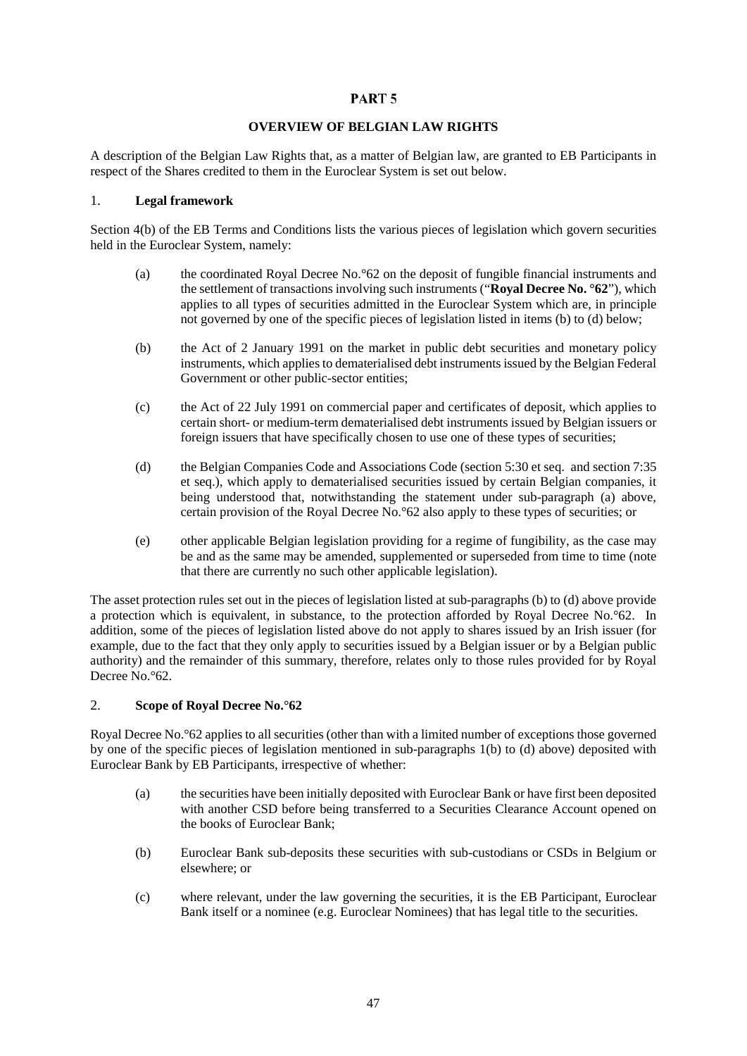# PART 5

## OVERVIEW OF BELGIAN LAW RIGHTS

A description of the Belgian Law Rights that, as a matter of Belgian law, are granted to EB Participants in respect of the Shares credited to them in the Euroclear System is set out below.

### 1. Legal framework

Section 4(b) of the EB Terms and Conditions lists the various pieces of legislation which govern securities held in the Euroclear System, namely:

(a) the coordinated Royal Decree No.°62 on the deposit of fungible financial instruments and the settlement of transactions involving such instruments ("**Royal Decree No. °62**"), which applies to all types of securities admitted in the Euroclear System which are, in principle not governed by one of the specific pieces of legislation listed in items (b) to (d) below;

(b) the Act of 2 January 1991 on the market in public debt securities and monetary policy instruments, which applies to dematerialised debt instruments issued by the Belgian Federal Government or other public-sector entities;

(c) the Act of 22 July 1991 on commercial paper and certificates of deposit, which applies to certain short- or medium-term dematerialised debt instruments issued by Belgian issuers or foreign issuers that have specifically chosen to use one of these types of securities;

(d) the Belgian Companies Code and Associations Code (section 5:30 et seq. and section 7:35 et seq.), which apply to dematerialised securities issued by certain Belgian companies, it being understood that, notwithstanding the statement under sub-paragraph (a) above, certain provision of the Royal Decree No.°62 also apply to these types of securities; or

(e) other applicable Belgian legislation providing for a regime of fungibility, as the case may be and as the same may be amended, supplemented or superseded from time to time (note that there are currently no such other applicable legislation).

The asset protection rules set out in the pieces of legislation listed at sub-paragraphs (b) to (d) above provide a protection which is equivalent, in substance, to the protection afforded by Royal Decree No.°62. In addition, some of the pieces of legislation listed above do not apply to shares issued by an Irish issuer (for example, due to the fact that they only apply to securities issued by a Belgian issuer or by a Belgian public authority) and the remainder of this summary, therefore, relates only to those rules provided for by Royal Decree No.°62.

### 2. Scope of Royal Decree No.°62

Royal Decree No.°62 applies to all securities (other than with a limited number of exceptions those governed by one of the specific pieces of legislation mentioned in sub-paragraphs 1(b) to (d) above) deposited with Euroclear Bank by EB Participants, irrespective of whether:

(a) the securities have been initially deposited with Euroclear Bank or have first been deposited with another CSD before being transferred to a Securities Clearance Account opened on the books of Euroclear Bank;

(b) Euroclear Bank sub-deposits these securities with sub-custodians or CSDs in Belgium or elsewhere; or

(c) where relevant, under the law governing the securities, it is the EB Participant, Euroclear Bank itself or a nominee (e.g. Euroclear Nominees) that has legal title to the securities.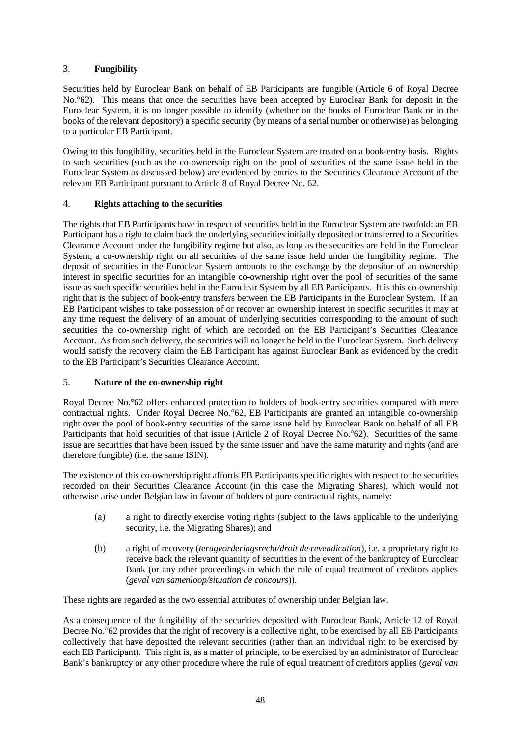### 3. **Fungibility**

Securities held by Euroclear Bank on behalf of EB Participants are fungible (Article 6 of Royal Decree No.°62). This means that once the securities have been accepted by Euroclear Bank for deposit in the Euroclear System, it is no longer possible to identify (whether on the books of Euroclear Bank or in the books of the relevant depository) a specific security (by means of a serial number or otherwise) as belonging to a particular EB Participant.

Owing to this fungibility, securities held in the Euroclear System are treated on a book-entry basis. Rights to such securities (such as the co-ownership right on the pool of securities of the same issue held in the Euroclear System as discussed below) are evidenced by entries to the Securities Clearance Account of the relevant EB Participant pursuant to Article 8 of Royal Decree No. 62.

### 4. **Rights attaching to the securities**

The rights that EB Participants have in respect of securities held in the Euroclear System are twofold: an EB Participant has a right to claim back the underlying securities initially deposited or transferred to a Securities Clearance Account under the fungibility regime but also, as long as the securities are held in the Euroclear System, a co-ownership right on all securities of the same issue held under the fungibility regime. The deposit of securities in the Euroclear System amounts to the exchange by the depositor of an ownership interest in specific securities for an intangible co-ownership right over the pool of securities of the same issue as such specific securities held in the Euroclear System by all EB Participants. It is this co-ownership right that is the subject of book-entry transfers between the EB Participants in the Euroclear System. If an EB Participant wishes to take possession of or recover an ownership interest in specific securities it may at any time request the delivery of an amount of underlying securities corresponding to the amount of such securities the co-ownership right of which are recorded on the EB Participant's Securities Clearance Account. As from such delivery, the securities will no longer be held in the Euroclear System. Such delivery would satisfy the recovery claim the EB Participant has against Euroclear Bank as evidenced by the credit to the EB Participant's Securities Clearance Account.

### 5. **Nature of the co-ownership right**

Royal Decree No.°62 offers enhanced protection to holders of book-entry securities compared with mere contractual rights. Under Royal Decree No.°62, EB Participants are granted an intangible co-ownership right over the pool of book-entry securities of the same issue held by Euroclear Bank on behalf of all EB Participants that hold securities of that issue (Article 2 of Royal Decree No.°62). Securities of the same issue are securities that have been issued by the same issuer and have the same maturity and rights (and are therefore fungible) (i.e. the same ISIN).

The existence of this co-ownership right affords EB Participants specific rights with respect to the securities recorded on their Securities Clearance Account (in this case the Migrating Shares), which would not otherwise arise under Belgian law in favour of holders of pure contractual rights, namely:

(a) a right to directly exercise voting rights (subject to the laws applicable to the underlying security, i.e. the Migrating Shares); and

(b) a right of recovery (*terugvorderingsrecht/droit de revendication*), i.e. a proprietary right to receive back the relevant quantity of securities in the event of the bankruptcy of Euroclear Bank (or any other proceedings in which the rule of equal treatment of creditors applies (*geval van samenloop/situation de concours*)).

These rights are regarded as the two essential attributes of ownership under Belgian law.

As a consequence of the fungibility of the securities deposited with Euroclear Bank, Article 12 of Royal Decree No.°62 provides that the right of recovery is a collective right, to be exercised by all EB Participants collectively that have deposited the relevant securities (rather than an individual right to be exercised by each EB Participant). This right is, as a matter of principle, to be exercised by an administrator of Euroclear Bank's bankruptcy or any other procedure where the rule of equal treatment of creditors applies (*geval van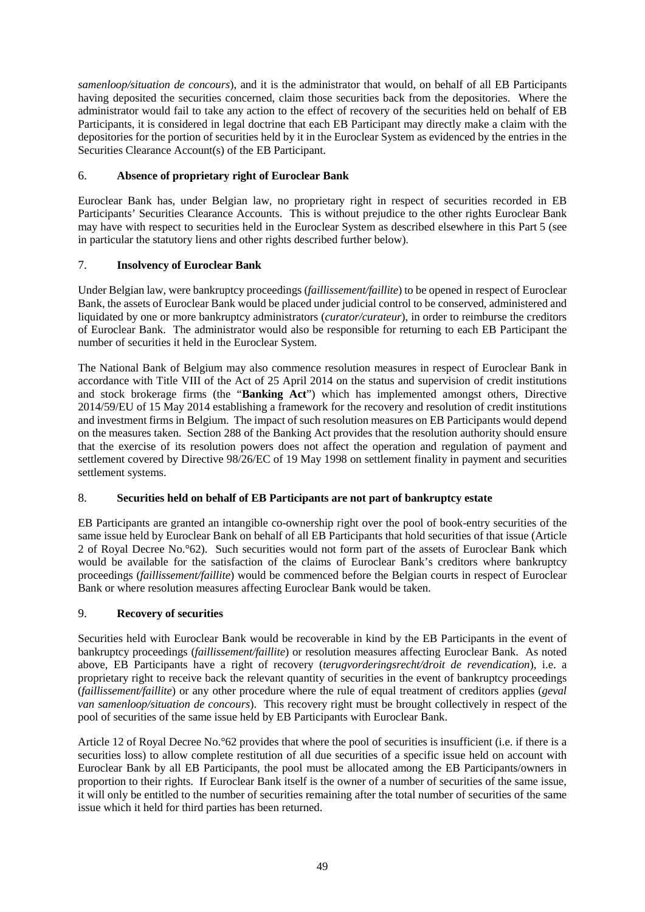*samenloop/situation de concours*), and it is the administrator that would, on behalf of all EB Participants having deposited the securities concerned, claim those securities back from the depositories. Where the administrator would fail to take any action to the effect of recovery of the securities held on behalf of EB Participants, it is considered in legal doctrine that each EB Participant may directly make a claim with the depositories for the portion of securities held by it in the Euroclear System as evidenced by the entries in the Securities Clearance Account(s) of the EB Participant.

## 6. Absence of proprietary right of Euroclear Bank

Euroclear Bank has, under Belgian law, no proprietary right in respect of securities recorded in EB Participants' Securities Clearance Accounts. This is without prejudice to the other rights Euroclear Bank may have with respect to securities held in the Euroclear System as described elsewhere in this Part 5 (see in particular the statutory liens and other rights described further below).

## 7. Insolvency of Euroclear Bank

Under Belgian law, were bankruptcy proceedings (*faillissement/faillite*) to be opened in respect of Euroclear Bank, the assets of Euroclear Bank would be placed under judicial control to be conserved, administered and liquidated by one or more bankruptcy administrators (*curator/curateur*), in order to reimburse the creditors of Euroclear Bank. The administrator would also be responsible for returning to each EB Participant the number of securities it held in the Euroclear System.

The National Bank of Belgium may also commence resolution measures in respect of Euroclear Bank in accordance with Title VIII of the Act of 25 April 2014 on the status and supervision of credit institutions and stock brokerage firms (the "**Banking Act**") which has implemented amongst others, Directive 2014/59/EU of 15 May 2014 establishing a framework for the recovery and resolution of credit institutions and investment firms in Belgium. The impact of such resolution measures on EB Participants would depend on the measures taken. Section 288 of the Banking Act provides that the resolution authority should ensure that the exercise of its resolution powers does not affect the operation and regulation of payment and settlement covered by Directive 98/26/EC of 19 May 1998 on settlement finality in payment and securities settlement systems.

## 8. Securities held on behalf of EB Participants are not part of bankruptcy estate

EB Participants are granted an intangible co-ownership right over the pool of book-entry securities of the same issue held by Euroclear Bank on behalf of all EB Participants that hold securities of that issue (Article 2 of Royal Decree No.°62). Such securities would not form part of the assets of Euroclear Bank which would be available for the satisfaction of the claims of Euroclear Bank's creditors where bankruptcy proceedings (*faillissement/faillite*) would be commenced before the Belgian courts in respect of Euroclear Bank or where resolution measures affecting Euroclear Bank would be taken.

## 9. Recovery of securities

Securities held with Euroclear Bank would be recoverable in kind by the EB Participants in the event of bankruptcy proceedings (*faillissement/faillite*) or resolution measures affecting Euroclear Bank. As noted above, EB Participants have a right of recovery (*terugvorderingsrecht/droit de revendication*), i.e. a proprietary right to receive back the relevant quantity of securities in the event of bankruptcy proceedings (*faillissement/faillite*) or any other procedure where the rule of equal treatment of creditors applies (*geval van samenloop/situation de concours*). This recovery right must be brought collectively in respect of the pool of securities of the same issue held by EB Participants with Euroclear Bank.

Article 12 of Royal Decree No.°62 provides that where the pool of securities is insufficient (i.e. if there is a securities loss) to allow complete restitution of all due securities of a specific issue held on account with Euroclear Bank by all EB Participants, the pool must be allocated among the EB Participants/owners in proportion to their rights. If Euroclear Bank itself is the owner of a number of securities of the same issue, it will only be entitled to the number of securities remaining after the total number of securities of the same issue which it held for third parties has been returned.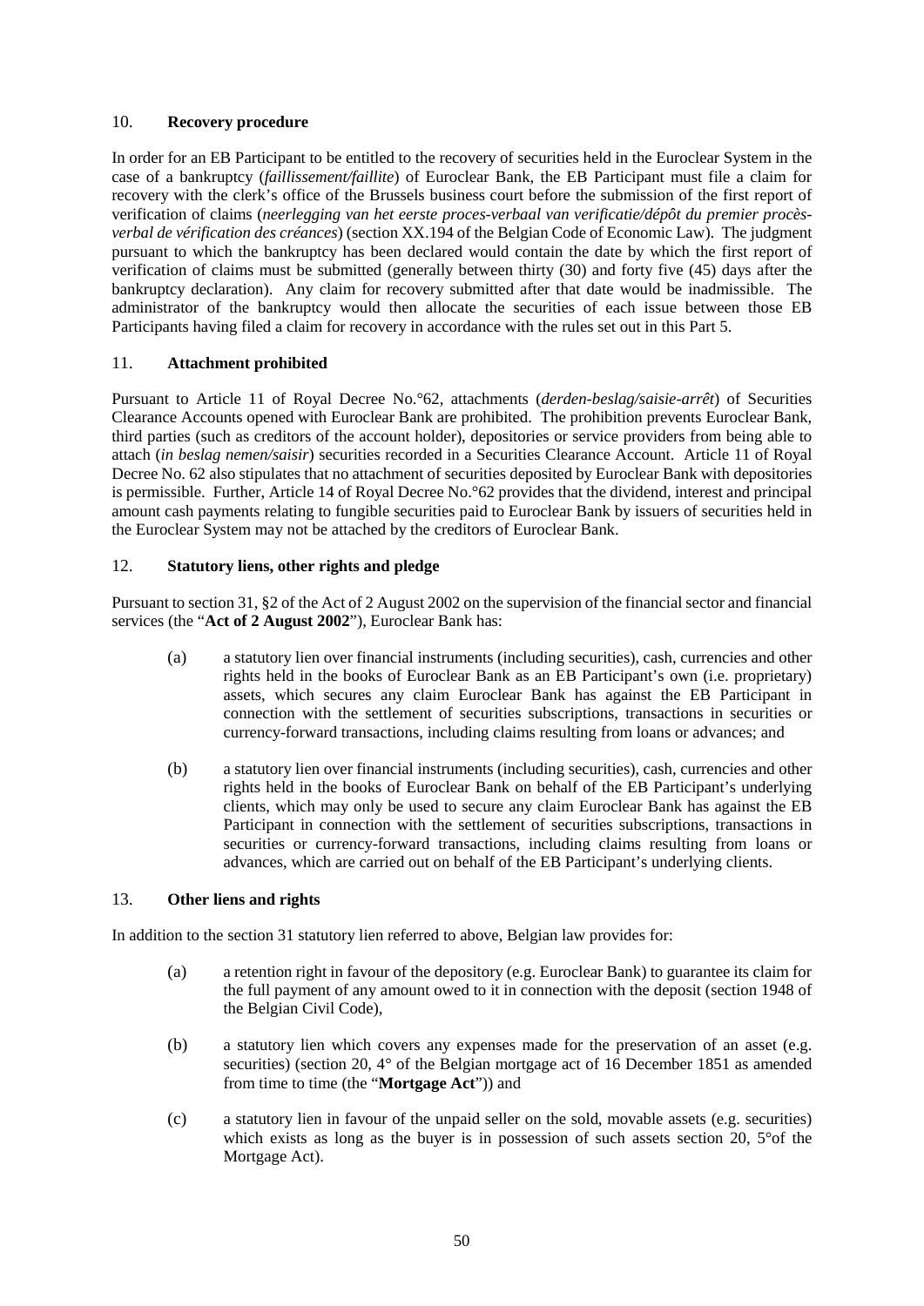## 10. **Recovery procedure**

In order for an EB Participant to be entitled to the recovery of securities held in the Euroclear System in the case of a bankruptcy (*faillissement/faillite*) of Euroclear Bank, the EB Participant must file a claim for recovery with the clerk's office of the Brussels business court before the submission of the first report of verification of claims (*neerlegging van het eerste proces-verbaal van verificatie/dépôt du premier procès-verbal de vérification des créances*) (section XX.194 of the Belgian Code of Economic Law). The judgment pursuant to which the bankruptcy has been declared would contain the date by which the first report of verification of claims must be submitted (generally between thirty (30) and forty five (45) days after the bankruptcy declaration). Any claim for recovery submitted after that date would be inadmissible. The administrator of the bankruptcy would then allocate the securities of each issue between those EB Participants having filed a claim for recovery in accordance with the rules set out in this Part 5.

## 11. **Attachment prohibited**

Pursuant to Article 11 of Royal Decree No.°62, attachments (*derden-beslag/saisie-arrêt*) of Securities Clearance Accounts opened with Euroclear Bank are prohibited. The prohibition prevents Euroclear Bank, third parties (such as creditors of the account holder), depositories or service providers from being able to attach (*in beslag nemen/saisir*) securities recorded in a Securities Clearance Account. Article 11 of Royal Decree No. 62 also stipulates that no attachment of securities deposited by Euroclear Bank with depositories is permissible. Further, Article 14 of Royal Decree No.°62 provides that the dividend, interest and principal amount cash payments relating to fungible securities paid to Euroclear Bank by issuers of securities held in the Euroclear System may not be attached by the creditors of Euroclear Bank.

## 12. **Statutory liens, other rights and pledge**

Pursuant to section 31, §2 of the Act of 2 August 2002 on the supervision of the financial sector and financial services (the "**Act of 2 August 2002**"), Euroclear Bank has:

(a) a statutory lien over financial instruments (including securities), cash, currencies and other rights held in the books of Euroclear Bank as an EB Participant's own (i.e. proprietary) assets, which secures any claim Euroclear Bank has against the EB Participant in connection with the settlement of securities subscriptions, transactions in securities or currency-forward transactions, including claims resulting from loans or advances; and

(b) a statutory lien over financial instruments (including securities), cash, currencies and other rights held in the books of Euroclear Bank on behalf of the EB Participant's underlying clients, which may only be used to secure any claim Euroclear Bank has against the EB Participant in connection with the settlement of securities subscriptions, transactions in securities or currency-forward transactions, including claims resulting from loans or advances, which are carried out on behalf of the EB Participant's underlying clients.

## 13. **Other liens and rights**

In addition to the section 31 statutory lien referred to above, Belgian law provides for:

(a) a retention right in favour of the depository (e.g. Euroclear Bank) to guarantee its claim for the full payment of any amount owed to it in connection with the deposit (section 1948 of the Belgian Civil Code),

(b) a statutory lien which covers any expenses made for the preservation of an asset (e.g. securities) (section 20, 4° of the Belgian mortgage act of 16 December 1851 as amended from time to time (the "**Mortgage Act**")) and

(c) a statutory lien in favour of the unpaid seller on the sold, movable assets (e.g. securities) which exists as long as the buyer is in possession of such assets section 20, 5°of the Mortgage Act).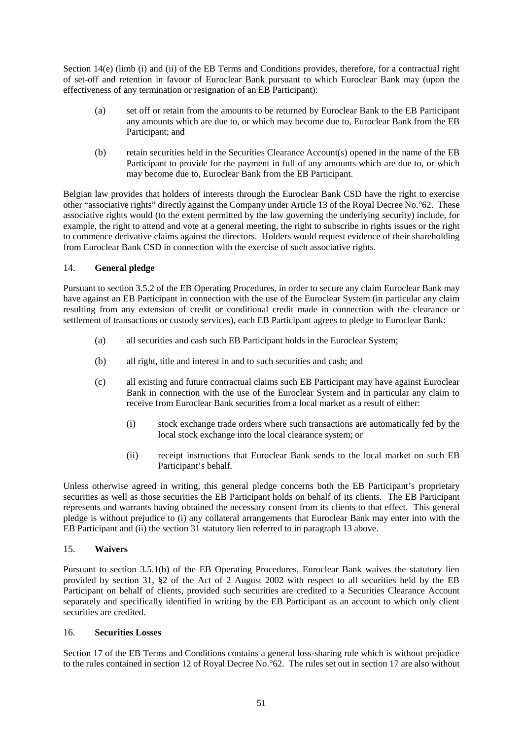Section 14(e) (limb (i) and (ii) of the EB Terms and Conditions provides, therefore, for a contractual right of set-off and retention in favour of Euroclear Bank pursuant to which Euroclear Bank may (upon the effectiveness of any termination or resignation of an EB Participant):

(a) set off or retain from the amounts to be returned by Euroclear Bank to the EB Participant any amounts which are due to, or which may become due to, Euroclear Bank from the EB Participant; and

(b) retain securities held in the Securities Clearance Account(s) opened in the name of the EB Participant to provide for the payment in full of any amounts which are due to, or which may become due to, Euroclear Bank from the EB Participant.

Belgian law provides that holders of interests through the Euroclear Bank CSD have the right to exercise other "associative rights" directly against the Company under Article 13 of the Royal Decree No.°62. These associative rights would (to the extent permitted by the law governing the underlying security) include, for example, the right to attend and vote at a general meeting, the right to subscribe in rights issues or the right to commence derivative claims against the directors. Holders would request evidence of their shareholding from Euroclear Bank CSD in connection with the exercise of such associative rights.

## 14. **General pledge**

Pursuant to section 3.5.2 of the EB Operating Procedures, in order to secure any claim Euroclear Bank may have against an EB Participant in connection with the use of the Euroclear System (in particular any claim resulting from any extension of credit or conditional credit made in connection with the clearance or settlement of transactions or custody services), each EB Participant agrees to pledge to Euroclear Bank:

(a) all securities and cash such EB Participant holds in the Euroclear System;

(b) all right, title and interest in and to such securities and cash; and

(c) all existing and future contractual claims such EB Participant may have against Euroclear Bank in connection with the use of the Euroclear System and in particular any claim to receive from Euroclear Bank securities from a local market as a result of either:

  (i) stock exchange trade orders where such transactions are automatically fed by the local stock exchange into the local clearance system; or

  (ii) receipt instructions that Euroclear Bank sends to the local market on such EB Participant's behalf.

Unless otherwise agreed in writing, this general pledge concerns both the EB Participant's proprietary securities as well as those securities the EB Participant holds on behalf of its clients. The EB Participant represents and warrants having obtained the necessary consent from its clients to that effect. This general pledge is without prejudice to (i) any collateral arrangements that Euroclear Bank may enter into with the EB Participant and (ii) the section 31 statutory lien referred to in paragraph 13 above.

## 15. **Waivers**

Pursuant to section 3.5.1(b) of the EB Operating Procedures, Euroclear Bank waives the statutory lien provided by section 31, §2 of the Act of 2 August 2002 with respect to all securities held by the EB Participant on behalf of clients, provided such securities are credited to a Securities Clearance Account separately and specifically identified in writing by the EB Participant as an account to which only client securities are credited.

## 16. **Securities Losses**

Section 17 of the EB Terms and Conditions contains a general loss-sharing rule which is without prejudice to the rules contained in section 12 of Royal Decree No.°62. The rules set out in section 17 are also without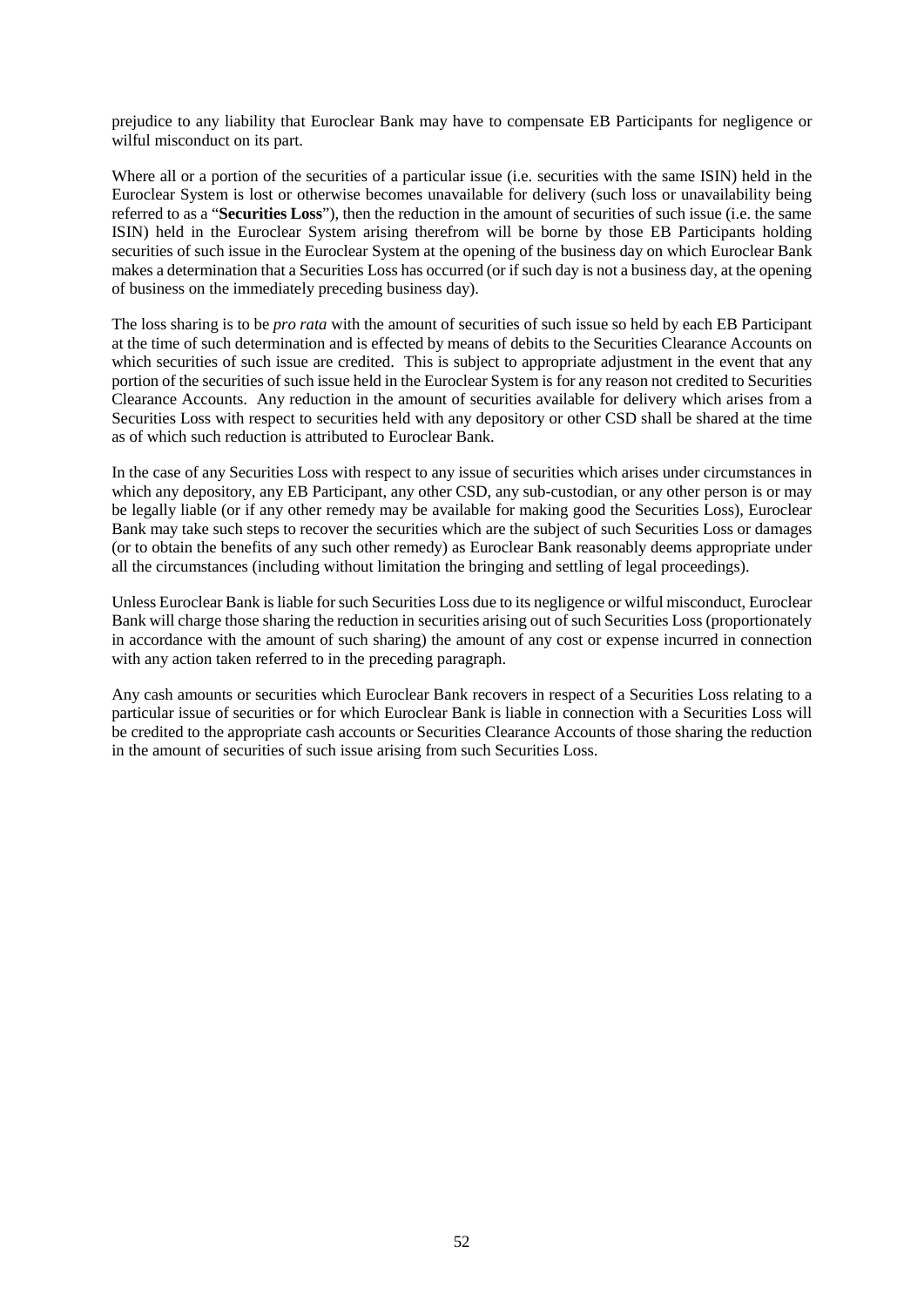prejudice to any liability that Euroclear Bank may have to compensate EB Participants for negligence or wilful misconduct on its part.

Where all or a portion of the securities of a particular issue (i.e. securities with the same ISIN) held in the Euroclear System is lost or otherwise becomes unavailable for delivery (such loss or unavailability being referred to as a "**Securities Loss**"), then the reduction in the amount of securities of such issue (i.e. the same ISIN) held in the Euroclear System arising therefrom will be borne by those EB Participants holding securities of such issue in the Euroclear System at the opening of the business day on which Euroclear Bank makes a determination that a Securities Loss has occurred (or if such day is not a business day, at the opening of business on the immediately preceding business day).

The loss sharing is to be *pro rata* with the amount of securities of such issue so held by each EB Participant at the time of such determination and is effected by means of debits to the Securities Clearance Accounts on which securities of such issue are credited. This is subject to appropriate adjustment in the event that any portion of the securities of such issue held in the Euroclear System is for any reason not credited to Securities Clearance Accounts. Any reduction in the amount of securities available for delivery which arises from a Securities Loss with respect to securities held with any depository or other CSD shall be shared at the time as of which such reduction is attributed to Euroclear Bank.

In the case of any Securities Loss with respect to any issue of securities which arises under circumstances in which any depository, any EB Participant, any other CSD, any sub-custodian, or any other person is or may be legally liable (or if any other remedy may be available for making good the Securities Loss), Euroclear Bank may take such steps to recover the securities which are the subject of such Securities Loss or damages (or to obtain the benefits of any such other remedy) as Euroclear Bank reasonably deems appropriate under all the circumstances (including without limitation the bringing and settling of legal proceedings).

Unless Euroclear Bank is liable for such Securities Loss due to its negligence or wilful misconduct, Euroclear Bank will charge those sharing the reduction in securities arising out of such Securities Loss (proportionately in accordance with the amount of such sharing) the amount of any cost or expense incurred in connection with any action taken referred to in the preceding paragraph.

Any cash amounts or securities which Euroclear Bank recovers in respect of a Securities Loss relating to a particular issue of securities or for which Euroclear Bank is liable in connection with a Securities Loss will be credited to the appropriate cash accounts or Securities Clearance Accounts of those sharing the reduction in the amount of securities of such issue arising from such Securities Loss.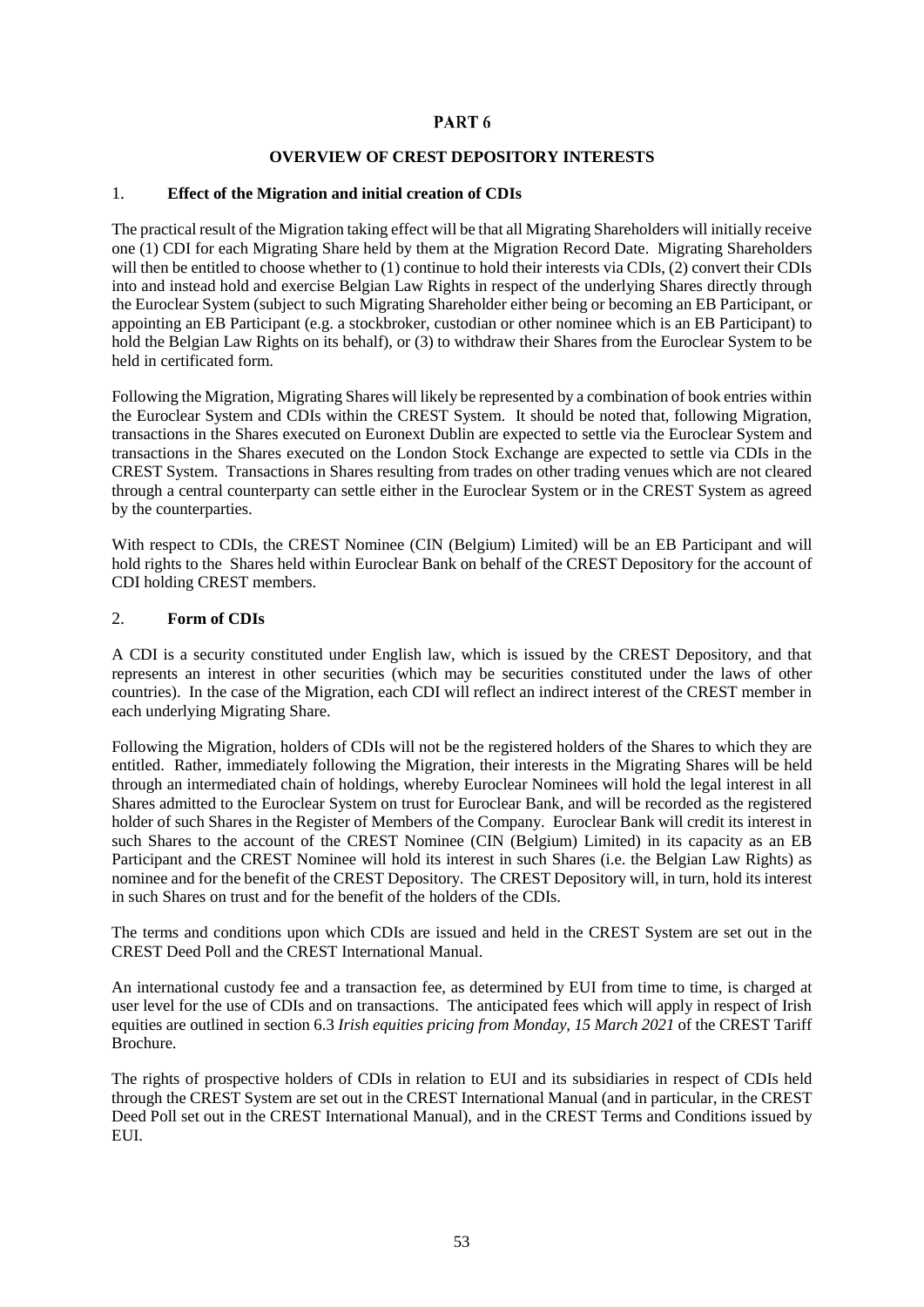# PART 6

## OVERVIEW OF CREST DEPOSITORY INTERESTS

### 1. Effect of the Migration and initial creation of CDIs

The practical result of the Migration taking effect will be that all Migrating Shareholders will initially receive one (1) CDI for each Migrating Share held by them at the Migration Record Date. Migrating Shareholders will then be entitled to choose whether to (1) continue to hold their interests via CDIs, (2) convert their CDIs into and instead hold and exercise Belgian Law Rights in respect of the underlying Shares directly through the Euroclear System (subject to such Migrating Shareholder either being or becoming an EB Participant, or appointing an EB Participant (e.g. a stockbroker, custodian or other nominee which is an EB Participant) to hold the Belgian Law Rights on its behalf), or (3) to withdraw their Shares from the Euroclear System to be held in certificated form.

Following the Migration, Migrating Shares will likely be represented by a combination of book entries within the Euroclear System and CDIs within the CREST System. It should be noted that, following Migration, transactions in the Shares executed on Euronext Dublin are expected to settle via the Euroclear System and transactions in the Shares executed on the London Stock Exchange are expected to settle via CDIs in the CREST System. Transactions in Shares resulting from trades on other trading venues which are not cleared through a central counterparty can settle either in the Euroclear System or in the CREST System as agreed by the counterparties.

With respect to CDIs, the CREST Nominee (CIN (Belgium) Limited) will be an EB Participant and will hold rights to the Shares held within Euroclear Bank on behalf of the CREST Depository for the account of CDI holding CREST members.

### 2. Form of CDIs

A CDI is a security constituted under English law, which is issued by the CREST Depository, and that represents an interest in other securities (which may be securities constituted under the laws of other countries). In the case of the Migration, each CDI will reflect an indirect interest of the CREST member in each underlying Migrating Share.

Following the Migration, holders of CDIs will not be the registered holders of the Shares to which they are entitled. Rather, immediately following the Migration, their interests in the Migrating Shares will be held through an intermediated chain of holdings, whereby Euroclear Nominees will hold the legal interest in all Shares admitted to the Euroclear System on trust for Euroclear Bank, and will be recorded as the registered holder of such Shares in the Register of Members of the Company. Euroclear Bank will credit its interest in such Shares to the account of the CREST Nominee (CIN (Belgium) Limited) in its capacity as an EB Participant and the CREST Nominee will hold its interest in such Shares (i.e. the Belgian Law Rights) as nominee and for the benefit of the CREST Depository. The CREST Depository will, in turn, hold its interest in such Shares on trust and for the benefit of the holders of the CDIs.

The terms and conditions upon which CDIs are issued and held in the CREST System are set out in the CREST Deed Poll and the CREST International Manual.

An international custody fee and a transaction fee, as determined by EUI from time to time, is charged at user level for the use of CDIs and on transactions. The anticipated fees which will apply in respect of Irish equities are outlined in section 6.3 *Irish equities pricing from Monday, 15 March 2021* of the CREST Tariff Brochure.

The rights of prospective holders of CDIs in relation to EUI and its subsidiaries in respect of CDIs held through the CREST System are set out in the CREST International Manual (and in particular, in the CREST Deed Poll set out in the CREST International Manual), and in the CREST Terms and Conditions issued by EUI.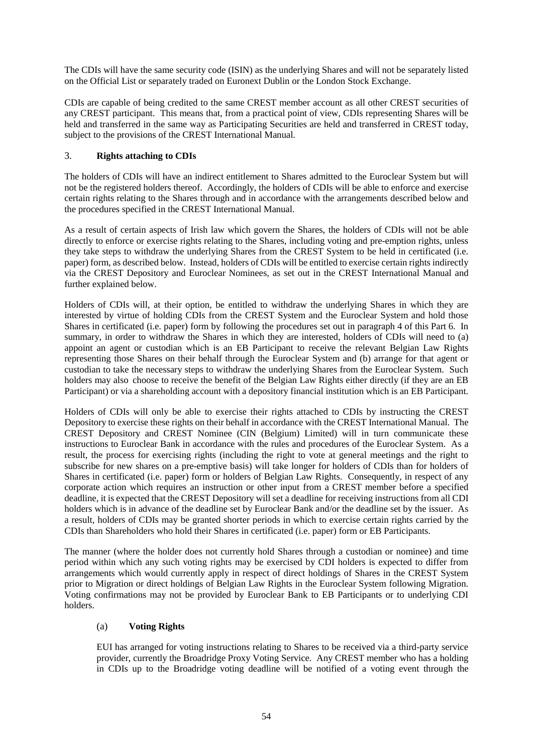The CDIs will have the same security code (ISIN) as the underlying Shares and will not be separately listed on the Official List or separately traded on Euronext Dublin or the London Stock Exchange.

CDIs are capable of being credited to the same CREST member account as all other CREST securities of any CREST participant. This means that, from a practical point of view, CDIs representing Shares will be held and transferred in the same way as Participating Securities are held and transferred in CREST today, subject to the provisions of the CREST International Manual.

### 3. **Rights attaching to CDIs**

The holders of CDIs will have an indirect entitlement to Shares admitted to the Euroclear System but will not be the registered holders thereof. Accordingly, the holders of CDIs will be able to enforce and exercise certain rights relating to the Shares through and in accordance with the arrangements described below and the procedures specified in the CREST International Manual.

As a result of certain aspects of Irish law which govern the Shares, the holders of CDIs will not be able directly to enforce or exercise rights relating to the Shares, including voting and pre-emption rights, unless they take steps to withdraw the underlying Shares from the CREST System to be held in certificated (i.e. paper) form, as described below. Instead, holders of CDIs will be entitled to exercise certain rights indirectly via the CREST Depository and Euroclear Nominees, as set out in the CREST International Manual and further explained below.

Holders of CDIs will, at their option, be entitled to withdraw the underlying Shares in which they are interested by virtue of holding CDIs from the CREST System and the Euroclear System and hold those Shares in certificated (i.e. paper) form by following the procedures set out in paragraph 4 of this Part 6. In summary, in order to withdraw the Shares in which they are interested, holders of CDIs will need to (a) appoint an agent or custodian which is an EB Participant to receive the relevant Belgian Law Rights representing those Shares on their behalf through the Euroclear System and (b) arrange for that agent or custodian to take the necessary steps to withdraw the underlying Shares from the Euroclear System. Such holders may also choose to receive the benefit of the Belgian Law Rights either directly (if they are an EB Participant) or via a shareholding account with a depository financial institution which is an EB Participant.

Holders of CDIs will only be able to exercise their rights attached to CDIs by instructing the CREST Depository to exercise these rights on their behalf in accordance with the CREST International Manual. The CREST Depository and CREST Nominee (CIN (Belgium) Limited) will in turn communicate these instructions to Euroclear Bank in accordance with the rules and procedures of the Euroclear System. As a result, the process for exercising rights (including the right to vote at general meetings and the right to subscribe for new shares on a pre-emptive basis) will take longer for holders of CDIs than for holders of Shares in certificated (i.e. paper) form or holders of Belgian Law Rights. Consequently, in respect of any corporate action which requires an instruction or other input from a CREST member before a specified deadline, it is expected that the CREST Depository will set a deadline for receiving instructions from all CDI holders which is in advance of the deadline set by Euroclear Bank and/or the deadline set by the issuer. As a result, holders of CDIs may be granted shorter periods in which to exercise certain rights carried by the CDIs than Shareholders who hold their Shares in certificated (i.e. paper) form or EB Participants.

The manner (where the holder does not currently hold Shares through a custodian or nominee) and time period within which any such voting rights may be exercised by CDI holders is expected to differ from arrangements which would currently apply in respect of direct holdings of Shares in the CREST System prior to Migration or direct holdings of Belgian Law Rights in the Euroclear System following Migration. Voting confirmations may not be provided by Euroclear Bank to EB Participants or to underlying CDI holders.

#### (a) **Voting Rights**

EUI has arranged for voting instructions relating to Shares to be received via a third-party service provider, currently the Broadridge Proxy Voting Service. Any CREST member who has a holding in CDIs up to the Broadridge voting deadline will be notified of a voting event through the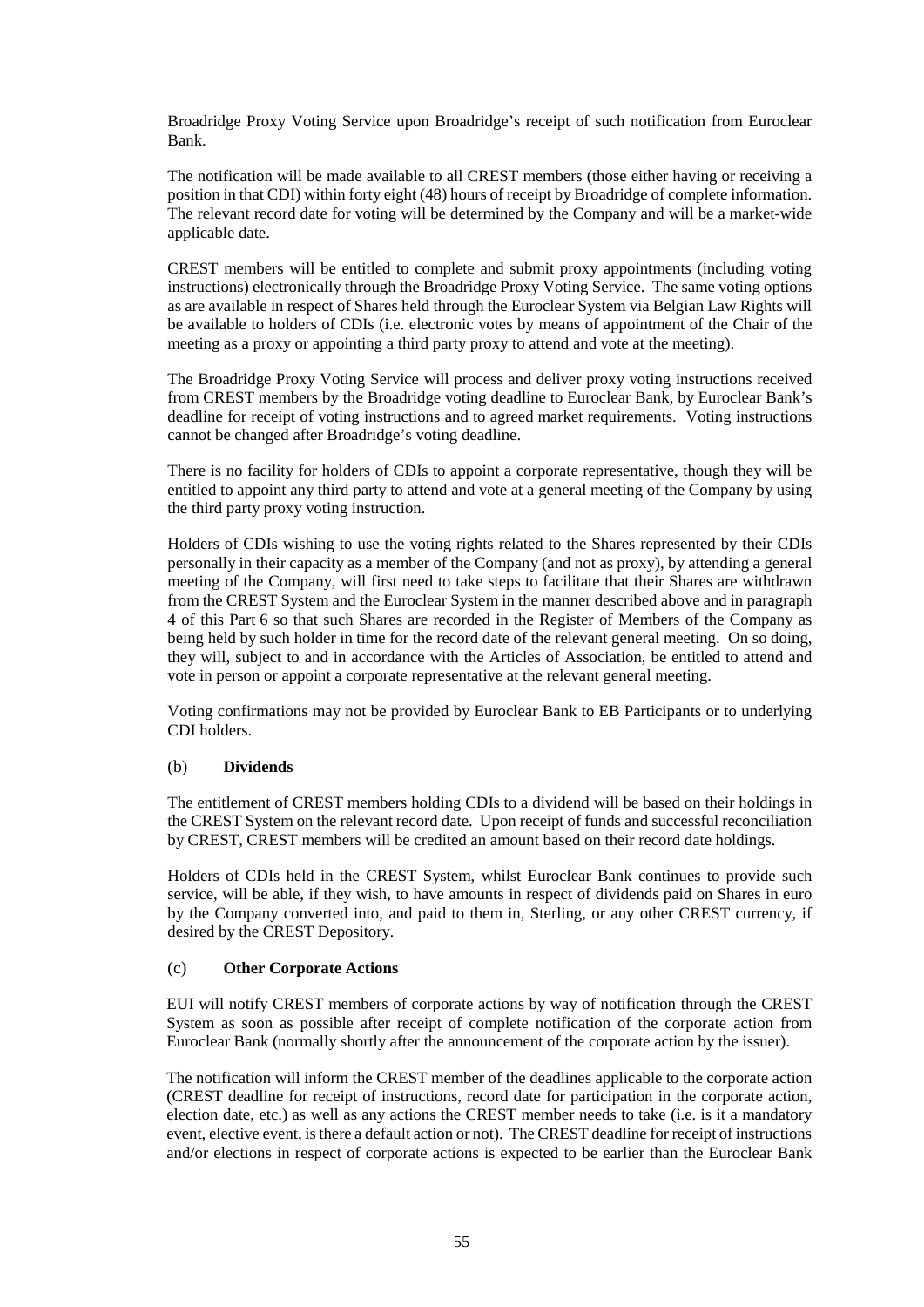Broadridge Proxy Voting Service upon Broadridge's receipt of such notification from Euroclear Bank.

The notification will be made available to all CREST members (those either having or receiving a position in that CDI) within forty eight (48) hours of receipt by Broadridge of complete information. The relevant record date for voting will be determined by the Company and will be a market-wide applicable date.

CREST members will be entitled to complete and submit proxy appointments (including voting instructions) electronically through the Broadridge Proxy Voting Service. The same voting options as are available in respect of Shares held through the Euroclear System via Belgian Law Rights will be available to holders of CDIs (i.e. electronic votes by means of appointment of the Chair of the meeting as a proxy or appointing a third party proxy to attend and vote at the meeting).

The Broadridge Proxy Voting Service will process and deliver proxy voting instructions received from CREST members by the Broadridge voting deadline to Euroclear Bank, by Euroclear Bank's deadline for receipt of voting instructions and to agreed market requirements. Voting instructions cannot be changed after Broadridge's voting deadline.

There is no facility for holders of CDIs to appoint a corporate representative, though they will be entitled to appoint any third party to attend and vote at a general meeting of the Company by using the third party proxy voting instruction.

Holders of CDIs wishing to use the voting rights related to the Shares represented by their CDIs personally in their capacity as a member of the Company (and not as proxy), by attending a general meeting of the Company, will first need to take steps to facilitate that their Shares are withdrawn from the CREST System and the Euroclear System in the manner described above and in paragraph 4 of this Part 6 so that such Shares are recorded in the Register of Members of the Company as being held by such holder in time for the record date of the relevant general meeting. On so doing, they will, subject to and in accordance with the Articles of Association, be entitled to attend and vote in person or appoint a corporate representative at the relevant general meeting.

Voting confirmations may not be provided by Euroclear Bank to EB Participants or to underlying CDI holders.

(b) **Dividends**

The entitlement of CREST members holding CDIs to a dividend will be based on their holdings in the CREST System on the relevant record date. Upon receipt of funds and successful reconciliation by CREST, CREST members will be credited an amount based on their record date holdings.

Holders of CDIs held in the CREST System, whilst Euroclear Bank continues to provide such service, will be able, if they wish, to have amounts in respect of dividends paid on Shares in euro by the Company converted into, and paid to them in, Sterling, or any other CREST currency, if desired by the CREST Depository.

(c) **Other Corporate Actions**

EUI will notify CREST members of corporate actions by way of notification through the CREST System as soon as possible after receipt of complete notification of the corporate action from Euroclear Bank (normally shortly after the announcement of the corporate action by the issuer).

The notification will inform the CREST member of the deadlines applicable to the corporate action (CREST deadline for receipt of instructions, record date for participation in the corporate action, election date, etc.) as well as any actions the CREST member needs to take (i.e. is it a mandatory event, elective event, is there a default action or not). The CREST deadline for receipt of instructions and/or elections in respect of corporate actions is expected to be earlier than the Euroclear Bank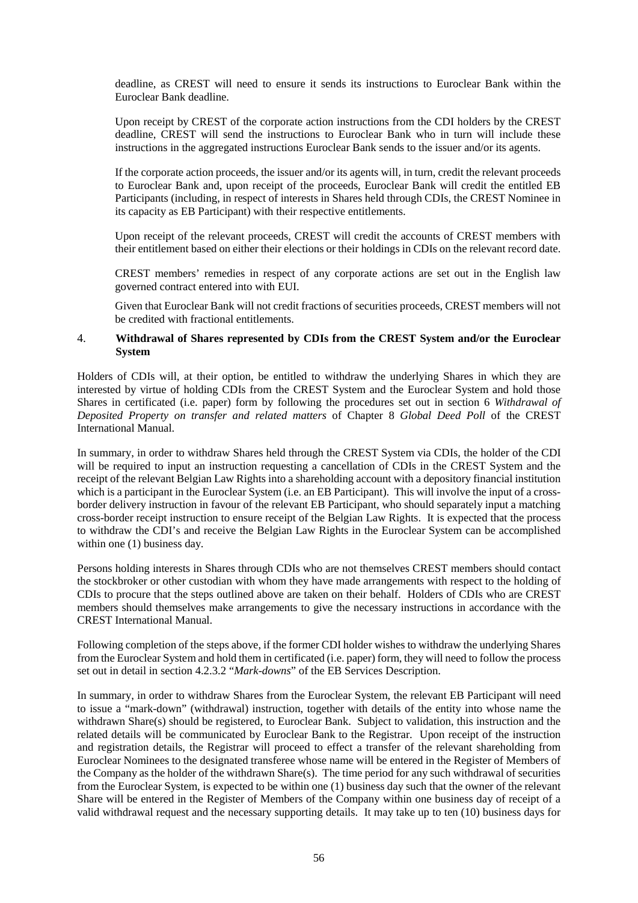deadline, as CREST will need to ensure it sends its instructions to Euroclear Bank within the Euroclear Bank deadline.

Upon receipt by CREST of the corporate action instructions from the CDI holders by the CREST deadline, CREST will send the instructions to Euroclear Bank who in turn will include these instructions in the aggregated instructions Euroclear Bank sends to the issuer and/or its agents.

If the corporate action proceeds, the issuer and/or its agents will, in turn, credit the relevant proceeds to Euroclear Bank and, upon receipt of the proceeds, Euroclear Bank will credit the entitled EB Participants (including, in respect of interests in Shares held through CDIs, the CREST Nominee in its capacity as EB Participant) with their respective entitlements.

Upon receipt of the relevant proceeds, CREST will credit the accounts of CREST members with their entitlement based on either their elections or their holdings in CDIs on the relevant record date.

CREST members' remedies in respect of any corporate actions are set out in the English law governed contract entered into with EUI.

Given that Euroclear Bank will not credit fractions of securities proceeds, CREST members will not be credited with fractional entitlements.

## 4. Withdrawal of Shares represented by CDIs from the CREST System and/or the Euroclear System

Holders of CDIs will, at their option, be entitled to withdraw the underlying Shares in which they are interested by virtue of holding CDIs from the CREST System and the Euroclear System and hold those Shares in certificated (i.e. paper) form by following the procedures set out in section 6 *Withdrawal of Deposited Property on transfer and related matters* of Chapter 8 *Global Deed Poll* of the CREST International Manual.

In summary, in order to withdraw Shares held through the CREST System via CDIs, the holder of the CDI will be required to input an instruction requesting a cancellation of CDIs in the CREST System and the receipt of the relevant Belgian Law Rights into a shareholding account with a depository financial institution which is a participant in the Euroclear System (i.e. an EB Participant). This will involve the input of a cross-border delivery instruction in favour of the relevant EB Participant, who should separately input a matching cross-border receipt instruction to ensure receipt of the Belgian Law Rights. It is expected that the process to withdraw the CDI's and receive the Belgian Law Rights in the Euroclear System can be accomplished within one (1) business day.

Persons holding interests in Shares through CDIs who are not themselves CREST members should contact the stockbroker or other custodian with whom they have made arrangements with respect to the holding of CDIs to procure that the steps outlined above are taken on their behalf. Holders of CDIs who are CREST members should themselves make arrangements to give the necessary instructions in accordance with the CREST International Manual.

Following completion of the steps above, if the former CDI holder wishes to withdraw the underlying Shares from the Euroclear System and hold them in certificated (i.e. paper) form, they will need to follow the process set out in detail in section 4.2.3.2 "*Mark-downs*" of the EB Services Description.

In summary, in order to withdraw Shares from the Euroclear System, the relevant EB Participant will need to issue a "mark-down" (withdrawal) instruction, together with details of the entity into whose name the withdrawn Share(s) should be registered, to Euroclear Bank. Subject to validation, this instruction and the related details will be communicated by Euroclear Bank to the Registrar. Upon receipt of the instruction and registration details, the Registrar will proceed to effect a transfer of the relevant shareholding from Euroclear Nominees to the designated transferee whose name will be entered in the Register of Members of the Company as the holder of the withdrawn Share(s). The time period for any such withdrawal of securities from the Euroclear System, is expected to be within one (1) business day such that the owner of the relevant Share will be entered in the Register of Members of the Company within one business day of receipt of a valid withdrawal request and the necessary supporting details. It may take up to ten (10) business days for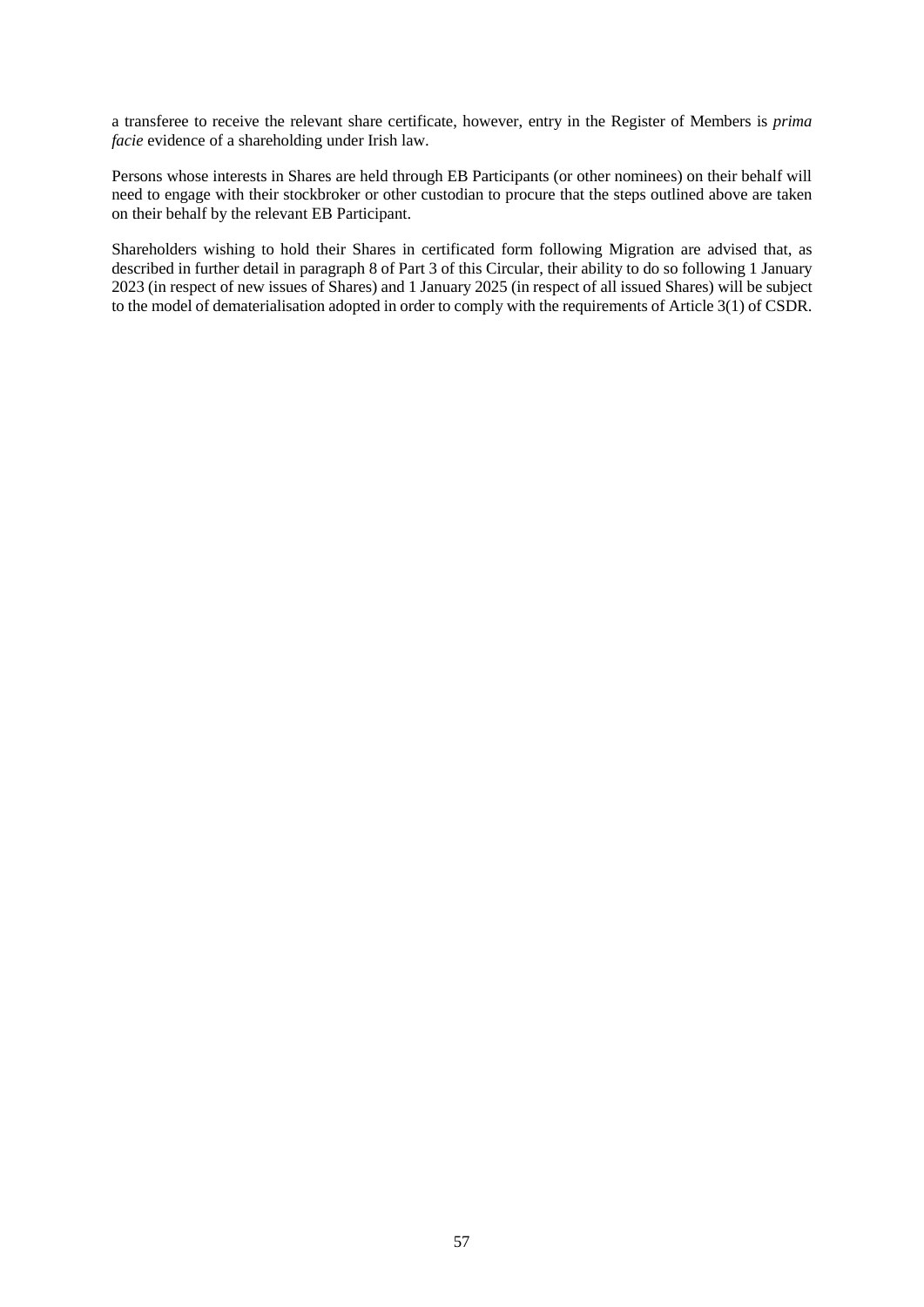a transferee to receive the relevant share certificate, however, entry in the Register of Members is *prima facie* evidence of a shareholding under Irish law.

Persons whose interests in Shares are held through EB Participants (or other nominees) on their behalf will need to engage with their stockbroker or other custodian to procure that the steps outlined above are taken on their behalf by the relevant EB Participant.

Shareholders wishing to hold their Shares in certificated form following Migration are advised that, as described in further detail in paragraph 8 of Part 3 of this Circular, their ability to do so following 1 January 2023 (in respect of new issues of Shares) and 1 January 2025 (in respect of all issued Shares) will be subject to the model of dematerialisation adopted in order to comply with the requirements of Article 3(1) of CSDR.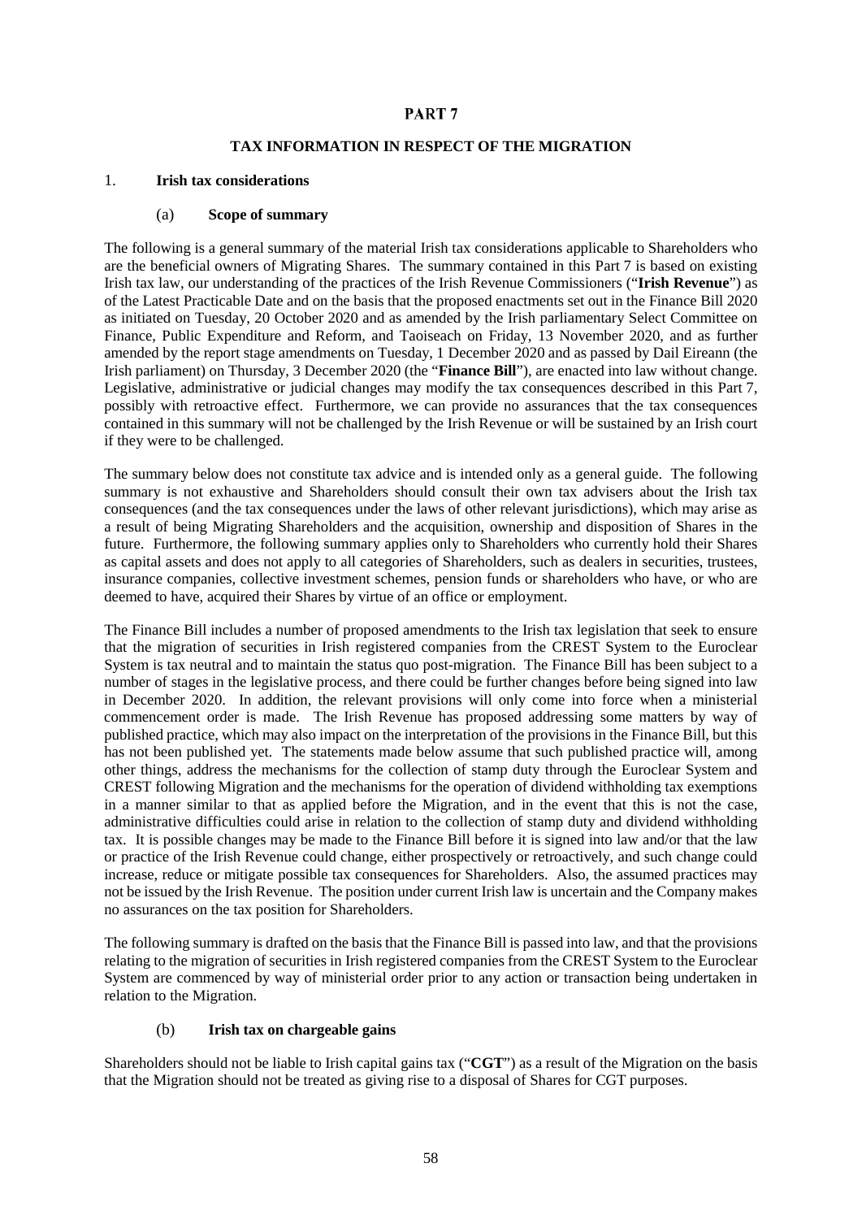# PART 7

## TAX INFORMATION IN RESPECT OF THE MIGRATION

### 1. Irish tax considerations

#### (a) Scope of summary

The following is a general summary of the material Irish tax considerations applicable to Shareholders who are the beneficial owners of Migrating Shares. The summary contained in this Part 7 is based on existing Irish tax law, our understanding of the practices of the Irish Revenue Commissioners ("**Irish Revenue**") as of the Latest Practicable Date and on the basis that the proposed enactments set out in the Finance Bill 2020 as initiated on Tuesday, 20 October 2020 and as amended by the Irish parliamentary Select Committee on Finance, Public Expenditure and Reform, and Taoiseach on Friday, 13 November 2020, and as further amended by the report stage amendments on Tuesday, 1 December 2020 and as passed by Dail Eireann (the Irish parliament) on Thursday, 3 December 2020 (the "**Finance Bill**"), are enacted into law without change. Legislative, administrative or judicial changes may modify the tax consequences described in this Part 7, possibly with retroactive effect. Furthermore, we can provide no assurances that the tax consequences contained in this summary will not be challenged by the Irish Revenue or will be sustained by an Irish court if they were to be challenged.

The summary below does not constitute tax advice and is intended only as a general guide. The following summary is not exhaustive and Shareholders should consult their own tax advisers about the Irish tax consequences (and the tax consequences under the laws of other relevant jurisdictions), which may arise as a result of being Migrating Shareholders and the acquisition, ownership and disposition of Shares in the future. Furthermore, the following summary applies only to Shareholders who currently hold their Shares as capital assets and does not apply to all categories of Shareholders, such as dealers in securities, trustees, insurance companies, collective investment schemes, pension funds or shareholders who have, or who are deemed to have, acquired their Shares by virtue of an office or employment.

The Finance Bill includes a number of proposed amendments to the Irish tax legislation that seek to ensure that the migration of securities in Irish registered companies from the CREST System to the Euroclear System is tax neutral and to maintain the status quo post-migration. The Finance Bill has been subject to a number of stages in the legislative process, and there could be further changes before being signed into law in December 2020. In addition, the relevant provisions will only come into force when a ministerial commencement order is made. The Irish Revenue has proposed addressing some matters by way of published practice, which may also impact on the interpretation of the provisions in the Finance Bill, but this has not been published yet. The statements made below assume that such published practice will, among other things, address the mechanisms for the collection of stamp duty through the Euroclear System and CREST following Migration and the mechanisms for the operation of dividend withholding tax exemptions in a manner similar to that as applied before the Migration, and in the event that this is not the case, administrative difficulties could arise in relation to the collection of stamp duty and dividend withholding tax. It is possible changes may be made to the Finance Bill before it is signed into law and/or that the law or practice of the Irish Revenue could change, either prospectively or retroactively, and such change could increase, reduce or mitigate possible tax consequences for Shareholders. Also, the assumed practices may not be issued by the Irish Revenue. The position under current Irish law is uncertain and the Company makes no assurances on the tax position for Shareholders.

The following summary is drafted on the basis that the Finance Bill is passed into law, and that the provisions relating to the migration of securities in Irish registered companies from the CREST System to the Euroclear System are commenced by way of ministerial order prior to any action or transaction being undertaken in relation to the Migration.

#### (b) Irish tax on chargeable gains

Shareholders should not be liable to Irish capital gains tax ("**CGT**") as a result of the Migration on the basis that the Migration should not be treated as giving rise to a disposal of Shares for CGT purposes.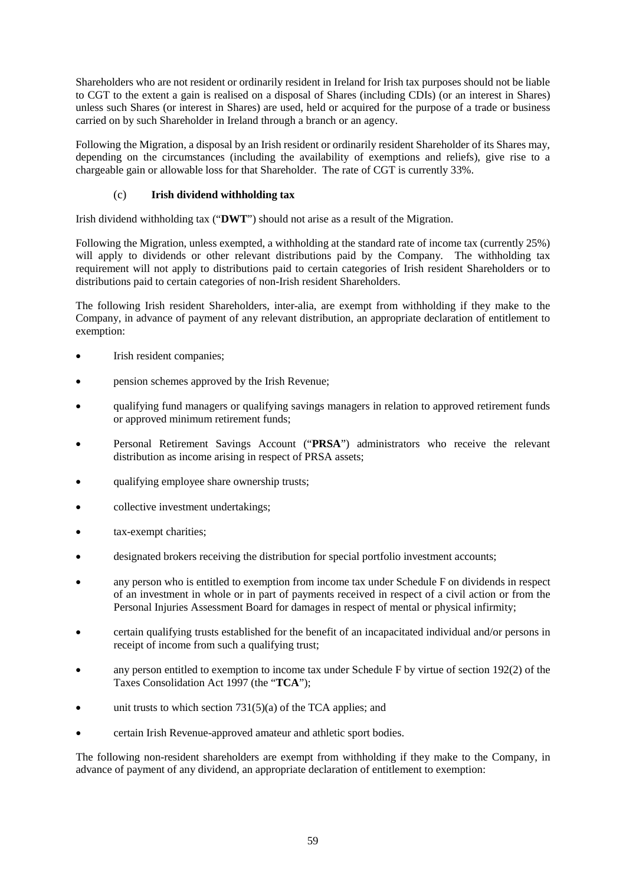Shareholders who are not resident or ordinarily resident in Ireland for Irish tax purposes should not be liable to CGT to the extent a gain is realised on a disposal of Shares (including CDIs) (or an interest in Shares) unless such Shares (or interest in Shares) are used, held or acquired for the purpose of a trade or business carried on by such Shareholder in Ireland through a branch or an agency.

Following the Migration, a disposal by an Irish resident or ordinarily resident Shareholder of its Shares may, depending on the circumstances (including the availability of exemptions and reliefs), give rise to a chargeable gain or allowable loss for that Shareholder. The rate of CGT is currently 33%.

### (c) Irish dividend withholding tax

Irish dividend withholding tax ("**DWT**") should not arise as a result of the Migration.

Following the Migration, unless exempted, a withholding at the standard rate of income tax (currently 25%) will apply to dividends or other relevant distributions paid by the Company. The withholding tax requirement will not apply to distributions paid to certain categories of Irish resident Shareholders or to distributions paid to certain categories of non-Irish resident Shareholders.

The following Irish resident Shareholders, inter-alia, are exempt from withholding if they make to the Company, in advance of payment of any relevant distribution, an appropriate declaration of entitlement to exemption:

- Irish resident companies;
- pension schemes approved by the Irish Revenue;
- qualifying fund managers or qualifying savings managers in relation to approved retirement funds or approved minimum retirement funds;
- Personal Retirement Savings Account ("**PRSA**") administrators who receive the relevant distribution as income arising in respect of PRSA assets;
- qualifying employee share ownership trusts;
- collective investment undertakings;
- tax-exempt charities;
- designated brokers receiving the distribution for special portfolio investment accounts;
- any person who is entitled to exemption from income tax under Schedule F on dividends in respect of an investment in whole or in part of payments received in respect of a civil action or from the Personal Injuries Assessment Board for damages in respect of mental or physical infirmity;
- certain qualifying trusts established for the benefit of an incapacitated individual and/or persons in receipt of income from such a qualifying trust;
- any person entitled to exemption to income tax under Schedule F by virtue of section 192(2) of the Taxes Consolidation Act 1997 (the "**TCA**");
- unit trusts to which section 731(5)(a) of the TCA applies; and
- certain Irish Revenue-approved amateur and athletic sport bodies.

The following non-resident shareholders are exempt from withholding if they make to the Company, in advance of payment of any dividend, an appropriate declaration of entitlement to exemption: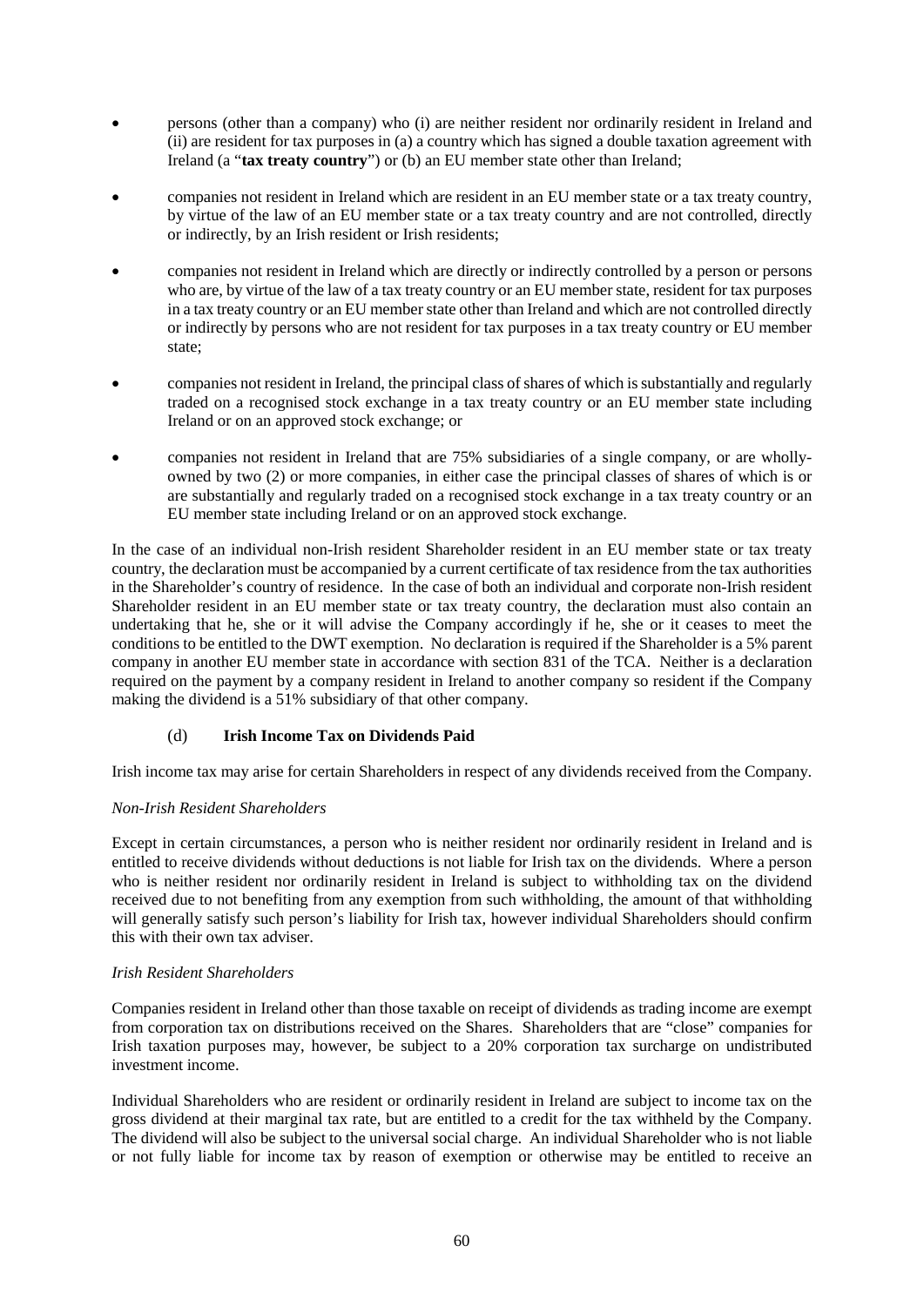- persons (other than a company) who (i) are neither resident nor ordinarily resident in Ireland and (ii) are resident for tax purposes in (a) a country which has signed a double taxation agreement with Ireland (a "**tax treaty country**") or (b) an EU member state other than Ireland;
- companies not resident in Ireland which are resident in an EU member state or a tax treaty country, by virtue of the law of an EU member state or a tax treaty country and are not controlled, directly or indirectly, by an Irish resident or Irish residents;
- companies not resident in Ireland which are directly or indirectly controlled by a person or persons who are, by virtue of the law of a tax treaty country or an EU member state, resident for tax purposes in a tax treaty country or an EU member state other than Ireland and which are not controlled directly or indirectly by persons who are not resident for tax purposes in a tax treaty country or EU member state;
- companies not resident in Ireland, the principal class of shares of which is substantially and regularly traded on a recognised stock exchange in a tax treaty country or an EU member state including Ireland or on an approved stock exchange; or
- companies not resident in Ireland that are 75% subsidiaries of a single company, or are wholly-owned by two (2) or more companies, in either case the principal classes of shares of which is or are substantially and regularly traded on a recognised stock exchange in a tax treaty country or an EU member state including Ireland or on an approved stock exchange.

In the case of an individual non-Irish resident Shareholder resident in an EU member state or tax treaty country, the declaration must be accompanied by a current certificate of tax residence from the tax authorities in the Shareholder's country of residence. In the case of both an individual and corporate non-Irish resident Shareholder resident in an EU member state or tax treaty country, the declaration must also contain an undertaking that he, she or it will advise the Company accordingly if he, she or it ceases to meet the conditions to be entitled to the DWT exemption. No declaration is required if the Shareholder is a 5% parent company in another EU member state in accordance with section 831 of the TCA. Neither is a declaration required on the payment by a company resident in Ireland to another company so resident if the Company making the dividend is a 51% subsidiary of that other company.

### (d) Irish Income Tax on Dividends Paid

Irish income tax may arise for certain Shareholders in respect of any dividends received from the Company.

*Non-Irish Resident Shareholders*

Except in certain circumstances, a person who is neither resident nor ordinarily resident in Ireland and is entitled to receive dividends without deductions is not liable for Irish tax on the dividends. Where a person who is neither resident nor ordinarily resident in Ireland is subject to withholding tax on the dividend received due to not benefiting from any exemption from such withholding, the amount of that withholding will generally satisfy such person's liability for Irish tax, however individual Shareholders should confirm this with their own tax adviser.

*Irish Resident Shareholders*

Companies resident in Ireland other than those taxable on receipt of dividends as trading income are exempt from corporation tax on distributions received on the Shares. Shareholders that are "close" companies for Irish taxation purposes may, however, be subject to a 20% corporation tax surcharge on undistributed investment income.

Individual Shareholders who are resident or ordinarily resident in Ireland are subject to income tax on the gross dividend at their marginal tax rate, but are entitled to a credit for the tax withheld by the Company. The dividend will also be subject to the universal social charge. An individual Shareholder who is not liable or not fully liable for income tax by reason of exemption or otherwise may be entitled to receive an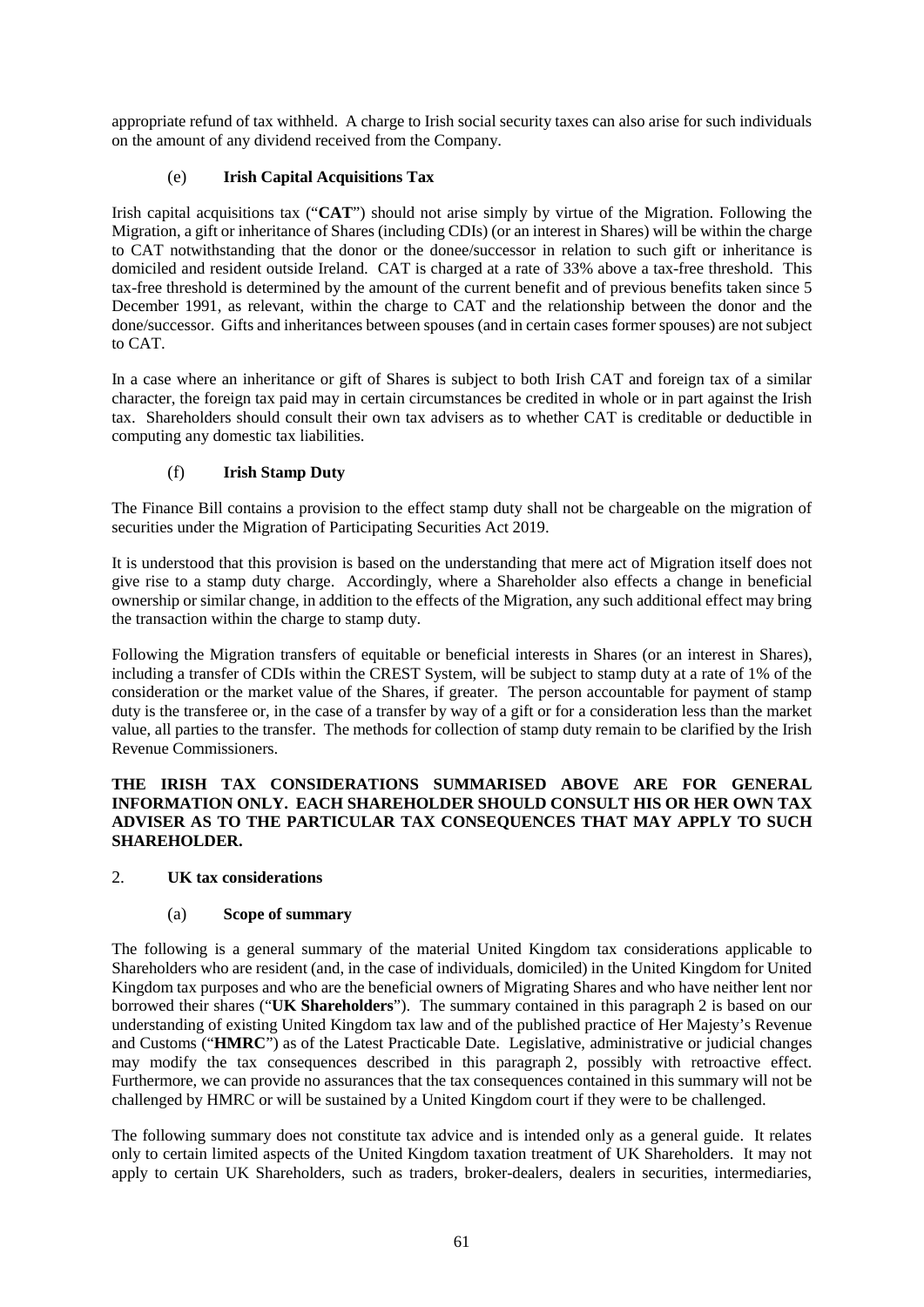appropriate refund of tax withheld. A charge to Irish social security taxes can also arise for such individuals on the amount of any dividend received from the Company.

### (e) Irish Capital Acquisitions Tax

Irish capital acquisitions tax ("**CAT**") should not arise simply by virtue of the Migration. Following the Migration, a gift or inheritance of Shares (including CDIs) (or an interest in Shares) will be within the charge to CAT notwithstanding that the donor or the donee/successor in relation to such gift or inheritance is domiciled and resident outside Ireland. CAT is charged at a rate of 33% above a tax-free threshold. This tax-free threshold is determined by the amount of the current benefit and of previous benefits taken since 5 December 1991, as relevant, within the charge to CAT and the relationship between the donor and the done/successor. Gifts and inheritances between spouses (and in certain cases former spouses) are not subject to CAT.

In a case where an inheritance or gift of Shares is subject to both Irish CAT and foreign tax of a similar character, the foreign tax paid may in certain circumstances be credited in whole or in part against the Irish tax. Shareholders should consult their own tax advisers as to whether CAT is creditable or deductible in computing any domestic tax liabilities.

### (f) Irish Stamp Duty

The Finance Bill contains a provision to the effect stamp duty shall not be chargeable on the migration of securities under the Migration of Participating Securities Act 2019.

It is understood that this provision is based on the understanding that mere act of Migration itself does not give rise to a stamp duty charge. Accordingly, where a Shareholder also effects a change in beneficial ownership or similar change, in addition to the effects of the Migration, any such additional effect may bring the transaction within the charge to stamp duty.

Following the Migration transfers of equitable or beneficial interests in Shares (or an interest in Shares), including a transfer of CDIs within the CREST System, will be subject to stamp duty at a rate of 1% of the consideration or the market value of the Shares, if greater. The person accountable for payment of stamp duty is the transferee or, in the case of a transfer by way of a gift or for a consideration less than the market value, all parties to the transfer. The methods for collection of stamp duty remain to be clarified by the Irish Revenue Commissioners.

**THE IRISH TAX CONSIDERATIONS SUMMARISED ABOVE ARE FOR GENERAL INFORMATION ONLY. EACH SHAREHOLDER SHOULD CONSULT HIS OR HER OWN TAX ADVISER AS TO THE PARTICULAR TAX CONSEQUENCES THAT MAY APPLY TO SUCH SHAREHOLDER.**

## 2. UK tax considerations

### (a) Scope of summary

The following is a general summary of the material United Kingdom tax considerations applicable to Shareholders who are resident (and, in the case of individuals, domiciled) in the United Kingdom for United Kingdom tax purposes and who are the beneficial owners of Migrating Shares and who have neither lent nor borrowed their shares ("**UK Shareholders**"). The summary contained in this paragraph 2 is based on our understanding of existing United Kingdom tax law and of the published practice of Her Majesty's Revenue and Customs ("**HMRC**") as of the Latest Practicable Date. Legislative, administrative or judicial changes may modify the tax consequences described in this paragraph 2, possibly with retroactive effect. Furthermore, we can provide no assurances that the tax consequences contained in this summary will not be challenged by HMRC or will be sustained by a United Kingdom court if they were to be challenged.

The following summary does not constitute tax advice and is intended only as a general guide. It relates only to certain limited aspects of the United Kingdom taxation treatment of UK Shareholders. It may not apply to certain UK Shareholders, such as traders, broker-dealers, dealers in securities, intermediaries,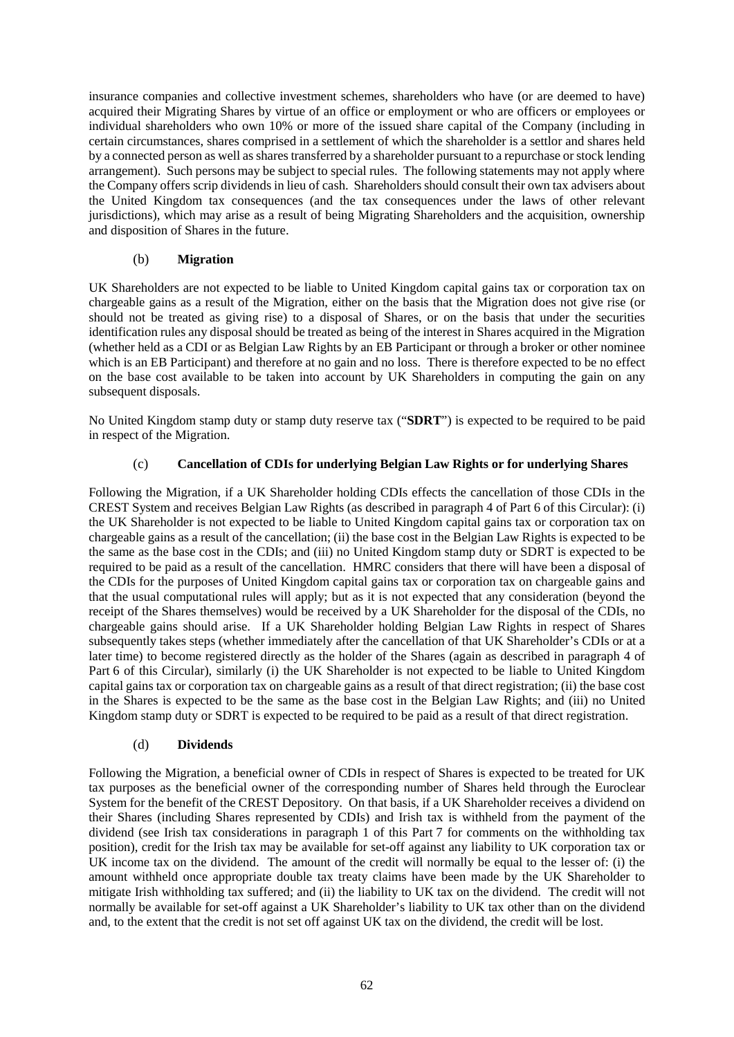insurance companies and collective investment schemes, shareholders who have (or are deemed to have) acquired their Migrating Shares by virtue of an office or employment or who are officers or employees or individual shareholders who own 10% or more of the issued share capital of the Company (including in certain circumstances, shares comprised in a settlement of which the shareholder is a settlor and shares held by a connected person as well as shares transferred by a shareholder pursuant to a repurchase or stock lending arrangement). Such persons may be subject to special rules. The following statements may not apply where the Company offers scrip dividends in lieu of cash. Shareholders should consult their own tax advisers about the United Kingdom tax consequences (and the tax consequences under the laws of other relevant jurisdictions), which may arise as a result of being Migrating Shareholders and the acquisition, ownership and disposition of Shares in the future.

### (b) Migration

UK Shareholders are not expected to be liable to United Kingdom capital gains tax or corporation tax on chargeable gains as a result of the Migration, either on the basis that the Migration does not give rise (or should not be treated as giving rise) to a disposal of Shares, or on the basis that under the securities identification rules any disposal should be treated as being of the interest in Shares acquired in the Migration (whether held as a CDI or as Belgian Law Rights by an EB Participant or through a broker or other nominee which is an EB Participant) and therefore at no gain and no loss. There is therefore expected to be no effect on the base cost available to be taken into account by UK Shareholders in computing the gain on any subsequent disposals.

No United Kingdom stamp duty or stamp duty reserve tax ("**SDRT**") is expected to be required to be paid in respect of the Migration.

### (c) Cancellation of CDIs for underlying Belgian Law Rights or for underlying Shares

Following the Migration, if a UK Shareholder holding CDIs effects the cancellation of those CDIs in the CREST System and receives Belgian Law Rights (as described in paragraph 4 of Part 6 of this Circular): (i) the UK Shareholder is not expected to be liable to United Kingdom capital gains tax or corporation tax on chargeable gains as a result of the cancellation; (ii) the base cost in the Belgian Law Rights is expected to be the same as the base cost in the CDIs; and (iii) no United Kingdom stamp duty or SDRT is expected to be required to be paid as a result of the cancellation. HMRC considers that there will have been a disposal of the CDIs for the purposes of United Kingdom capital gains tax or corporation tax on chargeable gains and that the usual computational rules will apply; but as it is not expected that any consideration (beyond the receipt of the Shares themselves) would be received by a UK Shareholder for the disposal of the CDIs, no chargeable gains should arise. If a UK Shareholder holding Belgian Law Rights in respect of Shares subsequently takes steps (whether immediately after the cancellation of that UK Shareholder's CDIs or at a later time) to become registered directly as the holder of the Shares (again as described in paragraph 4 of Part 6 of this Circular), similarly (i) the UK Shareholder is not expected to be liable to United Kingdom capital gains tax or corporation tax on chargeable gains as a result of that direct registration; (ii) the base cost in the Shares is expected to be the same as the base cost in the Belgian Law Rights; and (iii) no United Kingdom stamp duty or SDRT is expected to be required to be paid as a result of that direct registration.

### (d) Dividends

Following the Migration, a beneficial owner of CDIs in respect of Shares is expected to be treated for UK tax purposes as the beneficial owner of the corresponding number of Shares held through the Euroclear System for the benefit of the CREST Depository. On that basis, if a UK Shareholder receives a dividend on their Shares (including Shares represented by CDIs) and Irish tax is withheld from the payment of the dividend (see Irish tax considerations in paragraph 1 of this Part 7 for comments on the withholding tax position), credit for the Irish tax may be available for set-off against any liability to UK corporation tax or UK income tax on the dividend. The amount of the credit will normally be equal to the lesser of: (i) the amount withheld once appropriate double tax treaty claims have been made by the UK Shareholder to mitigate Irish withholding tax suffered; and (ii) the liability to UK tax on the dividend. The credit will not normally be available for set-off against a UK Shareholder's liability to UK tax other than on the dividend and, to the extent that the credit is not set off against UK tax on the dividend, the credit will be lost.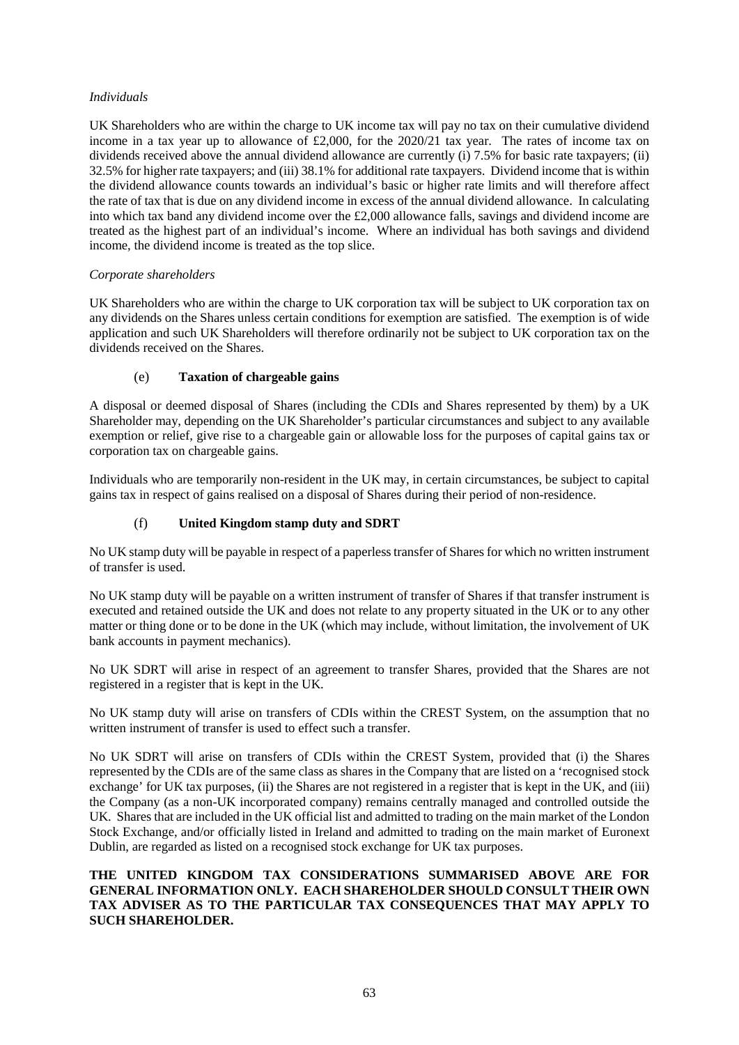*Individuals*

UK Shareholders who are within the charge to UK income tax will pay no tax on their cumulative dividend income in a tax year up to allowance of £2,000, for the 2020/21 tax year. The rates of income tax on dividends received above the annual dividend allowance are currently (i) 7.5% for basic rate taxpayers; (ii) 32.5% for higher rate taxpayers; and (iii) 38.1% for additional rate taxpayers. Dividend income that is within the dividend allowance counts towards an individual's basic or higher rate limits and will therefore affect the rate of tax that is due on any dividend income in excess of the annual dividend allowance. In calculating into which tax band any dividend income over the £2,000 allowance falls, savings and dividend income are treated as the highest part of an individual's income. Where an individual has both savings and dividend income, the dividend income is treated as the top slice.

*Corporate shareholders*

UK Shareholders who are within the charge to UK corporation tax will be subject to UK corporation tax on any dividends on the Shares unless certain conditions for exemption are satisfied. The exemption is of wide application and such UK Shareholders will therefore ordinarily not be subject to UK corporation tax on the dividends received on the Shares.

### (e) Taxation of chargeable gains

A disposal or deemed disposal of Shares (including the CDIs and Shares represented by them) by a UK Shareholder may, depending on the UK Shareholder's particular circumstances and subject to any available exemption or relief, give rise to a chargeable gain or allowable loss for the purposes of capital gains tax or corporation tax on chargeable gains.

Individuals who are temporarily non-resident in the UK may, in certain circumstances, be subject to capital gains tax in respect of gains realised on a disposal of Shares during their period of non-residence.

### (f) United Kingdom stamp duty and SDRT

No UK stamp duty will be payable in respect of a paperless transfer of Shares for which no written instrument of transfer is used.

No UK stamp duty will be payable on a written instrument of transfer of Shares if that transfer instrument is executed and retained outside the UK and does not relate to any property situated in the UK or to any other matter or thing done or to be done in the UK (which may include, without limitation, the involvement of UK bank accounts in payment mechanics).

No UK SDRT will arise in respect of an agreement to transfer Shares, provided that the Shares are not registered in a register that is kept in the UK.

No UK stamp duty will arise on transfers of CDIs within the CREST System, on the assumption that no written instrument of transfer is used to effect such a transfer.

No UK SDRT will arise on transfers of CDIs within the CREST System, provided that (i) the Shares represented by the CDIs are of the same class as shares in the Company that are listed on a 'recognised stock exchange' for UK tax purposes, (ii) the Shares are not registered in a register that is kept in the UK, and (iii) the Company (as a non-UK incorporated company) remains centrally managed and controlled outside the UK. Shares that are included in the UK official list and admitted to trading on the main market of the London Stock Exchange, and/or officially listed in Ireland and admitted to trading on the main market of Euronext Dublin, are regarded as listed on a recognised stock exchange for UK tax purposes.

**THE UNITED KINGDOM TAX CONSIDERATIONS SUMMARISED ABOVE ARE FOR GENERAL INFORMATION ONLY. EACH SHAREHOLDER SHOULD CONSULT THEIR OWN TAX ADVISER AS TO THE PARTICULAR TAX CONSEQUENCES THAT MAY APPLY TO SUCH SHAREHOLDER.**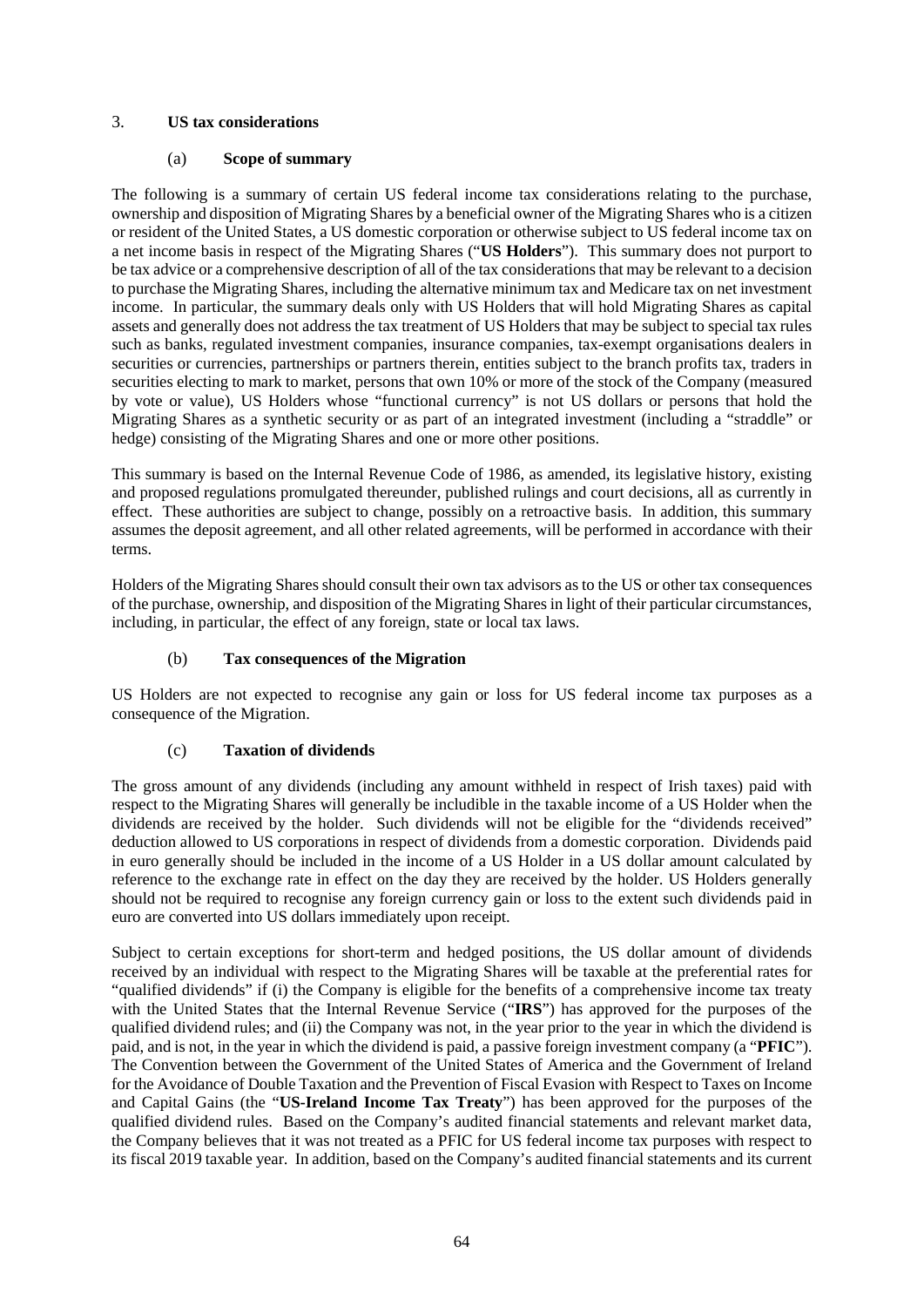### 3. **US tax considerations**

#### (a) **Scope of summary**

The following is a summary of certain US federal income tax considerations relating to the purchase, ownership and disposition of Migrating Shares by a beneficial owner of the Migrating Shares who is a citizen or resident of the United States, a US domestic corporation or otherwise subject to US federal income tax on a net income basis in respect of the Migrating Shares ("**US Holders**"). This summary does not purport to be tax advice or a comprehensive description of all of the tax considerations that may be relevant to a decision to purchase the Migrating Shares, including the alternative minimum tax and Medicare tax on net investment income. In particular, the summary deals only with US Holders that will hold Migrating Shares as capital assets and generally does not address the tax treatment of US Holders that may be subject to special tax rules such as banks, regulated investment companies, insurance companies, tax-exempt organisations dealers in securities or currencies, partnerships or partners therein, entities subject to the branch profits tax, traders in securities electing to mark to market, persons that own 10% or more of the stock of the Company (measured by vote or value), US Holders whose "functional currency" is not US dollars or persons that hold the Migrating Shares as a synthetic security or as part of an integrated investment (including a "straddle" or hedge) consisting of the Migrating Shares and one or more other positions.

This summary is based on the Internal Revenue Code of 1986, as amended, its legislative history, existing and proposed regulations promulgated thereunder, published rulings and court decisions, all as currently in effect. These authorities are subject to change, possibly on a retroactive basis. In addition, this summary assumes the deposit agreement, and all other related agreements, will be performed in accordance with their terms.

Holders of the Migrating Shares should consult their own tax advisors as to the US or other tax consequences of the purchase, ownership, and disposition of the Migrating Shares in light of their particular circumstances, including, in particular, the effect of any foreign, state or local tax laws.

#### (b) **Tax consequences of the Migration**

US Holders are not expected to recognise any gain or loss for US federal income tax purposes as a consequence of the Migration.

#### (c) **Taxation of dividends**

The gross amount of any dividends (including any amount withheld in respect of Irish taxes) paid with respect to the Migrating Shares will generally be includible in the taxable income of a US Holder when the dividends are received by the holder. Such dividends will not be eligible for the "dividends received" deduction allowed to US corporations in respect of dividends from a domestic corporation. Dividends paid in euro generally should be included in the income of a US Holder in a US dollar amount calculated by reference to the exchange rate in effect on the day they are received by the holder. US Holders generally should not be required to recognise any foreign currency gain or loss to the extent such dividends paid in euro are converted into US dollars immediately upon receipt.

Subject to certain exceptions for short-term and hedged positions, the US dollar amount of dividends received by an individual with respect to the Migrating Shares will be taxable at the preferential rates for "qualified dividends" if (i) the Company is eligible for the benefits of a comprehensive income tax treaty with the United States that the Internal Revenue Service ("**IRS**") has approved for the purposes of the qualified dividend rules; and (ii) the Company was not, in the year prior to the year in which the dividend is paid, and is not, in the year in which the dividend is paid, a passive foreign investment company (a "**PFIC**"). The Convention between the Government of the United States of America and the Government of Ireland for the Avoidance of Double Taxation and the Prevention of Fiscal Evasion with Respect to Taxes on Income and Capital Gains (the "**US-Ireland Income Tax Treaty**") has been approved for the purposes of the qualified dividend rules. Based on the Company's audited financial statements and relevant market data, the Company believes that it was not treated as a PFIC for US federal income tax purposes with respect to its fiscal 2019 taxable year. In addition, based on the Company's audited financial statements and its current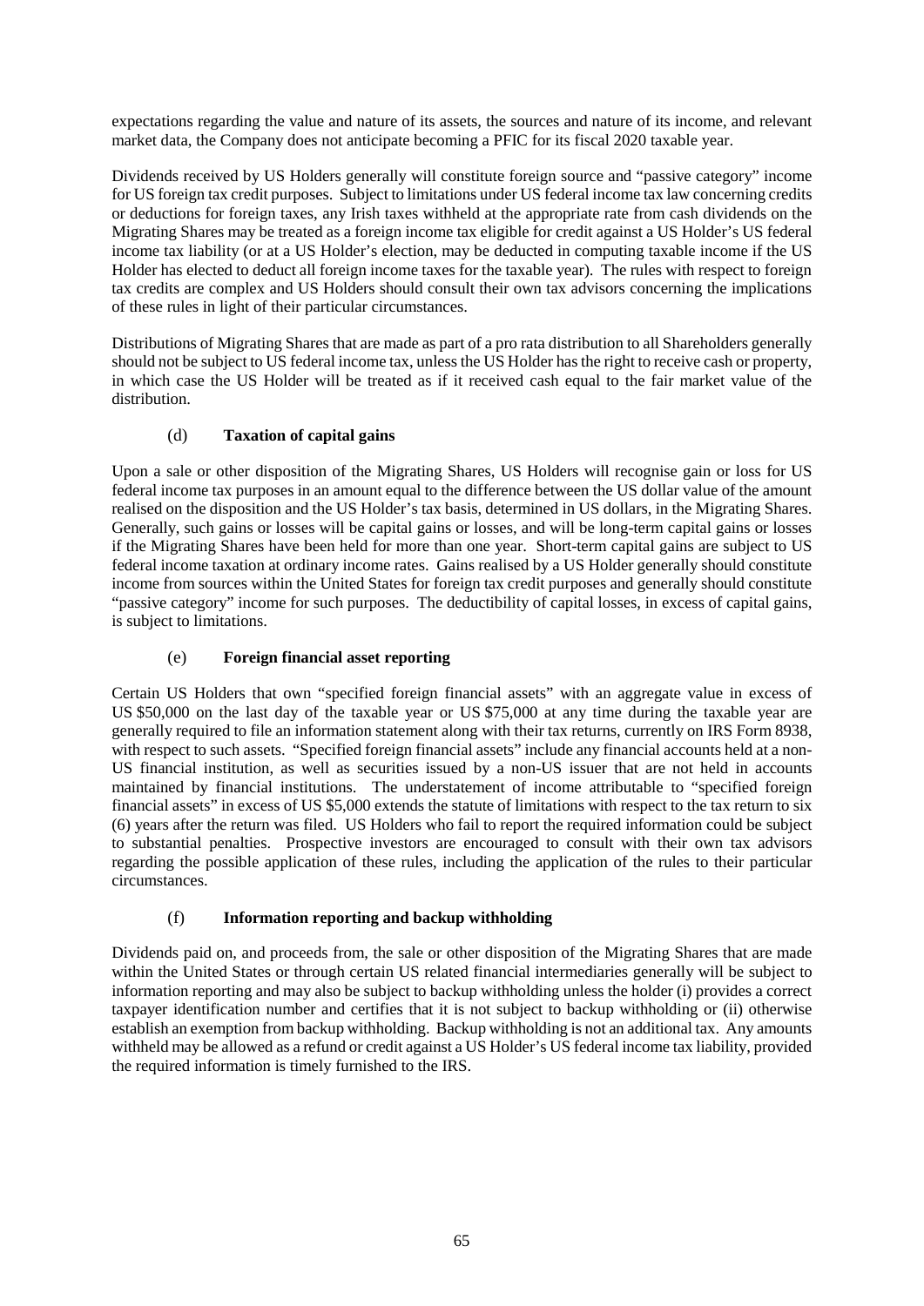expectations regarding the value and nature of its assets, the sources and nature of its income, and relevant market data, the Company does not anticipate becoming a PFIC for its fiscal 2020 taxable year.

Dividends received by US Holders generally will constitute foreign source and "passive category" income for US foreign tax credit purposes. Subject to limitations under US federal income tax law concerning credits or deductions for foreign taxes, any Irish taxes withheld at the appropriate rate from cash dividends on the Migrating Shares may be treated as a foreign income tax eligible for credit against a US Holder's US federal income tax liability (or at a US Holder's election, may be deducted in computing taxable income if the US Holder has elected to deduct all foreign income taxes for the taxable year). The rules with respect to foreign tax credits are complex and US Holders should consult their own tax advisors concerning the implications of these rules in light of their particular circumstances.

Distributions of Migrating Shares that are made as part of a pro rata distribution to all Shareholders generally should not be subject to US federal income tax, unless the US Holder has the right to receive cash or property, in which case the US Holder will be treated as if it received cash equal to the fair market value of the distribution.

### (d) **Taxation of capital gains**

Upon a sale or other disposition of the Migrating Shares, US Holders will recognise gain or loss for US federal income tax purposes in an amount equal to the difference between the US dollar value of the amount realised on the disposition and the US Holder's tax basis, determined in US dollars, in the Migrating Shares. Generally, such gains or losses will be capital gains or losses, and will be long-term capital gains or losses if the Migrating Shares have been held for more than one year. Short-term capital gains are subject to US federal income taxation at ordinary income rates. Gains realised by a US Holder generally should constitute income from sources within the United States for foreign tax credit purposes and generally should constitute "passive category" income for such purposes. The deductibility of capital losses, in excess of capital gains, is subject to limitations.

### (e) **Foreign financial asset reporting**

Certain US Holders that own "specified foreign financial assets" with an aggregate value in excess of US $50,000 on the last day of the taxable year or US $75,000 at any time during the taxable year are generally required to file an information statement along with their tax returns, currently on IRS Form 8938, with respect to such assets. "Specified foreign financial assets" include any financial accounts held at a non-US financial institution, as well as securities issued by a non-US issuer that are not held in accounts maintained by financial institutions. The understatement of income attributable to "specified foreign financial assets" in excess of US $5,000 extends the statute of limitations with respect to the tax return to six (6) years after the return was filed. US Holders who fail to report the required information could be subject to substantial penalties. Prospective investors are encouraged to consult with their own tax advisors regarding the possible application of these rules, including the application of the rules to their particular circumstances.

### (f) **Information reporting and backup withholding**

Dividends paid on, and proceeds from, the sale or other disposition of the Migrating Shares that are made within the United States or through certain US related financial intermediaries generally will be subject to information reporting and may also be subject to backup withholding unless the holder (i) provides a correct taxpayer identification number and certifies that it is not subject to backup withholding or (ii) otherwise establish an exemption from backup withholding. Backup withholding is not an additional tax. Any amounts withheld may be allowed as a refund or credit against a US Holder's US federal income tax liability, provided the required information is timely furnished to the IRS.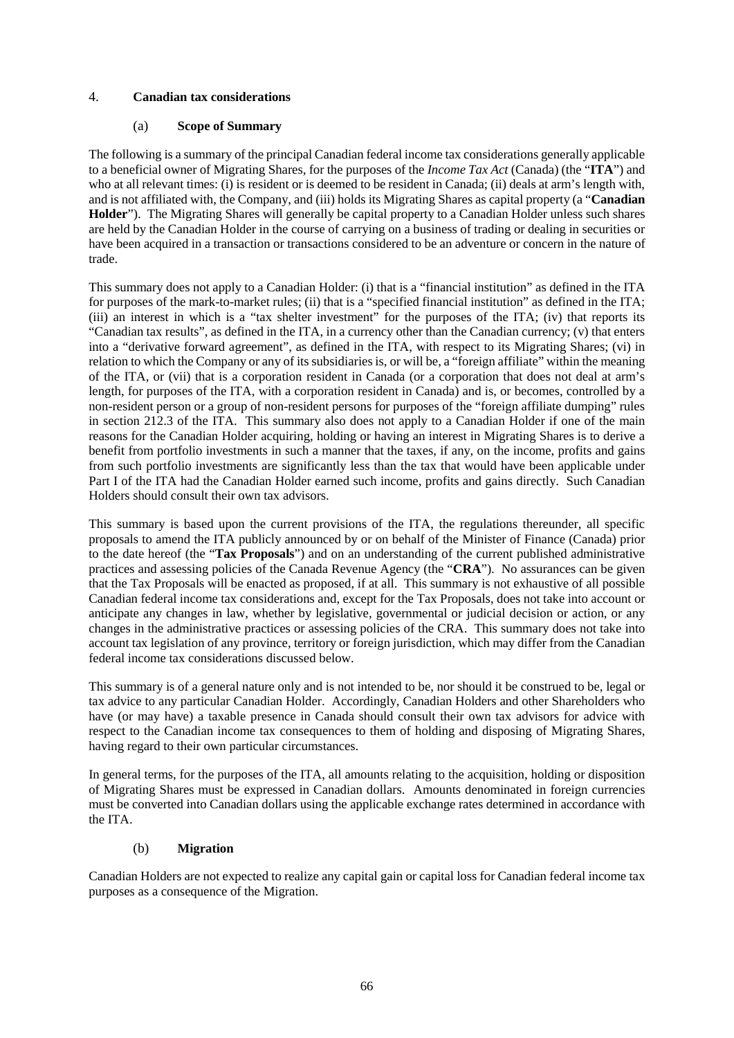## 4. Canadian tax considerations

### (a) Scope of Summary

The following is a summary of the principal Canadian federal income tax considerations generally applicable to a beneficial owner of Migrating Shares, for the purposes of the *Income Tax Act* (Canada) (the "**ITA**") and who at all relevant times: (i) is resident or is deemed to be resident in Canada; (ii) deals at arm's length with, and is not affiliated with, the Company, and (iii) holds its Migrating Shares as capital property (a "**Canadian Holder**"). The Migrating Shares will generally be capital property to a Canadian Holder unless such shares are held by the Canadian Holder in the course of carrying on a business of trading or dealing in securities or have been acquired in a transaction or transactions considered to be an adventure or concern in the nature of trade.

This summary does not apply to a Canadian Holder: (i) that is a "financial institution" as defined in the ITA for purposes of the mark-to-market rules; (ii) that is a "specified financial institution" as defined in the ITA; (iii) an interest in which is a "tax shelter investment" for the purposes of the ITA; (iv) that reports its "Canadian tax results", as defined in the ITA, in a currency other than the Canadian currency; (v) that enters into a "derivative forward agreement", as defined in the ITA, with respect to its Migrating Shares; (vi) in relation to which the Company or any of its subsidiaries is, or will be, a "foreign affiliate" within the meaning of the ITA, or (vii) that is a corporation resident in Canada (or a corporation that does not deal at arm's length, for purposes of the ITA, with a corporation resident in Canada) and is, or becomes, controlled by a non-resident person or a group of non-resident persons for purposes of the "foreign affiliate dumping" rules in section 212.3 of the ITA. This summary also does not apply to a Canadian Holder if one of the main reasons for the Canadian Holder acquiring, holding or having an interest in Migrating Shares is to derive a benefit from portfolio investments in such a manner that the taxes, if any, on the income, profits and gains from such portfolio investments are significantly less than the tax that would have been applicable under Part I of the ITA had the Canadian Holder earned such income, profits and gains directly. Such Canadian Holders should consult their own tax advisors.

This summary is based upon the current provisions of the ITA, the regulations thereunder, all specific proposals to amend the ITA publicly announced by or on behalf of the Minister of Finance (Canada) prior to the date hereof (the "**Tax Proposals**") and on an understanding of the current published administrative practices and assessing policies of the Canada Revenue Agency (the "**CRA**"). No assurances can be given that the Tax Proposals will be enacted as proposed, if at all. This summary is not exhaustive of all possible Canadian federal income tax considerations and, except for the Tax Proposals, does not take into account or anticipate any changes in law, whether by legislative, governmental or judicial decision or action, or any changes in the administrative practices or assessing policies of the CRA. This summary does not take into account tax legislation of any province, territory or foreign jurisdiction, which may differ from the Canadian federal income tax considerations discussed below.

This summary is of a general nature only and is not intended to be, nor should it be construed to be, legal or tax advice to any particular Canadian Holder. Accordingly, Canadian Holders and other Shareholders who have (or may have) a taxable presence in Canada should consult their own tax advisors for advice with respect to the Canadian income tax consequences to them of holding and disposing of Migrating Shares, having regard to their own particular circumstances.

In general terms, for the purposes of the ITA, all amounts relating to the acquisition, holding or disposition of Migrating Shares must be expressed in Canadian dollars. Amounts denominated in foreign currencies must be converted into Canadian dollars using the applicable exchange rates determined in accordance with the ITA.

### (b) Migration

Canadian Holders are not expected to realize any capital gain or capital loss for Canadian federal income tax purposes as a consequence of the Migration.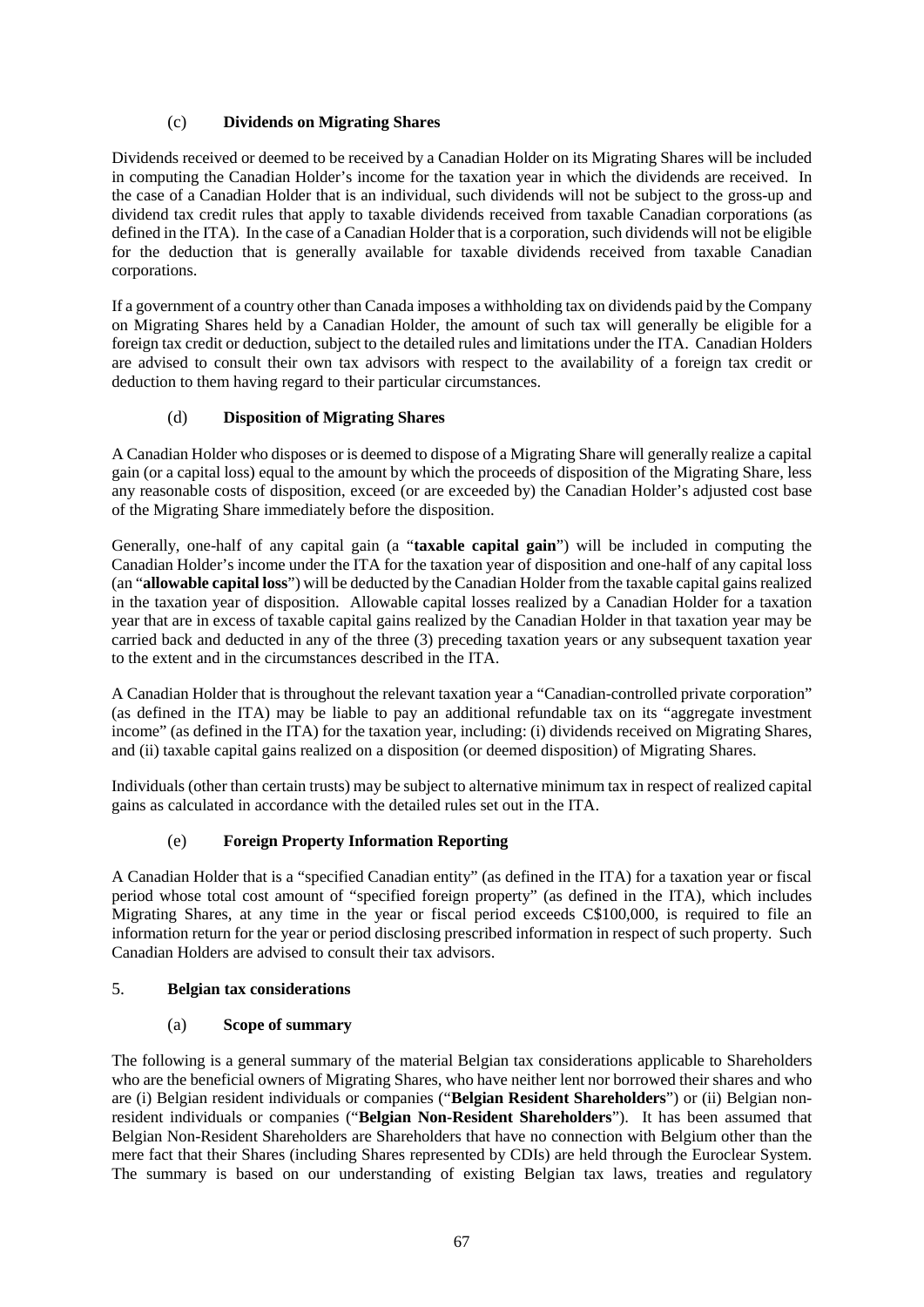### (c) **Dividends on Migrating Shares**

Dividends received or deemed to be received by a Canadian Holder on its Migrating Shares will be included in computing the Canadian Holder's income for the taxation year in which the dividends are received. In the case of a Canadian Holder that is an individual, such dividends will not be subject to the gross-up and dividend tax credit rules that apply to taxable dividends received from taxable Canadian corporations (as defined in the ITA). In the case of a Canadian Holder that is a corporation, such dividends will not be eligible for the deduction that is generally available for taxable dividends received from taxable Canadian corporations.

If a government of a country other than Canada imposes a withholding tax on dividends paid by the Company on Migrating Shares held by a Canadian Holder, the amount of such tax will generally be eligible for a foreign tax credit or deduction, subject to the detailed rules and limitations under the ITA. Canadian Holders are advised to consult their own tax advisors with respect to the availability of a foreign tax credit or deduction to them having regard to their particular circumstances.

### (d) **Disposition of Migrating Shares**

A Canadian Holder who disposes or is deemed to dispose of a Migrating Share will generally realize a capital gain (or a capital loss) equal to the amount by which the proceeds of disposition of the Migrating Share, less any reasonable costs of disposition, exceed (or are exceeded by) the Canadian Holder's adjusted cost base of the Migrating Share immediately before the disposition.

Generally, one-half of any capital gain (a "**taxable capital gain**") will be included in computing the Canadian Holder's income under the ITA for the taxation year of disposition and one-half of any capital loss (an "**allowable capital loss**") will be deducted by the Canadian Holder from the taxable capital gains realized in the taxation year of disposition. Allowable capital losses realized by a Canadian Holder for a taxation year that are in excess of taxable capital gains realized by the Canadian Holder in that taxation year may be carried back and deducted in any of the three (3) preceding taxation years or any subsequent taxation year to the extent and in the circumstances described in the ITA.

A Canadian Holder that is throughout the relevant taxation year a "Canadian-controlled private corporation" (as defined in the ITA) may be liable to pay an additional refundable tax on its "aggregate investment income" (as defined in the ITA) for the taxation year, including: (i) dividends received on Migrating Shares, and (ii) taxable capital gains realized on a disposition (or deemed disposition) of Migrating Shares.

Individuals (other than certain trusts) may be subject to alternative minimum tax in respect of realized capital gains as calculated in accordance with the detailed rules set out in the ITA.

### (e) **Foreign Property Information Reporting**

A Canadian Holder that is a "specified Canadian entity" (as defined in the ITA) for a taxation year or fiscal period whose total cost amount of "specified foreign property" (as defined in the ITA), which includes Migrating Shares, at any time in the year or fiscal period exceeds C$100,000, is required to file an information return for the year or period disclosing prescribed information in respect of such property. Such Canadian Holders are advised to consult their tax advisors.

## 5. **Belgian tax considerations**

### (a) **Scope of summary**

The following is a general summary of the material Belgian tax considerations applicable to Shareholders who are the beneficial owners of Migrating Shares, who have neither lent nor borrowed their shares and who are (i) Belgian resident individuals or companies ("**Belgian Resident Shareholders**") or (ii) Belgian non-resident individuals or companies ("**Belgian Non-Resident Shareholders**"). It has been assumed that Belgian Non-Resident Shareholders are Shareholders that have no connection with Belgium other than the mere fact that their Shares (including Shares represented by CDIs) are held through the Euroclear System. The summary is based on our understanding of existing Belgian tax laws, treaties and regulatory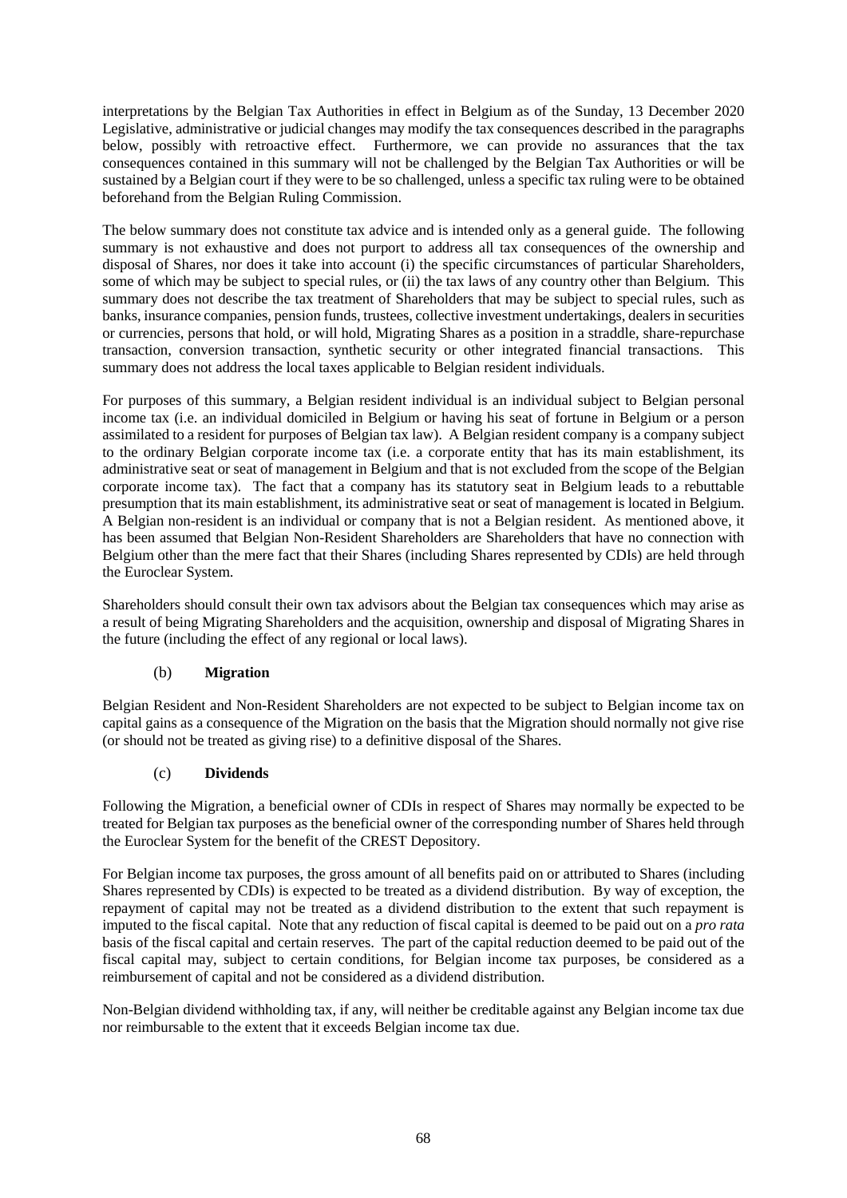interpretations by the Belgian Tax Authorities in effect in Belgium as of the Sunday, 13 December 2020 Legislative, administrative or judicial changes may modify the tax consequences described in the paragraphs below, possibly with retroactive effect. Furthermore, we can provide no assurances that the tax consequences contained in this summary will not be challenged by the Belgian Tax Authorities or will be sustained by a Belgian court if they were to be so challenged, unless a specific tax ruling were to be obtained beforehand from the Belgian Ruling Commission.

The below summary does not constitute tax advice and is intended only as a general guide. The following summary is not exhaustive and does not purport to address all tax consequences of the ownership and disposal of Shares, nor does it take into account (i) the specific circumstances of particular Shareholders, some of which may be subject to special rules, or (ii) the tax laws of any country other than Belgium. This summary does not describe the tax treatment of Shareholders that may be subject to special rules, such as banks, insurance companies, pension funds, trustees, collective investment undertakings, dealers in securities or currencies, persons that hold, or will hold, Migrating Shares as a position in a straddle, share-repurchase transaction, conversion transaction, synthetic security or other integrated financial transactions. This summary does not address the local taxes applicable to Belgian resident individuals.

For purposes of this summary, a Belgian resident individual is an individual subject to Belgian personal income tax (i.e. an individual domiciled in Belgium or having his seat of fortune in Belgium or a person assimilated to a resident for purposes of Belgian tax law). A Belgian resident company is a company subject to the ordinary Belgian corporate income tax (i.e. a corporate entity that has its main establishment, its administrative seat or seat of management in Belgium and that is not excluded from the scope of the Belgian corporate income tax). The fact that a company has its statutory seat in Belgium leads to a rebuttable presumption that its main establishment, its administrative seat or seat of management is located in Belgium. A Belgian non-resident is an individual or company that is not a Belgian resident. As mentioned above, it has been assumed that Belgian Non-Resident Shareholders are Shareholders that have no connection with Belgium other than the mere fact that their Shares (including Shares represented by CDIs) are held through the Euroclear System.

Shareholders should consult their own tax advisors about the Belgian tax consequences which may arise as a result of being Migrating Shareholders and the acquisition, ownership and disposal of Migrating Shares in the future (including the effect of any regional or local laws).

(b) **Migration**

Belgian Resident and Non-Resident Shareholders are not expected to be subject to Belgian income tax on capital gains as a consequence of the Migration on the basis that the Migration should normally not give rise (or should not be treated as giving rise) to a definitive disposal of the Shares.

(c) **Dividends**

Following the Migration, a beneficial owner of CDIs in respect of Shares may normally be expected to be treated for Belgian tax purposes as the beneficial owner of the corresponding number of Shares held through the Euroclear System for the benefit of the CREST Depository.

For Belgian income tax purposes, the gross amount of all benefits paid on or attributed to Shares (including Shares represented by CDIs) is expected to be treated as a dividend distribution. By way of exception, the repayment of capital may not be treated as a dividend distribution to the extent that such repayment is imputed to the fiscal capital. Note that any reduction of fiscal capital is deemed to be paid out on a *pro rata* basis of the fiscal capital and certain reserves. The part of the capital reduction deemed to be paid out of the fiscal capital may, subject to certain conditions, for Belgian income tax purposes, be considered as a reimbursement of capital and not be considered as a dividend distribution.

Non-Belgian dividend withholding tax, if any, will neither be creditable against any Belgian income tax due nor reimbursable to the extent that it exceeds Belgian income tax due.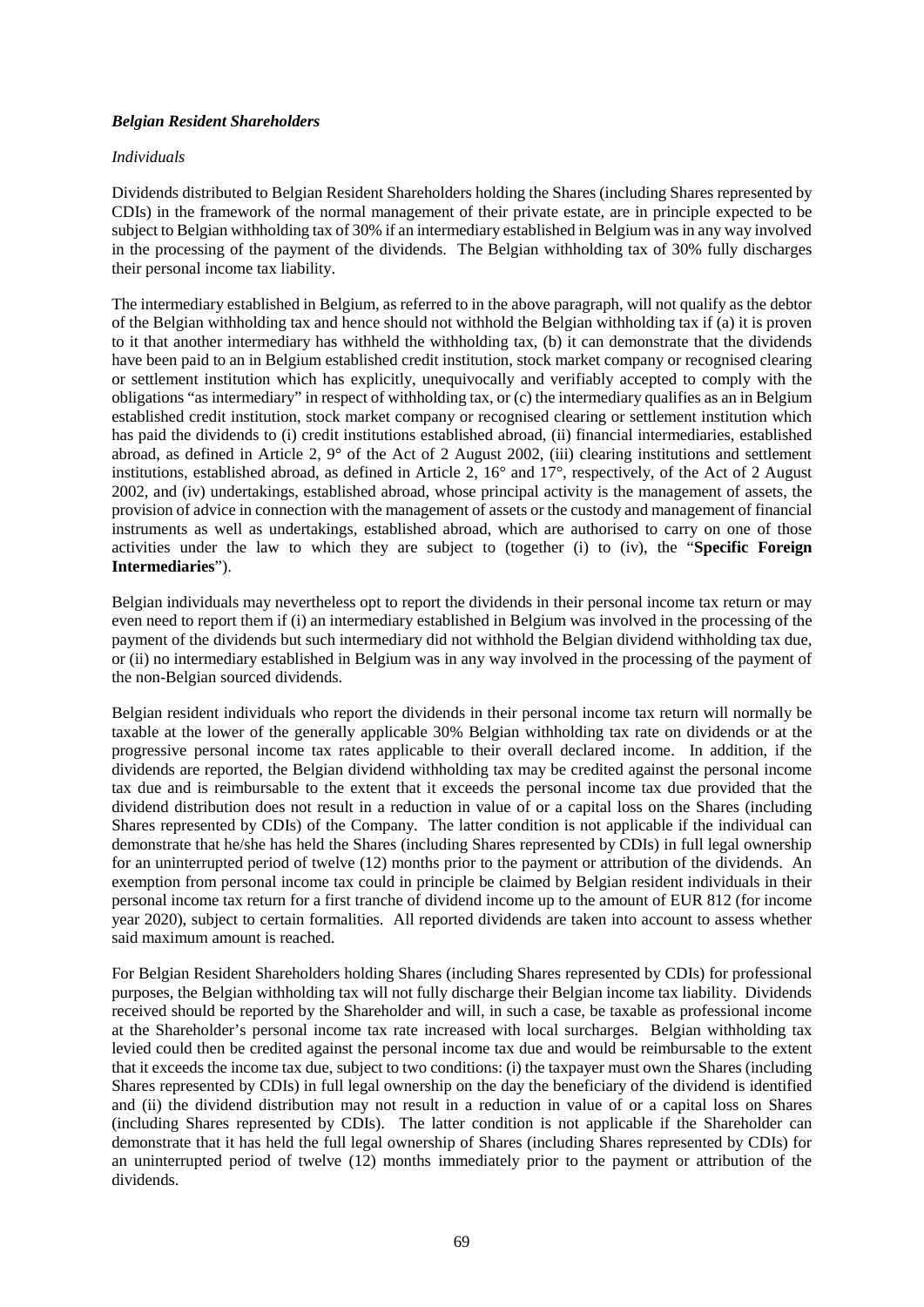***Belgian Resident Shareholders***

*Individuals*

Dividends distributed to Belgian Resident Shareholders holding the Shares (including Shares represented by CDIs) in the framework of the normal management of their private estate, are in principle expected to be subject to Belgian withholding tax of 30% if an intermediary established in Belgium was in any way involved in the processing of the payment of the dividends. The Belgian withholding tax of 30% fully discharges their personal income tax liability.

The intermediary established in Belgium, as referred to in the above paragraph, will not qualify as the debtor of the Belgian withholding tax and hence should not withhold the Belgian withholding tax if (a) it is proven to it that another intermediary has withheld the withholding tax, (b) it can demonstrate that the dividends have been paid to an in Belgium established credit institution, stock market company or recognised clearing or settlement institution which has explicitly, unequivocally and verifiably accepted to comply with the obligations "as intermediary" in respect of withholding tax, or (c) the intermediary qualifies as an in Belgium established credit institution, stock market company or recognised clearing or settlement institution which has paid the dividends to (i) credit institutions established abroad, (ii) financial intermediaries, established abroad, as defined in Article 2, 9° of the Act of 2 August 2002, (iii) clearing institutions and settlement institutions, established abroad, as defined in Article 2, 16° and 17°, respectively, of the Act of 2 August 2002, and (iv) undertakings, established abroad, whose principal activity is the management of assets, the provision of advice in connection with the management of assets or the custody and management of financial instruments as well as undertakings, established abroad, which are authorised to carry on one of those activities under the law to which they are subject to (together (i) to (iv), the "**Specific Foreign Intermediaries**").

Belgian individuals may nevertheless opt to report the dividends in their personal income tax return or may even need to report them if (i) an intermediary established in Belgium was involved in the processing of the payment of the dividends but such intermediary did not withhold the Belgian dividend withholding tax due, or (ii) no intermediary established in Belgium was in any way involved in the processing of the payment of the non-Belgian sourced dividends.

Belgian resident individuals who report the dividends in their personal income tax return will normally be taxable at the lower of the generally applicable 30% Belgian withholding tax rate on dividends or at the progressive personal income tax rates applicable to their overall declared income. In addition, if the dividends are reported, the Belgian dividend withholding tax may be credited against the personal income tax due and is reimbursable to the extent that it exceeds the personal income tax due provided that the dividend distribution does not result in a reduction in value of or a capital loss on the Shares (including Shares represented by CDIs) of the Company. The latter condition is not applicable if the individual can demonstrate that he/she has held the Shares (including Shares represented by CDIs) in full legal ownership for an uninterrupted period of twelve (12) months prior to the payment or attribution of the dividends. An exemption from personal income tax could in principle be claimed by Belgian resident individuals in their personal income tax return for a first tranche of dividend income up to the amount of EUR 812 (for income year 2020), subject to certain formalities. All reported dividends are taken into account to assess whether said maximum amount is reached.

For Belgian Resident Shareholders holding Shares (including Shares represented by CDIs) for professional purposes, the Belgian withholding tax will not fully discharge their Belgian income tax liability. Dividends received should be reported by the Shareholder and will, in such a case, be taxable as professional income at the Shareholder's personal income tax rate increased with local surcharges. Belgian withholding tax levied could then be credited against the personal income tax due and would be reimbursable to the extent that it exceeds the income tax due, subject to two conditions: (i) the taxpayer must own the Shares (including Shares represented by CDIs) in full legal ownership on the day the beneficiary of the dividend is identified and (ii) the dividend distribution may not result in a reduction in value of or a capital loss on Shares (including Shares represented by CDIs). The latter condition is not applicable if the Shareholder can demonstrate that it has held the full legal ownership of Shares (including Shares represented by CDIs) for an uninterrupted period of twelve (12) months immediately prior to the payment or attribution of the dividends.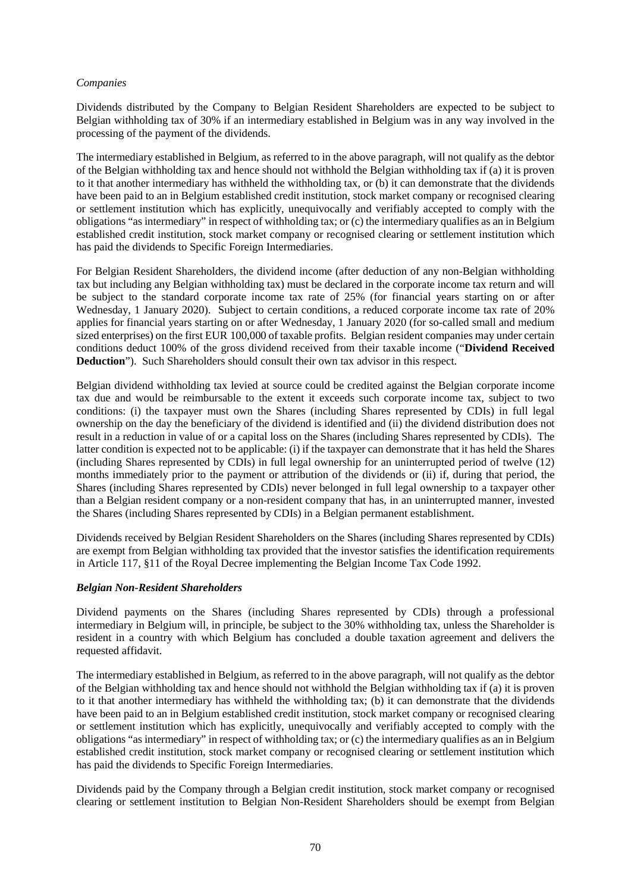*Companies*

Dividends distributed by the Company to Belgian Resident Shareholders are expected to be subject to Belgian withholding tax of 30% if an intermediary established in Belgium was in any way involved in the processing of the payment of the dividends.

The intermediary established in Belgium, as referred to in the above paragraph, will not qualify as the debtor of the Belgian withholding tax and hence should not withhold the Belgian withholding tax if (a) it is proven to it that another intermediary has withheld the withholding tax, or (b) it can demonstrate that the dividends have been paid to an in Belgium established credit institution, stock market company or recognised clearing or settlement institution which has explicitly, unequivocally and verifiably accepted to comply with the obligations "as intermediary" in respect of withholding tax; or (c) the intermediary qualifies as an in Belgium established credit institution, stock market company or recognised clearing or settlement institution which has paid the dividends to Specific Foreign Intermediaries.

For Belgian Resident Shareholders, the dividend income (after deduction of any non-Belgian withholding tax but including any Belgian withholding tax) must be declared in the corporate income tax return and will be subject to the standard corporate income tax rate of 25% (for financial years starting on or after Wednesday, 1 January 2020). Subject to certain conditions, a reduced corporate income tax rate of 20% applies for financial years starting on or after Wednesday, 1 January 2020 (for so-called small and medium sized enterprises) on the first EUR 100,000 of taxable profits. Belgian resident companies may under certain conditions deduct 100% of the gross dividend received from their taxable income ("**Dividend Received Deduction**"). Such Shareholders should consult their own tax advisor in this respect.

Belgian dividend withholding tax levied at source could be credited against the Belgian corporate income tax due and would be reimbursable to the extent it exceeds such corporate income tax, subject to two conditions: (i) the taxpayer must own the Shares (including Shares represented by CDIs) in full legal ownership on the day the beneficiary of the dividend is identified and (ii) the dividend distribution does not result in a reduction in value of or a capital loss on the Shares (including Shares represented by CDIs). The latter condition is expected not to be applicable: (i) if the taxpayer can demonstrate that it has held the Shares (including Shares represented by CDIs) in full legal ownership for an uninterrupted period of twelve (12) months immediately prior to the payment or attribution of the dividends or (ii) if, during that period, the Shares (including Shares represented by CDIs) never belonged in full legal ownership to a taxpayer other than a Belgian resident company or a non-resident company that has, in an uninterrupted manner, invested the Shares (including Shares represented by CDIs) in a Belgian permanent establishment.

Dividends received by Belgian Resident Shareholders on the Shares (including Shares represented by CDIs) are exempt from Belgian withholding tax provided that the investor satisfies the identification requirements in Article 117, §11 of the Royal Decree implementing the Belgian Income Tax Code 1992.

***Belgian Non-Resident Shareholders***

Dividend payments on the Shares (including Shares represented by CDIs) through a professional intermediary in Belgium will, in principle, be subject to the 30% withholding tax, unless the Shareholder is resident in a country with which Belgium has concluded a double taxation agreement and delivers the requested affidavit.

The intermediary established in Belgium, as referred to in the above paragraph, will not qualify as the debtor of the Belgian withholding tax and hence should not withhold the Belgian withholding tax if (a) it is proven to it that another intermediary has withheld the withholding tax; (b) it can demonstrate that the dividends have been paid to an in Belgium established credit institution, stock market company or recognised clearing or settlement institution which has explicitly, unequivocally and verifiably accepted to comply with the obligations "as intermediary" in respect of withholding tax; or (c) the intermediary qualifies as an in Belgium established credit institution, stock market company or recognised clearing or settlement institution which has paid the dividends to Specific Foreign Intermediaries.

Dividends paid by the Company through a Belgian credit institution, stock market company or recognised clearing or settlement institution to Belgian Non-Resident Shareholders should be exempt from Belgian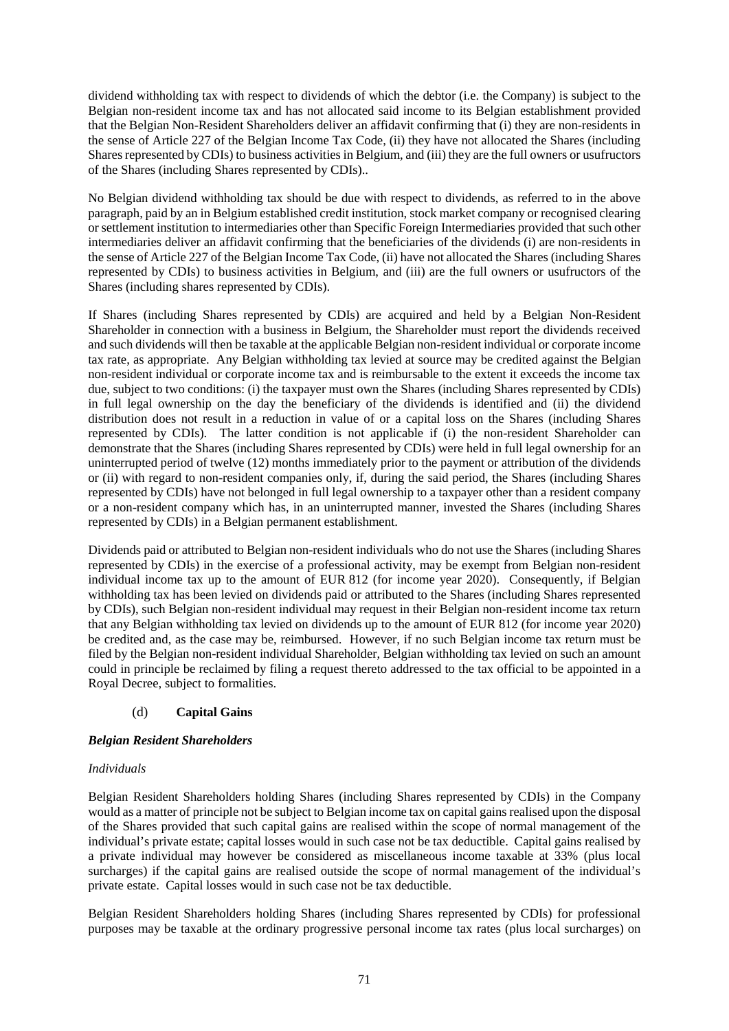dividend withholding tax with respect to dividends of which the debtor (i.e. the Company) is subject to the Belgian non-resident income tax and has not allocated said income to its Belgian establishment provided that the Belgian Non-Resident Shareholders deliver an affidavit confirming that (i) they are non-residents in the sense of Article 227 of the Belgian Income Tax Code, (ii) they have not allocated the Shares (including Shares represented by CDIs) to business activities in Belgium, and (iii) they are the full owners or usufructors of the Shares (including Shares represented by CDIs)..

No Belgian dividend withholding tax should be due with respect to dividends, as referred to in the above paragraph, paid by an in Belgium established credit institution, stock market company or recognised clearing or settlement institution to intermediaries other than Specific Foreign Intermediaries provided that such other intermediaries deliver an affidavit confirming that the beneficiaries of the dividends (i) are non-residents in the sense of Article 227 of the Belgian Income Tax Code, (ii) have not allocated the Shares (including Shares represented by CDIs) to business activities in Belgium, and (iii) are the full owners or usufructors of the Shares (including shares represented by CDIs).

If Shares (including Shares represented by CDIs) are acquired and held by a Belgian Non-Resident Shareholder in connection with a business in Belgium, the Shareholder must report the dividends received and such dividends will then be taxable at the applicable Belgian non-resident individual or corporate income tax rate, as appropriate. Any Belgian withholding tax levied at source may be credited against the Belgian non-resident individual or corporate income tax and is reimbursable to the extent it exceeds the income tax due, subject to two conditions: (i) the taxpayer must own the Shares (including Shares represented by CDIs) in full legal ownership on the day the beneficiary of the dividends is identified and (ii) the dividend distribution does not result in a reduction in value of or a capital loss on the Shares (including Shares represented by CDIs). The latter condition is not applicable if (i) the non-resident Shareholder can demonstrate that the Shares (including Shares represented by CDIs) were held in full legal ownership for an uninterrupted period of twelve (12) months immediately prior to the payment or attribution of the dividends or (ii) with regard to non-resident companies only, if, during the said period, the Shares (including Shares represented by CDIs) have not belonged in full legal ownership to a taxpayer other than a resident company or a non-resident company which has, in an uninterrupted manner, invested the Shares (including Shares represented by CDIs) in a Belgian permanent establishment.

Dividends paid or attributed to Belgian non-resident individuals who do not use the Shares (including Shares represented by CDIs) in the exercise of a professional activity, may be exempt from Belgian non-resident individual income tax up to the amount of EUR 812 (for income year 2020). Consequently, if Belgian withholding tax has been levied on dividends paid or attributed to the Shares (including Shares represented by CDIs), such Belgian non-resident individual may request in their Belgian non-resident income tax return that any Belgian withholding tax levied on dividends up to the amount of EUR 812 (for income year 2020) be credited and, as the case may be, reimbursed. However, if no such Belgian income tax return must be filed by the Belgian non-resident individual Shareholder, Belgian withholding tax levied on such an amount could in principle be reclaimed by filing a request thereto addressed to the tax official to be appointed in a Royal Decree, subject to formalities.

#### (d) **Capital Gains**

***Belgian Resident Shareholders***

*Individuals*

Belgian Resident Shareholders holding Shares (including Shares represented by CDIs) in the Company would as a matter of principle not be subject to Belgian income tax on capital gains realised upon the disposal of the Shares provided that such capital gains are realised within the scope of normal management of the individual's private estate; capital losses would in such case not be tax deductible. Capital gains realised by a private individual may however be considered as miscellaneous income taxable at 33% (plus local surcharges) if the capital gains are realised outside the scope of normal management of the individual's private estate. Capital losses would in such case not be tax deductible.

Belgian Resident Shareholders holding Shares (including Shares represented by CDIs) for professional purposes may be taxable at the ordinary progressive personal income tax rates (plus local surcharges) on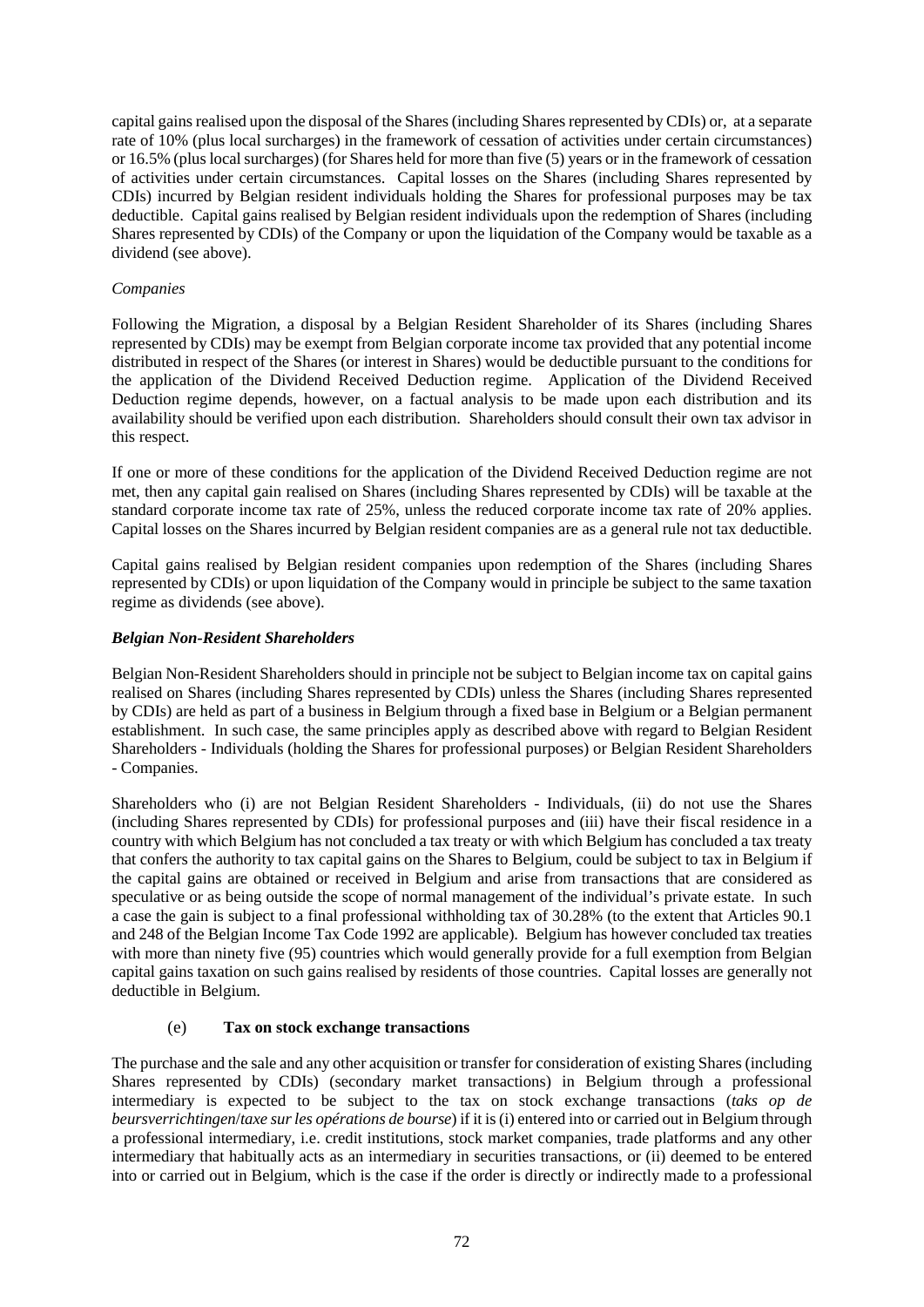capital gains realised upon the disposal of the Shares (including Shares represented by CDIs) or, at a separate rate of 10% (plus local surcharges) in the framework of cessation of activities under certain circumstances) or 16.5% (plus local surcharges) (for Shares held for more than five (5) years or in the framework of cessation of activities under certain circumstances. Capital losses on the Shares (including Shares represented by CDIs) incurred by Belgian resident individuals holding the Shares for professional purposes may be tax deductible. Capital gains realised by Belgian resident individuals upon the redemption of Shares (including Shares represented by CDIs) of the Company or upon the liquidation of the Company would be taxable as a dividend (see above).

*Companies*

Following the Migration, a disposal by a Belgian Resident Shareholder of its Shares (including Shares represented by CDIs) may be exempt from Belgian corporate income tax provided that any potential income distributed in respect of the Shares (or interest in Shares) would be deductible pursuant to the conditions for the application of the Dividend Received Deduction regime. Application of the Dividend Received Deduction regime depends, however, on a factual analysis to be made upon each distribution and its availability should be verified upon each distribution. Shareholders should consult their own tax advisor in this respect.

If one or more of these conditions for the application of the Dividend Received Deduction regime are not met, then any capital gain realised on Shares (including Shares represented by CDIs) will be taxable at the standard corporate income tax rate of 25%, unless the reduced corporate income tax rate of 20% applies. Capital losses on the Shares incurred by Belgian resident companies are as a general rule not tax deductible.

Capital gains realised by Belgian resident companies upon redemption of the Shares (including Shares represented by CDIs) or upon liquidation of the Company would in principle be subject to the same taxation regime as dividends (see above).

***Belgian Non-Resident Shareholders***

Belgian Non-Resident Shareholders should in principle not be subject to Belgian income tax on capital gains realised on Shares (including Shares represented by CDIs) unless the Shares (including Shares represented by CDIs) are held as part of a business in Belgium through a fixed base in Belgium or a Belgian permanent establishment. In such case, the same principles apply as described above with regard to Belgian Resident Shareholders - Individuals (holding the Shares for professional purposes) or Belgian Resident Shareholders - Companies.

Shareholders who (i) are not Belgian Resident Shareholders - Individuals, (ii) do not use the Shares (including Shares represented by CDIs) for professional purposes and (iii) have their fiscal residence in a country with which Belgium has not concluded a tax treaty or with which Belgium has concluded a tax treaty that confers the authority to tax capital gains on the Shares to Belgium, could be subject to tax in Belgium if the capital gains are obtained or received in Belgium and arise from transactions that are considered as speculative or as being outside the scope of normal management of the individual's private estate. In such a case the gain is subject to a final professional withholding tax of 30.28% (to the extent that Articles 90.1 and 248 of the Belgian Income Tax Code 1992 are applicable). Belgium has however concluded tax treaties with more than ninety five (95) countries which would generally provide for a full exemption from Belgian capital gains taxation on such gains realised by residents of those countries. Capital losses are generally not deductible in Belgium.

(e) **Tax on stock exchange transactions**

The purchase and the sale and any other acquisition or transfer for consideration of existing Shares (including Shares represented by CDIs) (secondary market transactions) in Belgium through a professional intermediary is expected to be subject to the tax on stock exchange transactions (*taks op de beursverrichtingen*/*taxe sur les opérations de bourse*) if it is (i) entered into or carried out in Belgium through a professional intermediary, i.e. credit institutions, stock market companies, trade platforms and any other intermediary that habitually acts as an intermediary in securities transactions, or (ii) deemed to be entered into or carried out in Belgium, which is the case if the order is directly or indirectly made to a professional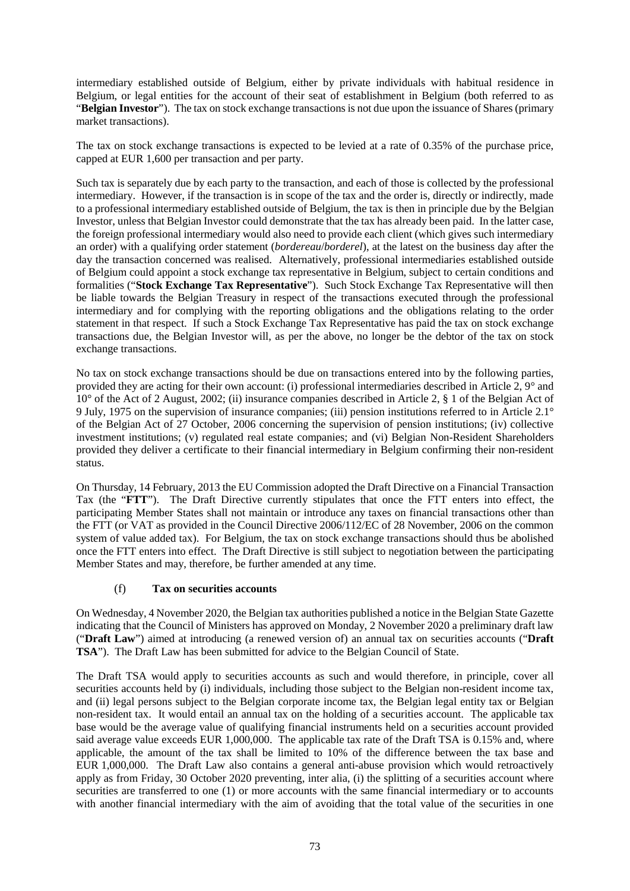intermediary established outside of Belgium, either by private individuals with habitual residence in Belgium, or legal entities for the account of their seat of establishment in Belgium (both referred to as "**Belgian Investor**"). The tax on stock exchange transactions is not due upon the issuance of Shares (primary market transactions).

The tax on stock exchange transactions is expected to be levied at a rate of 0.35% of the purchase price, capped at EUR 1,600 per transaction and per party.

Such tax is separately due by each party to the transaction, and each of those is collected by the professional intermediary. However, if the transaction is in scope of the tax and the order is, directly or indirectly, made to a professional intermediary established outside of Belgium, the tax is then in principle due by the Belgian Investor, unless that Belgian Investor could demonstrate that the tax has already been paid. In the latter case, the foreign professional intermediary would also need to provide each client (which gives such intermediary an order) with a qualifying order statement (*bordereau*/*borderel*), at the latest on the business day after the day the transaction concerned was realised. Alternatively, professional intermediaries established outside of Belgium could appoint a stock exchange tax representative in Belgium, subject to certain conditions and formalities ("**Stock Exchange Tax Representative**"). Such Stock Exchange Tax Representative will then be liable towards the Belgian Treasury in respect of the transactions executed through the professional intermediary and for complying with the reporting obligations and the obligations relating to the order statement in that respect. If such a Stock Exchange Tax Representative has paid the tax on stock exchange transactions due, the Belgian Investor will, as per the above, no longer be the debtor of the tax on stock exchange transactions.

No tax on stock exchange transactions should be due on transactions entered into by the following parties, provided they are acting for their own account: (i) professional intermediaries described in Article 2, 9° and 10° of the Act of 2 August, 2002; (ii) insurance companies described in Article 2, § 1 of the Belgian Act of 9 July, 1975 on the supervision of insurance companies; (iii) pension institutions referred to in Article 2.1° of the Belgian Act of 27 October, 2006 concerning the supervision of pension institutions; (iv) collective investment institutions; (v) regulated real estate companies; and (vi) Belgian Non-Resident Shareholders provided they deliver a certificate to their financial intermediary in Belgium confirming their non-resident status.

On Thursday, 14 February, 2013 the EU Commission adopted the Draft Directive on a Financial Transaction Tax (the "**FTT**"). The Draft Directive currently stipulates that once the FTT enters into effect, the participating Member States shall not maintain or introduce any taxes on financial transactions other than the FTT (or VAT as provided in the Council Directive 2006/112/EC of 28 November, 2006 on the common system of value added tax). For Belgium, the tax on stock exchange transactions should thus be abolished once the FTT enters into effect. The Draft Directive is still subject to negotiation between the participating Member States and may, therefore, be further amended at any time.

#### (f) **Tax on securities accounts**

On Wednesday, 4 November 2020, the Belgian tax authorities published a notice in the Belgian State Gazette indicating that the Council of Ministers has approved on Monday, 2 November 2020 a preliminary draft law ("**Draft Law**") aimed at introducing (a renewed version of) an annual tax on securities accounts ("**Draft TSA**"). The Draft Law has been submitted for advice to the Belgian Council of State.

The Draft TSA would apply to securities accounts as such and would therefore, in principle, cover all securities accounts held by (i) individuals, including those subject to the Belgian non-resident income tax, and (ii) legal persons subject to the Belgian corporate income tax, the Belgian legal entity tax or Belgian non-resident tax. It would entail an annual tax on the holding of a securities account. The applicable tax base would be the average value of qualifying financial instruments held on a securities account provided said average value exceeds EUR 1,000,000. The applicable tax rate of the Draft TSA is 0.15% and, where applicable, the amount of the tax shall be limited to 10% of the difference between the tax base and EUR 1,000,000. The Draft Law also contains a general anti-abuse provision which would retroactively apply as from Friday, 30 October 2020 preventing, inter alia, (i) the splitting of a securities account where securities are transferred to one (1) or more accounts with the same financial intermediary or to accounts with another financial intermediary with the aim of avoiding that the total value of the securities in one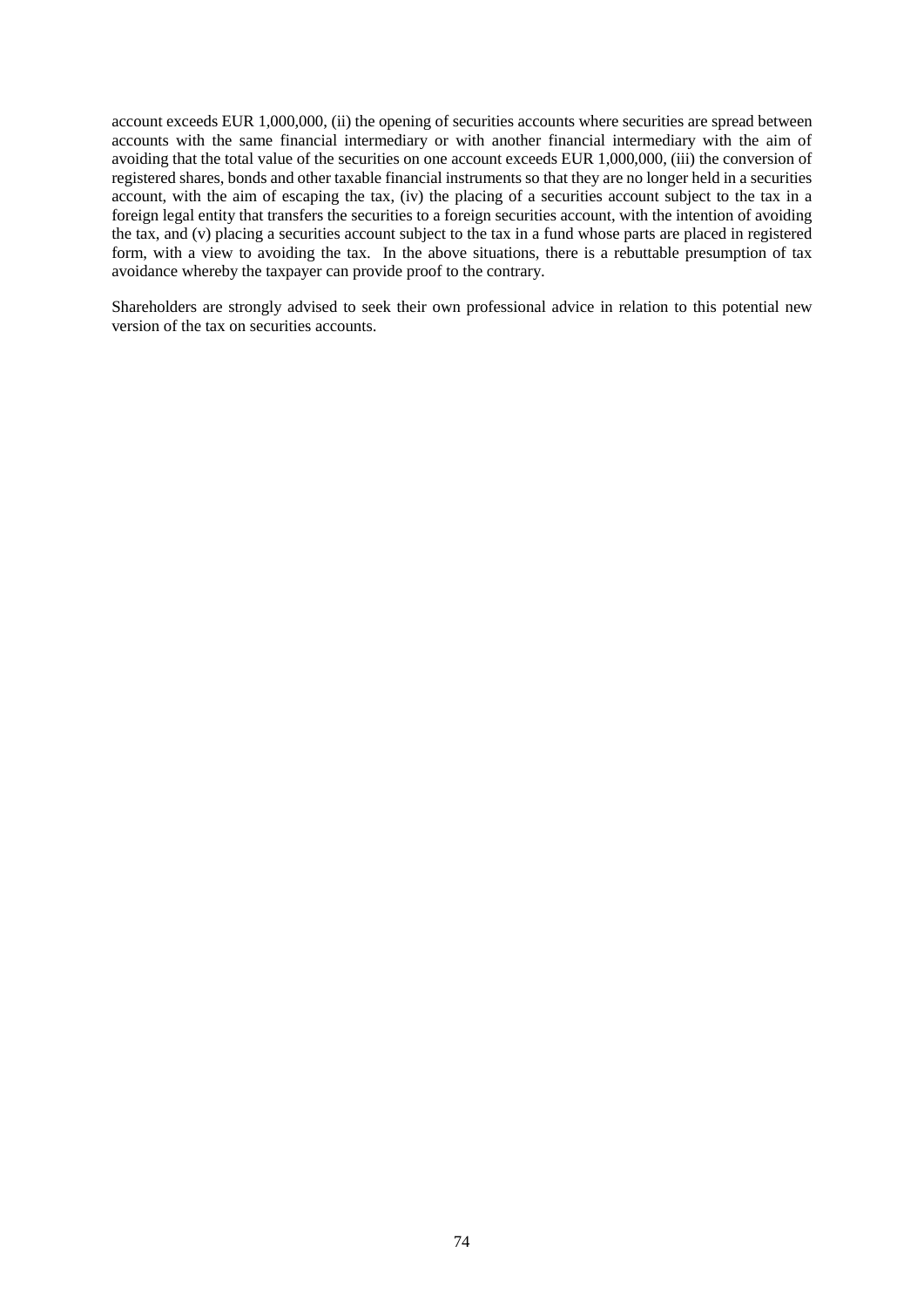account exceeds EUR 1,000,000, (ii) the opening of securities accounts where securities are spread between accounts with the same financial intermediary or with another financial intermediary with the aim of avoiding that the total value of the securities on one account exceeds EUR 1,000,000, (iii) the conversion of registered shares, bonds and other taxable financial instruments so that they are no longer held in a securities account, with the aim of escaping the tax, (iv) the placing of a securities account subject to the tax in a foreign legal entity that transfers the securities to a foreign securities account, with the intention of avoiding the tax, and (v) placing a securities account subject to the tax in a fund whose parts are placed in registered form, with a view to avoiding the tax. In the above situations, there is a rebuttable presumption of tax avoidance whereby the taxpayer can provide proof to the contrary.

Shareholders are strongly advised to seek their own professional advice in relation to this potential new version of the tax on securities accounts.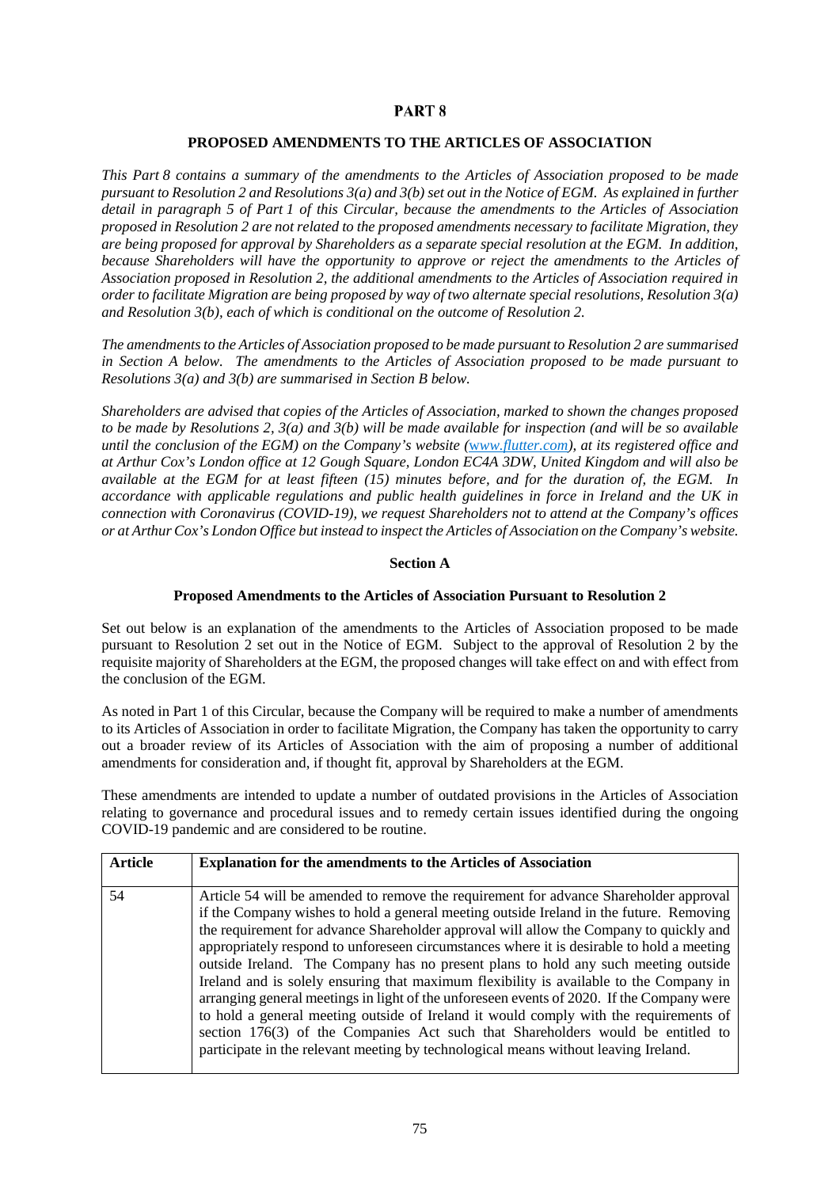# PART 8

## PROPOSED AMENDMENTS TO THE ARTICLES OF ASSOCIATION

*This Part 8 contains a summary of the amendments to the Articles of Association proposed to be made pursuant to Resolution 2 and Resolutions 3(a) and 3(b) set out in the Notice of EGM. As explained in further detail in paragraph 5 of Part 1 of this Circular, because the amendments to the Articles of Association proposed in Resolution 2 are not related to the proposed amendments necessary to facilitate Migration, they are being proposed for approval by Shareholders as a separate special resolution at the EGM. In addition, because Shareholders will have the opportunity to approve or reject the amendments to the Articles of Association proposed in Resolution 2, the additional amendments to the Articles of Association required in order to facilitate Migration are being proposed by way of two alternate special resolutions, Resolution 3(a) and Resolution 3(b), each of which is conditional on the outcome of Resolution 2.*

*The amendments to the Articles of Association proposed to be made pursuant to Resolution 2 are summarised in Section A below. The amendments to the Articles of Association proposed to be made pursuant to Resolutions 3(a) and 3(b) are summarised in Section B below.*

*Shareholders are advised that copies of the Articles of Association, marked to shown the changes proposed to be made by Resolutions 2, 3(a) and 3(b) will be made available for inspection (and will be so available until the conclusion of the EGM) on the Company's website (www.flutter.com), at its registered office and at Arthur Cox's London office at 12 Gough Square, London EC4A 3DW, United Kingdom and will also be available at the EGM for at least fifteen (15) minutes before, and for the duration of, the EGM. In accordance with applicable regulations and public health guidelines in force in Ireland and the UK in connection with Coronavirus (COVID-19), we request Shareholders not to attend at the Company's offices or at Arthur Cox's London Office but instead to inspect the Articles of Association on the Company's website.*

### Section A

### Proposed Amendments to the Articles of Association Pursuant to Resolution 2

Set out below is an explanation of the amendments to the Articles of Association proposed to be made pursuant to Resolution 2 set out in the Notice of EGM. Subject to the approval of Resolution 2 by the requisite majority of Shareholders at the EGM, the proposed changes will take effect on and with effect from the conclusion of the EGM.

As noted in Part 1 of this Circular, because the Company will be required to make a number of amendments to its Articles of Association in order to facilitate Migration, the Company has taken the opportunity to carry out a broader review of its Articles of Association with the aim of proposing a number of additional amendments for consideration and, if thought fit, approval by Shareholders at the EGM.

These amendments are intended to update a number of outdated provisions in the Articles of Association relating to governance and procedural issues and to remedy certain issues identified during the ongoing COVID-19 pandemic and are considered to be routine.

| Article | Explanation for the amendments to the Articles of Association |
|---|---|
| 54 | Article 54 will be amended to remove the requirement for advance Shareholder approval if the Company wishes to hold a general meeting outside Ireland in the future. Removing the requirement for advance Shareholder approval will allow the Company to quickly and appropriately respond to unforeseen circumstances where it is desirable to hold a meeting outside Ireland. The Company has no present plans to hold any such meeting outside Ireland and is solely ensuring that maximum flexibility is available to the Company in arranging general meetings in light of the unforeseen events of 2020. If the Company were to hold a general meeting outside of Ireland it would comply with the requirements of section 176(3) of the Companies Act such that Shareholders would be entitled to participate in the relevant meeting by technological means without leaving Ireland. |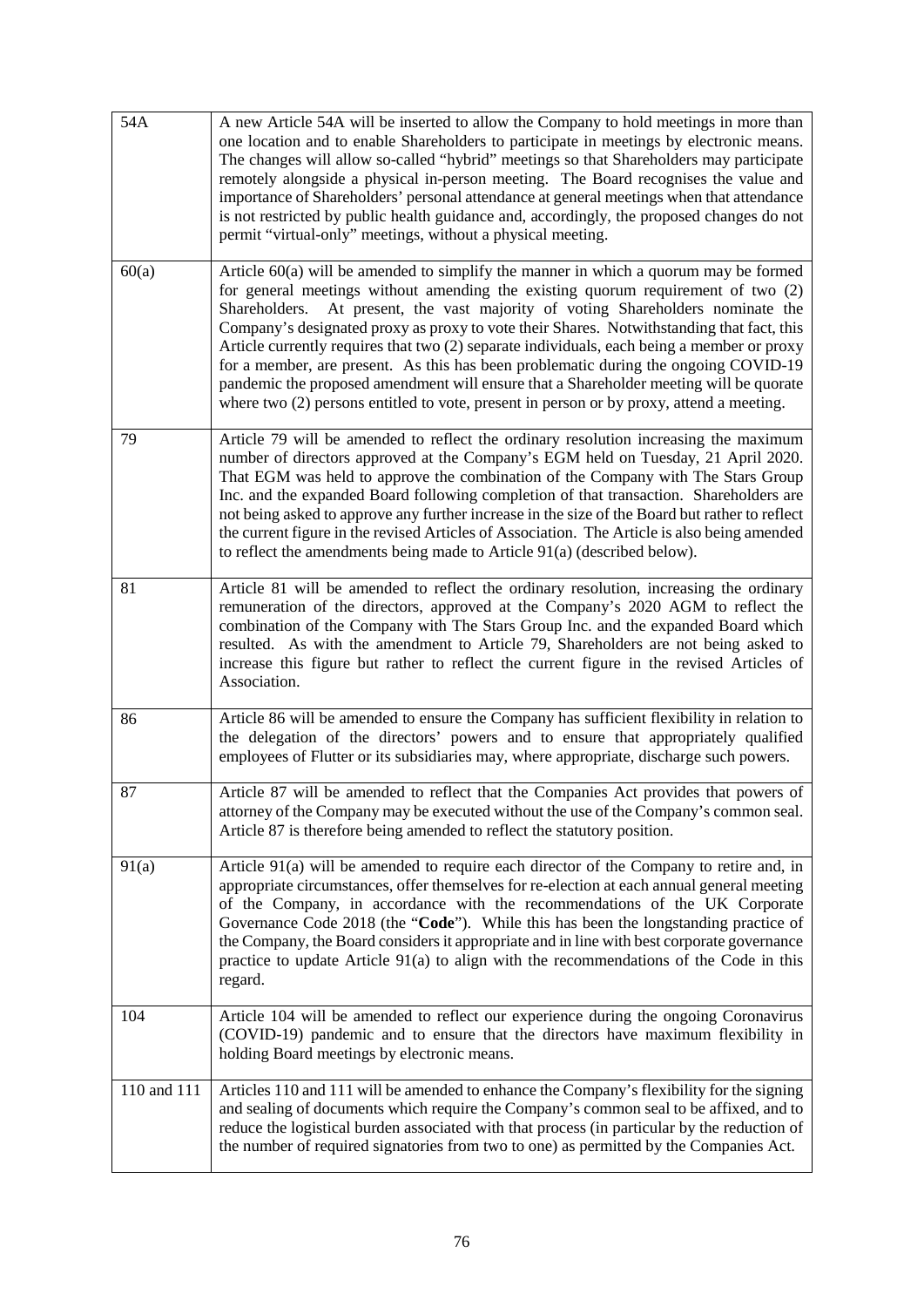| | |
|---|---|
| 54A | A new Article 54A will be inserted to allow the Company to hold meetings in more than one location and to enable Shareholders to participate in meetings by electronic means. The changes will allow so-called "hybrid" meetings so that Shareholders may participate remotely alongside a physical in-person meeting. The Board recognises the value and importance of Shareholders' personal attendance at general meetings when that attendance is not restricted by public health guidance and, accordingly, the proposed changes do not permit "virtual-only" meetings, without a physical meeting. |
| 60(a) | Article 60(a) will be amended to simplify the manner in which a quorum may be formed for general meetings without amending the existing quorum requirement of two (2) Shareholders. At present, the vast majority of voting Shareholders nominate the Company's designated proxy as proxy to vote their Shares. Notwithstanding that fact, this Article currently requires that two (2) separate individuals, each being a member or proxy for a member, are present. As this has been problematic during the ongoing COVID-19 pandemic the proposed amendment will ensure that a Shareholder meeting will be quorate where two (2) persons entitled to vote, present in person or by proxy, attend a meeting. |
| 79 | Article 79 will be amended to reflect the ordinary resolution increasing the maximum number of directors approved at the Company's EGM held on Tuesday, 21 April 2020. That EGM was held to approve the combination of the Company with The Stars Group Inc. and the expanded Board following completion of that transaction. Shareholders are not being asked to approve any further increase in the size of the Board but rather to reflect the current figure in the revised Articles of Association. The Article is also being amended to reflect the amendments being made to Article 91(a) (described below). |
| 81 | Article 81 will be amended to reflect the ordinary resolution, increasing the ordinary remuneration of the directors, approved at the Company's 2020 AGM to reflect the combination of the Company with The Stars Group Inc. and the expanded Board which resulted. As with the amendment to Article 79, Shareholders are not being asked to increase this figure but rather to reflect the current figure in the revised Articles of Association. |
| 86 | Article 86 will be amended to ensure the Company has sufficient flexibility in relation to the delegation of the directors' powers and to ensure that appropriately qualified employees of Flutter or its subsidiaries may, where appropriate, discharge such powers. |
| 87 | Article 87 will be amended to reflect that the Companies Act provides that powers of attorney of the Company may be executed without the use of the Company's common seal. Article 87 is therefore being amended to reflect the statutory position. |
| 91(a) | Article 91(a) will be amended to require each director of the Company to retire and, in appropriate circumstances, offer themselves for re-election at each annual general meeting of the Company, in accordance with the recommendations of the UK Corporate Governance Code 2018 (the "**Code**"). While this has been the longstanding practice of the Company, the Board considers it appropriate and in line with best corporate governance practice to update Article 91(a) to align with the recommendations of the Code in this regard. |
| 104 | Article 104 will be amended to reflect our experience during the ongoing Coronavirus (COVID-19) pandemic and to ensure that the directors have maximum flexibility in holding Board meetings by electronic means. |
| 110 and 111 | Articles 110 and 111 will be amended to enhance the Company's flexibility for the signing and sealing of documents which require the Company's common seal to be affixed, and to reduce the logistical burden associated with that process (in particular by the reduction of the number of required signatories from two to one) as permitted by the Companies Act. |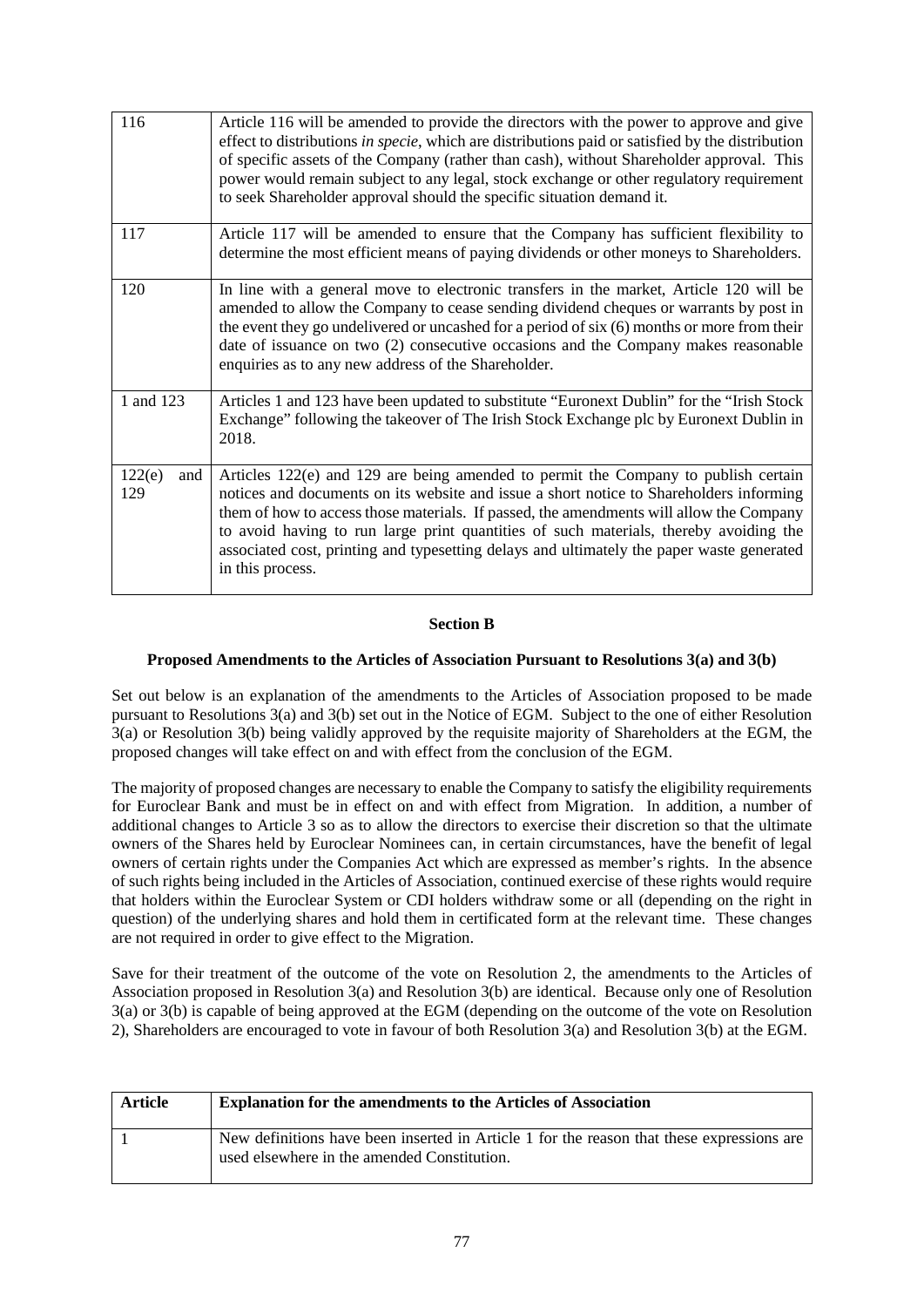| | |
|---|---|
| 116 | Article 116 will be amended to provide the directors with the power to approve and give effect to distributions *in specie*, which are distributions paid or satisfied by the distribution of specific assets of the Company (rather than cash), without Shareholder approval. This power would remain subject to any legal, stock exchange or other regulatory requirement to seek Shareholder approval should the specific situation demand it. |
| 117 | Article 117 will be amended to ensure that the Company has sufficient flexibility to determine the most efficient means of paying dividends or other moneys to Shareholders. |
| 120 | In line with a general move to electronic transfers in the market, Article 120 will be amended to allow the Company to cease sending dividend cheques or warrants by post in the event they go undelivered or uncashed for a period of six (6) months or more from their date of issuance on two (2) consecutive occasions and the Company makes reasonable enquiries as to any new address of the Shareholder. |
| 1 and 123 | Articles 1 and 123 have been updated to substitute "Euronext Dublin" for the "Irish Stock Exchange" following the takeover of The Irish Stock Exchange plc by Euronext Dublin in 2018. |
| 122(e) and 129 | Articles 122(e) and 129 are being amended to permit the Company to publish certain notices and documents on its website and issue a short notice to Shareholders informing them of how to access those materials. If passed, the amendments will allow the Company to avoid having to run large print quantities of such materials, thereby avoiding the associated cost, printing and typesetting delays and ultimately the paper waste generated in this process. |

**Section B**

**Proposed Amendments to the Articles of Association Pursuant to Resolutions 3(a) and 3(b)**

Set out below is an explanation of the amendments to the Articles of Association proposed to be made pursuant to Resolutions 3(a) and 3(b) set out in the Notice of EGM. Subject to the one of either Resolution 3(a) or Resolution 3(b) being validly approved by the requisite majority of Shareholders at the EGM, the proposed changes will take effect on and with effect from the conclusion of the EGM.

The majority of proposed changes are necessary to enable the Company to satisfy the eligibility requirements for Euroclear Bank and must be in effect on and with effect from Migration. In addition, a number of additional changes to Article 3 so as to allow the directors to exercise their discretion so that the ultimate owners of the Shares held by Euroclear Nominees can, in certain circumstances, have the benefit of legal owners of certain rights under the Companies Act which are expressed as member's rights. In the absence of such rights being included in the Articles of Association, continued exercise of these rights would require that holders within the Euroclear System or CDI holders withdraw some or all (depending on the right in question) of the underlying shares and hold them in certificated form at the relevant time. These changes are not required in order to give effect to the Migration.

Save for their treatment of the outcome of the vote on Resolution 2, the amendments to the Articles of Association proposed in Resolution 3(a) and Resolution 3(b) are identical. Because only one of Resolution 3(a) or 3(b) is capable of being approved at the EGM (depending on the outcome of the vote on Resolution 2), Shareholders are encouraged to vote in favour of both Resolution 3(a) and Resolution 3(b) at the EGM.

| Article | Explanation for the amendments to the Articles of Association |
|---|---|
| 1 | New definitions have been inserted in Article 1 for the reason that these expressions are used elsewhere in the amended Constitution. |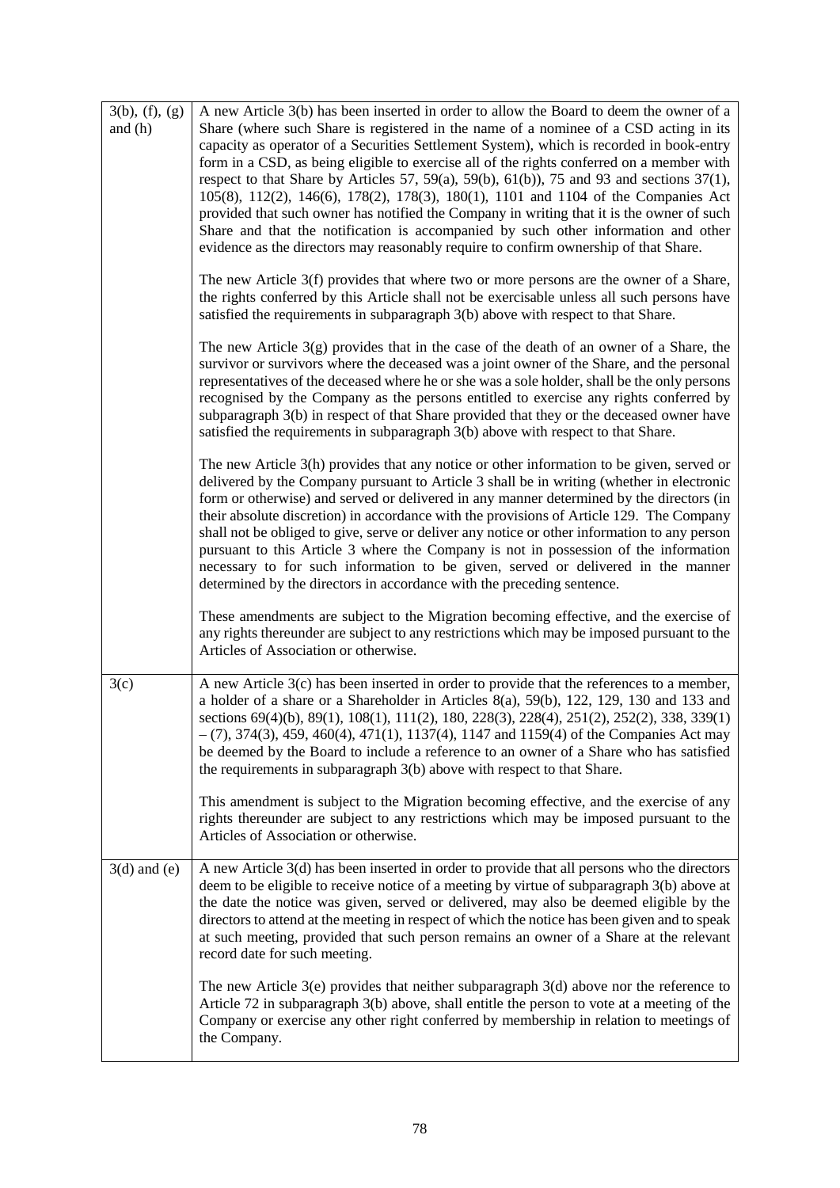| | |
|---|---|
| 3(b), (f), (g) and (h) | A new Article 3(b) has been inserted in order to allow the Board to deem the owner of a Share (where such Share is registered in the name of a nominee of a CSD acting in its capacity as operator of a Securities Settlement System), which is recorded in book-entry form in a CSD, as being eligible to exercise all of the rights conferred on a member with respect to that Share by Articles 57, 59(a), 59(b), 61(b)), 75 and 93 and sections 37(1), 105(8), 112(2), 146(6), 178(2), 178(3), 180(1), 1101 and 1104 of the Companies Act provided that such owner has notified the Company in writing that it is the owner of such Share and that the notification is accompanied by such other information and other evidence as the directors may reasonably require to confirm ownership of that Share.<br><br>The new Article 3(f) provides that where two or more persons are the owner of a Share, the rights conferred by this Article shall not be exercisable unless all such persons have satisfied the requirements in subparagraph 3(b) above with respect to that Share.<br><br>The new Article 3(g) provides that in the case of the death of an owner of a Share, the survivor or survivors where the deceased was a joint owner of the Share, and the personal representatives of the deceased where he or she was a sole holder, shall be the only persons recognised by the Company as the persons entitled to exercise any rights conferred by subparagraph 3(b) in respect of that Share provided that they or the deceased owner have satisfied the requirements in subparagraph 3(b) above with respect to that Share.<br><br>The new Article 3(h) provides that any notice or other information to be given, served or delivered by the Company pursuant to Article 3 shall be in writing (whether in electronic form or otherwise) and served or delivered in any manner determined by the directors (in their absolute discretion) in accordance with the provisions of Article 129. The Company shall not be obliged to give, serve or deliver any notice or other information to any person pursuant to this Article 3 where the Company is not in possession of the information necessary to for such information to be given, served or delivered in the manner determined by the directors in accordance with the preceding sentence.<br><br>These amendments are subject to the Migration becoming effective, and the exercise of any rights thereunder are subject to any restrictions which may be imposed pursuant to the Articles of Association or otherwise. |
| 3(c) | A new Article 3(c) has been inserted in order to provide that the references to a member, a holder of a share or a Shareholder in Articles 8(a), 59(b), 122, 129, 130 and 133 and sections 69(4)(b), 89(1), 108(1), 111(2), 180, 228(3), 228(4), 251(2), 252(2), 338, 339(1) – (7), 374(3), 459, 460(4), 471(1), 1137(4), 1147 and 1159(4) of the Companies Act may be deemed by the Board to include a reference to an owner of a Share who has satisfied the requirements in subparagraph 3(b) above with respect to that Share.<br><br>This amendment is subject to the Migration becoming effective, and the exercise of any rights thereunder are subject to any restrictions which may be imposed pursuant to the Articles of Association or otherwise. |
| 3(d) and (e) | A new Article 3(d) has been inserted in order to provide that all persons who the directors deem to be eligible to receive notice of a meeting by virtue of subparagraph 3(b) above at the date the notice was given, served or delivered, may also be deemed eligible by the directors to attend at the meeting in respect of which the notice has been given and to speak at such meeting, provided that such person remains an owner of a Share at the relevant record date for such meeting.<br><br>The new Article 3(e) provides that neither subparagraph 3(d) above nor the reference to Article 72 in subparagraph 3(b) above, shall entitle the person to vote at a meeting of the Company or exercise any other right conferred by membership in relation to meetings of the Company. |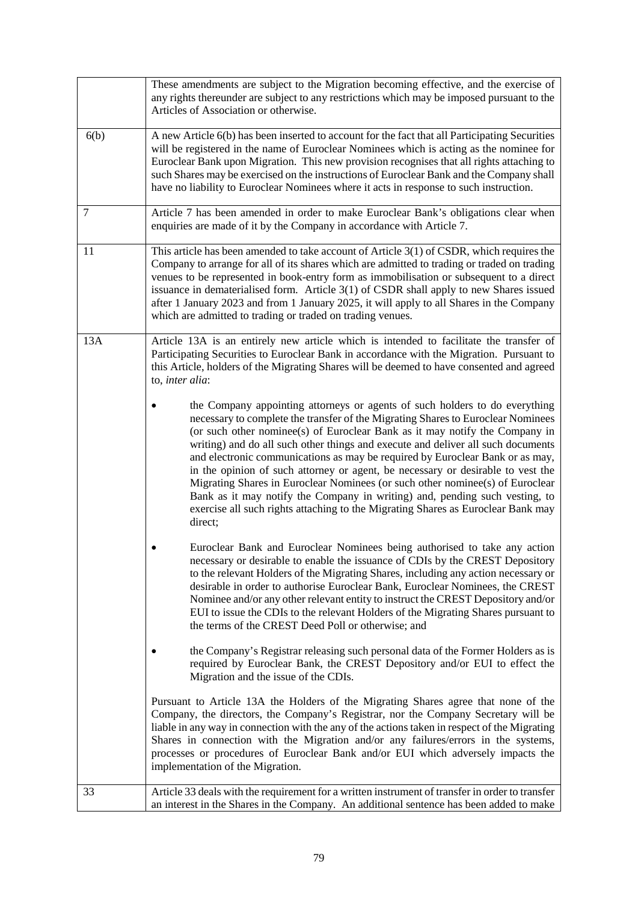| | |
|---|---|
| | These amendments are subject to the Migration becoming effective, and the exercise of any rights thereunder are subject to any restrictions which may be imposed pursuant to the Articles of Association or otherwise. |
| 6(b) | A new Article 6(b) has been inserted to account for the fact that all Participating Securities will be registered in the name of Euroclear Nominees which is acting as the nominee for Euroclear Bank upon Migration. This new provision recognises that all rights attaching to such Shares may be exercised on the instructions of Euroclear Bank and the Company shall have no liability to Euroclear Nominees where it acts in response to such instruction. |
| 7 | Article 7 has been amended in order to make Euroclear Bank's obligations clear when enquiries are made of it by the Company in accordance with Article 7. |
| 11 | This article has been amended to take account of Article 3(1) of CSDR, which requires the Company to arrange for all of its shares which are admitted to trading or traded on trading venues to be represented in book-entry form as immobilisation or subsequent to a direct issuance in dematerialised form. Article 3(1) of CSDR shall apply to new Shares issued after 1 January 2023 and from 1 January 2025, it will apply to all Shares in the Company which are admitted to trading or traded on trading venues. |
| 13A | Article 13A is an entirely new article which is intended to facilitate the transfer of Participating Securities to Euroclear Bank in accordance with the Migration. Pursuant to this Article, holders of the Migrating Shares will be deemed to have consented and agreed to, *inter alia*:<br><br>• the Company appointing attorneys or agents of such holders to do everything necessary to complete the transfer of the Migrating Shares to Euroclear Nominees (or such other nominee(s) of Euroclear Bank as it may notify the Company in writing) and do all such other things and execute and deliver all such documents and electronic communications as may be required by Euroclear Bank or as may, in the opinion of such attorney or agent, be necessary or desirable to vest the Migrating Shares in Euroclear Nominees (or such other nominee(s) of Euroclear Bank as it may notify the Company in writing) and, pending such vesting, to exercise all such rights attaching to the Migrating Shares as Euroclear Bank may direct;<br><br>• Euroclear Bank and Euroclear Nominees being authorised to take any action necessary or desirable to enable the issuance of CDIs by the CREST Depository to the relevant Holders of the Migrating Shares, including any action necessary or desirable in order to authorise Euroclear Bank, Euroclear Nominees, the CREST Nominee and/or any other relevant entity to instruct the CREST Depository and/or EUI to issue the CDIs to the relevant Holders of the Migrating Shares pursuant to the terms of the CREST Deed Poll or otherwise; and<br><br>• the Company's Registrar releasing such personal data of the Former Holders as is required by Euroclear Bank, the CREST Depository and/or EUI to effect the Migration and the issue of the CDIs.<br><br>Pursuant to Article 13A the Holders of the Migrating Shares agree that none of the Company, the directors, the Company's Registrar, nor the Company Secretary will be liable in any way in connection with the any of the actions taken in respect of the Migrating Shares in connection with the Migration and/or any failures/errors in the systems, processes or procedures of Euroclear Bank and/or EUI which adversely impacts the implementation of the Migration. |
| 33 | Article 33 deals with the requirement for a written instrument of transfer in order to transfer an interest in the Shares in the Company. An additional sentence has been added to make |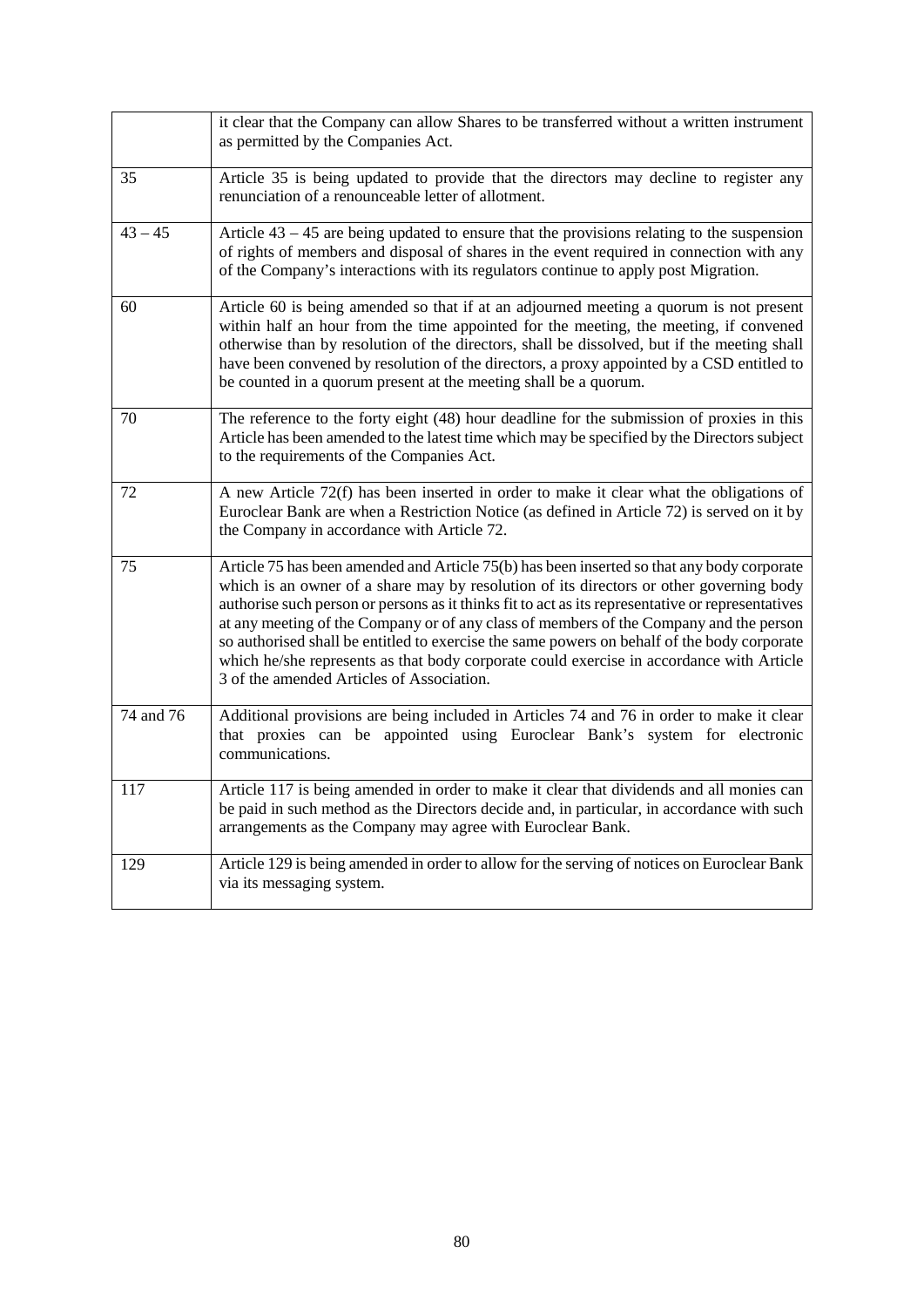| | |
|---|---|
| | it clear that the Company can allow Shares to be transferred without a written instrument as permitted by the Companies Act. |
| 35 | Article 35 is being updated to provide that the directors may decline to register any renunciation of a renounceable letter of allotment. |
| 43 – 45 | Article 43 – 45 are being updated to ensure that the provisions relating to the suspension of rights of members and disposal of shares in the event required in connection with any of the Company's interactions with its regulators continue to apply post Migration. |
| 60 | Article 60 is being amended so that if at an adjourned meeting a quorum is not present within half an hour from the time appointed for the meeting, the meeting, if convened otherwise than by resolution of the directors, shall be dissolved, but if the meeting shall have been convened by resolution of the directors, a proxy appointed by a CSD entitled to be counted in a quorum present at the meeting shall be a quorum. |
| 70 | The reference to the forty eight (48) hour deadline for the submission of proxies in this Article has been amended to the latest time which may be specified by the Directors subject to the requirements of the Companies Act. |
| 72 | A new Article 72(f) has been inserted in order to make it clear what the obligations of Euroclear Bank are when a Restriction Notice (as defined in Article 72) is served on it by the Company in accordance with Article 72. |
| 75 | Article 75 has been amended and Article 75(b) has been inserted so that any body corporate which is an owner of a share may by resolution of its directors or other governing body authorise such person or persons as it thinks fit to act as its representative or representatives at any meeting of the Company or of any class of members of the Company and the person so authorised shall be entitled to exercise the same powers on behalf of the body corporate which he/she represents as that body corporate could exercise in accordance with Article 3 of the amended Articles of Association. |
| 74 and 76 | Additional provisions are being included in Articles 74 and 76 in order to make it clear that proxies can be appointed using Euroclear Bank's system for electronic communications. |
| 117 | Article 117 is being amended in order to make it clear that dividends and all monies can be paid in such method as the Directors decide and, in particular, in accordance with such arrangements as the Company may agree with Euroclear Bank. |
| 129 | Article 129 is being amended in order to allow for the serving of notices on Euroclear Bank via its messaging system. |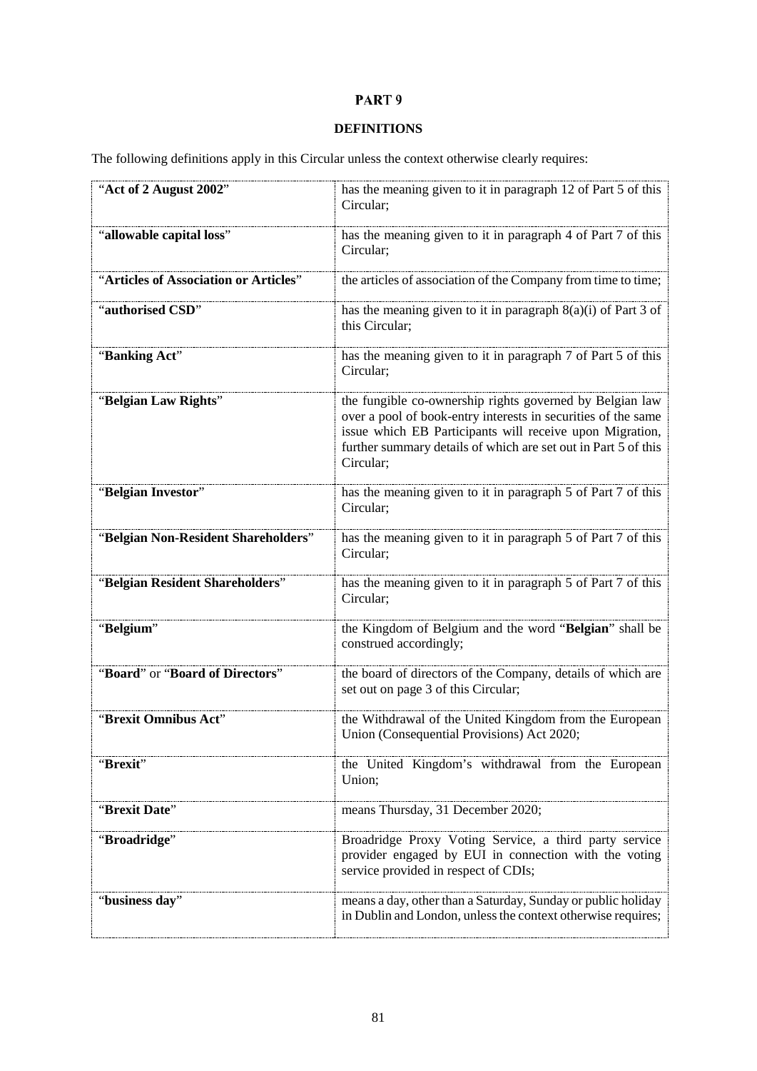# PART 9

## DEFINITIONS

The following definitions apply in this Circular unless the context otherwise clearly requires:

| | |
|---|---|
| "**Act of 2 August 2002**" | has the meaning given to it in paragraph 12 of Part 5 of this Circular; |
| "**allowable capital loss**" | has the meaning given to it in paragraph 4 of Part 7 of this Circular; |
| "**Articles of Association or Articles**" | the articles of association of the Company from time to time; |
| "**authorised CSD**" | has the meaning given to it in paragraph 8(a)(i) of Part 3 of this Circular; |
| "**Banking Act**" | has the meaning given to it in paragraph 7 of Part 5 of this Circular; |
| "**Belgian Law Rights**" | the fungible co-ownership rights governed by Belgian law over a pool of book-entry interests in securities of the same issue which EB Participants will receive upon Migration, further summary details of which are set out in Part 5 of this Circular; |
| "**Belgian Investor**" | has the meaning given to it in paragraph 5 of Part 7 of this Circular; |
| "**Belgian Non-Resident Shareholders**" | has the meaning given to it in paragraph 5 of Part 7 of this Circular; |
| "**Belgian Resident Shareholders**" | has the meaning given to it in paragraph 5 of Part 7 of this Circular; |
| "**Belgium**" | the Kingdom of Belgium and the word "**Belgian**" shall be construed accordingly; |
| "**Board**" or "**Board of Directors**" | the board of directors of the Company, details of which are set out on page 3 of this Circular; |
| "**Brexit Omnibus Act**" | the Withdrawal of the United Kingdom from the European Union (Consequential Provisions) Act 2020; |
| "**Brexit**" | the United Kingdom's withdrawal from the European Union; |
| "**Brexit Date**" | means Thursday, 31 December 2020; |
| "**Broadridge**" | Broadridge Proxy Voting Service, a third party service provider engaged by EUI in connection with the voting service provided in respect of CDIs; |
| "**business day**" | means a day, other than a Saturday, Sunday or public holiday in Dublin and London, unless the context otherwise requires; |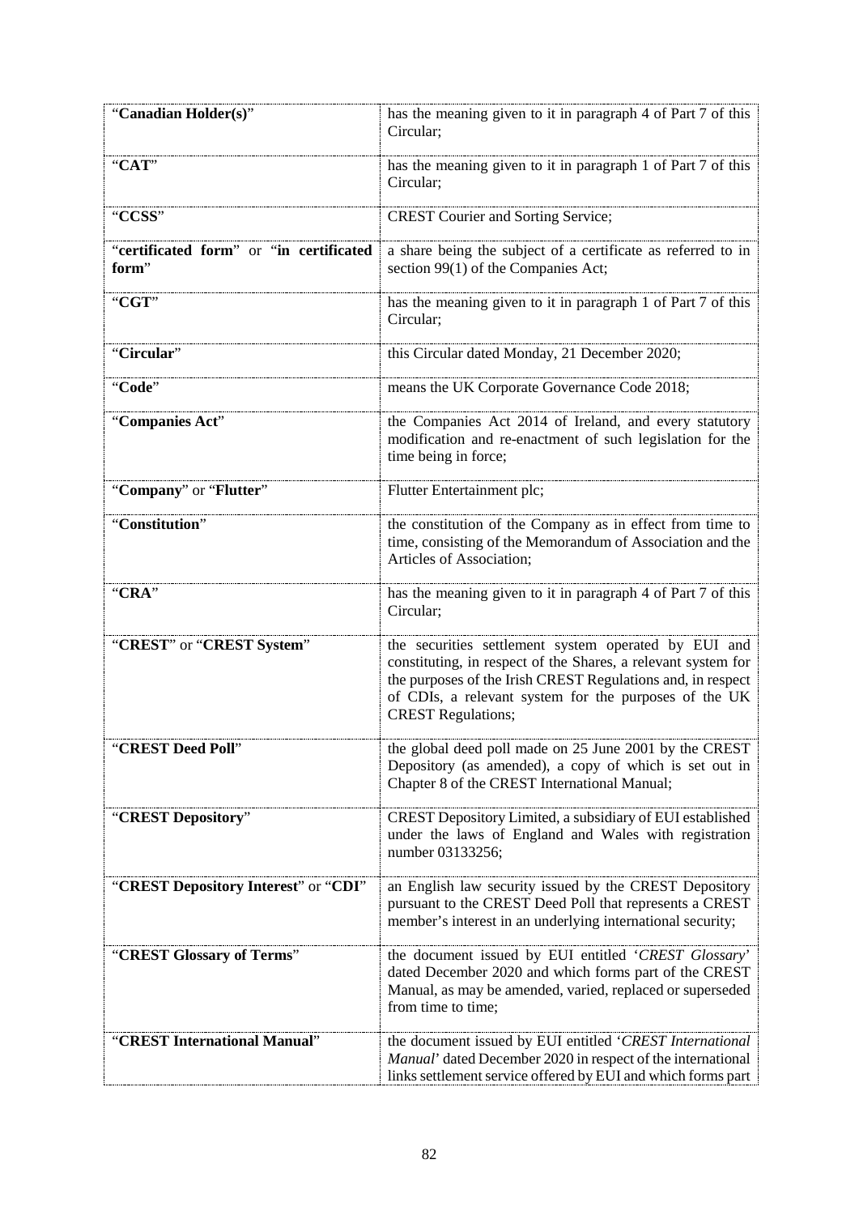| | |
|---|---|
| "**Canadian Holder(s)**" | has the meaning given to it in paragraph 4 of Part 7 of this Circular; |
| "**CAT**" | has the meaning given to it in paragraph 1 of Part 7 of this Circular; |
| "**CCSS**" | CREST Courier and Sorting Service; |
| "**certificated form**" or "**in certificated form**" | a share being the subject of a certificate as referred to in section 99(1) of the Companies Act; |
| "**CGT**" | has the meaning given to it in paragraph 1 of Part 7 of this Circular; |
| "**Circular**" | this Circular dated Monday, 21 December 2020; |
| "**Code**" | means the UK Corporate Governance Code 2018; |
| "**Companies Act**" | the Companies Act 2014 of Ireland, and every statutory modification and re-enactment of such legislation for the time being in force; |
| "**Company**" or "**Flutter**" | Flutter Entertainment plc; |
| "**Constitution**" | the constitution of the Company as in effect from time to time, consisting of the Memorandum of Association and the Articles of Association; |
| "**CRA**" | has the meaning given to it in paragraph 4 of Part 7 of this Circular; |
| "**CREST**" or "**CREST System**" | the securities settlement system operated by EUI and constituting, in respect of the Shares, a relevant system for the purposes of the Irish CREST Regulations and, in respect of CDIs, a relevant system for the purposes of the UK CREST Regulations; |
| "**CREST Deed Poll**" | the global deed poll made on 25 June 2001 by the CREST Depository (as amended), a copy of which is set out in Chapter 8 of the CREST International Manual; |
| "**CREST Depository**" | CREST Depository Limited, a subsidiary of EUI established under the laws of England and Wales with registration number 03133256; |
| "**CREST Depository Interest**" or "**CDI**" | an English law security issued by the CREST Depository pursuant to the CREST Deed Poll that represents a CREST member's interest in an underlying international security; |
| "**CREST Glossary of Terms**" | the document issued by EUI entitled '*CREST Glossary*' dated December 2020 and which forms part of the CREST Manual, as may be amended, varied, replaced or superseded from time to time; |
| "**CREST International Manual**" | the document issued by EUI entitled '*CREST International Manual*' dated December 2020 in respect of the international links settlement service offered by EUI and which forms part |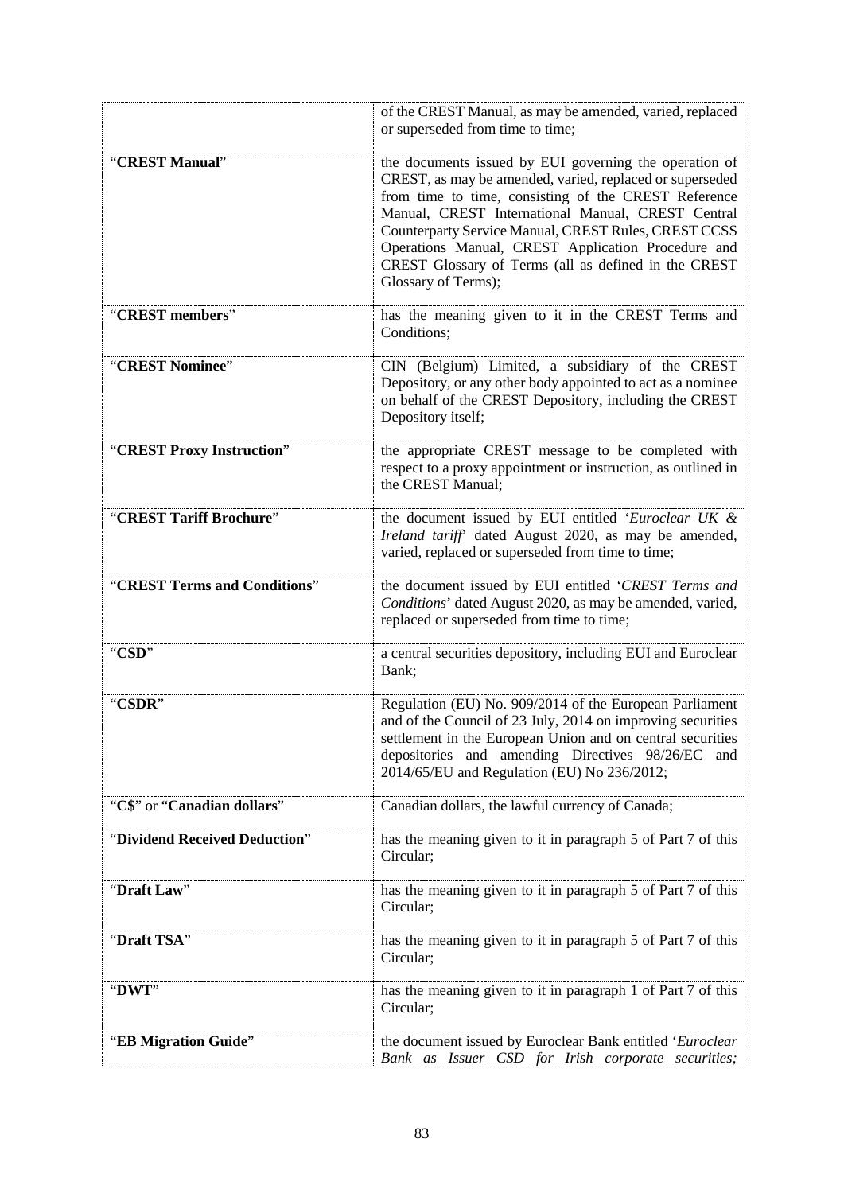| | |
|---|---|
| | of the CREST Manual, as may be amended, varied, replaced or superseded from time to time; |
| "**CREST Manual**" | the documents issued by EUI governing the operation of CREST, as may be amended, varied, replaced or superseded from time to time, consisting of the CREST Reference Manual, CREST International Manual, CREST Central Counterparty Service Manual, CREST Rules, CREST CCSS Operations Manual, CREST Application Procedure and CREST Glossary of Terms (all as defined in the CREST Glossary of Terms); |
| "**CREST members**" | has the meaning given to it in the CREST Terms and Conditions; |
| "**CREST Nominee**" | CIN (Belgium) Limited, a subsidiary of the CREST Depository, or any other body appointed to act as a nominee on behalf of the CREST Depository, including the CREST Depository itself; |
| "**CREST Proxy Instruction**" | the appropriate CREST message to be completed with respect to a proxy appointment or instruction, as outlined in the CREST Manual; |
| "**CREST Tariff Brochure**" | the document issued by EUI entitled '*Euroclear UK & Ireland tariff*' dated August 2020, as may be amended, varied, replaced or superseded from time to time; |
| "**CREST Terms and Conditions**" | the document issued by EUI entitled '*CREST Terms and Conditions*' dated August 2020, as may be amended, varied, replaced or superseded from time to time; |
| "**CSD**" | a central securities depository, including EUI and Euroclear Bank; |
| "**CSDR**" | Regulation (EU) No. 909/2014 of the European Parliament and of the Council of 23 July, 2014 on improving securities settlement in the European Union and on central securities depositories and amending Directives 98/26/EC and 2014/65/EU and Regulation (EU) No 236/2012; |
| "**C$**" or "**Canadian dollars**" | Canadian dollars, the lawful currency of Canada; |
| "**Dividend Received Deduction**" | has the meaning given to it in paragraph 5 of Part 7 of this Circular; |
| "**Draft Law**" | has the meaning given to it in paragraph 5 of Part 7 of this Circular; |
| "**Draft TSA**" | has the meaning given to it in paragraph 5 of Part 7 of this Circular; |
| "**DWT**" | has the meaning given to it in paragraph 1 of Part 7 of this Circular; |
| "**EB Migration Guide**" | the document issued by Euroclear Bank entitled '*Euroclear Bank as Issuer CSD for Irish corporate securities;* |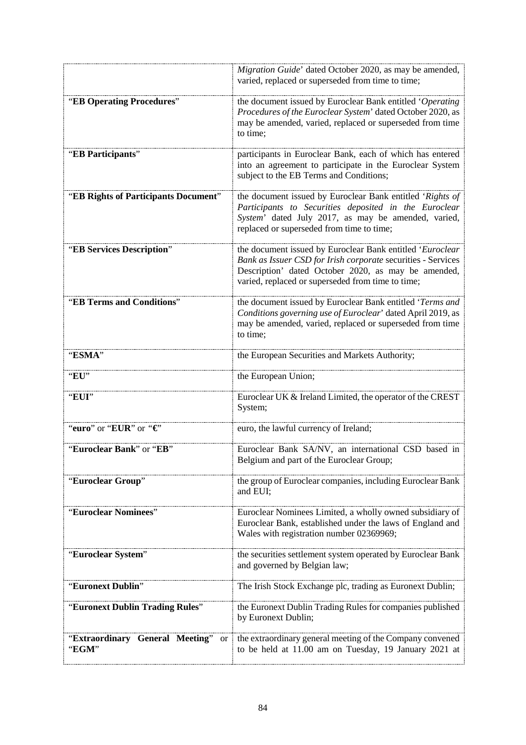| | |
|---|---|
| | *Migration Guide*' dated October 2020, as may be amended, varied, replaced or superseded from time to time; |
| "**EB Operating Procedures**" | the document issued by Euroclear Bank entitled '*Operating Procedures of the Euroclear System*' dated October 2020, as may be amended, varied, replaced or superseded from time to time; |
| "**EB Participants**" | participants in Euroclear Bank, each of which has entered into an agreement to participate in the Euroclear System subject to the EB Terms and Conditions; |
| "**EB Rights of Participants Document**" | the document issued by Euroclear Bank entitled '*Rights of Participants to Securities deposited in the Euroclear System*' dated July 2017, as may be amended, varied, replaced or superseded from time to time; |
| "**EB Services Description**" | the document issued by Euroclear Bank entitled '*Euroclear Bank as Issuer CSD for Irish corporate* securities - Services Description' dated October 2020, as may be amended, varied, replaced or superseded from time to time; |
| "**EB Terms and Conditions**" | the document issued by Euroclear Bank entitled '*Terms and Conditions governing use of Euroclear*' dated April 2019, as may be amended, varied, replaced or superseded from time to time; |
| "**ESMA**" | the European Securities and Markets Authority; |
| "**EU**" | the European Union; |
| "**EUI**" | Euroclear UK & Ireland Limited, the operator of the CREST System; |
| "**euro**" or "**EUR**" or "**€**" | euro, the lawful currency of Ireland; |
| "**Euroclear Bank**" or "**EB**" | Euroclear Bank SA/NV, an international CSD based in Belgium and part of the Euroclear Group; |
| "**Euroclear Group**" | the group of Euroclear companies, including Euroclear Bank and EUI; |
| "**Euroclear Nominees**" | Euroclear Nominees Limited, a wholly owned subsidiary of Euroclear Bank, established under the laws of England and Wales with registration number 02369969; |
| "**Euroclear System**" | the securities settlement system operated by Euroclear Bank and governed by Belgian law; |
| "**Euronext Dublin**" | The Irish Stock Exchange plc, trading as Euronext Dublin; |
| "**Euronext Dublin Trading Rules**" | the Euronext Dublin Trading Rules for companies published by Euronext Dublin; |
| "**Extraordinary General Meeting**" or "**EGM**" | the extraordinary general meeting of the Company convened to be held at 11.00 am on Tuesday, 19 January 2021 at |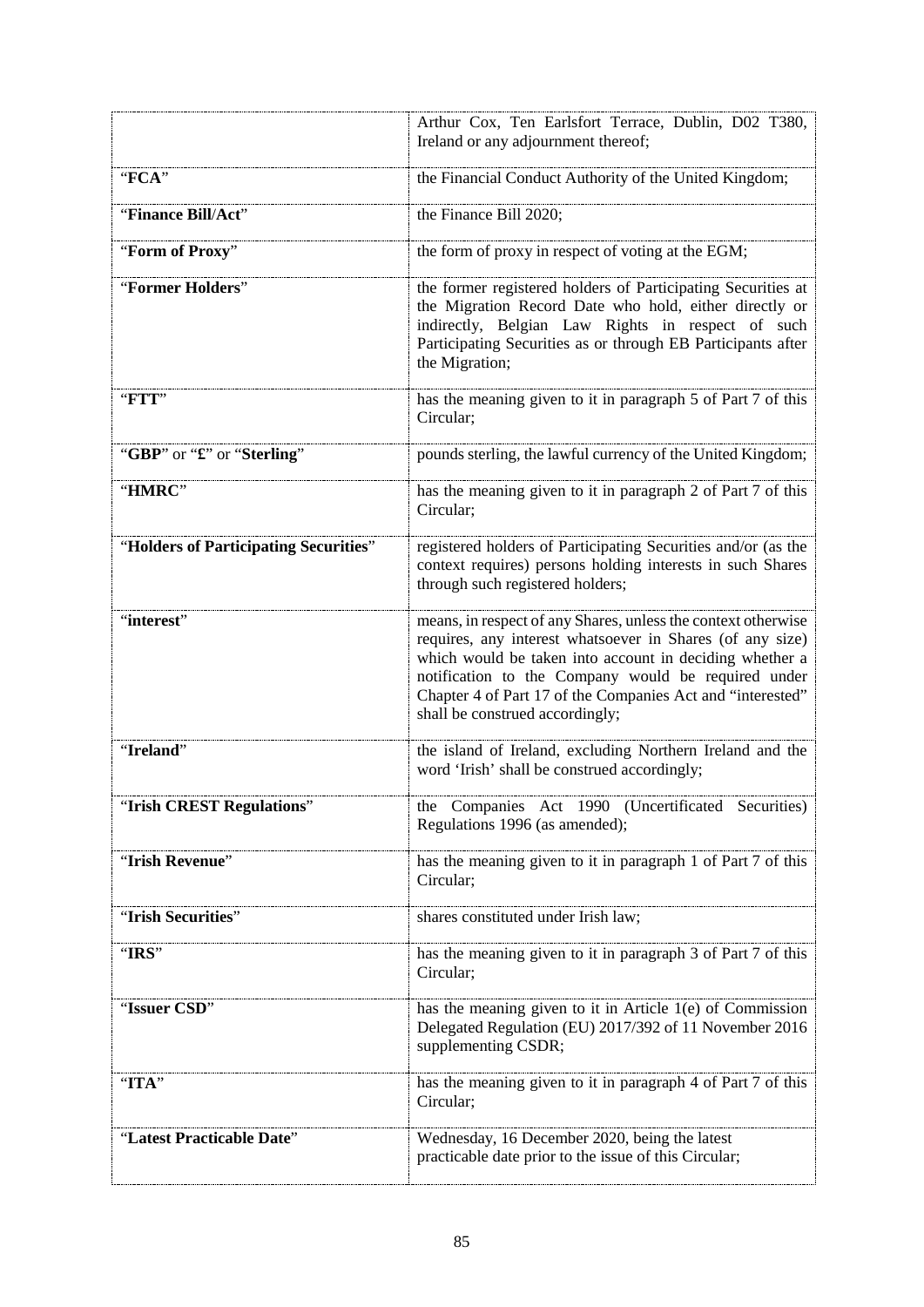| | |
|---|---|
| | Arthur Cox, Ten Earlsfort Terrace, Dublin, D02 T380, Ireland or any adjournment thereof; |
| "**FCA**" | the Financial Conduct Authority of the United Kingdom; |
| "**Finance Bill**/**Act**" | the Finance Bill 2020; |
| "**Form of Proxy**" | the form of proxy in respect of voting at the EGM; |
| "**Former Holders**" | the former registered holders of Participating Securities at the Migration Record Date who hold, either directly or indirectly, Belgian Law Rights in respect of such Participating Securities as or through EB Participants after the Migration; |
| "**FTT**" | has the meaning given to it in paragraph 5 of Part 7 of this Circular; |
| "**GBP**" or "**£**" or "**Sterling**" | pounds sterling, the lawful currency of the United Kingdom; |
| "**HMRC**" | has the meaning given to it in paragraph 2 of Part 7 of this Circular; |
| "**Holders of Participating Securities**" | registered holders of Participating Securities and/or (as the context requires) persons holding interests in such Shares through such registered holders; |
| "**interest**" | means, in respect of any Shares, unless the context otherwise requires, any interest whatsoever in Shares (of any size) which would be taken into account in deciding whether a notification to the Company would be required under Chapter 4 of Part 17 of the Companies Act and "interested" shall be construed accordingly; |
| "**Ireland**" | the island of Ireland, excluding Northern Ireland and the word 'Irish' shall be construed accordingly; |
| "**Irish CREST Regulations**" | the Companies Act 1990 (Uncertificated Securities) Regulations 1996 (as amended); |
| "**Irish Revenue**" | has the meaning given to it in paragraph 1 of Part 7 of this Circular; |
| "**Irish Securities**" | shares constituted under Irish law; |
| "**IRS**" | has the meaning given to it in paragraph 3 of Part 7 of this Circular; |
| "**Issuer CSD**" | has the meaning given to it in Article 1(e) of Commission Delegated Regulation (EU) 2017/392 of 11 November 2016 supplementing CSDR; |
| "**ITA**" | has the meaning given to it in paragraph 4 of Part 7 of this Circular; |
| "**Latest Practicable Date**" | Wednesday, 16 December 2020, being the latest practicable date prior to the issue of this Circular; |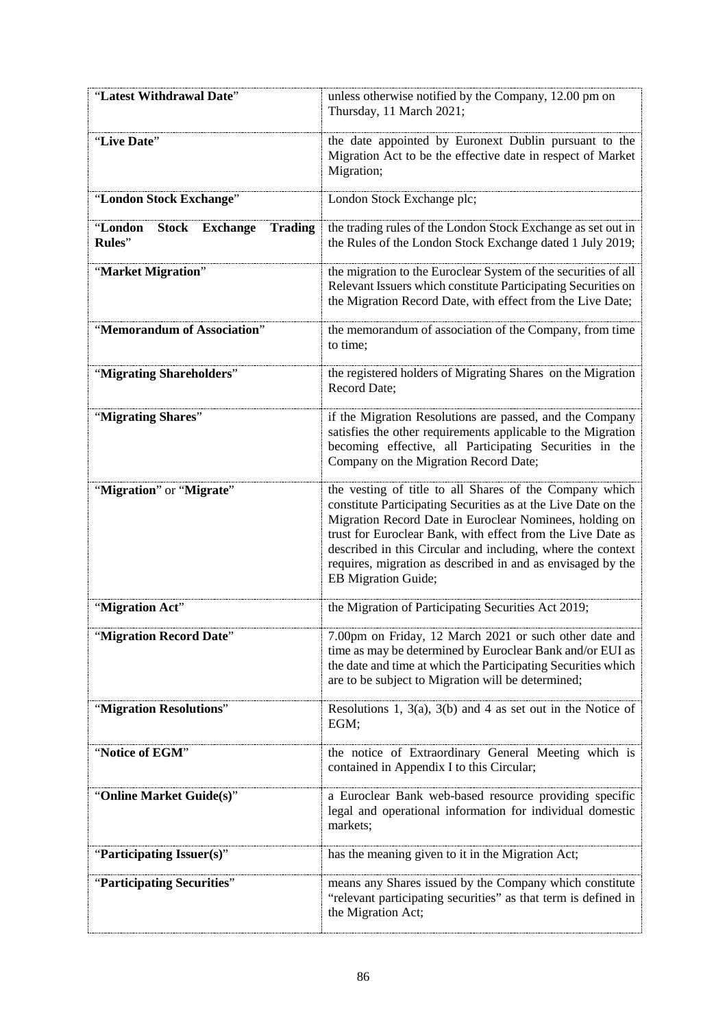| | |
|---|---|
| "**Latest Withdrawal Date**" | unless otherwise notified by the Company, 12.00 pm on Thursday, 11 March 2021; |
| "**Live Date**" | the date appointed by Euronext Dublin pursuant to the Migration Act to be the effective date in respect of Market Migration; |
| "**London Stock Exchange**" | London Stock Exchange plc; |
| "**London Stock Exchange Trading Rules**" | the trading rules of the London Stock Exchange as set out in the Rules of the London Stock Exchange dated 1 July 2019; |
| "**Market Migration**" | the migration to the Euroclear System of the securities of all Relevant Issuers which constitute Participating Securities on the Migration Record Date, with effect from the Live Date; |
| "**Memorandum of Association**" | the memorandum of association of the Company, from time to time; |
| "**Migrating Shareholders**" | the registered holders of Migrating Shares on the Migration Record Date; |
| "**Migrating Shares**" | if the Migration Resolutions are passed, and the Company satisfies the other requirements applicable to the Migration becoming effective, all Participating Securities in the Company on the Migration Record Date; |
| "**Migration**" or "**Migrate**" | the vesting of title to all Shares of the Company which constitute Participating Securities as at the Live Date on the Migration Record Date in Euroclear Nominees, holding on trust for Euroclear Bank, with effect from the Live Date as described in this Circular and including, where the context requires, migration as described in and as envisaged by the EB Migration Guide; |
| "**Migration Act**" | the Migration of Participating Securities Act 2019; |
| "**Migration Record Date**" | 7.00pm on Friday, 12 March 2021 or such other date and time as may be determined by Euroclear Bank and/or EUI as the date and time at which the Participating Securities which are to be subject to Migration will be determined; |
| "**Migration Resolutions**" | Resolutions 1, 3(a), 3(b) and 4 as set out in the Notice of EGM; |
| "**Notice of EGM**" | the notice of Extraordinary General Meeting which is contained in Appendix I to this Circular; |
| "**Online Market Guide(s)**" | a Euroclear Bank web-based resource providing specific legal and operational information for individual domestic markets; |
| "**Participating Issuer(s)**" | has the meaning given to it in the Migration Act; |
| "**Participating Securities**" | means any Shares issued by the Company which constitute "relevant participating securities" as that term is defined in the Migration Act; |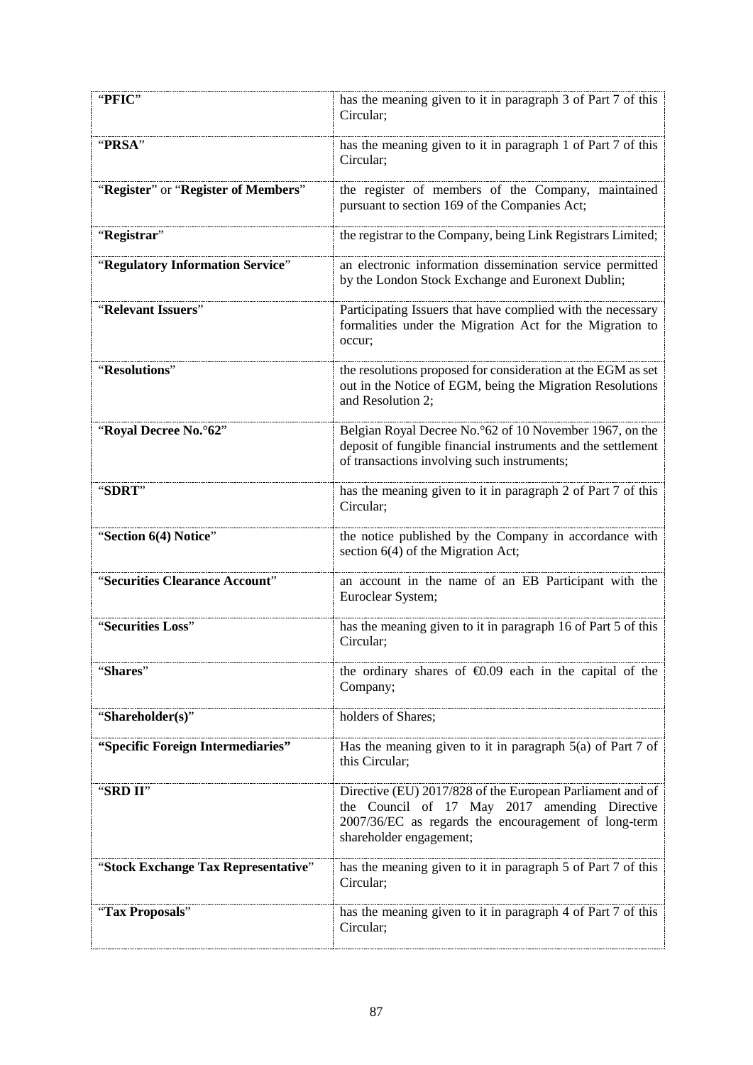| | |
|---|---|
| "**PFIC**" | has the meaning given to it in paragraph 3 of Part 7 of this Circular; |
| "**PRSA**" | has the meaning given to it in paragraph 1 of Part 7 of this Circular; |
| "**Register**" or "**Register of Members**" | the register of members of the Company, maintained pursuant to section 169 of the Companies Act; |
| "**Registrar**" | the registrar to the Company, being Link Registrars Limited; |
| "**Regulatory Information Service**" | an electronic information dissemination service permitted by the London Stock Exchange and Euronext Dublin; |
| "**Relevant Issuers**" | Participating Issuers that have complied with the necessary formalities under the Migration Act for the Migration to occur; |
| "**Resolutions**" | the resolutions proposed for consideration at the EGM as set out in the Notice of EGM, being the Migration Resolutions and Resolution 2; |
| "**Royal Decree No.°62**" | Belgian Royal Decree No.°62 of 10 November 1967, on the deposit of fungible financial instruments and the settlement of transactions involving such instruments; |
| "**SDRT**" | has the meaning given to it in paragraph 2 of Part 7 of this Circular; |
| "**Section 6(4) Notice**" | the notice published by the Company in accordance with section 6(4) of the Migration Act; |
| "**Securities Clearance Account**" | an account in the name of an EB Participant with the Euroclear System; |
| "**Securities Loss**" | has the meaning given to it in paragraph 16 of Part 5 of this Circular; |
| "**Shares**" | the ordinary shares of €0.09 each in the capital of the Company; |
| "**Shareholder(s)**" | holders of Shares; |
| **"Specific Foreign Intermediaries"** | Has the meaning given to it in paragraph 5(a) of Part 7 of this Circular; |
| "**SRD II**" | Directive (EU) 2017/828 of the European Parliament and of the Council of 17 May 2017 amending Directive 2007/36/EC as regards the encouragement of long-term shareholder engagement; |
| "**Stock Exchange Tax Representative**" | has the meaning given to it in paragraph 5 of Part 7 of this Circular; |
| "**Tax Proposals**" | has the meaning given to it in paragraph 4 of Part 7 of this Circular; |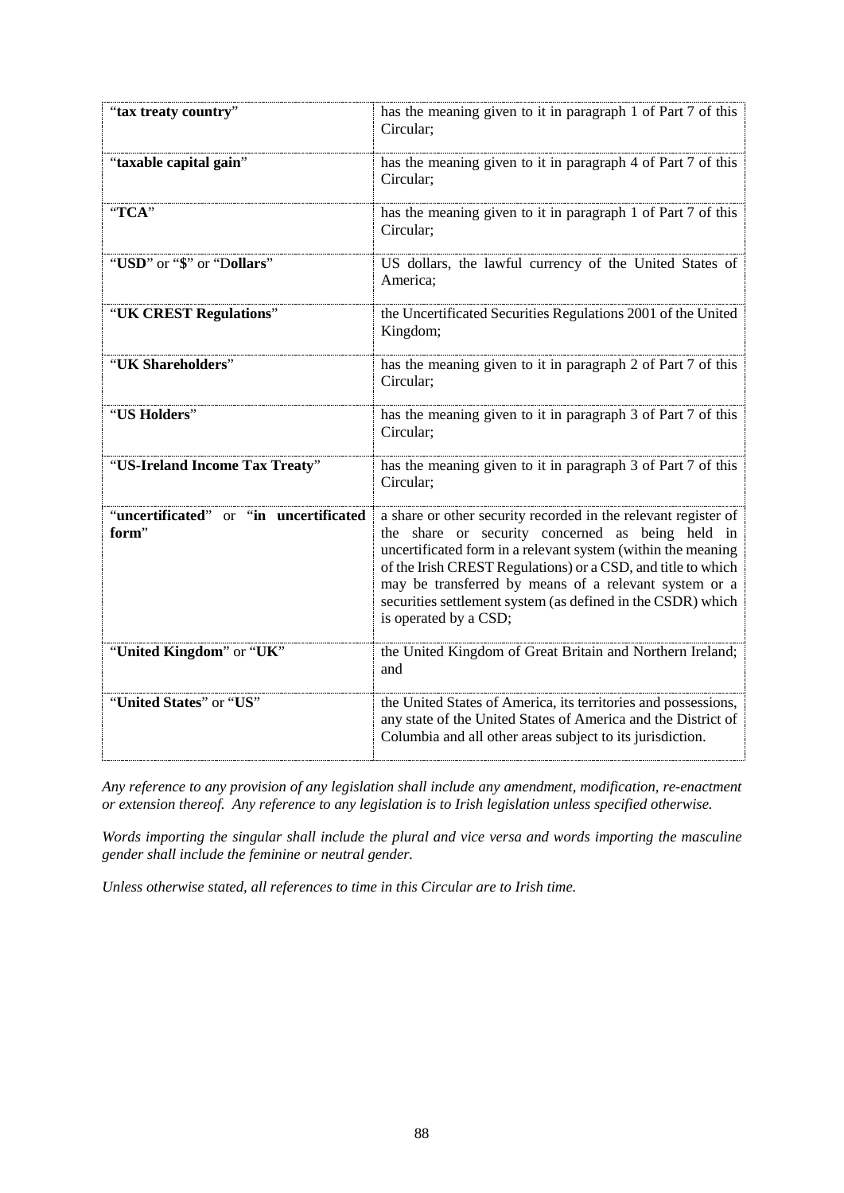| | |
|---|---|
| "**tax treaty country**" | has the meaning given to it in paragraph 1 of Part 7 of this Circular; |
| "**taxable capital gain**" | has the meaning given to it in paragraph 4 of Part 7 of this Circular; |
| "**TCA**" | has the meaning given to it in paragraph 1 of Part 7 of this Circular; |
| "**USD**" or "**$**" or "D**ollars**" | US dollars, the lawful currency of the United States of America; |
| "**UK CREST Regulations**" | the Uncertificated Securities Regulations 2001 of the United Kingdom; |
| "**UK Shareholders**" | has the meaning given to it in paragraph 2 of Part 7 of this Circular; |
| "**US Holders**" | has the meaning given to it in paragraph 3 of Part 7 of this Circular; |
| "**US-Ireland Income Tax Treaty**" | has the meaning given to it in paragraph 3 of Part 7 of this Circular; |
| "**uncertificated**" or "**in uncertificated form**" | a share or other security recorded in the relevant register of the share or security concerned as being held in uncertificated form in a relevant system (within the meaning of the Irish CREST Regulations) or a CSD, and title to which may be transferred by means of a relevant system or a securities settlement system (as defined in the CSDR) which is operated by a CSD; |
| "**United Kingdom**" or "**UK**" | the United Kingdom of Great Britain and Northern Ireland; and |
| "**United States**" or "**US**" | the United States of America, its territories and possessions, any state of the United States of America and the District of Columbia and all other areas subject to its jurisdiction. |

*Any reference to any provision of any legislation shall include any amendment, modification, re-enactment or extension thereof. Any reference to any legislation is to Irish legislation unless specified otherwise.*

*Words importing the singular shall include the plural and vice versa and words importing the masculine gender shall include the feminine or neutral gender.*

*Unless otherwise stated, all references to time in this Circular are to Irish time.*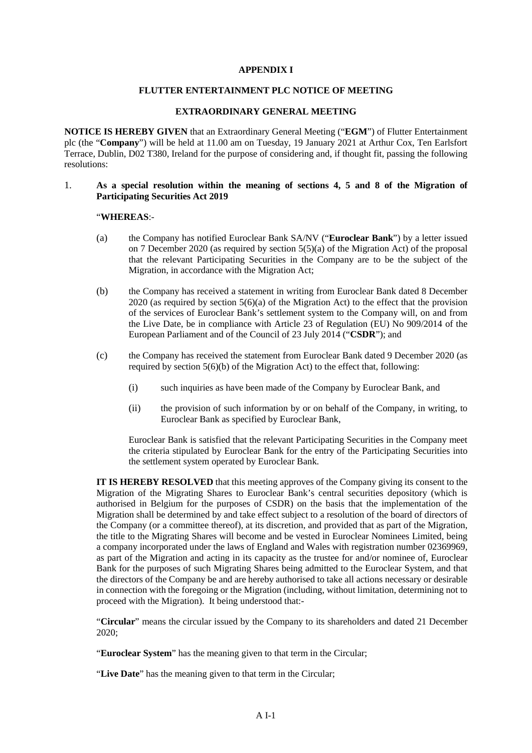**APPENDIX I**

**FLUTTER ENTERTAINMENT PLC NOTICE OF MEETING**

**EXTRAORDINARY GENERAL MEETING**

**NOTICE IS HEREBY GIVEN** that an Extraordinary General Meeting ("**EGM**") of Flutter Entertainment plc (the "**Company**") will be held at 11.00 am on Tuesday, 19 January 2021 at Arthur Cox, Ten Earlsfort Terrace, Dublin, D02 T380, Ireland for the purpose of considering and, if thought fit, passing the following resolutions:

1. **As a special resolution within the meaning of sections 4, 5 and 8 of the Migration of Participating Securities Act 2019**

"**WHEREAS**:-

(a) the Company has notified Euroclear Bank SA/NV ("**Euroclear Bank**") by a letter issued on 7 December 2020 (as required by section 5(5)(a) of the Migration Act) of the proposal that the relevant Participating Securities in the Company are to be the subject of the Migration, in accordance with the Migration Act;

(b) the Company has received a statement in writing from Euroclear Bank dated 8 December 2020 (as required by section 5(6)(a) of the Migration Act) to the effect that the provision of the services of Euroclear Bank's settlement system to the Company will, on and from the Live Date, be in compliance with Article 23 of Regulation (EU) No 909/2014 of the European Parliament and of the Council of 23 July 2014 ("**CSDR**"); and

(c) the Company has received the statement from Euroclear Bank dated 9 December 2020 (as required by section 5(6)(b) of the Migration Act) to the effect that, following:

(i) such inquiries as have been made of the Company by Euroclear Bank, and

(ii) the provision of such information by or on behalf of the Company, in writing, to Euroclear Bank as specified by Euroclear Bank,

Euroclear Bank is satisfied that the relevant Participating Securities in the Company meet the criteria stipulated by Euroclear Bank for the entry of the Participating Securities into the settlement system operated by Euroclear Bank.

**IT IS HEREBY RESOLVED** that this meeting approves of the Company giving its consent to the Migration of the Migrating Shares to Euroclear Bank's central securities depository (which is authorised in Belgium for the purposes of CSDR) on the basis that the implementation of the Migration shall be determined by and take effect subject to a resolution of the board of directors of the Company (or a committee thereof), at its discretion, and provided that as part of the Migration, the title to the Migrating Shares will become and be vested in Euroclear Nominees Limited, being a company incorporated under the laws of England and Wales with registration number 02369969, as part of the Migration and acting in its capacity as the trustee for and/or nominee of, Euroclear Bank for the purposes of such Migrating Shares being admitted to the Euroclear System, and that the directors of the Company be and are hereby authorised to take all actions necessary or desirable in connection with the foregoing or the Migration (including, without limitation, determining not to proceed with the Migration). It being understood that:-

"**Circular**" means the circular issued by the Company to its shareholders and dated 21 December 2020;

"**Euroclear System**" has the meaning given to that term in the Circular;

"**Live Date**" has the meaning given to that term in the Circular;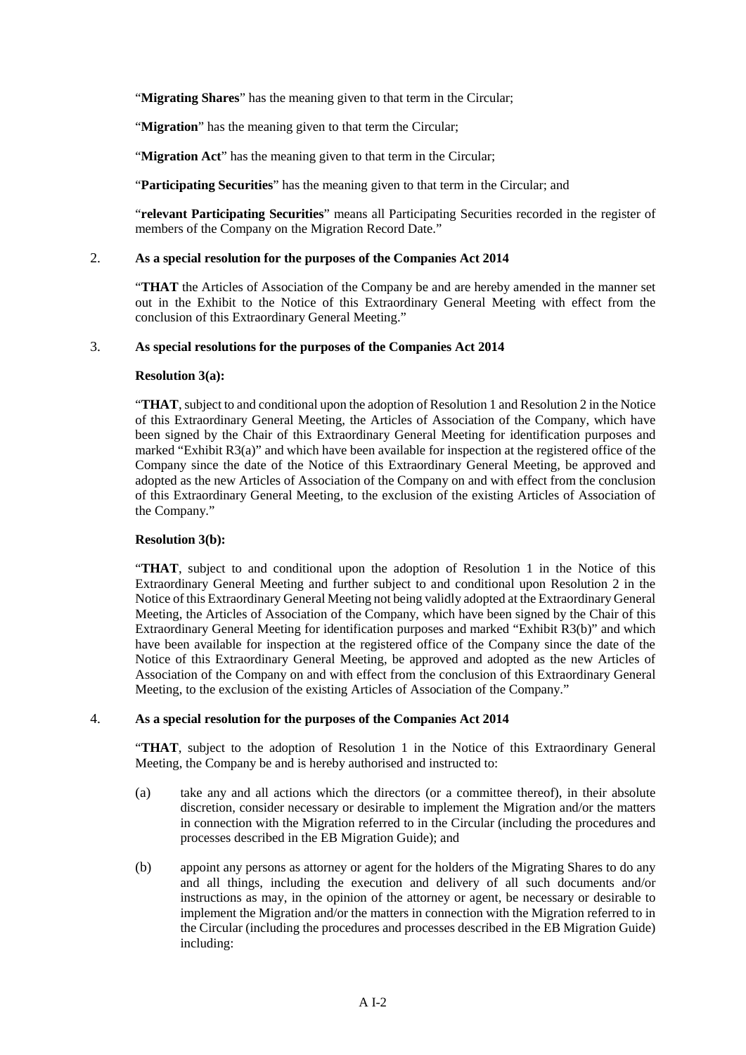"**Migrating Shares**" has the meaning given to that term in the Circular;

"**Migration**" has the meaning given to that term the Circular;

"**Migration Act**" has the meaning given to that term in the Circular;

"**Participating Securities**" has the meaning given to that term in the Circular; and

"**relevant Participating Securities**" means all Participating Securities recorded in the register of members of the Company on the Migration Record Date."

2. **As a special resolution for the purposes of the Companies Act 2014**

"**THAT** the Articles of Association of the Company be and are hereby amended in the manner set out in the Exhibit to the Notice of this Extraordinary General Meeting with effect from the conclusion of this Extraordinary General Meeting."

3. **As special resolutions for the purposes of the Companies Act 2014**

**Resolution 3(a):**

"**THAT**, subject to and conditional upon the adoption of Resolution 1 and Resolution 2 in the Notice of this Extraordinary General Meeting, the Articles of Association of the Company, which have been signed by the Chair of this Extraordinary General Meeting for identification purposes and marked "Exhibit R3(a)" and which have been available for inspection at the registered office of the Company since the date of the Notice of this Extraordinary General Meeting, be approved and adopted as the new Articles of Association of the Company on and with effect from the conclusion of this Extraordinary General Meeting, to the exclusion of the existing Articles of Association of the Company."

**Resolution 3(b):**

"**THAT**, subject to and conditional upon the adoption of Resolution 1 in the Notice of this Extraordinary General Meeting and further subject to and conditional upon Resolution 2 in the Notice of this Extraordinary General Meeting not being validly adopted at the Extraordinary General Meeting, the Articles of Association of the Company, which have been signed by the Chair of this Extraordinary General Meeting for identification purposes and marked "Exhibit R3(b)" and which have been available for inspection at the registered office of the Company since the date of the Notice of this Extraordinary General Meeting, be approved and adopted as the new Articles of Association of the Company on and with effect from the conclusion of this Extraordinary General Meeting, to the exclusion of the existing Articles of Association of the Company."

4. **As a special resolution for the purposes of the Companies Act 2014**

"**THAT**, subject to the adoption of Resolution 1 in the Notice of this Extraordinary General Meeting, the Company be and is hereby authorised and instructed to:

(a) take any and all actions which the directors (or a committee thereof), in their absolute discretion, consider necessary or desirable to implement the Migration and/or the matters in connection with the Migration referred to in the Circular (including the procedures and processes described in the EB Migration Guide); and

(b) appoint any persons as attorney or agent for the holders of the Migrating Shares to do any and all things, including the execution and delivery of all such documents and/or instructions as may, in the opinion of the attorney or agent, be necessary or desirable to implement the Migration and/or the matters in connection with the Migration referred to in the Circular (including the procedures and processes described in the EB Migration Guide) including: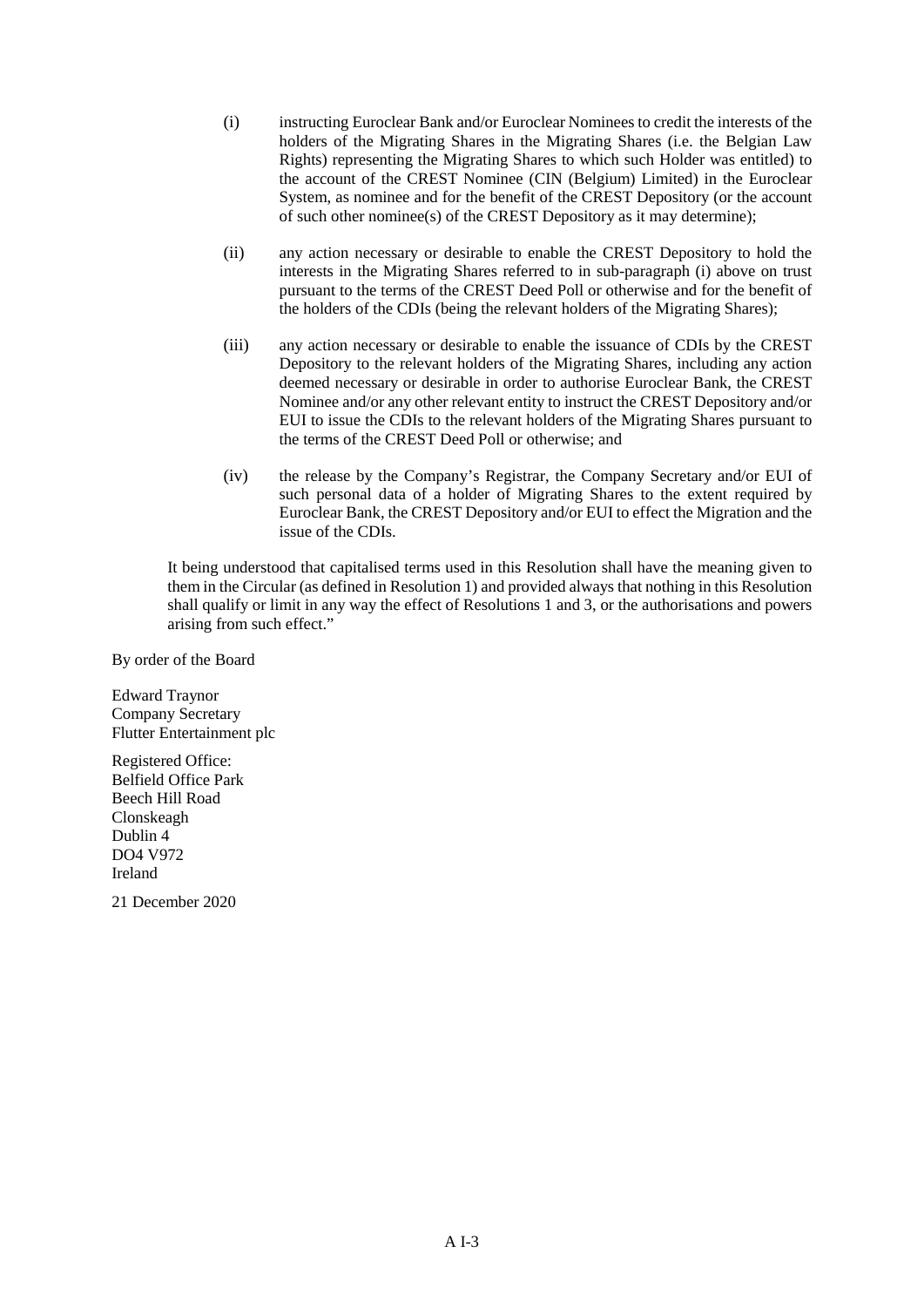(i) instructing Euroclear Bank and/or Euroclear Nominees to credit the interests of the holders of the Migrating Shares in the Migrating Shares (i.e. the Belgian Law Rights) representing the Migrating Shares to which such Holder was entitled) to the account of the CREST Nominee (CIN (Belgium) Limited) in the Euroclear System, as nominee and for the benefit of the CREST Depository (or the account of such other nominee(s) of the CREST Depository as it may determine);

(ii) any action necessary or desirable to enable the CREST Depository to hold the interests in the Migrating Shares referred to in sub-paragraph (i) above on trust pursuant to the terms of the CREST Deed Poll or otherwise and for the benefit of the holders of the CDIs (being the relevant holders of the Migrating Shares);

(iii) any action necessary or desirable to enable the issuance of CDIs by the CREST Depository to the relevant holders of the Migrating Shares, including any action deemed necessary or desirable in order to authorise Euroclear Bank, the CREST Nominee and/or any other relevant entity to instruct the CREST Depository and/or EUI to issue the CDIs to the relevant holders of the Migrating Shares pursuant to the terms of the CREST Deed Poll or otherwise; and

(iv) the release by the Company's Registrar, the Company Secretary and/or EUI of such personal data of a holder of Migrating Shares to the extent required by Euroclear Bank, the CREST Depository and/or EUI to effect the Migration and the issue of the CDIs.

It being understood that capitalised terms used in this Resolution shall have the meaning given to them in the Circular (as defined in Resolution 1) and provided always that nothing in this Resolution shall qualify or limit in any way the effect of Resolutions 1 and 3, or the authorisations and powers arising from such effect."

By order of the Board

Edward Traynor
Company Secretary
Flutter Entertainment plc

Registered Office:
Belfield Office Park
Beech Hill Road
Clonskeagh
Dublin 4
DO4 V972
Ireland

21 December 2020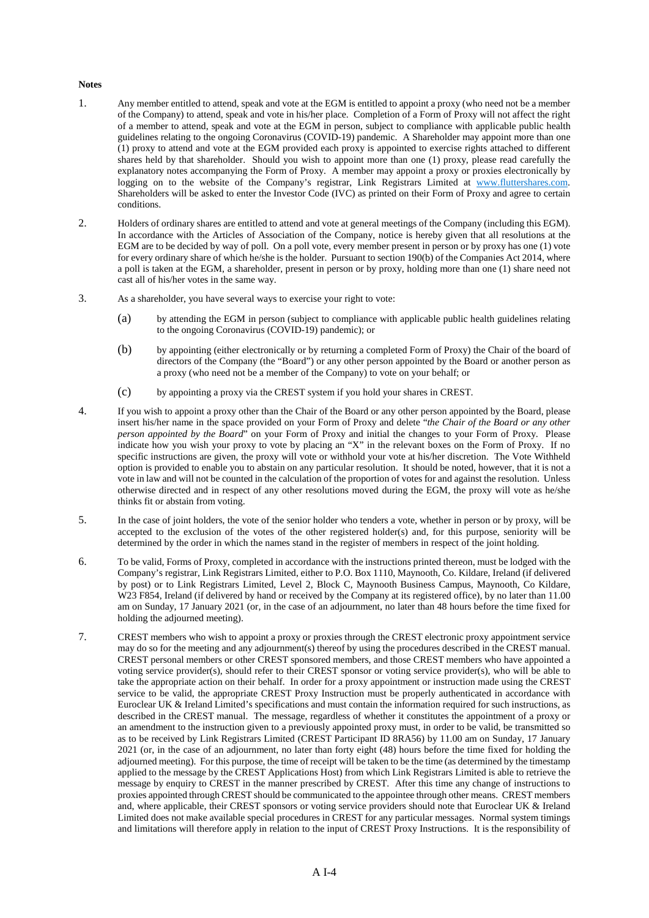**Notes**

1. Any member entitled to attend, speak and vote at the EGM is entitled to appoint a proxy (who need not be a member of the Company) to attend, speak and vote in his/her place. Completion of a Form of Proxy will not affect the right of a member to attend, speak and vote at the EGM in person, subject to compliance with applicable public health guidelines relating to the ongoing Coronavirus (COVID-19) pandemic. A Shareholder may appoint more than one (1) proxy to attend and vote at the EGM provided each proxy is appointed to exercise rights attached to different shares held by that shareholder. Should you wish to appoint more than one (1) proxy, please read carefully the explanatory notes accompanying the Form of Proxy. A member may appoint a proxy or proxies electronically by logging on to the website of the Company's registrar, Link Registrars Limited at www.fluttershares.com. Shareholders will be asked to enter the Investor Code (IVC) as printed on their Form of Proxy and agree to certain conditions.

2. Holders of ordinary shares are entitled to attend and vote at general meetings of the Company (including this EGM). In accordance with the Articles of Association of the Company, notice is hereby given that all resolutions at the EGM are to be decided by way of poll. On a poll vote, every member present in person or by proxy has one (1) vote for every ordinary share of which he/she is the holder. Pursuant to section 190(b) of the Companies Act 2014, where a poll is taken at the EGM, a shareholder, present in person or by proxy, holding more than one (1) share need not cast all of his/her votes in the same way.

3. As a shareholder, you have several ways to exercise your right to vote:

   (a) by attending the EGM in person (subject to compliance with applicable public health guidelines relating to the ongoing Coronavirus (COVID-19) pandemic); or

   (b) by appointing (either electronically or by returning a completed Form of Proxy) the Chair of the board of directors of the Company (the "Board") or any other person appointed by the Board or another person as a proxy (who need not be a member of the Company) to vote on your behalf; or

   (c) by appointing a proxy via the CREST system if you hold your shares in CREST.

4. If you wish to appoint a proxy other than the Chair of the Board or any other person appointed by the Board, please insert his/her name in the space provided on your Form of Proxy and delete "*the Chair of the Board or any other person appointed by the Board*" on your Form of Proxy and initial the changes to your Form of Proxy. Please indicate how you wish your proxy to vote by placing an "X" in the relevant boxes on the Form of Proxy. If no specific instructions are given, the proxy will vote or withhold your vote at his/her discretion. The Vote Withheld option is provided to enable you to abstain on any particular resolution. It should be noted, however, that it is not a vote in law and will not be counted in the calculation of the proportion of votes for and against the resolution. Unless otherwise directed and in respect of any other resolutions moved during the EGM, the proxy will vote as he/she thinks fit or abstain from voting.

5. In the case of joint holders, the vote of the senior holder who tenders a vote, whether in person or by proxy, will be accepted to the exclusion of the votes of the other registered holder(s) and, for this purpose, seniority will be determined by the order in which the names stand in the register of members in respect of the joint holding.

6. To be valid, Forms of Proxy, completed in accordance with the instructions printed thereon, must be lodged with the Company's registrar, Link Registrars Limited, either to P.O. Box 1110, Maynooth, Co. Kildare, Ireland (if delivered by post) or to Link Registrars Limited, Level 2, Block C, Maynooth Business Campus, Maynooth, Co Kildare, W23 F854, Ireland (if delivered by hand or received by the Company at its registered office), by no later than 11.00 am on Sunday, 17 January 2021 (or, in the case of an adjournment, no later than 48 hours before the time fixed for holding the adjourned meeting).

7. CREST members who wish to appoint a proxy or proxies through the CREST electronic proxy appointment service may do so for the meeting and any adjournment(s) thereof by using the procedures described in the CREST manual. CREST personal members or other CREST sponsored members, and those CREST members who have appointed a voting service provider(s), should refer to their CREST sponsor or voting service provider(s), who will be able to take the appropriate action on their behalf. In order for a proxy appointment or instruction made using the CREST service to be valid, the appropriate CREST Proxy Instruction must be properly authenticated in accordance with Euroclear UK & Ireland Limited's specifications and must contain the information required for such instructions, as described in the CREST manual. The message, regardless of whether it constitutes the appointment of a proxy or an amendment to the instruction given to a previously appointed proxy must, in order to be valid, be transmitted so as to be received by Link Registrars Limited (CREST Participant ID 8RA56) by 11.00 am on Sunday, 17 January 2021 (or, in the case of an adjournment, no later than forty eight (48) hours before the time fixed for holding the adjourned meeting). For this purpose, the time of receipt will be taken to be the time (as determined by the timestamp applied to the message by the CREST Applications Host) from which Link Registrars Limited is able to retrieve the message by enquiry to CREST in the manner prescribed by CREST. After this time any change of instructions to proxies appointed through CREST should be communicated to the appointee through other means. CREST members and, where applicable, their CREST sponsors or voting service providers should note that Euroclear UK & Ireland Limited does not make available special procedures in CREST for any particular messages. Normal system timings and limitations will therefore apply in relation to the input of CREST Proxy Instructions. It is the responsibility of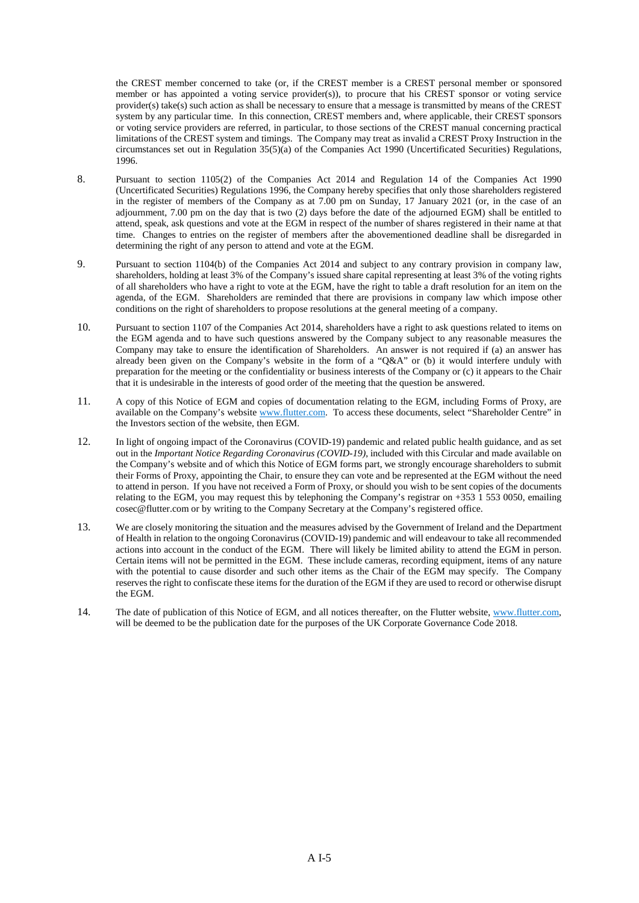the CREST member concerned to take (or, if the CREST member is a CREST personal member or sponsored member or has appointed a voting service provider(s)), to procure that his CREST sponsor or voting service provider(s) take(s) such action as shall be necessary to ensure that a message is transmitted by means of the CREST system by any particular time. In this connection, CREST members and, where applicable, their CREST sponsors or voting service providers are referred, in particular, to those sections of the CREST manual concerning practical limitations of the CREST system and timings. The Company may treat as invalid a CREST Proxy Instruction in the circumstances set out in Regulation 35(5)(a) of the Companies Act 1990 (Uncertificated Securities) Regulations, 1996.

8. Pursuant to section 1105(2) of the Companies Act 2014 and Regulation 14 of the Companies Act 1990 (Uncertificated Securities) Regulations 1996, the Company hereby specifies that only those shareholders registered in the register of members of the Company as at 7.00 pm on Sunday, 17 January 2021 (or, in the case of an adjournment, 7.00 pm on the day that is two (2) days before the date of the adjourned EGM) shall be entitled to attend, speak, ask questions and vote at the EGM in respect of the number of shares registered in their name at that time. Changes to entries on the register of members after the abovementioned deadline shall be disregarded in determining the right of any person to attend and vote at the EGM.

9. Pursuant to section 1104(b) of the Companies Act 2014 and subject to any contrary provision in company law, shareholders, holding at least 3% of the Company's issued share capital representing at least 3% of the voting rights of all shareholders who have a right to vote at the EGM, have the right to table a draft resolution for an item on the agenda, of the EGM. Shareholders are reminded that there are provisions in company law which impose other conditions on the right of shareholders to propose resolutions at the general meeting of a company.

10. Pursuant to section 1107 of the Companies Act 2014, shareholders have a right to ask questions related to items on the EGM agenda and to have such questions answered by the Company subject to any reasonable measures the Company may take to ensure the identification of Shareholders. An answer is not required if (a) an answer has already been given on the Company's website in the form of a "Q&A" or (b) it would interfere unduly with preparation for the meeting or the confidentiality or business interests of the Company or (c) it appears to the Chair that it is undesirable in the interests of good order of the meeting that the question be answered.

11. A copy of this Notice of EGM and copies of documentation relating to the EGM, including Forms of Proxy, are available on the Company's website www.flutter.com. To access these documents, select "Shareholder Centre" in the Investors section of the website, then EGM.

12. In light of ongoing impact of the Coronavirus (COVID-19) pandemic and related public health guidance, and as set out in the *Important Notice Regarding Coronavirus (COVID-19)*, included with this Circular and made available on the Company's website and of which this Notice of EGM forms part, we strongly encourage shareholders to submit their Forms of Proxy, appointing the Chair, to ensure they can vote and be represented at the EGM without the need to attend in person. If you have not received a Form of Proxy, or should you wish to be sent copies of the documents relating to the EGM, you may request this by telephoning the Company's registrar on +353 1 553 0050, emailing cosec@flutter.com or by writing to the Company Secretary at the Company's registered office.

13. We are closely monitoring the situation and the measures advised by the Government of Ireland and the Department of Health in relation to the ongoing Coronavirus (COVID-19) pandemic and will endeavour to take all recommended actions into account in the conduct of the EGM. There will likely be limited ability to attend the EGM in person. Certain items will not be permitted in the EGM. These include cameras, recording equipment, items of any nature with the potential to cause disorder and such other items as the Chair of the EGM may specify. The Company reserves the right to confiscate these items for the duration of the EGM if they are used to record or otherwise disrupt the EGM.

14. The date of publication of this Notice of EGM, and all notices thereafter, on the Flutter website, www.flutter.com, will be deemed to be the publication date for the purposes of the UK Corporate Governance Code 2018.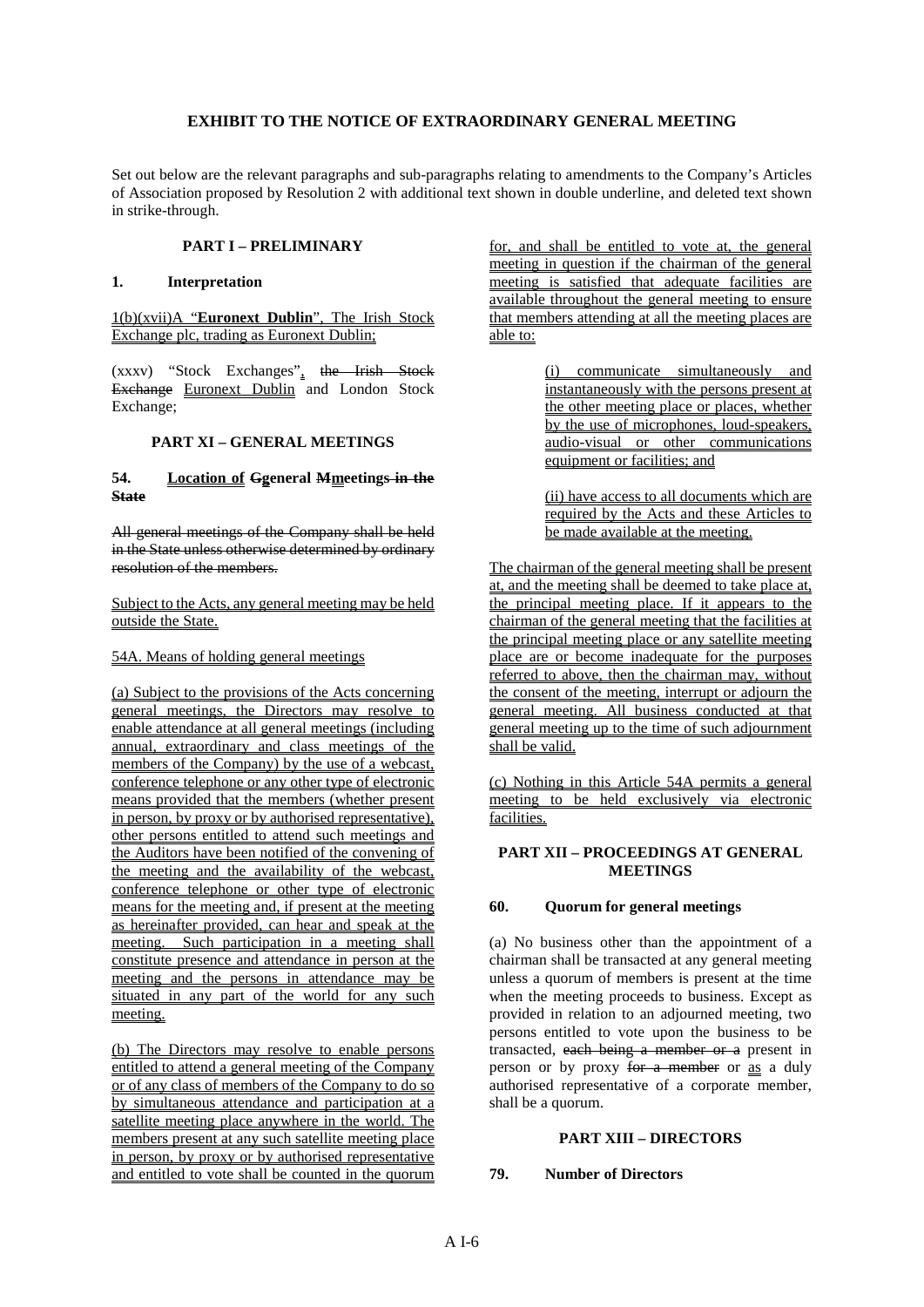**EXHIBIT TO THE NOTICE OF EXTRAORDINARY GENERAL MEETING**

Set out below are the relevant paragraphs and sub-paragraphs relating to amendments to the Company's Articles of Association proposed by Resolution 2 with additional text shown in double underline, and deleted text shown in strike-through.

**PART I – PRELIMINARY**

**1. Interpretation**

<u>1(b)(xvii)A "**Euronext Dublin**", The Irish Stock Exchange plc, trading as Euronext Dublin;</u>

(xxxv) "Stock Exchanges"<u>,</u> ~~the Irish Stock Exchange~~ <u>Euronext Dublin</u> and London Stock Exchange;

**PART XI – GENERAL MEETINGS**

**54. <u>Location of</u> ~~G~~<u>g</u>eneral ~~M~~<u>m</u>eetings ~~in the State~~**

~~All general meetings of the Company shall be held in the State unless otherwise determined by ordinary resolution of the members.~~

<u>Subject to the Acts, any general meeting may be held outside the State.</u>

<u>54A. Means of holding general meetings</u>

<u>(a) Subject to the provisions of the Acts concerning general meetings, the Directors may resolve to enable attendance at all general meetings (including annual, extraordinary and class meetings of the members of the Company) by the use of a webcast, conference telephone or any other type of electronic means provided that the members (whether present in person, by proxy or by authorised representative), other persons entitled to attend such meetings and the Auditors have been notified of the convening of the meeting and the availability of the webcast, conference telephone or other type of electronic means for the meeting and, if present at the meeting as hereinafter provided, can hear and speak at the meeting. Such participation in a meeting shall constitute presence and attendance in person at the meeting and the persons in attendance may be situated in any part of the world for any such meeting.</u>

<u>(b) The Directors may resolve to enable persons entitled to attend a general meeting of the Company or of any class of members of the Company to do so by simultaneous attendance and participation at a satellite meeting place anywhere in the world. The members present at any such satellite meeting place in person, by proxy or by authorised representative and entitled to vote shall be counted in the quorum for, and shall be entitled to vote at, the general meeting in question if the chairman of the general meeting is satisfied that adequate facilities are available throughout the general meeting to ensure that members attending at all the meeting places are able to:</u>

> <u>(i) communicate simultaneously and instantaneously with the persons present at the other meeting place or places, whether by the use of microphones, loud-speakers, audio-visual or other communications equipment or facilities; and</u>
>
> <u>(ii) have access to all documents which are required by the Acts and these Articles to be made available at the meeting.</u>

<u>The chairman of the general meeting shall be present at, and the meeting shall be deemed to take place at, the principal meeting place. If it appears to the chairman of the general meeting that the facilities at the principal meeting place or any satellite meeting place are or become inadequate for the purposes referred to above, then the chairman may, without the consent of the meeting, interrupt or adjourn the general meeting. All business conducted at that general meeting up to the time of such adjournment shall be valid.</u>

<u>(c) Nothing in this Article 54A permits a general meeting to be held exclusively via electronic facilities.</u>

**PART XII – PROCEEDINGS AT GENERAL MEETINGS**

**60. Quorum for general meetings**

(a) No business other than the appointment of a chairman shall be transacted at any general meeting unless a quorum of members is present at the time when the meeting proceeds to business. Except as provided in relation to an adjourned meeting, two persons entitled to vote upon the business to be transacted, ~~each being a member or a~~ present in person or by proxy ~~for a member~~ or <u>as</u> a duly authorised representative of a corporate member, shall be a quorum.

**PART XIII – DIRECTORS**

**79. Number of Directors**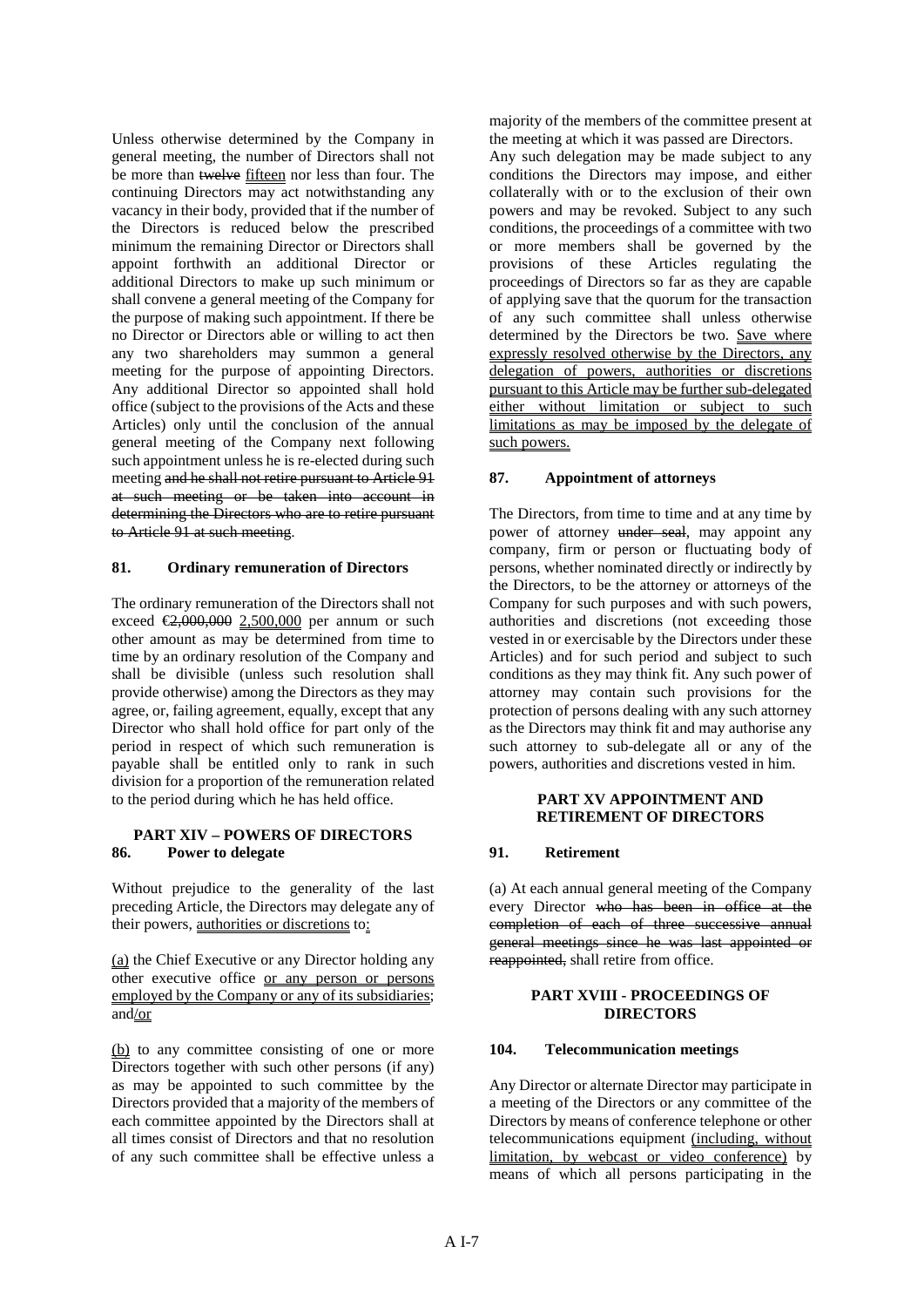Unless otherwise determined by the Company in general meeting, the number of Directors shall not be more than ~~twelve~~ fifteen nor less than four. The continuing Directors may act notwithstanding any vacancy in their body, provided that if the number of the Directors is reduced below the prescribed minimum the remaining Director or Directors shall appoint forthwith an additional Director or additional Directors to make up such minimum or shall convene a general meeting of the Company for the purpose of making such appointment. If there be no Director or Directors able or willing to act then any two shareholders may summon a general meeting for the purpose of appointing Directors. Any additional Director so appointed shall hold office (subject to the provisions of the Acts and these Articles) only until the conclusion of the annual general meeting of the Company next following such appointment unless he is re-elected during such meeting ~~and he shall not retire pursuant to Article 91 at such meeting or be taken into account in determining the Directors who are to retire pursuant to Article 91 at such meeting~~.

### 81. Ordinary remuneration of Directors

The ordinary remuneration of the Directors shall not exceed ~~€2,000,000~~ 2,500,000 per annum or such other amount as may be determined from time to time by an ordinary resolution of the Company and shall be divisible (unless such resolution shall provide otherwise) among the Directors as they may agree, or, failing agreement, equally, except that any Director who shall hold office for part only of the period in respect of which such remuneration is payable shall be entitled only to rank in such division for a proportion of the remuneration related to the period during which he has held office.

## PART XIV – POWERS OF DIRECTORS

### 86. Power to delegate

Without prejudice to the generality of the last preceding Article, the Directors may delegate any of their powers, authorities or discretions to:

(a) the Chief Executive or any Director holding any other executive office or any person or persons employed by the Company or any of its subsidiaries; and/or

(b) to any committee consisting of one or more Directors together with such other persons (if any) as may be appointed to such committee by the Directors provided that a majority of the members of each committee appointed by the Directors shall at all times consist of Directors and that no resolution of any such committee shall be effective unless a majority of the members of the committee present at the meeting at which it was passed are Directors.

Any such delegation may be made subject to any conditions the Directors may impose, and either collaterally with or to the exclusion of their own powers and may be revoked. Subject to any such conditions, the proceedings of a committee with two or more members shall be governed by the provisions of these Articles regulating the proceedings of Directors so far as they are capable of applying save that the quorum for the transaction of any such committee shall unless otherwise determined by the Directors be two. Save where expressly resolved otherwise by the Directors, any delegation of powers, authorities or discretions pursuant to this Article may be further sub-delegated either without limitation or subject to such limitations as may be imposed by the delegate of such powers.

### 87. Appointment of attorneys

The Directors, from time to time and at any time by power of attorney ~~under seal~~, may appoint any company, firm or person or fluctuating body of persons, whether nominated directly or indirectly by the Directors, to be the attorney or attorneys of the Company for such purposes and with such powers, authorities and discretions (not exceeding those vested in or exercisable by the Directors under these Articles) and for such period and subject to such conditions as they may think fit. Any such power of attorney may contain such provisions for the protection of persons dealing with any such attorney as the Directors may think fit and may authorise any such attorney to sub-delegate all or any of the powers, authorities and discretions vested in him.

## PART XV APPOINTMENT AND RETIREMENT OF DIRECTORS

### 91. Retirement

(a) At each annual general meeting of the Company every Director ~~who has been in office at the completion of each of three successive annual general meetings since he was last appointed or reappointed,~~ shall retire from office.

## PART XVIII - PROCEEDINGS OF DIRECTORS

### 104. Telecommunication meetings

Any Director or alternate Director may participate in a meeting of the Directors or any committee of the Directors by means of conference telephone or other telecommunications equipment (including, without limitation, by webcast or video conference) by means of which all persons participating in the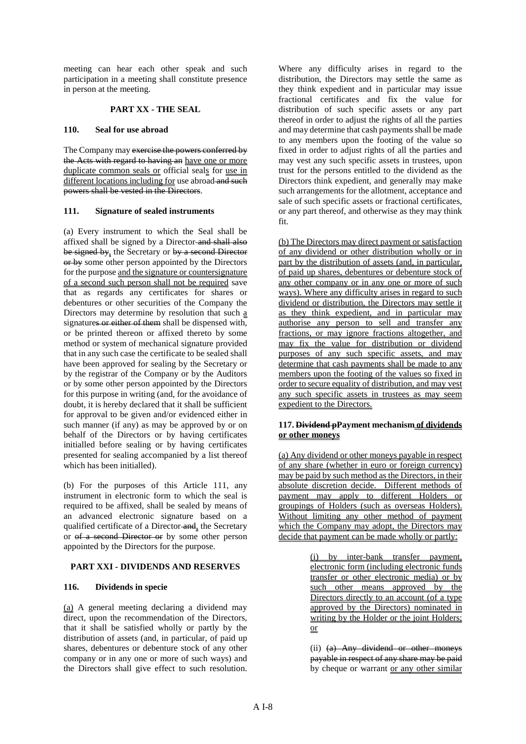meeting can hear each other speak and such participation in a meeting shall constitute presence in person at the meeting.

## PART XX - THE SEAL

### 110. Seal for use abroad

The Company may ~~exercise the powers conferred by the Acts with regard to having an~~ have one or more duplicate common seals or official seals for use in different locations including for use abroad ~~and such powers shall be vested in the Directors~~.

### 111. Signature of sealed instruments

(a) Every instrument to which the Seal shall be affixed shall be signed by a Director ~~and shall also be signed by~~, the Secretary or ~~by a second Director or by~~ some other person appointed by the Directors for the purpose and the signature or countersignature of a second such person shall not be required save that as regards any certificates for shares or debentures or other securities of the Company the Directors may determine by resolution that such a signature~~s or either of them~~ shall be dispensed with, or be printed thereon or affixed thereto by some method or system of mechanical signature provided that in any such case the certificate to be sealed shall have been approved for sealing by the Secretary or by the registrar of the Company or by the Auditors or by some other person appointed by the Directors for this purpose in writing (and, for the avoidance of doubt, it is hereby declared that it shall be sufficient for approval to be given and/or evidenced either in such manner (if any) as may be approved by or on behalf of the Directors or by having certificates initialled before sealing or by having certificates presented for sealing accompanied by a list thereof which has been initialled).

(b) For the purposes of this Article 111, any instrument in electronic form to which the seal is required to be affixed, shall be sealed by means of an advanced electronic signature based on a qualified certificate of a Director ~~and~~, the Secretary or ~~of a second Director or~~ by some other person appointed by the Directors for the purpose.

## PART XXI - DIVIDENDS AND RESERVES

### 116. Dividends in specie

(a) A general meeting declaring a dividend may direct, upon the recommendation of the Directors, that it shall be satisfied wholly or partly by the distribution of assets (and, in particular, of paid up shares, debentures or debenture stock of any other company or in any one or more of such ways) and the Directors shall give effect to such resolution. Where any difficulty arises in regard to the distribution, the Directors may settle the same as they think expedient and in particular may issue fractional certificates and fix the value for distribution of such specific assets or any part thereof in order to adjust the rights of all the parties and may determine that cash payments shall be made to any members upon the footing of the value so fixed in order to adjust rights of all the parties and may vest any such specific assets in trustees, upon trust for the persons entitled to the dividend as the Directors think expedient, and generally may make such arrangements for the allotment, acceptance and sale of such specific assets or fractional certificates, or any part thereof, and otherwise as they may think fit.

(b) The Directors may direct payment or satisfaction of any dividend or other distribution wholly or in part by the distribution of assets (and, in particular, of paid up shares, debentures or debenture stock of any other company or in any one or more of such ways). Where any difficulty arises in regard to such dividend or distribution, the Directors may settle it as they think expedient, and in particular may authorise any person to sell and transfer any fractions, or may ignore fractions altogether, and may fix the value for distribution or dividend purposes of any such specific assets, and may determine that cash payments shall be made to any members upon the footing of the values so fixed in order to secure equality of distribution, and may vest any such specific assets in trustees as may seem expedient to the Directors.

### 117. ~~Dividend p~~Payment mechanism of dividends or other moneys

(a) Any dividend or other moneys payable in respect of any share (whether in euro or foreign currency) may be paid by such method as the Directors, in their absolute discretion decide. Different methods of payment may apply to different Holders or groupings of Holders (such as overseas Holders). Without limiting any other method of payment which the Company may adopt, the Directors may decide that payment can be made wholly or partly:

> (i) by inter-bank transfer payment, electronic form (including electronic funds transfer or other electronic media) or by such other means approved by the Directors directly to an account (of a type approved by the Directors) nominated in writing by the Holder or the joint Holders; or
>
> (ii) ~~(a) Any dividend or other moneys payable in respect of any share may be paid~~ by cheque or warrant or any other similar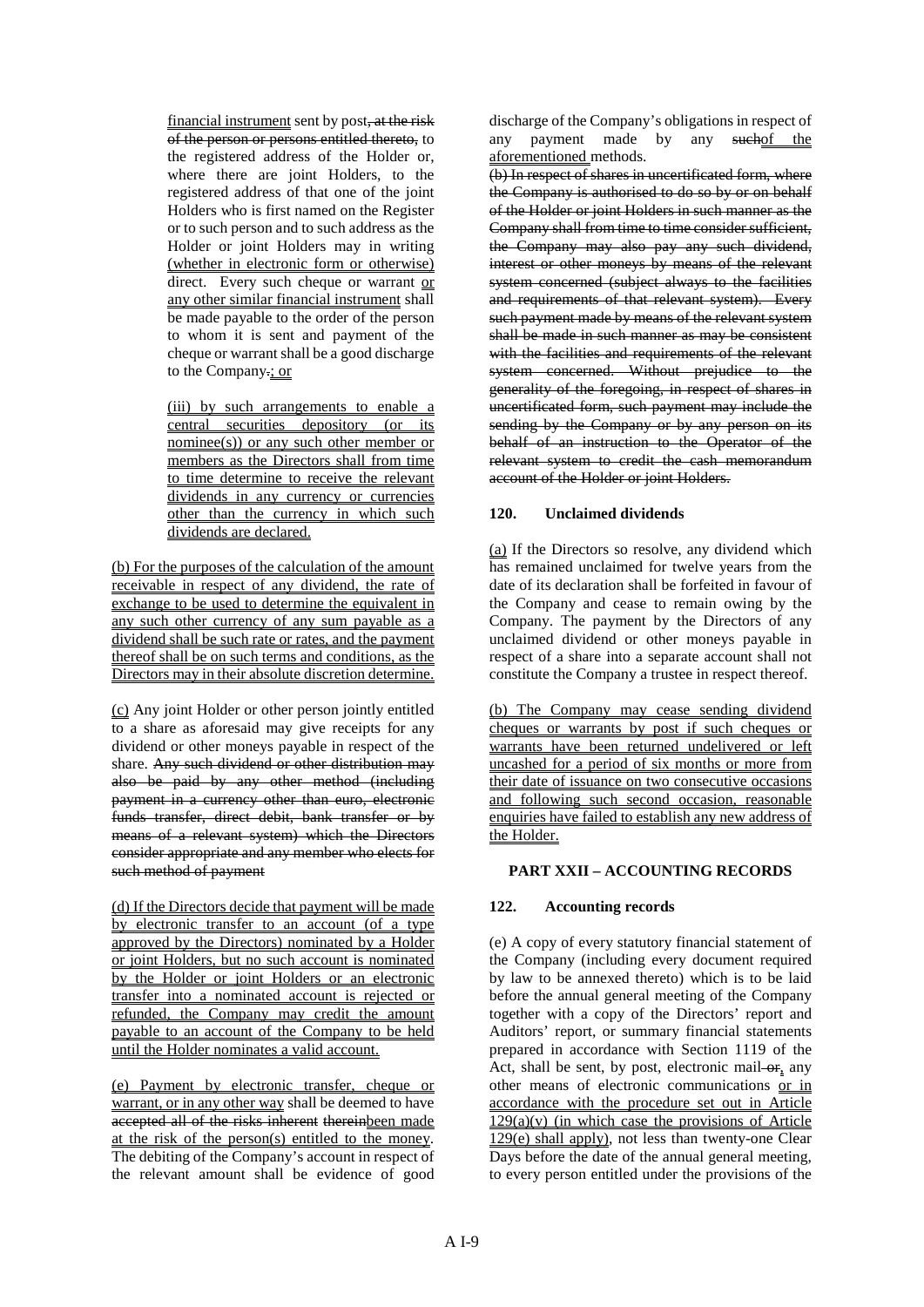financial instrument sent by post, at the risk of the person or persons entitled thereto, to the registered address of the Holder or, where there are joint Holders, to the registered address of that one of the joint Holders who is first named on the Register or to such person and to such address as the Holder or joint Holders may in writing (whether in electronic form or otherwise) direct. Every such cheque or warrant or any other similar financial instrument shall be made payable to the order of the person to whom it is sent and payment of the cheque or warrant shall be a good discharge to the Company.; or

(iii) by such arrangements to enable a central securities depository (or its nominee(s)) or any such other member or members as the Directors shall from time to time determine to receive the relevant dividends in any currency or currencies other than the currency in which such dividends are declared.

(b) For the purposes of the calculation of the amount receivable in respect of any dividend, the rate of exchange to be used to determine the equivalent in any such other currency of any sum payable as a dividend shall be such rate or rates, and the payment thereof shall be on such terms and conditions, as the Directors may in their absolute discretion determine.

(c) Any joint Holder or other person jointly entitled to a share as aforesaid may give receipts for any dividend or other moneys payable in respect of the share. Any such dividend or other distribution may also be paid by any other method (including payment in a currency other than euro, electronic funds transfer, direct debit, bank transfer or by means of a relevant system) which the Directors consider appropriate and any member who elects for such method of payment

(d) If the Directors decide that payment will be made by electronic transfer to an account (of a type approved by the Directors) nominated by a Holder or joint Holders, but no such account is nominated by the Holder or joint Holders or an electronic transfer into a nominated account is rejected or refunded, the Company may credit the amount payable to an account of the Company to be held until the Holder nominates a valid account.

(e) Payment by electronic transfer, cheque or warrant, or in any other way shall be deemed to have accepted all of the risks inherent thereinbeen made at the risk of the person(s) entitled to the money. The debiting of the Company's account in respect of the relevant amount shall be evidence of good discharge of the Company's obligations in respect of any payment made by any suchof the aforementioned methods.

(b) In respect of shares in uncertificated form, where the Company is authorised to do so by or on behalf of the Holder or joint Holders in such manner as the Company shall from time to time consider sufficient, the Company may also pay any such dividend, interest or other moneys by means of the relevant system concerned (subject always to the facilities and requirements of that relevant system). Every such payment made by means of the relevant system shall be made in such manner as may be consistent with the facilities and requirements of the relevant system concerned. Without prejudice to the generality of the foregoing, in respect of shares in uncertificated form, such payment may include the sending by the Company or by any person on its behalf of an instruction to the Operator of the relevant system to credit the cash memorandum account of the Holder or joint Holders.

**120. Unclaimed dividends**

(a) If the Directors so resolve, any dividend which has remained unclaimed for twelve years from the date of its declaration shall be forfeited in favour of the Company and cease to remain owing by the Company. The payment by the Directors of any unclaimed dividend or other moneys payable in respect of a share into a separate account shall not constitute the Company a trustee in respect thereof.

(b) The Company may cease sending dividend cheques or warrants by post if such cheques or warrants have been returned undelivered or left uncashed for a period of six months or more from their date of issuance on two consecutive occasions and following such second occasion, reasonable enquiries have failed to establish any new address of the Holder.

## PART XXII – ACCOUNTING RECORDS

**122. Accounting records**

(e) A copy of every statutory financial statement of the Company (including every document required by law to be annexed thereto) which is to be laid before the annual general meeting of the Company together with a copy of the Directors' report and Auditors' report, or summary financial statements prepared in accordance with Section 1119 of the Act, shall be sent, by post, electronic mail or, any other means of electronic communications or in accordance with the procedure set out in Article 129(a)(v) (in which case the provisions of Article 129(e) shall apply), not less than twenty-one Clear Days before the date of the annual general meeting, to every person entitled under the provisions of the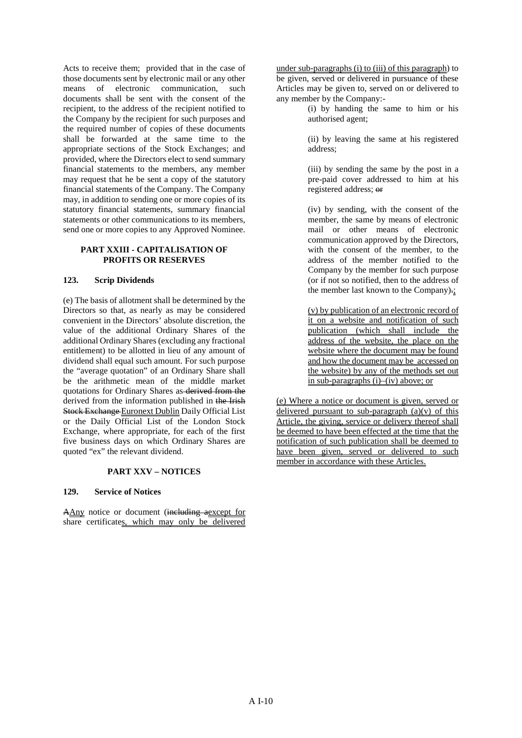Acts to receive them; provided that in the case of those documents sent by electronic mail or any other means of electronic communication, such documents shall be sent with the consent of the recipient, to the address of the recipient notified to the Company by the recipient for such purposes and the required number of copies of these documents shall be forwarded at the same time to the appropriate sections of the Stock Exchanges; and provided, where the Directors elect to send summary financial statements to the members, any member may request that he be sent a copy of the statutory financial statements of the Company. The Company may, in addition to sending one or more copies of its statutory financial statements, summary financial statements or other communications to its members, send one or more copies to any Approved Nominee.

**PART XXIII - CAPITALISATION OF PROFITS OR RESERVES**

**123. Scrip Dividends**

(e) The basis of allotment shall be determined by the Directors so that, as nearly as may be considered convenient in the Directors' absolute discretion, the value of the additional Ordinary Shares of the additional Ordinary Shares (excluding any fractional entitlement) to be allotted in lieu of any amount of dividend shall equal such amount. For such purpose the "average quotation" of an Ordinary Share shall be the arithmetic mean of the middle market quotations for Ordinary Shares as ~~derived from the~~ derived from the information published in ~~the Irish Stock Exchange~~ Euronext Dublin Daily Official List or the Daily Official List of the London Stock Exchange, where appropriate, for each of the first five business days on which Ordinary Shares are quoted "ex" the relevant dividend.

**PART XXV – NOTICES**

**129. Service of Notices**

~~A~~Any notice or document (~~including a~~except for share certificates, which may only be delivered under sub-paragraphs (i) to (iii) of this paragraph) to be given, served or delivered in pursuance of these Articles may be given to, served on or delivered to any member by the Company:-

(i) by handing the same to him or his authorised agent;

(ii) by leaving the same at his registered address;

(iii) by sending the same by the post in a pre-paid cover addressed to him at his registered address; ~~or~~

(iv) by sending, with the consent of the member, the same by means of electronic mail or other means of electronic communication approved by the Directors, with the consent of the member, to the address of the member notified to the Company by the member for such purpose (or if not so notified, then to the address of the member last known to the Company)~~.~~;

(v) by publication of an electronic record of it on a website and notification of such publication (which shall include the address of the website, the place on the website where the document may be found and how the document may be accessed on the website) by any of the methods set out in sub-paragraphs (i)–(iv) above; or

(e) Where a notice or document is given, served or delivered pursuant to sub-paragraph (a)(v) of this Article, the giving, service or delivery thereof shall be deemed to have been effected at the time that the notification of such publication shall be deemed to have been given, served or delivered to such member in accordance with these Articles.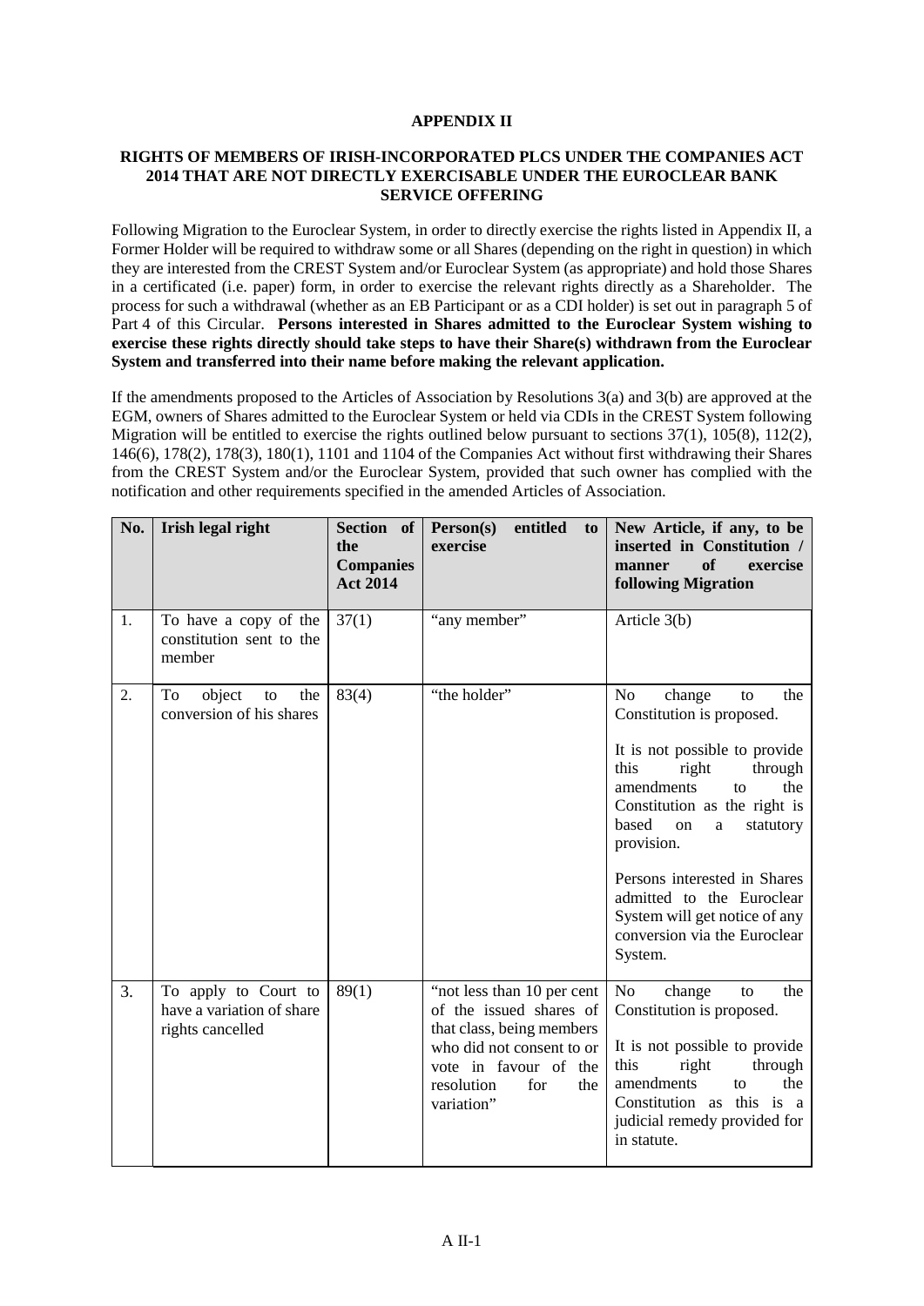# APPENDIX II

## RIGHTS OF MEMBERS OF IRISH-INCORPORATED PLCS UNDER THE COMPANIES ACT 2014 THAT ARE NOT DIRECTLY EXERCISABLE UNDER THE EUROCLEAR BANK SERVICE OFFERING

Following Migration to the Euroclear System, in order to directly exercise the rights listed in Appendix II, a Former Holder will be required to withdraw some or all Shares (depending on the right in question) in which they are interested from the CREST System and/or Euroclear System (as appropriate) and hold those Shares in a certificated (i.e. paper) form, in order to exercise the relevant rights directly as a Shareholder. The process for such a withdrawal (whether as an EB Participant or as a CDI holder) is set out in paragraph 5 of Part 4 of this Circular. **Persons interested in Shares admitted to the Euroclear System wishing to exercise these rights directly should take steps to have their Share(s) withdrawn from the Euroclear System and transferred into their name before making the relevant application.**

If the amendments proposed to the Articles of Association by Resolutions 3(a) and 3(b) are approved at the EGM, owners of Shares admitted to the Euroclear System or held via CDIs in the CREST System following Migration will be entitled to exercise the rights outlined below pursuant to sections 37(1), 105(8), 112(2), 146(6), 178(2), 178(3), 180(1), 1101 and 1104 of the Companies Act without first withdrawing their Shares from the CREST System and/or the Euroclear System, provided that such owner has complied with the notification and other requirements specified in the amended Articles of Association.

| No. | Irish legal right | Section of the Companies Act 2014 | Person(s) entitled to exercise | New Article, if any, to be inserted in Constitution / manner of exercise following Migration |
|---|---|---|---|---|
| 1. | To have a copy of the constitution sent to the member | 37(1) | "any member" | Article 3(b) |
| 2. | To object to the conversion of his shares | 83(4) | "the holder" | No change to the Constitution is proposed.<br><br>It is not possible to provide this right through amendments to the Constitution as the right is based on a statutory provision.<br><br>Persons interested in Shares admitted to the Euroclear System will get notice of any conversion via the Euroclear System. |
| 3. | To apply to Court to have a variation of share rights cancelled | 89(1) | "not less than 10 per cent of the issued shares of that class, being members who did not consent to or vote in favour of the resolution for the variation" | No change to the Constitution is proposed.<br><br>It is not possible to provide this right through amendments to the Constitution as this is a judicial remedy provided for in statute. |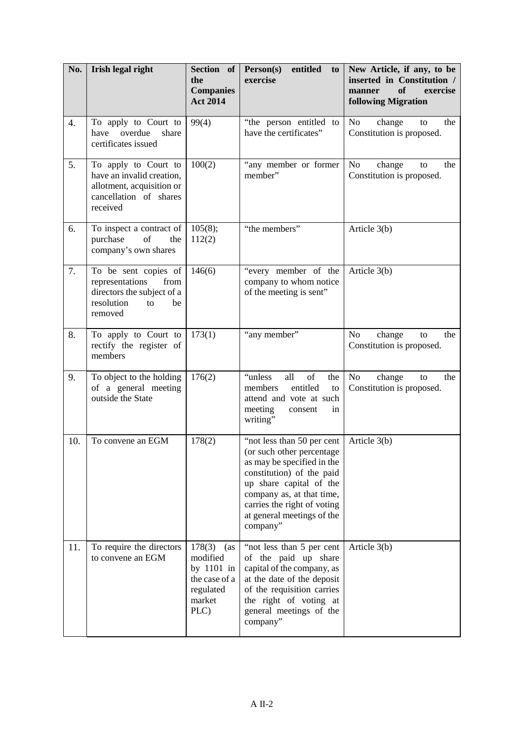| No. | Irish legal right | Section of the Companies Act 2014 | Person(s) entitled to exercise | New Article, if any, to be inserted in Constitution / manner of exercise following Migration |
|---|---|---|---|---|
| 4. | To apply to Court to have overdue share certificates issued | 99(4) | "the person entitled to have the certificates" | No change to the Constitution is proposed. |
| 5. | To apply to Court to have an invalid creation, allotment, acquisition or cancellation of shares received | 100(2) | "any member or former member" | No change to the Constitution is proposed. |
| 6. | To inspect a contract of purchase of the company's own shares | 105(8); 112(2) | "the members" | Article 3(b) |
| 7. | To be sent copies of representations from directors the subject of a resolution to be removed | 146(6) | "every member of the company to whom notice of the meeting is sent" | Article 3(b) |
| 8. | To apply to Court to rectify the register of members | 173(1) | "any member" | No change to the Constitution is proposed. |
| 9. | To object to the holding of a general meeting outside the State | 176(2) | "unless all of the members entitled to attend and vote at such meeting consent in writing" | No change to the Constitution is proposed. |
| 10. | To convene an EGM | 178(2) | "not less than 50 per cent (or such other percentage as may be specified in the constitution) of the paid up share capital of the company as, at that time, carries the right of voting at general meetings of the company" | Article 3(b) |
| 11. | To require the directors to convene an EGM | 178(3) (as modified by 1101 in the case of a regulated market PLC) | "not less than 5 per cent of the paid up share capital of the company, as at the date of the deposit of the requisition carries the right of voting at general meetings of the company" | Article 3(b) |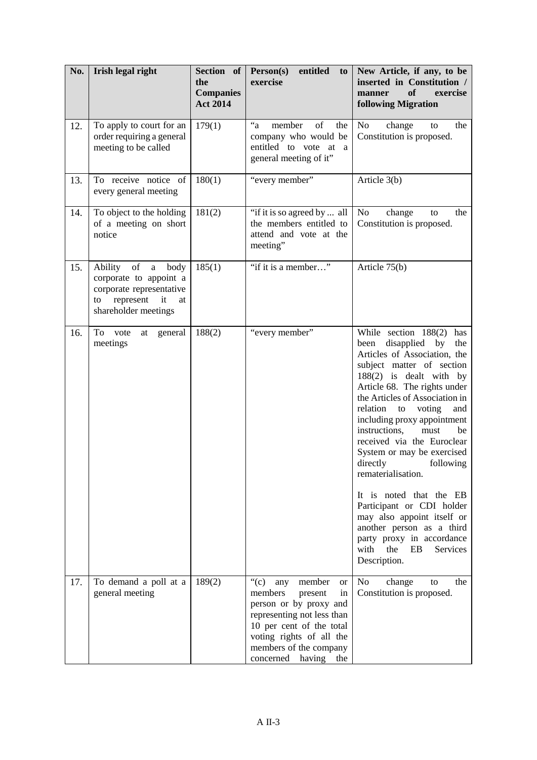| No. | Irish legal right | Section of the Companies Act 2014 | Person(s) entitled to exercise | New Article, if any, to be inserted in Constitution / manner of exercise following Migration |
|---|---|---|---|---|
| 12. | To apply to court for an order requiring a general meeting to be called | 179(1) | "a member of the company who would be entitled to vote at a general meeting of it" | No change to the Constitution is proposed. |
| 13. | To receive notice of every general meeting | 180(1) | "every member" | Article 3(b) |
| 14. | To object to the holding of a meeting on short notice | 181(2) | "if it is so agreed by ... all the members entitled to attend and vote at the meeting" | No change to the Constitution is proposed. |
| 15. | Ability of a body corporate to appoint a corporate representative to represent it at shareholder meetings | 185(1) | "if it is a member…" | Article 75(b) |
| 16. | To vote at general meetings | 188(2) | "every member" | While section 188(2) has been disapplied by the Articles of Association, the subject matter of section 188(2) is dealt with by Article 68. The rights under the Articles of Association in relation to voting and including proxy appointment instructions, must be received via the Euroclear System or may be exercised directly following rematerialisation.<br><br>It is noted that the EB Participant or CDI holder may also appoint itself or another person as a third party proxy in accordance with the EB Services Description. |
| 17. | To demand a poll at a general meeting | 189(2) | "(c) any member or members present in person or by proxy and representing not less than 10 per cent of the total voting rights of all the members of the company concerned having the | No change to the Constitution is proposed. |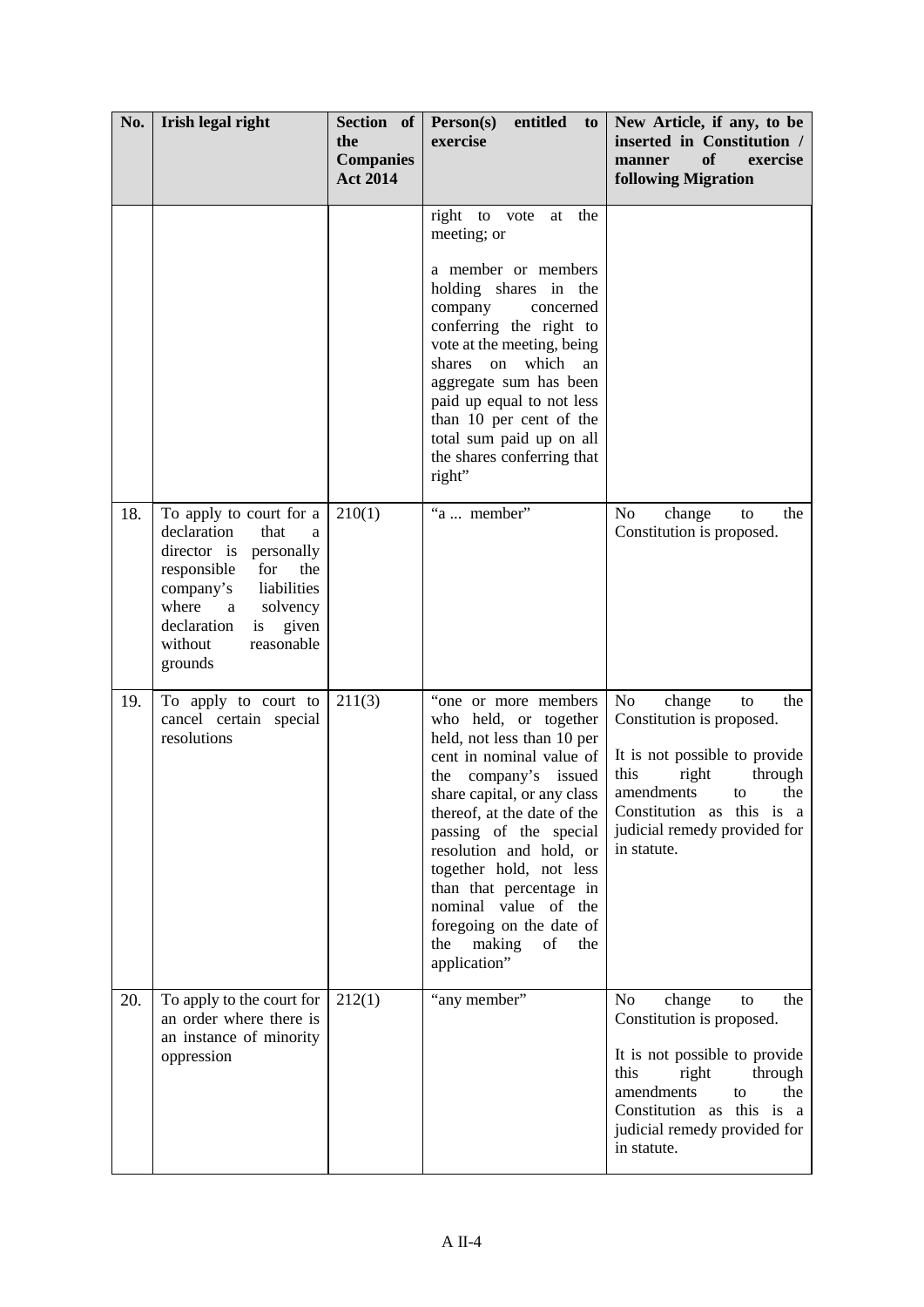| No. | Irish legal right | Section of the Companies Act 2014 | Person(s) entitled to exercise | New Article, if any, to be inserted in Constitution / manner of exercise following Migration |
|---|---|---|---|---|
| | | | right to vote at the meeting; or<br><br>a member or members holding shares in the company concerned conferring the right to vote at the meeting, being shares on which an aggregate sum has been paid up equal to not less than 10 per cent of the total sum paid up on all the shares conferring that right" | |
| 18. | To apply to court for a declaration that a director is personally responsible for the company's liabilities where a solvency declaration is given without reasonable grounds | 210(1) | "a ... member" | No change to the Constitution is proposed. |
| 19. | To apply to court to cancel certain special resolutions | 211(3) | "one or more members who held, or together held, not less than 10 per cent in nominal value of the company's issued share capital, or any class thereof, at the date of the passing of the special resolution and hold, or together hold, not less than that percentage in nominal value of the foregoing on the date of the making of the application" | No change to the Constitution is proposed.<br><br>It is not possible to provide this right through amendments to the Constitution as this is a judicial remedy provided for in statute. |
| 20. | To apply to the court for an order where there is an instance of minority oppression | 212(1) | "any member" | No change to the Constitution is proposed.<br><br>It is not possible to provide this right through amendments to the Constitution as this is a judicial remedy provided for in statute. |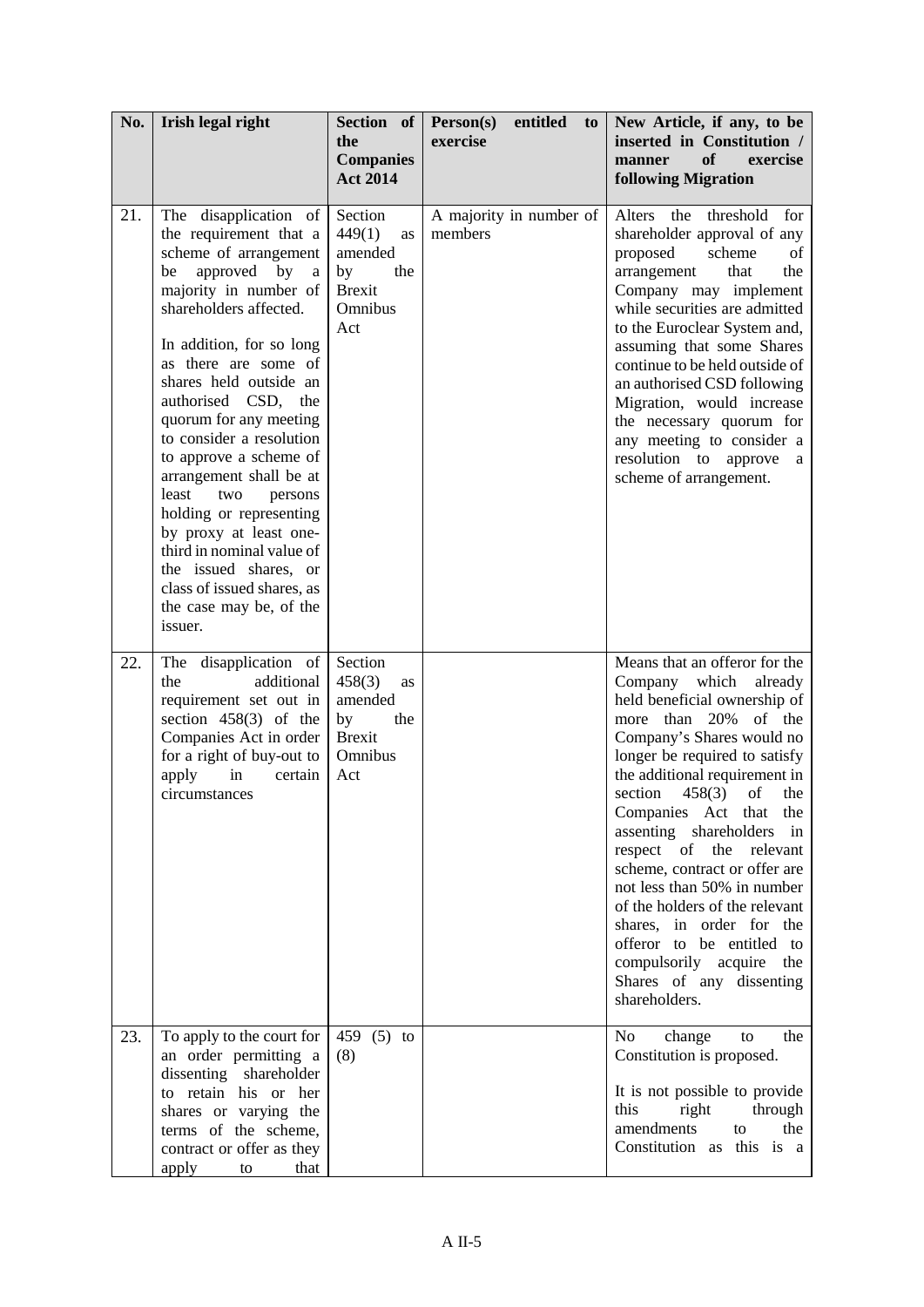| No. | Irish legal right | Section of the Companies Act 2014 | Person(s) entitled to exercise | New Article, if any, to be inserted in Constitution / manner of exercise following Migration |
|---|---|---|---|---|
| 21. | The disapplication of the requirement that a scheme of arrangement be approved by a majority in number of shareholders affected.<br><br>In addition, for so long as there are some of shares held outside an authorised CSD, the quorum for any meeting to consider a resolution to approve a scheme of arrangement shall be at least two persons holding or representing by proxy at least one-third in nominal value of the issued shares, or class of issued shares, as the case may be, of the issuer. | Section 449(1) as amended by the Brexit Omnibus Act | A majority in number of members | Alters the threshold for shareholder approval of any proposed scheme of arrangement that the Company may implement while securities are admitted to the Euroclear System and, assuming that some Shares continue to be held outside of an authorised CSD following Migration, would increase the necessary quorum for any meeting to consider a resolution to approve a scheme of arrangement. |
| 22. | The disapplication of the additional requirement set out in section 458(3) of the Companies Act in order for a right of buy-out to apply in certain circumstances | Section 458(3) as amended by the Brexit Omnibus Act | | Means that an offeror for the Company which already held beneficial ownership of more than 20% of the Company's Shares would no longer be required to satisfy the additional requirement in section 458(3) of the Companies Act that the assenting shareholders in respect of the relevant scheme, contract or offer are not less than 50% in number of the holders of the relevant shares, in order for the offeror to be entitled to compulsorily acquire the Shares of any dissenting shareholders. |
| 23. | To apply to the court for an order permitting a dissenting shareholder to retain his or her shares or varying the terms of the scheme, contract or offer as they apply to that | 459 (5) to (8) | | No change to the Constitution is proposed.<br><br>It is not possible to provide this right through amendments to the Constitution as this is a |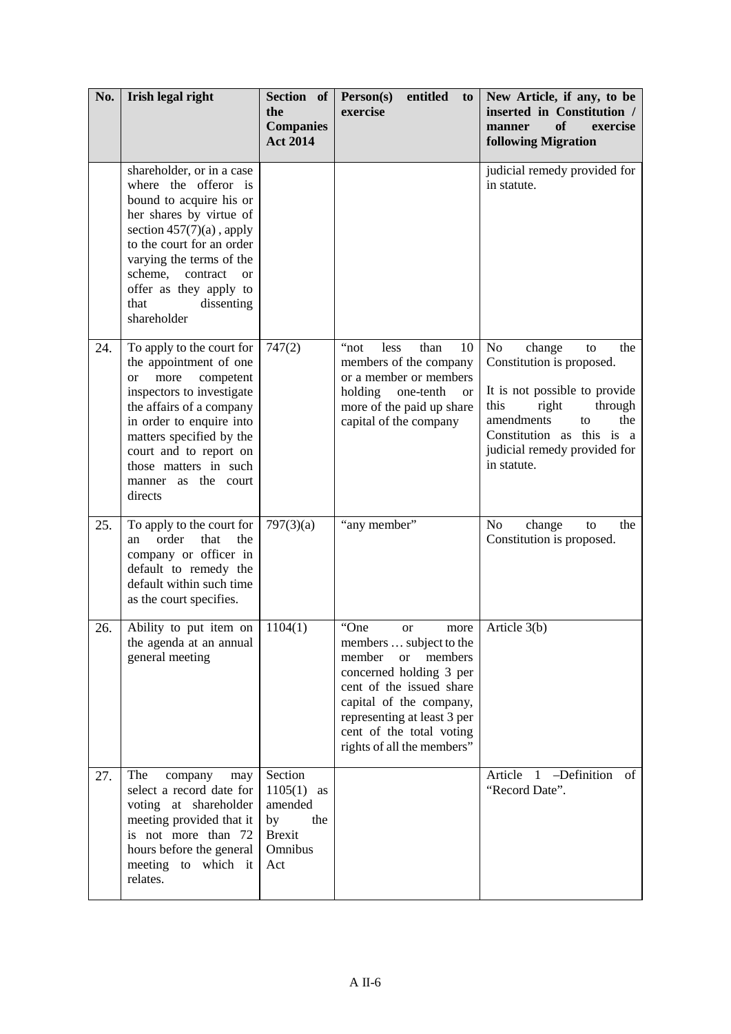| No. | Irish legal right | Section of the Companies Act 2014 | Person(s) entitled to exercise | New Article, if any, to be inserted in Constitution / manner of exercise following Migration |
|---|---|---|---|---|
| | shareholder, or in a case where the offeror is bound to acquire his or her shares by virtue of section 457(7)(a) , apply to the court for an order varying the terms of the scheme, contract or offer as they apply to that dissenting shareholder | | | judicial remedy provided for in statute. |
| 24. | To apply to the court for the appointment of one or more competent inspectors to investigate the affairs of a company in order to enquire into matters specified by the court and to report on those matters in such manner as the court directs | 747(2) | "not less than 10 members of the company or a member or members holding one-tenth or more of the paid up share capital of the company | No change to the Constitution is proposed.<br><br>It is not possible to provide this right through amendments to the Constitution as this is a judicial remedy provided for in statute. |
| 25. | To apply to the court for an order that the company or officer in default to remedy the default within such time as the court specifies. | 797(3)(a) | "any member" | No change to the Constitution is proposed. |
| 26. | Ability to put item on the agenda at an annual general meeting | 1104(1) | "One or more members … subject to the member or members concerned holding 3 per cent of the issued share capital of the company, representing at least 3 per cent of the total voting rights of all the members" | Article 3(b) |
| 27. | The company may select a record date for voting at shareholder meeting provided that it is not more than 72 hours before the general meeting to which it relates. | Section 1105(1) as amended by the Brexit Omnibus Act | | Article 1 –Definition of "Record Date". |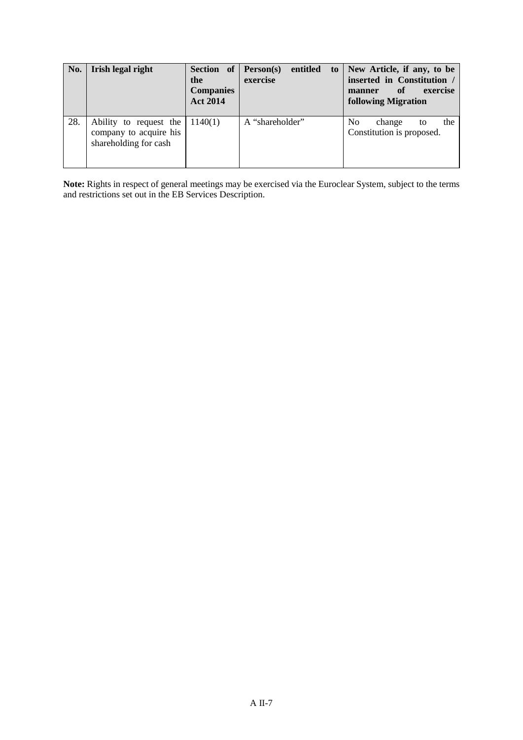| No. | Irish legal right | Section of the Companies Act 2014 | Person(s) entitled to exercise | New Article, if any, to be inserted in Constitution / manner of exercise following Migration |
|---|---|---|---|---|
| 28. | Ability to request the company to acquire his shareholding for cash | 1140(1) | A "shareholder" | No change to the Constitution is proposed. |

**Note:** Rights in respect of general meetings may be exercised via the Euroclear System, subject to the terms and restrictions set out in the EB Services Description.